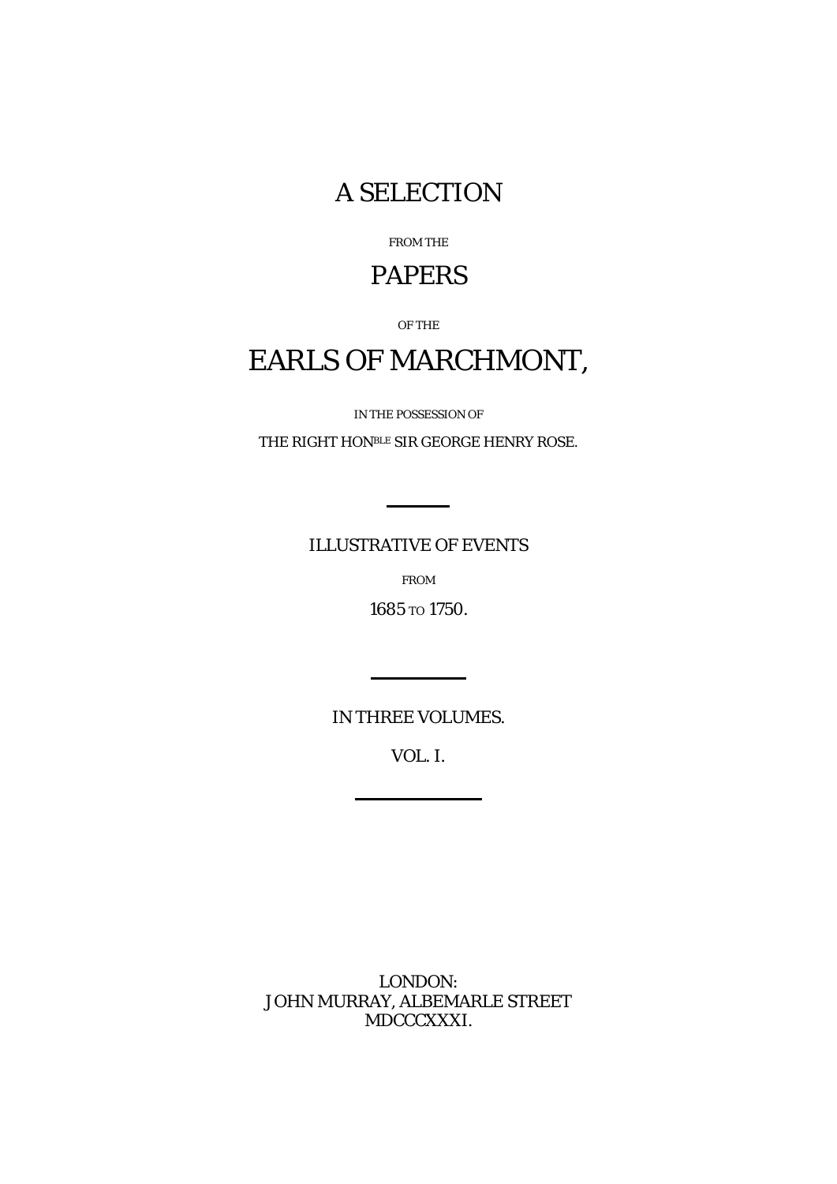# A SELECTION

FROM THE

# PAPERS

OF THE

# EARLS OF MARCHMONT,

IN THE POSSESSION OF

THE RIGHT HON[BLE] SIR GEORGE HENRY ROSE.

---

ILLUSTRATIVE OF EVENTS

FROM

1685 TO 1750.

---

IN THREE VOLUMES.

VOL. I.

---

LONDON:
JOHN MURRAY, ALBEMARLE STREET
MDCCCXXXI.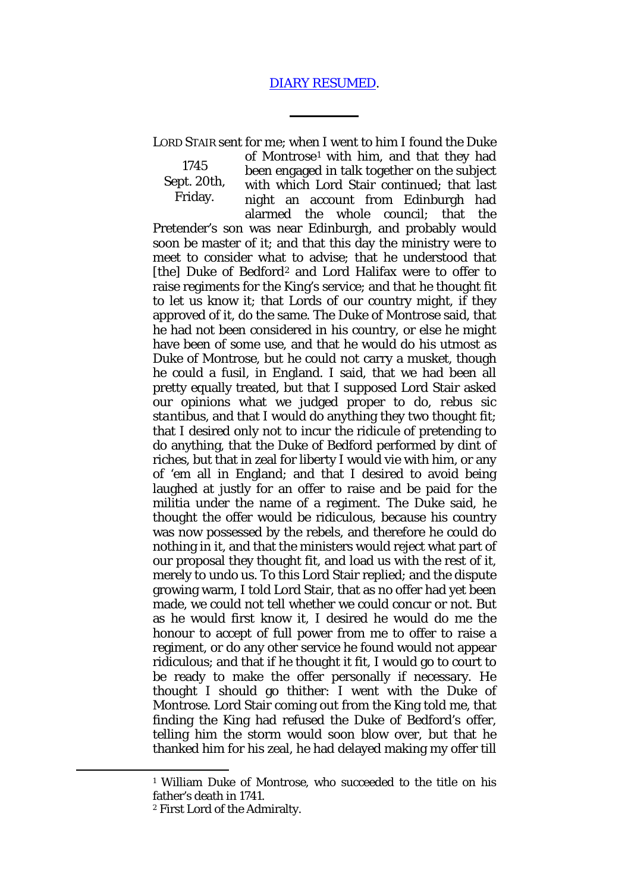[DIARY RESUMED](#).

---

LORD STAIR sent for me; when I went to him I found the Duke of Montrose[1] with him, and that they had been engaged in talk together on the subject with which Lord Stair continued; that last night an account from Edinburgh had alarmed the whole council; that the Pretender's son was near Edinburgh, and probably would soon be master of it; and that this day the ministry were to meet to consider what to advise; that he understood that [the] Duke of Bedford[2] and Lord Halifax were to offer to raise regiments for the King's service; and that he thought fit to let us know it; that Lords of our country might, if they approved of it, do the same. The Duke of Montrose said, that he had not been considered in his country, or else he might have been of some use, and that he would do his utmost as Duke of Montrose, but he could not carry a musket, though he could a fusil, in England. I said, that we had been all pretty equally treated, but that I supposed Lord Stair asked our opinions what we judged proper to do, *rebus sic stantibus*, and that I would do anything they two thought fit; that I desired only not to incur the ridicule of pretending to do anything, that the Duke of Bedford performed by dint of riches, but that in zeal for liberty I would vie with him, or any of 'em all in England; and that I desired to avoid being laughed at justly for an offer to raise and be paid for the militia under the name of a regiment. The Duke said, he thought the offer would be ridiculous, because his country was now possessed by the rebels, and therefore he could do nothing in it, and that the ministers would reject what part of our proposal they thought fit, and load us with the rest of it, merely to undo us. To this Lord Stair replied; and the dispute growing warm, I told Lord Stair, that as no offer had yet been made, we could not tell whether we could concur or not. But as he would first know it, I desired he would do me the honour to accept of full power from me to offer to raise a regiment, or do any other service he found would not appear ridiculous; and that if he thought it fit, I would go to court to be ready to make the offer personally if necessary. He thought I should go thither: I went with the Duke of Montrose. Lord Stair coming out from the King told me, that finding the King had refused the Duke of Bedford's offer, telling him the storm would soon blow over, but that he thanked him for his zeal, he had delayed making my offer till

1745 Sept. 20th, Friday.

---

[1] William Duke of Montrose, who succeeded to the title on his father's death in 1741.

[2] First Lord of the Admiralty.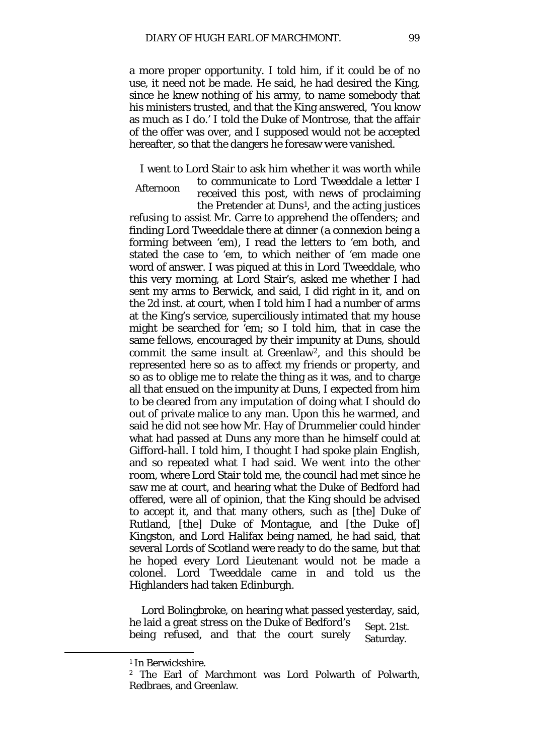a more proper opportunity. I told him, if it could be of no use, it need not be made. He said, he had desired the King, since he knew nothing of his army, to name somebody that his ministers trusted, and that the King answered, 'You know as much as I do.' I told the Duke of Montrose, that the affair of the offer was over, and I supposed would not be accepted hereafter, so that the dangers he foresaw were vanished.

Afternoon

I went to Lord Stair to ask him whether it was worth while to communicate to Lord Tweeddale a letter I received this post, with news of proclaiming the Pretender at Duns[1], and the acting justices refusing to assist Mr. Carre to apprehend the offenders; and finding Lord Tweeddale there at dinner (a connexion being a forming between 'em), I read the letters to 'em both, and stated the case to 'em, to which neither of 'em made one word of answer. I was piqued at this in Lord Tweeddale, who this very morning, at Lord Stair's, asked me whether I had sent my arms to Berwick, and said, I did right in it, and on the 2d inst. at court, when I told him I had a number of arms at the King's service, superciliously intimated that my house might be searched for 'em; so I told him, that in case the same fellows, encouraged by their impunity at Duns, should commit the same insult at Greenlaw[2], and this should be represented here so as to affect my friends or property, and so as to oblige me to relate the thing as it was, and to charge all that ensued on the impunity at Duns, I expected from him to be cleared from any imputation of doing what I should do out of private malice to any man. Upon this he warmed, and said he did not see how Mr. Hay of Drummelier could hinder what had passed at Duns any more than he himself could at Gifford-hall. I told him, I thought I had spoke plain English, and so repeated what I had said. We went into the other room, where Lord Stair told me, the council had met since he saw me at court, and hearing what the Duke of Bedford had offered, were all of opinion, that the King should be advised to accept it, and that many others, such as [the] Duke of Rutland, [the] Duke of Montague, and [the Duke of] Kingston, and Lord Halifax being named, he had said, that several Lords of Scotland were ready to do the same, but that he hoped every Lord Lieutenant would not be made a colonel. Lord Tweeddale came in and told us the Highlanders had taken Edinburgh.

Sept. 21st. Saturday.

Lord Bolingbroke, on hearing what passed yesterday, said, he laid a great stress on the Duke of Bedford's being refused, and that the court surely

---

[1] In Berwickshire.

[2] The Earl of Marchmont was Lord Polwarth of Polwarth, Redbraes, and Greenlaw.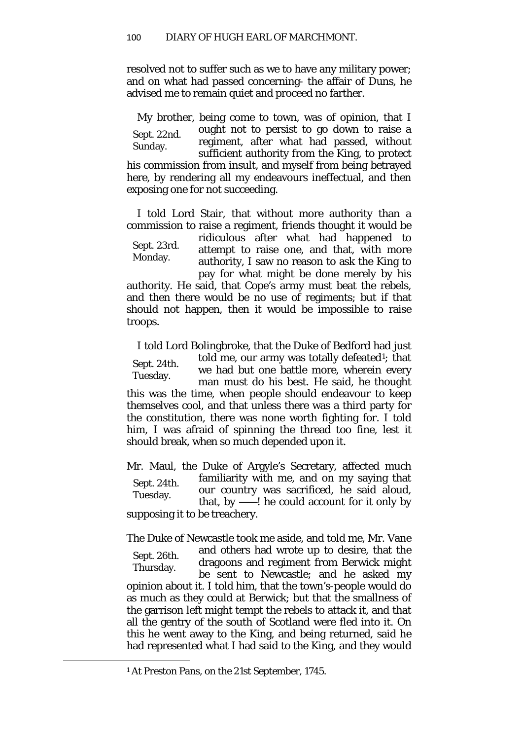resolved not to suffer such as we to have any military power; and on what had passed concerning- the affair of Duns, he advised me to remain quiet and proceed no farther.

Sept. 22nd. Sunday.

My brother, being come to town, was of opinion, that I ought not to persist to go down to raise a regiment, after what had passed, without sufficient authority from the King, to protect his commission from insult, and myself from being betrayed here, by rendering all my endeavours ineffectual, and then exposing one for not succeeding.

Sept. 23rd. Monday.

I told Lord Stair, that without more authority than a commission to raise a regiment, friends thought it would be ridiculous after what had happened to attempt to raise one, and that, with more authority, I saw no reason to ask the King to pay for what might be done merely by his authority. He said, that Cope's army must beat the rebels, and then there would be no use of regiments; but if that should not happen, then it would be impossible to raise troops.

Sept. 24th. Tuesday.

I told Lord Bolingbroke, that the Duke of Bedford had just told me, our army was totally defeated[1]; that we had but one battle more, wherein every man must do his best. He said, he thought this was the time, when people should endeavour to keep themselves cool, and that unless there was a third party for the constitution, there was none worth fighting for. I told him, I was afraid of spinning the thread too fine, lest it should break, when so much depended upon it.

Sept. 24th. Tuesday.

Mr. Maul, the Duke of Argyle's Secretary, affected much familiarity with me, and on my saying that our country was sacrificed, he said aloud, that, by ——! he could account for it only by supposing it to be treachery.

Sept. 26th. Thursday.

The Duke of Newcastle took me aside, and told me, Mr. Vane and others had wrote up to desire, that the dragoons and regiment from Berwick might be sent to Newcastle; and he asked my opinion about it. I told him, that the town's-people would do as much as they could at Berwick; but that the smallness of the garrison left might tempt the rebels to attack it, and that all the gentry of the south of Scotland were fled into it. On this he went away to the King, and being returned, said he had represented what I had said to the King, and they would

[1] At Preston Pans, on the 21st September, 1745.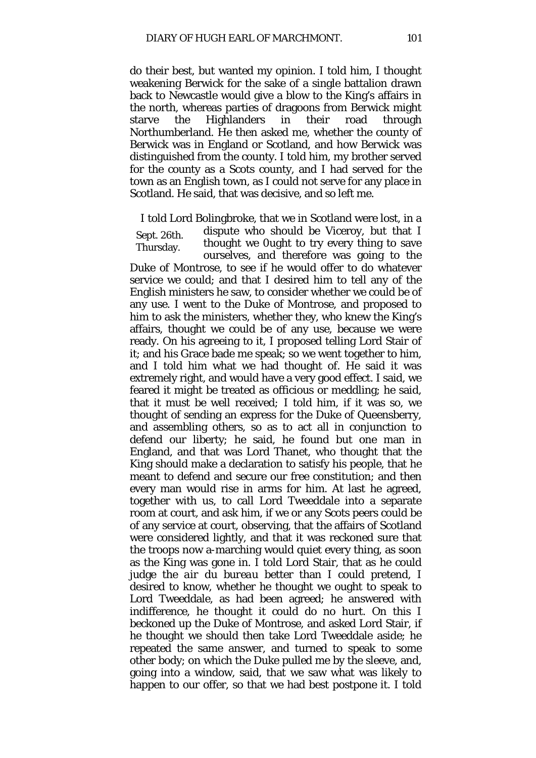do their best, but wanted my opinion. I told him, I thought weakening Berwick for the sake of a single battalion drawn back to Newcastle would give a blow to the King's affairs in the north, whereas parties of dragoons from Berwick might starve the Highlanders in their road through Northumberland. He then asked me, whether the county of Berwick was in England or Scotland, and how Berwick was distinguished from the county. I told him, my brother served for the county as a Scots county, and I had served for the town as an English town, as I could not serve for any place in Scotland. He said, that was decisive, and so left me.

Sept. 26th. Thursday.

I told Lord Bolingbroke, that we in Scotland were lost, in a dispute who should be Viceroy, but that I thought we 0ught to try every thing to save ourselves, and therefore was going to the Duke of Montrose, to see if he would offer to do whatever service we could; and that I desired him to tell any of the English ministers he saw, to consider whether we could be of any use. I went to the Duke of Montrose, and proposed to him to ask the ministers, whether they, who knew the King's affairs, thought we could be of any use, because we were ready. On his agreeing to it, I proposed telling Lord Stair of it; and his Grace bade me speak; so we went together to him, and I told him what we had thought of. He said it was extremely right, and would have a very good effect. I said, we feared it might be treated as officious or meddling; he said, that it must be well received; I told him, if it was so, we thought of sending an express for the Duke of Queensberry, and assembling others, so as to act all in conjunction to defend our liberty; he said, he found but one man in England, and that was Lord Thanet, who thought that the King should make a declaration to satisfy his people, that he meant to defend and secure our free constitution; and then every man would rise in arms for him. At last he agreed, together with us, to call Lord Tweeddale into a separate room at court, and ask him, if we or any Scots peers could be of any service at court, observing, that the affairs of Scotland were considered lightly, and that it was reckoned sure that the troops now a-marching would quiet every thing, as soon as the King was gone in. I told Lord Stair, that as he could judge the *air du bureau* better than I could pretend, I desired to know, whether he thought we ought to speak to Lord Tweeddale, as had been agreed; he answered with indifference, he thought it could do no hurt. On this I beckoned up the Duke of Montrose, and asked Lord Stair, if he thought we should then take Lord Tweeddale aside; he repeated the same answer, and turned to speak to some other body; on which the Duke pulled me by the sleeve, and, going into a window, said, that we saw what was likely to happen to our offer, so that we had best postpone it. I told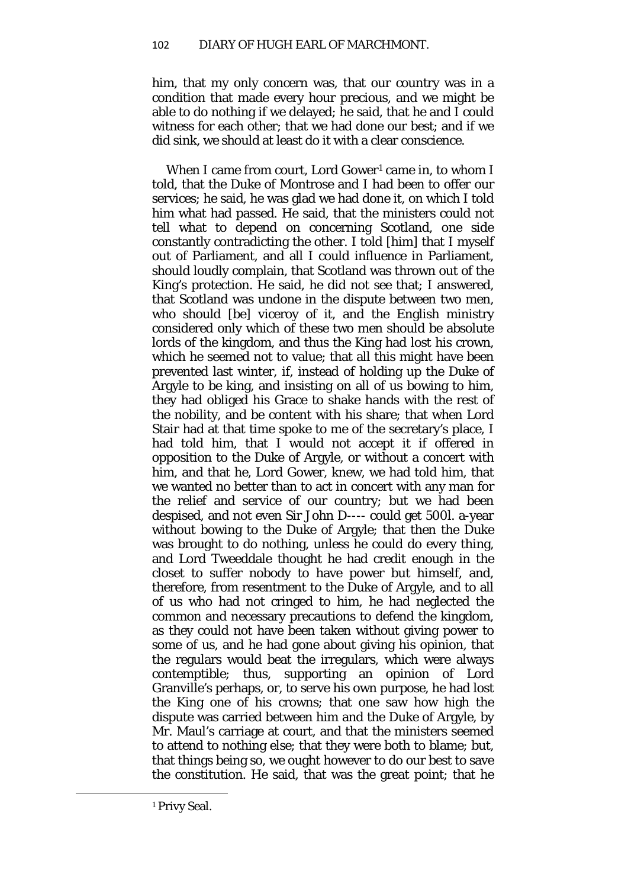him, that my only concern was, that our country was in a condition that made every hour precious, and we might be able to do nothing if we delayed; he said, that he and I could witness for each other; that we had done our best; and if we did sink, we should at least do it with a clear conscience.

When I came from court, Lord Gower[1] came in, to whom I told, that the Duke of Montrose and I had been to offer our services; he said, he was glad we had done it, on which I told him what had passed. He said, that the ministers could not tell what to depend on concerning Scotland, one side constantly contradicting the other. I told [him] that I myself out of Parliament, and all I could influence in Parliament, should loudly complain, that Scotland was thrown out of the King's protection. He said, he did not see that; I answered, that Scotland was undone in the dispute between two men, who should [be] viceroy of it, and the English ministry considered only which of these two men should be absolute lords of the kingdom, and thus the King had lost his crown, which he seemed not to value; that all this might have been prevented last winter, if, instead of holding up the Duke of Argyle to be king, and insisting on all of us bowing to him, they had obliged his Grace to shake hands with the rest of the nobility, and be content with his share; that when Lord Stair had at that time spoke to me of the secretary's place, I had told him, that I would not accept it if offered in opposition to the Duke of Argyle, or without a concert with him, and that he, Lord Gower, knew, we had told him, that we wanted no better than to act in concert with any man for the relief and service of our country; but we had been despised, and not even Sir John D---- could get 500l. a-year without bowing to the Duke of Argyle; that then the Duke was brought to do nothing, unless he could do every thing, and Lord Tweeddale thought he had credit enough in the closet to suffer nobody to have power but himself, and, therefore, from resentment to the Duke of Argyle, and to all of us who had not cringed to him, he had neglected the common and necessary precautions to defend the kingdom, as they could not have been taken without giving power to some of us, and he had gone about giving his opinion, that the regulars would beat the irregulars, which were always contemptible; thus, supporting an opinion of Lord Granville's perhaps, or, to serve his own purpose, he had lost the King one of his crowns; that one saw how high the dispute was carried between him and the Duke of Argyle, by Mr. Maul's carriage at court, and that the ministers seemed to attend to nothing else; that they were both to blame; but, that things being so, we ought however to do our best to save the constitution. He said, that was the great point; that he

[1] Privy Seal.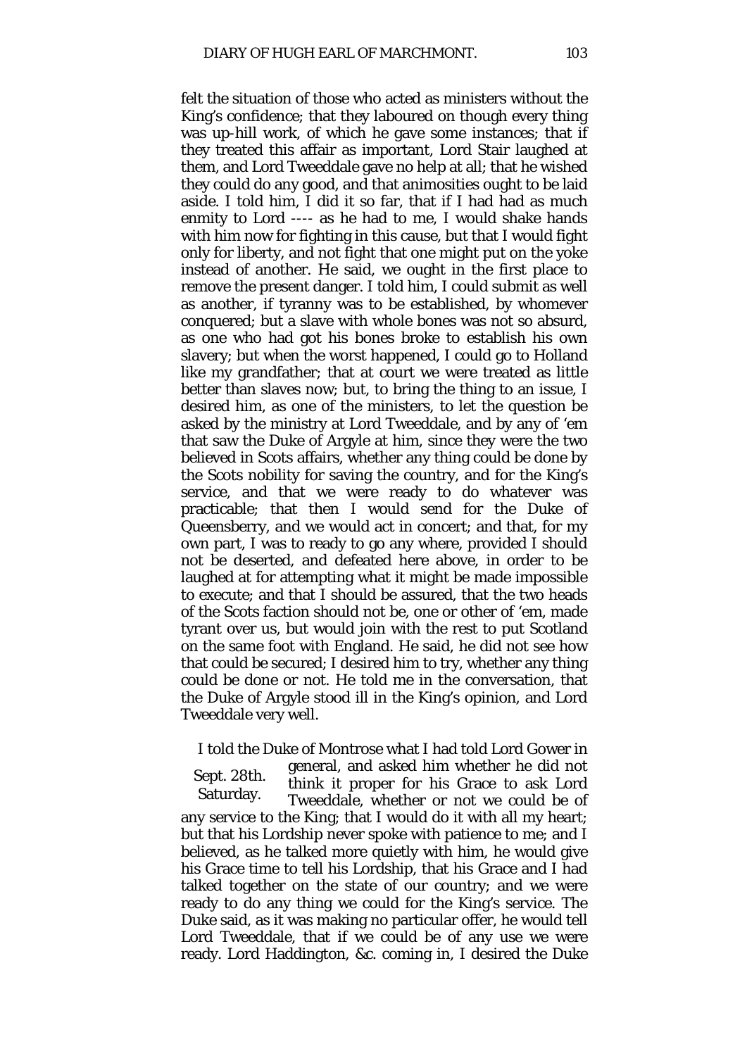felt the situation of those who acted as ministers without the King's confidence; that they laboured on though every thing was up-hill work, of which he gave some instances; that if they treated this affair as important, Lord Stair laughed at them, and Lord Tweeddale gave no help at all; that he wished they could do any good, and that animosities ought to be laid aside. I told him, I did it so far, that if I had had as much enmity to Lord ---- as he had to me, I would shake hands with him now for fighting in this cause, but that I would fight only for liberty, and not fight that one might put on the yoke instead of another. He said, we ought in the first place to remove the present danger. I told him, I could submit as well as another, if tyranny was to be established, by whomever conquered; but a slave with whole bones was not so absurd, as one who had got his bones broke to establish his own slavery; but when the worst happened, I could go to Holland like my grandfather; that at court we were treated as little better than slaves now; but, to bring the thing to an issue, I desired him, as one of the ministers, to let the question be asked by the ministry at Lord Tweeddale, and by any of 'em that saw the Duke of Argyle at him, since they were the two believed in Scots affairs, whether any thing could be done by the Scots nobility for saving the country, and for the King's service, and that we were ready to do whatever was practicable; that then I would send for the Duke of Queensberry, and we would act in concert; and that, for my own part, I was to ready to go any where, provided I should not be deserted, and defeated here above, in order to be laughed at for attempting what it might be made impossible to execute; and that I should be assured, that the two heads of the Scots faction should not be, one or other of 'em, made tyrant over us, but would join with the rest to put Scotland on the same foot with England. He said, he did not see how that could be secured; I desired him to try, whether any thing could be done or not. He told me in the conversation, that the Duke of Argyle stood ill in the King's opinion, and Lord Tweeddale very well.

Sept. 28th. Saturday.

I told the Duke of Montrose what I had told Lord Gower in general, and asked him whether he did not think it proper for his Grace to ask Lord Tweeddale, whether or not we could be of any service to the King; that I would do it with all my heart; but that his Lordship never spoke with patience to me; and I believed, as he talked more quietly with him, he would give his Grace time to tell his Lordship, that his Grace and I had talked together on the state of our country; and we were ready to do any thing we could for the King's service. The Duke said, as it was making no particular offer, he would tell Lord Tweeddale, that if we could be of any use we were ready. Lord Haddington, &c. coming in, I desired the Duke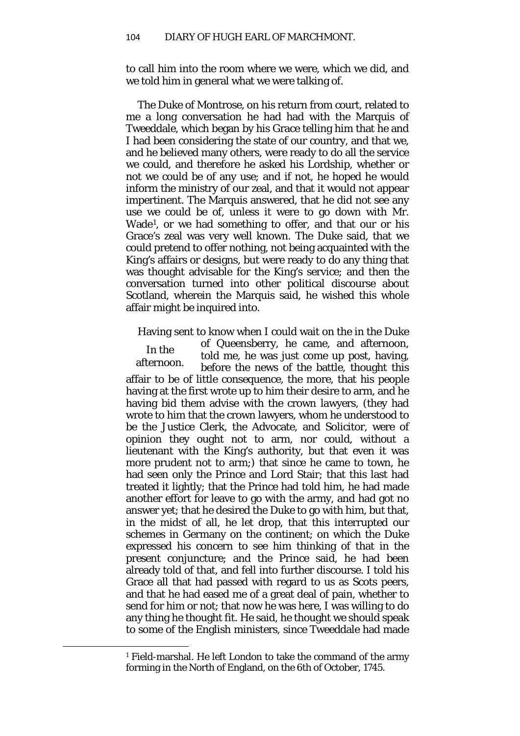to call him into the room where we were, which we did, and we told him in general what we were talking of.

The Duke of Montrose, on his return from court, related to me a long conversation he had had with the Marquis of Tweeddale, which began by his Grace telling him that he and I had been considering the state of our country, and that we, and he believed many others, were ready to do all the service we could, and therefore he asked his Lordship, whether or not we could be of any use; and if not, he hoped he would inform the ministry of our zeal, and that it would not appear impertinent. The Marquis answered, that he did not see any use we could be of, unless it were to go down with Mr. Wade[1], or we had something to offer, and that our or his Grace's zeal was very well known. The Duke said, that we could pretend to offer nothing, not being acquainted with the King's affairs or designs, but were ready to do any thing that was thought advisable for the King's service; and then the conversation turned into other political discourse about Scotland, wherein the Marquis said, he wished this whole affair might be inquired into.

*In the afternoon.*

Having sent to know when I could wait on the in the Duke of Queensberry, he came, and afternoon, told me, he was just come up post, having, before the news of the battle, thought this affair to be of little consequence, the more, that his people having at the first wrote up to him their desire to arm, and he having bid them advise with the crown lawyers, (they had wrote to him that the crown lawyers, whom he understood to be the Justice Clerk, the Advocate, and Solicitor, were of opinion they ought not to arm, nor could, without a lieutenant with the King's authority, but that even it was more prudent not to arm;) that since he came to town, he had seen only the Prince and Lord Stair; that this last had treated it lightly; that the Prince had told him, he had made another effort for leave to go with the army, and had got no answer yet; that he desired the Duke to go with him, but that, in the midst of all, he let drop, that this interrupted our schemes in Germany on the continent; on which the Duke expressed his concern to see him thinking of that in the present conjuncture; and the Prince said, he had been already told of that, and fell into further discourse. I told his Grace all that had passed with regard to us as Scots peers, and that he had eased me of a great deal of pain, whether to send for him or not; that now he was here, I was willing to do any thing he thought fit. He said, he thought we should speak to some of the English ministers, since Tweeddale had made

[1] Field-marshal. He left London to take the command of the army forming in the North of England, on the 6th of October, 1745.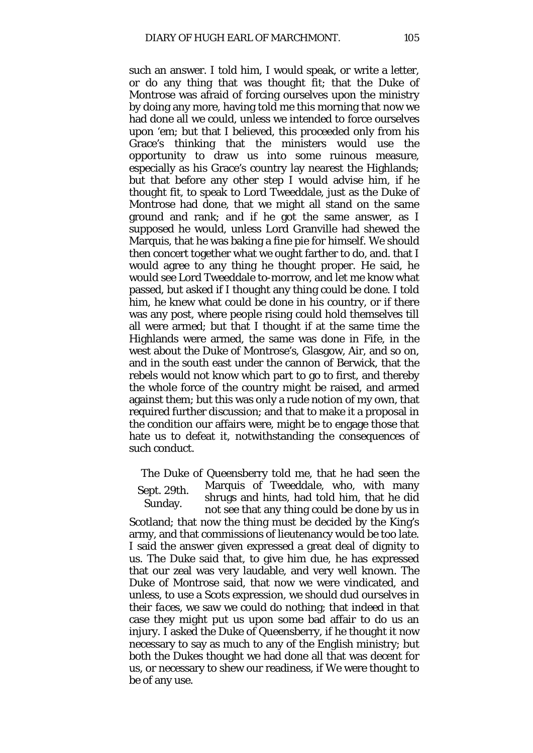such an answer. I told him, I would speak, or write a letter, or do any thing that was thought fit; that the Duke of Montrose was afraid of forcing ourselves upon the ministry by doing any more, having told me this morning that now we had done all we could, unless we intended to force ourselves upon 'em; but that I believed, this proceeded only from his Grace's thinking that the ministers would use the opportunity to draw us into some ruinous measure, especially as his Grace's country lay nearest the Highlands; but that before any other step I would advise him, if he thought fit, to speak to Lord Tweeddale, just as the Duke of Montrose had done, that we might all stand on the same ground and rank; and if he got the same answer, as I supposed he would, unless Lord Granville had shewed the Marquis, that he was baking a fine pie for himself. We should then concert together what we ought farther to do, and. that I would agree to any thing he thought proper. He said, he would see Lord Tweeddale to-morrow, and let me know what passed, but asked if I thought any thing could be done. I told him, he knew what could be done in his country, or if there was any post, where people rising could hold themselves till all were armed; but that I thought if at the same time the Highlands were armed, the same was done in Fife, in the west about the Duke of Montrose's, Glasgow, Air, and so on, and in the south east under the cannon of Berwick, that the rebels would not know which part to go to first, and thereby the whole force of the country might be raised, and armed against them; but this was only a rude notion of my own, that required further discussion; and that to make it a proposal in the condition our affairs were, might be to engage those that hate us to defeat it, notwithstanding the consequences of such conduct.

Sept. 29th. Sunday.

The Duke of Queensberry told me, that he had seen the Marquis of Tweeddale, who, with many shrugs and hints, had told him, that he did not see that any thing could be done by us in Scotland; that now the thing must be decided by the King's army, and that commissions of lieutenancy would be too late. I said the answer given expressed a great deal of dignity to us. The Duke said that, to give him due, he has expressed that our zeal was very laudable, and very well known. The Duke of Montrose said, that now we were vindicated, and unless, to use a Scots expression, we should *dud ourselves in their faces*, we saw we could do nothing; that indeed in that case they might put us upon some bad affair to do us an injury. I asked the Duke of Queensberry, if he thought it now necessary to say as much to any of the English ministry; but both the Dukes thought we had done all that was decent for us, or necessary to shew our readiness, if We were thought to be of any use.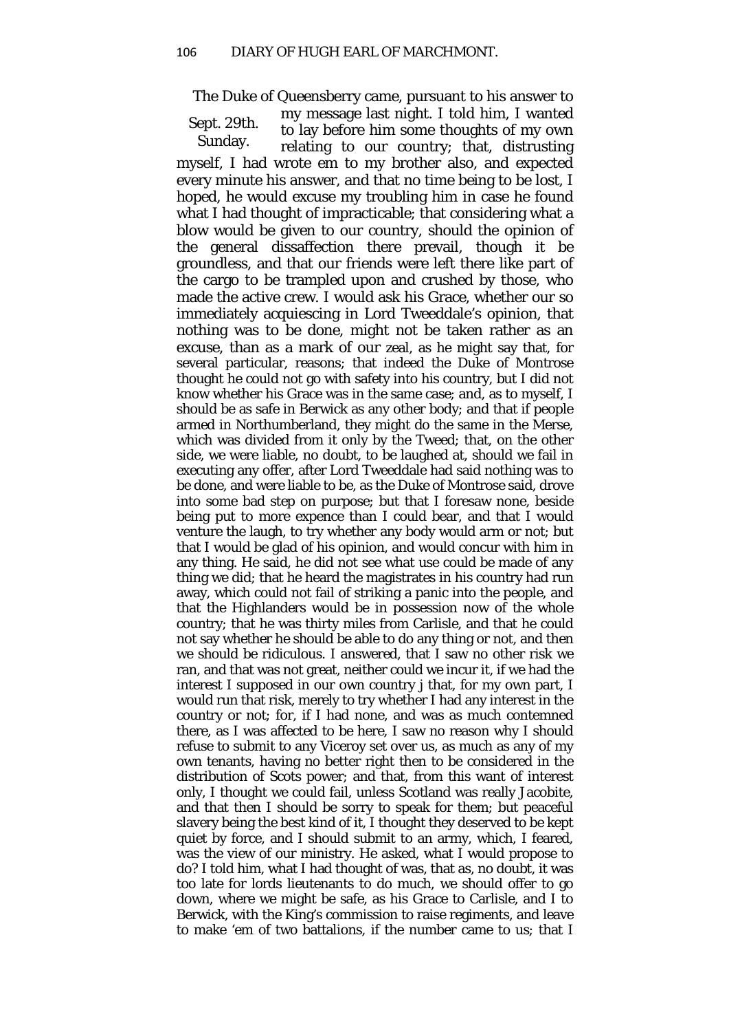The Duke of Queensberry came, pursuant to his answer to my message last night. I told him, I wanted to lay before him some thoughts of my own relating to our country; that, distrusting myself, I had wrote em to my brother also, and expected every minute his answer, and that no time being to be lost, I hoped, he would excuse my troubling him in case he found what I had thought of impracticable; that considering what a blow would be given to our country, should the opinion of the general dissaffection there prevail, though it be groundless, and that our friends were left there like part of the cargo to be trampled upon and crushed by those, who made the active crew. I would ask his Grace, whether our so immediately acquiescing in Lord Tweeddale's opinion, that nothing was to be done, might not be taken rather as an excuse, than as a mark of our zeal, as he might say that, for several particular, reasons; that indeed the Duke of Montrose thought he could not go with safety into his country, but I did not know whether his Grace was in the same case; and, as to myself, I should be as safe in Berwick as any other body; and that if people armed in Northumberland, they might do the same in the Merse, which was divided from it only by the Tweed; that, on the other side, we were liable, no doubt, to be laughed at, should we fail in executing any offer, after Lord Tweeddale had said nothing was to be done, and were liable to be, as the Duke of Montrose said, drove into some bad step on purpose; but that I foresaw none, beside being put to more expence than I could bear, and that I would venture the laugh, to try whether any body would arm or not; but that I would be glad of his opinion, and would concur with him in any thing. He said, he did not see what use could be made of any thing we did; that he heard the magistrates in his country had run away, which could not fail of striking a panic into the people, and that the Highlanders would be in possession now of the whole country; that he was thirty miles from Carlisle, and that he could not say whether he should be able to do any thing or not, and then we should be ridiculous. I answered, that I saw no other risk we ran, and that was not great, neither could we incur it, if we had the interest I supposed in our own country j that, for my own part, I would run that risk, merely to try whether I had any interest in the country or not; for, if I had none, and was as much contemned there, as I was affected to be here, I saw no reason why I should refuse to submit to any Viceroy set over us, as much as any of my own tenants, having no better right then to be considered in the distribution of Scots power; and that, from this want of interest only, I thought we could fail, unless Scotland was really Jacobite, and that then I should be sorry to speak for them; but peaceful slavery being the best kind of it, I thought they deserved to be kept quiet by force, and I should submit to an army, which, I feared, was the view of our ministry. He asked, what I would propose to do? I told him, what I had thought of was, that as, no doubt, it was too late for lords lieutenants to do much, we should offer to go down, where we might be safe, as his Grace to Carlisle, and I to Berwick, with the King's commission to raise regiments, and leave to make 'em of two battalions, if the number came to us; that I

Sept. 29th. Sunday.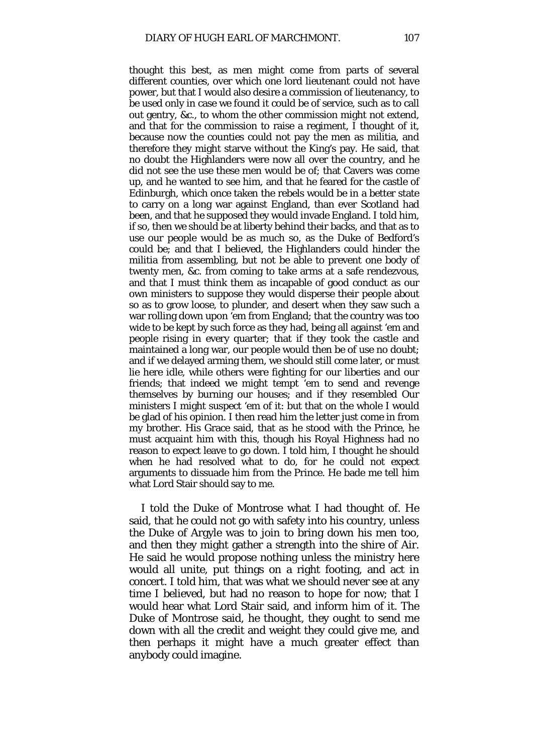thought this best, as men might come from parts of several different counties, over which one lord lieutenant could not have power, but that I would also desire a commission of lieutenancy, to be used only in case we found it could be of service, such as to call out gentry, &c., to whom the other commission might not extend, and that for the commission to raise a regiment, I thought of it, because now the counties could not pay the men as militia, and therefore they might starve without the King's pay. He said, that no doubt the Highlanders were now all over the country, and he did not see the use these men would be of; that Cavers was come up, and he wanted to see him, and that he feared for the castle of Edinburgh, which once taken the rebels would be in a better state to carry on a long war against England, than ever Scotland had been, and that he supposed they would invade England. I told him, if so, then we should be at liberty behind their backs, and that as to use our people would be as much so, as the Duke of Bedford's could be; and that I believed, the Highlanders could hinder the militia from assembling, but not be able to prevent one body of twenty men, &c. from coming to take arms at a safe rendezvous, and that I must think them as incapable of good conduct as our own ministers to suppose they would disperse their people about so as to grow loose, to plunder, and desert when they saw such a war rolling down upon 'em from England; that the country was too wide to be kept by such force as they had, being all against 'em and people rising in every quarter; that if they took the castle and maintained a long war, our people would then be of use no doubt; and if we delayed arming them, we should still come later, or must lie here idle, while others were fighting for our liberties and our friends; that indeed we might tempt 'em to send and revenge themselves by burning our houses; and if they resembled Our ministers I might suspect 'em of it: but that on the whole I would be glad of his opinion. I then read him the letter just come in from my brother. His Grace said, that as he stood with the Prince, he must acquaint him with this, though his Royal Highness had no reason to expect leave to go down. I told him, I thought he should when he had resolved what to do, for he could not expect arguments to dissuade him from the Prince. He bade me tell him what Lord Stair should say to me.

I told the Duke of Montrose what I had thought of. He said, that he could not go with safety into his country, unless the Duke of Argyle was to join to bring down his men too, and then they might gather a strength into the shire of Air. He said he would propose nothing unless the ministry here would all unite, put things on a right footing, and act in concert. I told him, that was what we should never see at any time I believed, but had no reason to hope for now; that I would hear what Lord Stair said, and inform him of it. The Duke of Montrose said, he thought, they ought to send me down with all the credit and weight they could give me, and then perhaps it might have a much greater effect than anybody could imagine.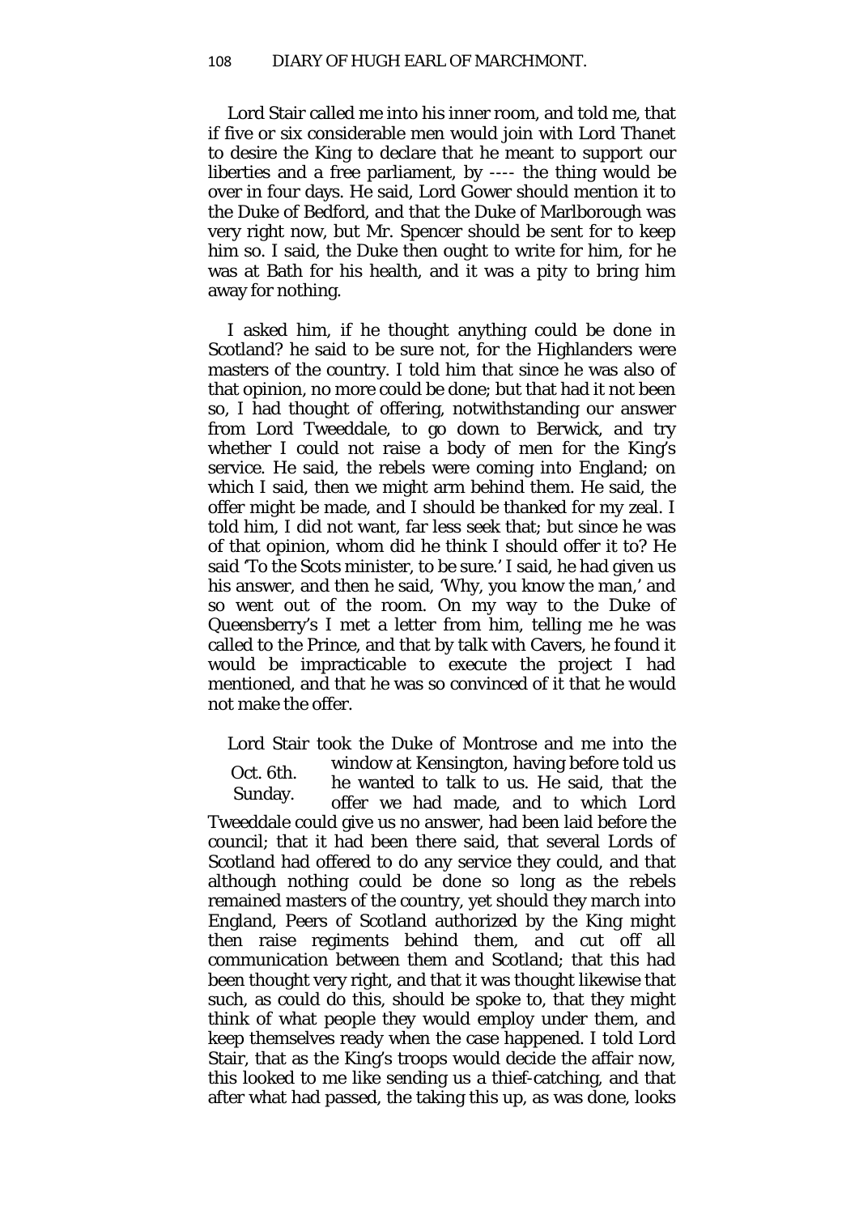Lord Stair called me into his inner room, and told me, that if five or six considerable men would join with Lord Thanet to desire the King to declare that he meant to support our liberties and a free parliament, by ---- the thing would be over in four days. He said, Lord Gower should mention it to the Duke of Bedford, and that the Duke of Marlborough was very right now, but Mr. Spencer should be sent for to keep him so. I said, the Duke then ought to write for him, for he was at Bath for his health, and it was a pity to bring him away for nothing.

I asked him, if he thought anything could be done in Scotland? he said to be sure not, for the Highlanders were masters of the country. I told him that since he was also of that opinion, no more could be done; but that had it not been so, I had thought of offering, notwithstanding our answer from Lord Tweeddale, to go down to Berwick, and try whether I could not raise a body of men for the King's service. He said, the rebels were coming into England; on which I said, then we might arm behind them. He said, the offer might be made, and I should be thanked for my zeal. I told him, I did not want, far less seek that; but since he was of that opinion, whom did he think I should offer it to? He said 'To the Scots minister, to be sure.' I said, he had given us his answer, and then he said, 'Why, you know the man,' and so went out of the room. On my way to the Duke of Queensberry's I met a letter from him, telling me he was called to the Prince, and that by talk with Cavers, he found it would be impracticable to execute the project I had mentioned, and that he was so convinced of it that he would not make the offer.

Oct. 6th. Sunday.

Lord Stair took the Duke of Montrose and me into the window at Kensington, having before told us he wanted to talk to us. He said, that the offer we had made, and to which Lord Tweeddale could give us no answer, had been laid before the council; that it had been there said, that several Lords of Scotland had offered to do any service they could, and that although nothing could be done so long as the rebels remained masters of the country, yet should they march into England, Peers of Scotland authorized by the King might then raise regiments behind them, and cut off all communication between them and Scotland; that this had been thought very right, and that it was thought likewise that such, as could do this, should be spoke to, that they might think of what people they would employ under them, and keep themselves ready when the case happened. I told Lord Stair, that as the King's troops would decide the affair now, this looked to me like sending us a thief-catching, and that after what had passed, the taking this up, as was done, looks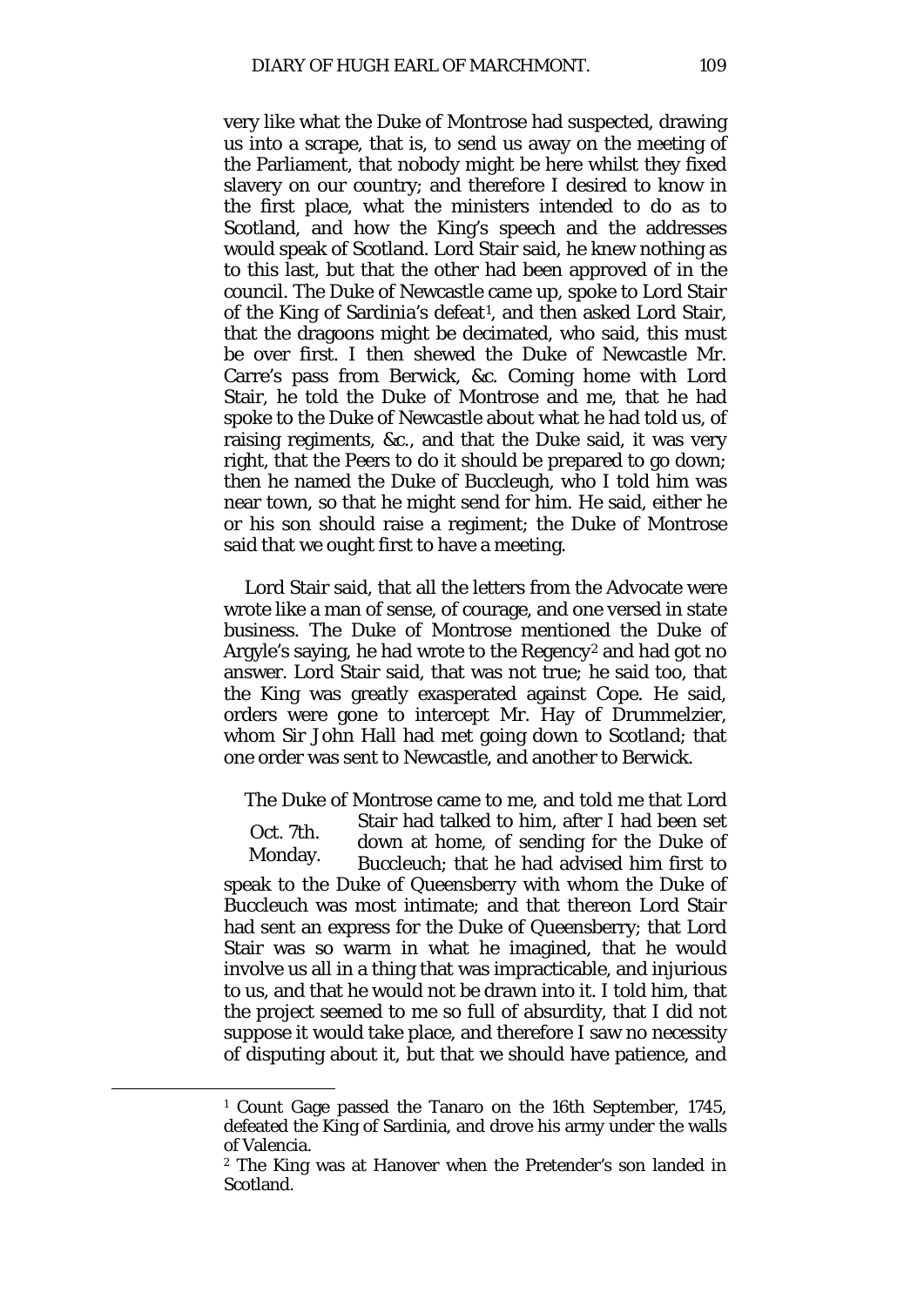very like what the Duke of Montrose had suspected, drawing us into a scrape, that is, to send us away on the meeting of the Parliament, that nobody might be here whilst they fixed slavery on our country; and therefore I desired to know in the first place, what the ministers intended to do as to Scotland, and how the King's speech and the addresses would speak of Scotland. Lord Stair said, he knew nothing as to this last, but that the other had been approved of in the council. The Duke of Newcastle came up, spoke to Lord Stair of the King of Sardinia's defeat[1], and then asked Lord Stair, that the dragoons might be decimated, who said, this must be over first. I then shewed the Duke of Newcastle Mr. Carre's pass from Berwick, &c. Coming home with Lord Stair, he told the Duke of Montrose and me, that he had spoke to the Duke of Newcastle about what he had told us, of raising regiments, &c., and that the Duke said, it was very right, that the Peers to do it should be prepared to go down; then he named the Duke of Buccleugh, who I told him was near town, so that he might send for him. He said, either he or his son should raise a regiment; the Duke of Montrose said that we ought first to have a meeting.

Lord Stair said, that all the letters from the Advocate were wrote like a man of sense, of courage, and one versed in state business. The Duke of Montrose mentioned the Duke of Argyle's saying, he had wrote to the Regency[2] and had got no answer. Lord Stair said, that was not true; he said too, that the King was greatly exasperated against Cope. He said, orders were gone to intercept Mr. Hay of Drummelzier, whom Sir John Hall had met going down to Scotland; that one order was sent to Newcastle, and another to Berwick.

Oct. 7th. Monday.

The Duke of Montrose came to me, and told me that Lord Stair had talked to him, after I had been set down at home, of sending for the Duke of Buccleuch; that he had advised him first to speak to the Duke of Queensberry with whom the Duke of Buccleuch was most intimate; and that thereon Lord Stair had sent an express for the Duke of Queensberry; that Lord Stair was so warm in what he imagined, that he would involve us all in a thing that was impracticable, and injurious to us, and that he would not be drawn into it. I told him, that the project seemed to me so full of absurdity, that I did not suppose it would take place, and therefore I saw no necessity of disputing about it, but that we should have patience, and

---

[1] Count Gage passed the Tanaro on the 16th September, 1745, defeated the King of Sardinia, and drove his army under the walls of Valencia.

[2] The King was at Hanover when the Pretender's son landed in Scotland.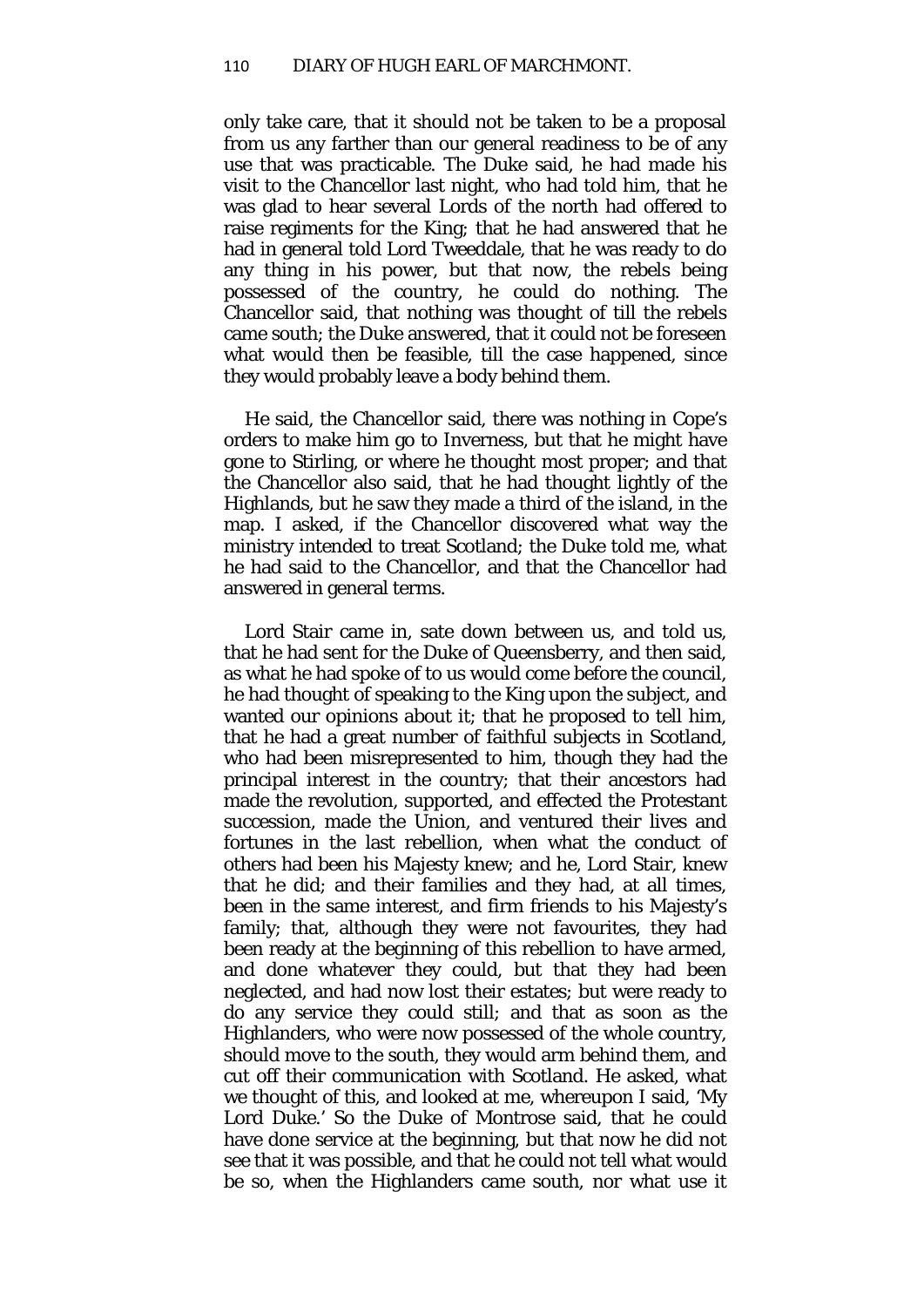only take care, that it should not be taken to be a proposal from us any farther than our general readiness to be of any use that was practicable. The Duke said, he had made his visit to the Chancellor last night, who had told him, that he was glad to hear several Lords of the north had offered to raise regiments for the King; that he had answered that he had in general told Lord Tweeddale, that he was ready to do any thing in his power, but that now, the rebels being possessed of the country, he could do nothing. The Chancellor said, that nothing was thought of till the rebels came south; the Duke answered, that it could not be foreseen what would then be feasible, till the case happened, since they would probably leave a body behind them.

He said, the Chancellor said, there was nothing in Cope's orders to make him go to Inverness, but that he might have gone to Stirling, or where he thought most proper; and that the Chancellor also said, that he had thought lightly of the Highlands, but he saw they made a third of the island, in the map. I asked, if the Chancellor discovered what way the ministry intended to treat Scotland; the Duke told me, what he had said to the Chancellor, and that the Chancellor had answered in general terms.

Lord Stair came in, sate down between us, and told us, that he had sent for the Duke of Queensberry, and then said, as what he had spoke of to us would come before the council, he had thought of speaking to the King upon the subject, and wanted our opinions about it; that he proposed to tell him, that he had a great number of faithful subjects in Scotland, who had been misrepresented to him, though they had the principal interest in the country; that their ancestors had made the revolution, supported, and effected the Protestant succession, made the Union, and ventured their lives and fortunes in the last rebellion, when what the conduct of others had been his Majesty knew; and he, Lord Stair, knew that he did; and their families and they had, at all times, been in the same interest, and firm friends to his Majesty's family; that, although they were not favourites, they had been ready at the beginning of this rebellion to have armed, and done whatever they could, but that they had been neglected, and had now lost their estates; but were ready to do any service they could still; and that as soon as the Highlanders, who were now possessed of the whole country, should move to the south, they would arm behind them, and cut off their communication with Scotland. He asked, what we thought of this, and looked at me, whereupon I said, 'My Lord Duke.' So the Duke of Montrose said, that he could have done service at the beginning, but that now he did not see that it was possible, and that he could not tell what would be so, when the Highlanders came south, nor what use it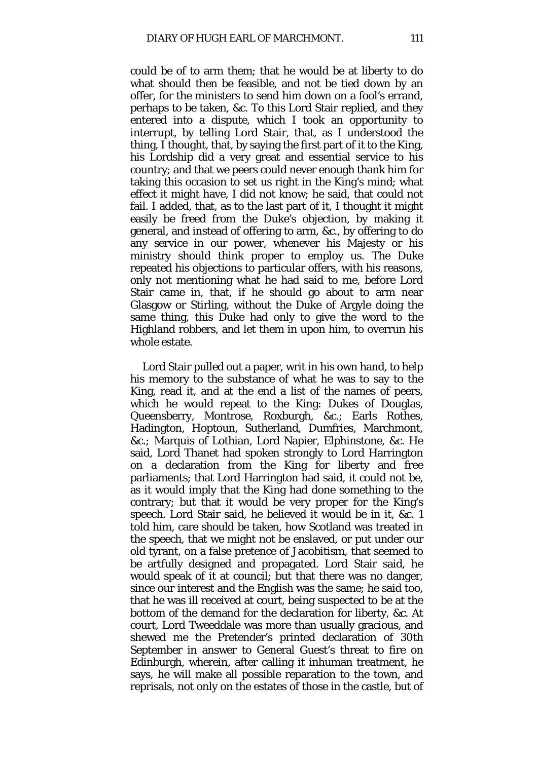could be of to arm them; that he would be at liberty to do what should then be feasible, and not be tied down by an offer, for the ministers to send him down on a fool's errand, perhaps to be taken, &c. To this Lord Stair replied, and they entered into a dispute, which I took an opportunity to interrupt, by telling Lord Stair, that, as I understood the thing, I thought, that, by saying the first part of it to the King, his Lordship did a very great and essential service to his country; and that we peers could never enough thank him for taking this occasion to set us right in the King's mind; what effect it might have, I did not know; he said, that could not fail. I added, that, as to the last part of it, I thought it might easily be freed from the Duke's objection, by making it general, and instead of offering to arm, &c., by offering to do any service in our power, whenever his Majesty or his ministry should think proper to employ us. The Duke repeated his objections to particular offers, with his reasons, only not mentioning what he had said to me, before Lord Stair came in, that, if he should go about to arm near Glasgow or Stirling, without the Duke of Argyle doing the same thing, this Duke had only to give the word to the Highland robbers, and let them in upon him, to overrun his whole estate.

Lord Stair pulled out a paper, writ in his own hand, to help his memory to the substance of what he was to say to the King, read it, and at the end a list of the names of peers, which he would repeat to the King: Dukes of Douglas, Queensberry, Montrose, Roxburgh, &c.; Earls Rothes, Hadington, Hoptoun, Sutherland, Dumfries, Marchmont, &c.; Marquis of Lothian, Lord Napier, Elphinstone, &c. He said, Lord Thanet had spoken strongly to Lord Harrington on a declaration from the King for liberty and free parliaments; that Lord Harrington had said, it could not be, as it would imply that the King had done something to the contrary; but that it would be very proper for the King's speech. Lord Stair said, he believed it would be in it, &c. I told him, care should be taken, how Scotland was treated in the speech, that we might not be enslaved, or put under our old tyrant, on a false pretence of Jacobitism, that seemed to be artfully designed and propagated. Lord Stair said, he would speak of it at council; but that there was no danger, since our interest and the English was the same; he said too, that he was ill received at court, being suspected to be at the bottom of the demand for the declaration for liberty, &c. At court, Lord Tweeddale was more than usually gracious, and shewed me the Pretender's printed declaration of 30th September in answer to General Guest's threat to fire on Edinburgh, wherein, after calling it inhuman treatment, he says, he will make all possible reparation to the town, and reprisals, not only on the estates of those in the castle, but of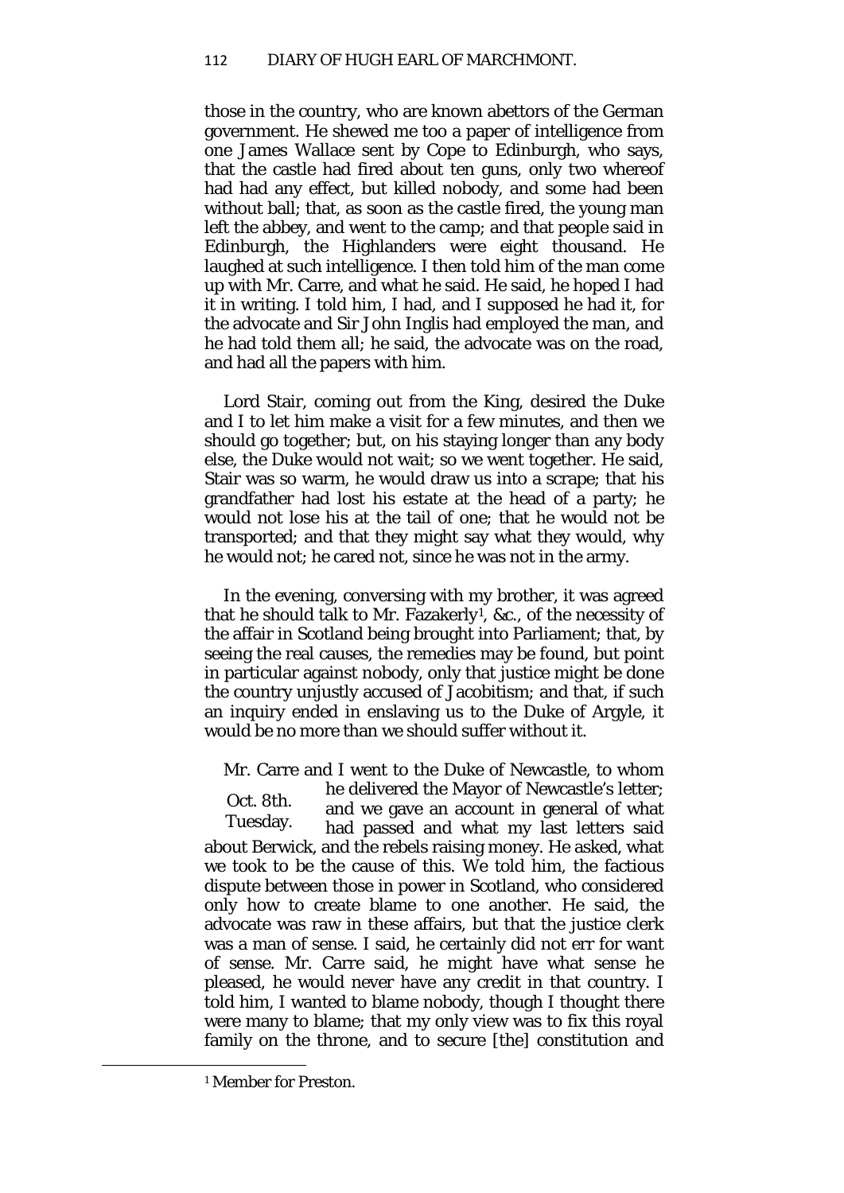those in the country, who are known abettors of the German government. He shewed me too a paper of intelligence from one James Wallace sent by Cope to Edinburgh, who says, that the castle had fired about ten guns, only two whereof had had any effect, but killed nobody, and some had been without ball; that, as soon as the castle fired, the young man left the abbey, and went to the camp; and that people said in Edinburgh, the Highlanders were eight thousand. He laughed at such intelligence. I then told him of the man come up with Mr. Carre, and what he said. He said, he hoped I had it in writing. I told him, I had, and I supposed he had it, for the advocate and Sir John Inglis had employed the man, and he had told them all; he said, the advocate was on the road, and had all the papers with him.

Lord Stair, coming out from the King, desired the Duke and I to let him make a visit for a few minutes, and then we should go together; but, on his staying longer than any body else, the Duke would not wait; so we went together. He said, Stair was so warm, he would draw us into a scrape; that his grandfather had lost his estate at the head of a party; he would not lose his at the tail of one; that he would not be transported; and that they might say what they would, why he would not; he cared not, since he was not in the army.

In the evening, conversing with my brother, it was agreed that he should talk to Mr. Fazakerly[1], &c., of the necessity of the affair in Scotland being brought into Parliament; that, by seeing the real causes, the remedies may be found, but point in particular against nobody, only that justice might be done the country unjustly accused of Jacobitism; and that, if such an inquiry ended in enslaving us to the Duke of Argyle, it would be no more than we should suffer without it.

Oct. 8th. Tuesday.

Mr. Carre and I went to the Duke of Newcastle, to whom he delivered the Mayor of Newcastle's letter; and we gave an account in general of what had passed and what my last letters said about Berwick, and the rebels raising money. He asked, what we took to be the cause of this. We told him, the factious dispute between those in power in Scotland, who considered only how to create blame to one another. He said, the advocate was raw in these affairs, but that the justice clerk was a man of sense. I said, he certainly did not err for want of sense. Mr. Carre said, he might have what sense he pleased, he would never have any credit in that country. I told him, I wanted to blame nobody, though I thought there were many to blame; that my only view was to fix this royal family on the throne, and to secure [the] constitution and

[1] Member for Preston.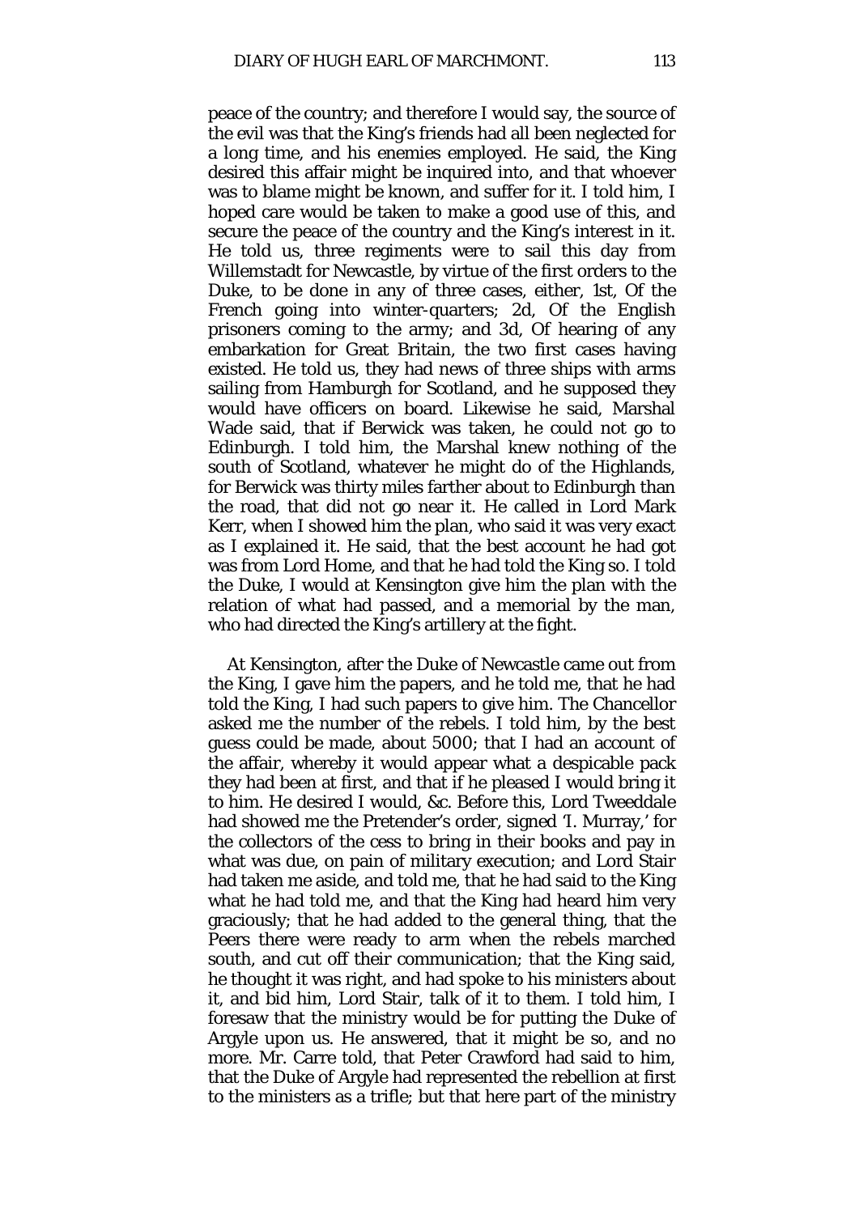peace of the country; and therefore I would say, the source of the evil was that the King's friends had all been neglected for a long time, and his enemies employed. He said, the King desired this affair might be inquired into, and that whoever was to blame might be known, and suffer for it. I told him, I hoped care would be taken to make a good use of this, and secure the peace of the country and the King's interest in it. He told us, three regiments were to sail this day from Willemstadt for Newcastle, by virtue of the first orders to the Duke, to be done in any of three cases, either, 1st, Of the French going into winter-quarters; 2d, Of the English prisoners coming to the army; and 3d, Of hearing of any embarkation for Great Britain, the two first cases having existed. He told us, they had news of three ships with arms sailing from Hamburgh for Scotland, and he supposed they would have officers on board. Likewise he said, Marshal Wade said, that if Berwick was taken, he could not go to Edinburgh. I told him, the Marshal knew nothing of the south of Scotland, whatever he might do of the Highlands, for Berwick was thirty miles farther about to Edinburgh than the road, that did not go near it. He called in Lord Mark Kerr, when I showed him the plan, who said it was very exact as I explained it. He said, that the best account he had got was from Lord Home, and that he had told the King so. I told the Duke, I would at Kensington give him the plan with the relation of what had passed, and a memorial by the man, who had directed the King's artillery at the fight.

At Kensington, after the Duke of Newcastle came out from the King, I gave him the papers, and he told me, that he had told the King, I had such papers to give him. The Chancellor asked me the number of the rebels. I told him, by the best guess could be made, about 5000; that I had an account of the affair, whereby it would appear what a despicable pack they had been at first, and that if he pleased I would bring it to him. He desired I would, &c. Before this, Lord Tweeddale had showed me the Pretender's order, signed 'I. Murray,' for the collectors of the cess to bring in their books and pay in what was due, on pain of military execution; and Lord Stair had taken me aside, and told me, that he had said to the King what he had told me, and that the King had heard him very graciously; that he had added to the general thing, that the Peers there were ready to arm when the rebels marched south, and cut off their communication; that the King said, he thought it was right, and had spoke to his ministers about it, and bid him, Lord Stair, talk of it to them. I told him, I foresaw that the ministry would be for putting the Duke of Argyle upon us. He answered, that it might be so, and no more. Mr. Carre told, that Peter Crawford had said to him, that the Duke of Argyle had represented the rebellion at first to the ministers as a trifle; but that here part of the ministry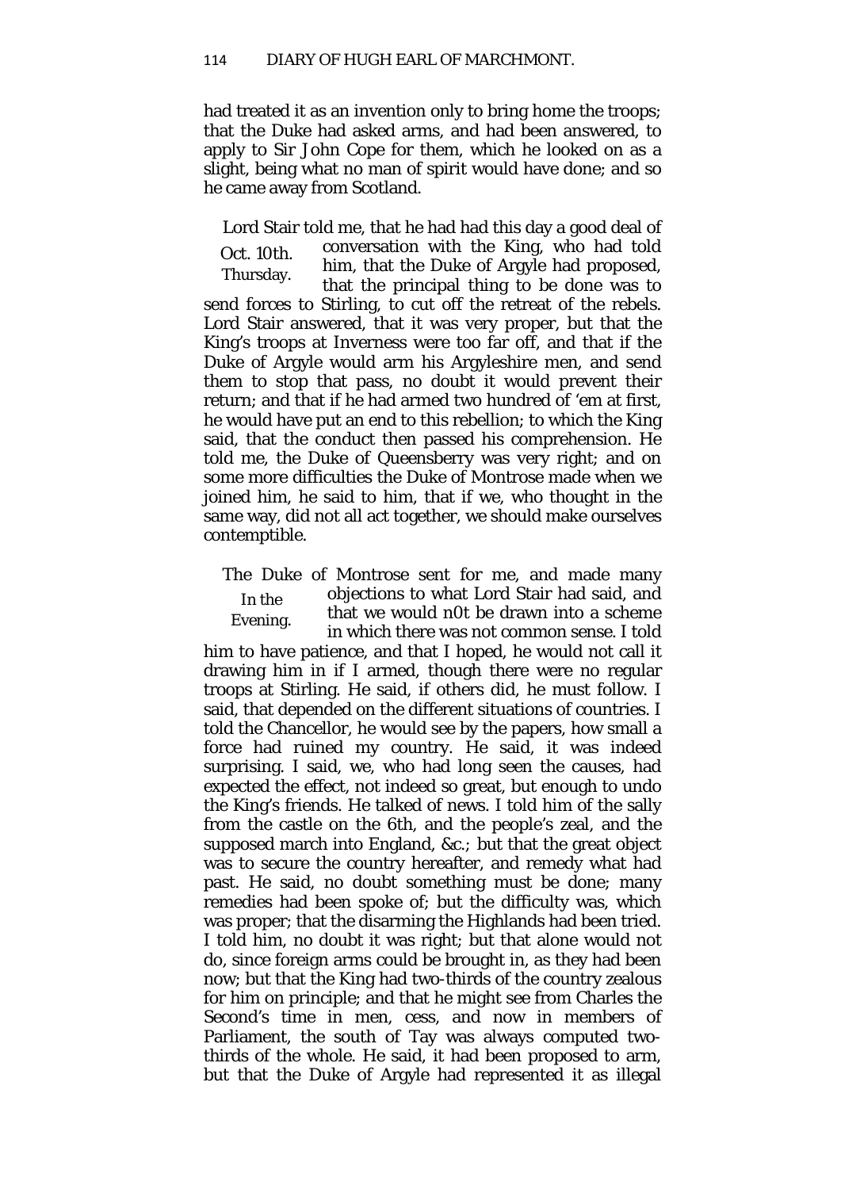had treated it as an invention only to bring home the troops; that the Duke had asked arms, and had been answered, to apply to Sir John Cope for them, which he looked on as a slight, being what no man of spirit would have done; and so he came away from Scotland.

Oct. 10th. Thursday.

Lord Stair told me, that he had had this day a good deal of conversation with the King, who had told him, that the Duke of Argyle had proposed, that the principal thing to be done was to send forces to Stirling, to cut off the retreat of the rebels. Lord Stair answered, that it was very proper, but that the King's troops at Inverness were too far off, and that if the Duke of Argyle would arm his Argyleshire men, and send them to stop that pass, no doubt it would prevent their return; and that if he had armed two hundred of 'em at first, he would have put an end to this rebellion; to which the King said, that the conduct then passed his comprehension. He told me, the Duke of Queensberry was very right; and on some more difficulties the Duke of Montrose made when we joined him, he said to him, that if we, who thought in the same way, did not all act together, we should make ourselves contemptible.

In the Evening.

The Duke of Montrose sent for me, and made many objections to what Lord Stair had said, and that we would n0t be drawn into a scheme in which there was not common sense. I told him to have patience, and that I hoped, he would not call it drawing him in if I armed, though there were no regular troops at Stirling. He said, if others did, he must follow. I said, that depended on the different situations of countries. I told the Chancellor, he would see by the papers, how small a force had ruined my country. He said, it was indeed surprising. I said, we, who had long seen the causes, had expected the effect, not indeed so great, but enough to undo the King's friends. He talked of news. I told him of the sally from the castle on the 6th, and the people's zeal, and the supposed march into England, &c.; but that the great object was to secure the country hereafter, and remedy what had past. He said, no doubt something must be done; many remedies had been spoke of; but the difficulty was, which was proper; that the disarming the Highlands had been tried. I told him, no doubt it was right; but that alone would not do, since foreign arms could be brought in, as they had been now; but that the King had two-thirds of the country zealous for him on principle; and that he might see from Charles the Second's time in men, cess, and now in members of Parliament, the south of Tay was always computed two-thirds of the whole. He said, it had been proposed to arm, but that the Duke of Argyle had represented it as illegal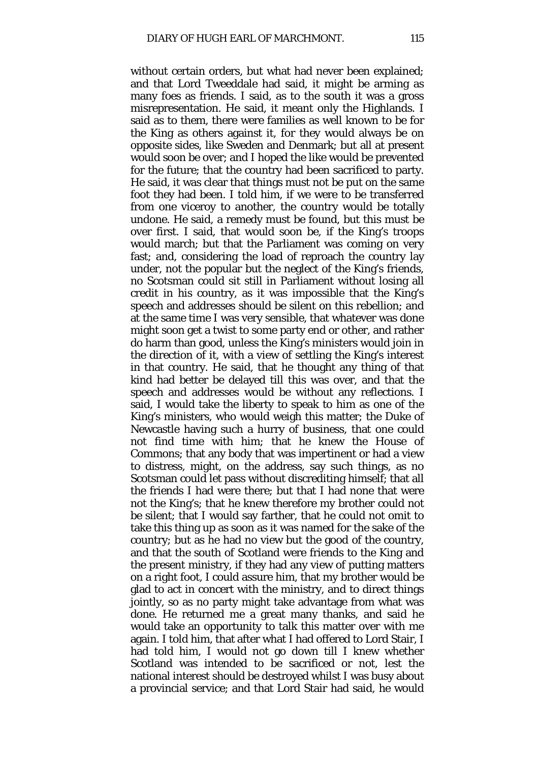without certain orders, but what had never been explained; and that Lord Tweeddale had said, it might be arming as many foes as friends. I said, as to the south it was a gross misrepresentation. He said, it meant only the Highlands. I said as to them, there were families as well known to be for the King as others against it, for they would always be on opposite sides, like Sweden and Denmark; but all at present would soon be over; and I hoped the like would be prevented for the future; that the country had been sacrificed to party. He said, it was clear that things must not be put on the same foot they had been. I told him, if we were to be transferred from one viceroy to another, the country would be totally undone. He said, a remedy must be found, but this must be over first. I said, that would soon be, if the King's troops would march; but that the Parliament was coming on very fast; and, considering the load of reproach the country lay under, not the popular but the neglect of the King's friends, no Scotsman could sit still in Parliament without losing all credit in his country, as it was impossible that the King's speech and addresses should be silent on this rebellion; and at the same time I was very sensible, that whatever was done might soon get a twist to some party end or other, and rather do harm than good, unless the King's ministers would join in the direction of it, with a view of settling the King's interest in that country. He said, that he thought any thing of that kind had better be delayed till this was over, and that the speech and addresses would be without any reflections. I said, I would take the liberty to speak to him as one of the King's ministers, who would weigh this matter; the Duke of Newcastle having such a hurry of business, that one could not find time with him; that he knew the House of Commons; that any body that was impertinent or had a view to distress, might, on the address, say such things, as no Scotsman could let pass without discrediting himself; that all the friends I had were there; but that I had none that were not the King's; that he knew therefore my brother could not be silent; that I would say farther, that he could not omit to take this thing up as soon as it was named for the sake of the country; but as he had no view but the good of the country, and that the south of Scotland were friends to the King and the present ministry, if they had any view of putting matters on a right foot, I could assure him, that my brother would be glad to act in concert with the ministry, and to direct things jointly, so as no party might take advantage from what was done. He returned me a great many thanks, and said he would take an opportunity to talk this matter over with me again. I told him, that after what I had offered to Lord Stair, I had told him, I would not go down till I knew whether Scotland was intended to be sacrificed or not, lest the national interest should be destroyed whilst I was busy about a provincial service; and that Lord Stair had said, he would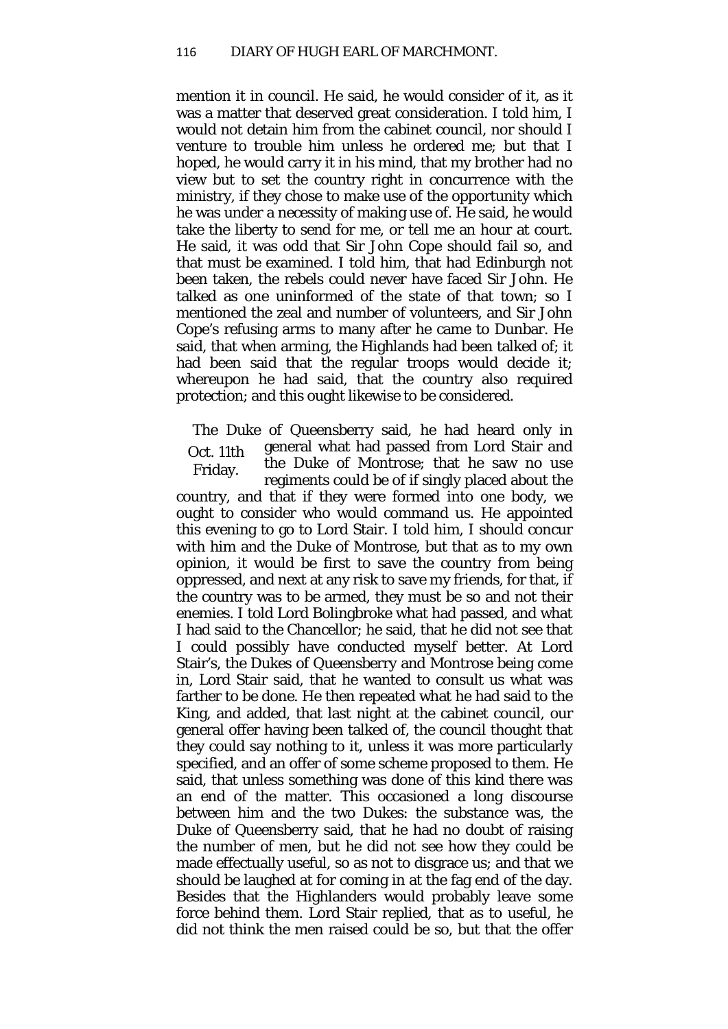mention it in council. He said, he would consider of it, as it was a matter that deserved great consideration. I told him, I would not detain him from the cabinet council, nor should I venture to trouble him unless he ordered me; but that I hoped, he would carry it in his mind, that my brother had no view but to set the country right in concurrence with the ministry, if they chose to make use of the opportunity which he was under a necessity of making use of. He said, he would take the liberty to send for me, or tell me an hour at court. He said, it was odd that Sir John Cope should fail so, and that must be examined. I told him, that had Edinburgh not been taken, the rebels could never have faced Sir John. He talked as one uninformed of the state of that town; so I mentioned the zeal and number of volunteers, and Sir John Cope's refusing arms to many after he came to Dunbar. He said, that when arming, the Highlands had been talked of; it had been said that the regular troops would decide it; whereupon he had said, that the country also required protection; and this ought likewise to be considered.

Oct. 11th Friday.

The Duke of Queensberry said, he had heard only in general what had passed from Lord Stair and the Duke of Montrose; that he saw no use regiments could be of if singly placed about the country, and that if they were formed into one body, we ought to consider who would command us. He appointed this evening to go to Lord Stair. I told him, I should concur with him and the Duke of Montrose, but that as to my own opinion, it would be first to save the country from being oppressed, and next at any risk to save my friends, for that, if the country was to be armed, they must be so and not their enemies. I told Lord Bolingbroke what had passed, and what I had said to the Chancellor; he said, that he did not see that I could possibly have conducted myself better. At Lord Stair's, the Dukes of Queensberry and Montrose being come in, Lord Stair said, that he wanted to consult us what was farther to be done. He then repeated what he had said to the King, and added, that last night at the cabinet council, our general offer having been talked of, the council thought that they could say nothing to it, unless it was more particularly specified, and an offer of some scheme proposed to them. He said, that unless something was done of this kind there was an end of the matter. This occasioned a long discourse between him and the two Dukes: the substance was, the Duke of Queensberry said, that he had no doubt of raising the number of men, but he did not see how they could be made effectually useful, so as not to disgrace us; and that we should be laughed at for coming in at the fag end of the day. Besides that the Highlanders would probably leave some force behind them. Lord Stair replied, that as to useful, he did not think the men raised could be so, but that the offer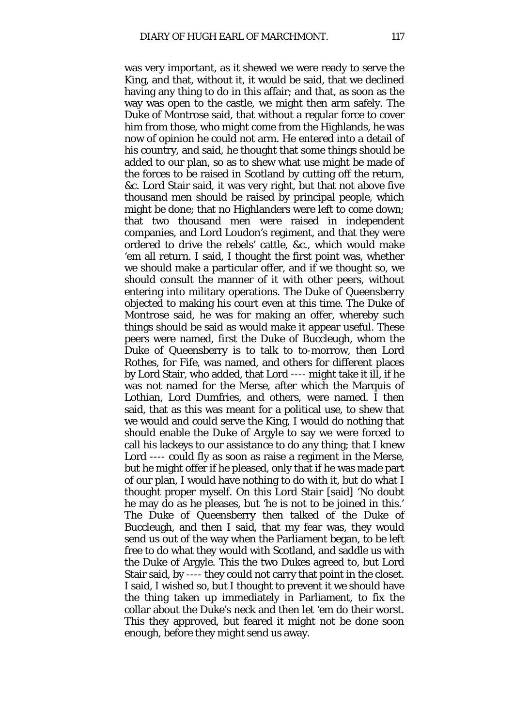was very important, as it shewed we were ready to serve the King, and that, without it, it would be said, that we declined having any thing to do in this affair; and that, as soon as the way was open to the castle, we might then arm safely. The Duke of Montrose said, that without a regular force to cover him from those, who might come from the Highlands, he was now of opinion he could not arm. He entered into a detail of his country, and said, he thought that some things should be added to our plan, so as to shew what use might be made of the forces to be raised in Scotland by cutting off the return, &c. Lord Stair said, it was very right, but that not above five thousand men should be raised by principal people, which might be done; that no Highlanders were left to come down; that two thousand men were raised in independent companies, and Lord Loudon's regiment, and that they were ordered to drive the rebels' cattle, &c., which would make 'em all return. I said, I thought the first point was, whether we should make a particular offer, and if we thought so, we should consult the manner of it with other peers, without entering into military operations. The Duke of Queensberry objected to making his court even at this time. The Duke of Montrose said, he was for making an offer, whereby such things should be said as would make it appear useful. These peers were named, first the Duke of Buccleugh, whom the Duke of Queensberry is to talk to to-morrow, then Lord Rothes, for Fife, was named, and others for different places by Lord Stair, who added, that Lord ---- might take it ill, if he was not named for the Merse, after which the Marquis of Lothian, Lord Dumfries, and others, were named. I then said, that as this was meant for a political use, to shew that we would and could serve the King, I would do nothing that should enable the Duke of Argyle to say we were forced to call his lackeys to our assistance to do any thing; that I knew Lord ---- could fly as soon as raise a regiment in the Merse, but he might offer if he pleased, only that if he was made part of our plan, I would have nothing to do with it, but do what I thought proper myself. On this Lord Stair [said] 'No doubt he may do as he pleases, but 'he is not to be joined in this.' The Duke of Queensberry then talked of the Duke of Buccleugh, and then I said, that my fear was, they would send us out of the way when the Parliament began, to be left free to do what they would with Scotland, and saddle us with the Duke of Argyle. This the two Dukes agreed to, but Lord Stair said, by ---- they could not carry that point in the closet. I said, I wished so, but I thought to prevent it we should have the thing taken up immediately in Parliament, to fix the collar about the Duke's neck and then let 'em do their worst. This they approved, but feared it might not be done soon enough, before they might send us away.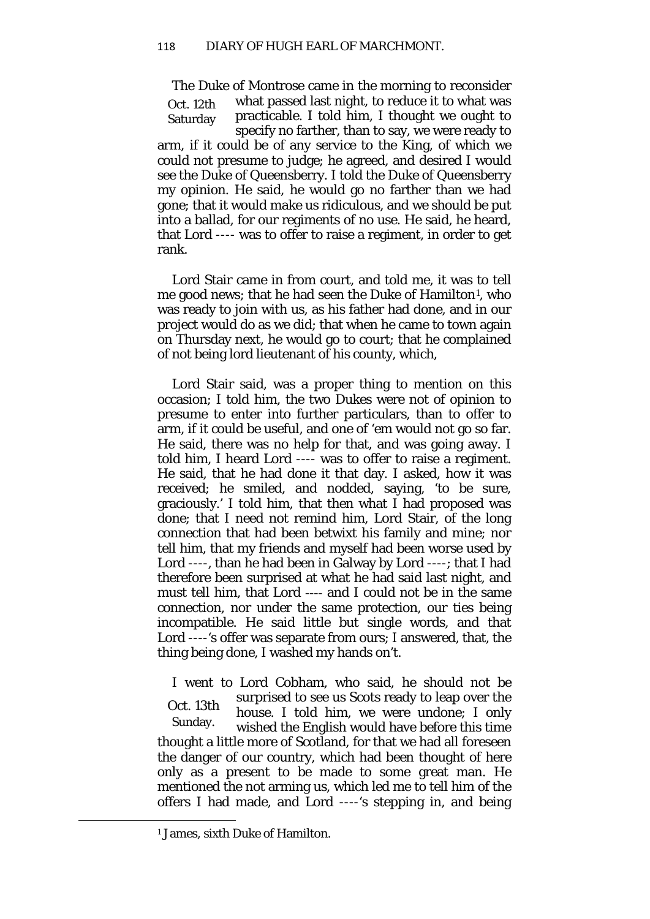Oct. 12th Saturday

The Duke of Montrose came in the morning to reconsider what passed last night, to reduce it to what was practicable. I told him, I thought we ought to specify no farther, than to say, we were ready to arm, if it could be of any service to the King, of which we could not presume to judge; he agreed, and desired I would see the Duke of Queensberry. I told the Duke of Queensberry my opinion. He said, he would go no farther than we had gone; that it would make us ridiculous, and we should be put into a ballad, for our regiments of no use. He said, he heard, that Lord ---- was to offer to raise a regiment, in order to get rank.

Lord Stair came in from court, and told me, it was to tell me good news; that he had seen the Duke of Hamilton[1], who was ready to join with us, as his father had done, and in our project would do as we did; that when he came to town again on Thursday next, he would go to court; that he complained of not being lord lieutenant of his county, which,

Lord Stair said, was a proper thing to mention on this occasion; I told him, the two Dukes were not of opinion to presume to enter into further particulars, than to offer to arm, if it could be useful, and one of 'em would not go so far. He said, there was no help for that, and was going away. I told him, I heard Lord ---- was to offer to raise a regiment. He said, that he had done it that day. I asked, how it was received; he smiled, and nodded, saying, 'to be sure, graciously.' I told him, that then what I had proposed was done; that I need not remind him, Lord Stair, of the long connection that had been betwixt his family and mine; nor tell him, that my friends and myself had been worse used by Lord ----, than he had been in Galway by Lord ----; that I had therefore been surprised at what he had said last night, and must tell him, that Lord ---- and I could not be in the same connection, nor under the same protection, our ties being incompatible. He said little but single words, and that Lord ----'s offer was separate from ours; I answered, that, the thing being done, I washed my hands on't.

Oct. 13th Sunday.

I went to Lord Cobham, who said, he should not be surprised to see us Scots ready to leap over the house. I told him, we were undone; I only wished the English would have before this time thought a little more of Scotland, for that we had all foreseen the danger of our country, which had been thought of here only as a present to be made to some great man. He mentioned the not arming us, which led me to tell him of the offers I had made, and Lord ----'s stepping in, and being

[1] James, sixth Duke of Hamilton.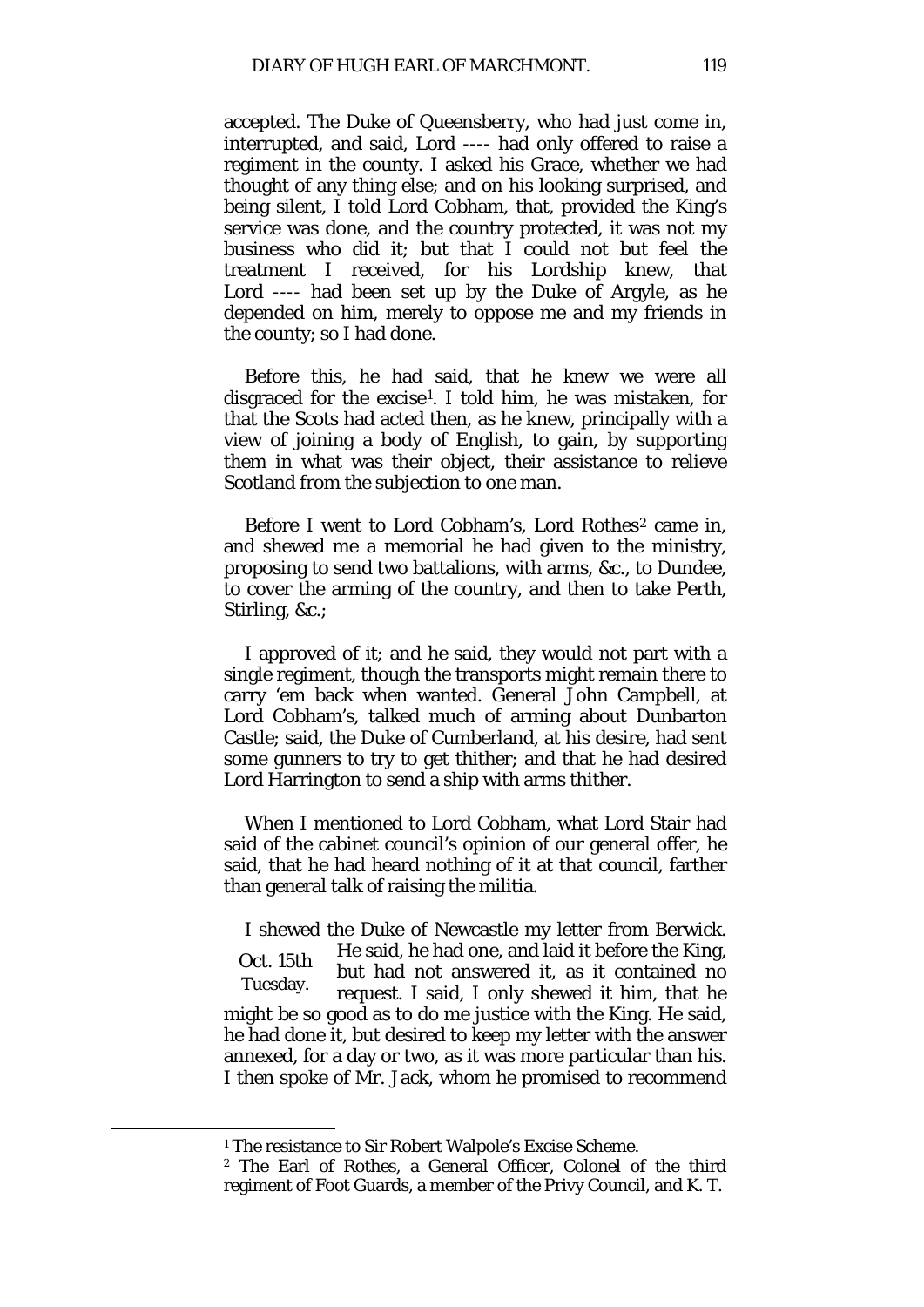accepted. The Duke of Queensberry, who had just come in, interrupted, and said, Lord ---- had only offered to raise a regiment in the county. I asked his Grace, whether we had thought of any thing else; and on his looking surprised, and being silent, I told Lord Cobham, that, provided the King's service was done, and the country protected, it was not my business who did it; but that I could not but feel the treatment I received, for his Lordship knew, that Lord ---- had been set up by the Duke of Argyle, as he depended on him, merely to oppose me and my friends in the county; so I had done.

Before this, he had said, that he knew we were all disgraced for the excise[1]. I told him, he was mistaken, for that the Scots had acted then, as he knew, principally with a view of joining a body of English, to gain, by supporting them in what was their object, their assistance to relieve Scotland from the subjection to one man.

Before I went to Lord Cobham's, Lord Rothes[2] came in, and shewed me a memorial he had given to the ministry, proposing to send two battalions, with arms, &c., to Dundee, to cover the arming of the country, and then to take Perth, Stirling, &c.;

I approved of it; and he said, they would not part with a single regiment, though the transports might remain there to carry 'em back when wanted. General John Campbell, at Lord Cobham's, talked much of arming about Dunbarton Castle; said, the Duke of Cumberland, at his desire, had sent some gunners to try to get thither; and that he had desired Lord Harrington to send a ship with arms thither.

When I mentioned to Lord Cobham, what Lord Stair had said of the cabinet council's opinion of our general offer, he said, that he had heard nothing of it at that council, farther than general talk of raising the militia.

Oct. 15th Tuesday.

I shewed the Duke of Newcastle my letter from Berwick. He said, he had one, and laid it before the King, but had not answered it, as it contained no request. I said, I only shewed it him, that he might be so good as to do me justice with the King. He said, he had done it, but desired to keep my letter with the answer annexed, for a day or two, as it was more particular than his. I then spoke of Mr. Jack, whom he promised to recommend

---

[1] The resistance to Sir Robert Walpole's Excise Scheme.

[2] The Earl of Rothes, a General Officer, Colonel of the third regiment of Foot Guards, a member of the Privy Council, and K. T.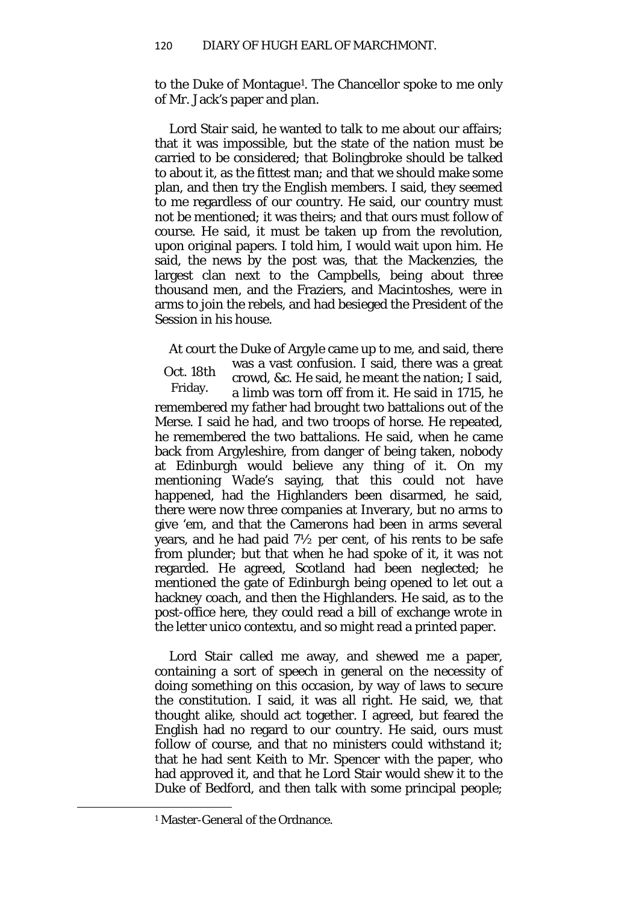to the Duke of Montague[1]. The Chancellor spoke to me only of Mr. Jack's paper and plan.

Lord Stair said, he wanted to talk to me about our affairs; that it was impossible, but the state of the nation must be carried to be considered; that Bolingbroke should be talked to about it, as the fittest man; and that we should make some plan, and then try the English members. I said, they seemed to me regardless of our country. He said, our country must not be mentioned; it was theirs; and that ours must follow of course. He said, it must be taken up from the revolution, upon original papers. I told him, I would wait upon him. He said, the news by the post was, that the Mackenzies, the largest clan next to the Campbells, being about three thousand men, and the Fraziers, and Macintoshes, were in arms to join the rebels, and had besieged the President of the Session in his house.

Oct. 18th Friday.

At court the Duke of Argyle came up to me, and said, there was a vast confusion. I said, there was a great crowd, &c. He said, he meant the nation; I said, a limb was torn off from it. He said in 1715, he remembered my father had brought two battalions out of the Merse. I said he had, and two troops of horse. He repeated, he remembered the two battalions. He said, when he came back from Argyleshire, from danger of being taken, nobody at Edinburgh would believe any thing of it. On my mentioning Wade's saying, that this could not have happened, had the Highlanders been disarmed, he said, there were now three companies at Inverary, but no arms to give 'em, and that the Camerons had been in arms several years, and he had paid 7½ per cent, of his rents to be safe from plunder; but that when he had spoke of it, it was not regarded. He agreed, Scotland had been neglected; he mentioned the gate of Edinburgh being opened to let out a hackney coach, and then the Highlanders. He said, as to the post-office here, they could read a bill of exchange wrote in the letter unico contextu, and so might read a printed paper.

Lord Stair called me away, and shewed me a paper, containing a sort of speech in general on the necessity of doing something on this occasion, by way of laws to secure the constitution. I said, it was all right. He said, we, that thought alike, should act together. I agreed, but feared the English had no regard to our country. He said, ours must follow of course, and that no ministers could withstand it; that he had sent Keith to Mr. Spencer with the paper, who had approved it, and that he Lord Stair would shew it to the Duke of Bedford, and then talk with some principal people;

[1] Master-General of the Ordnance.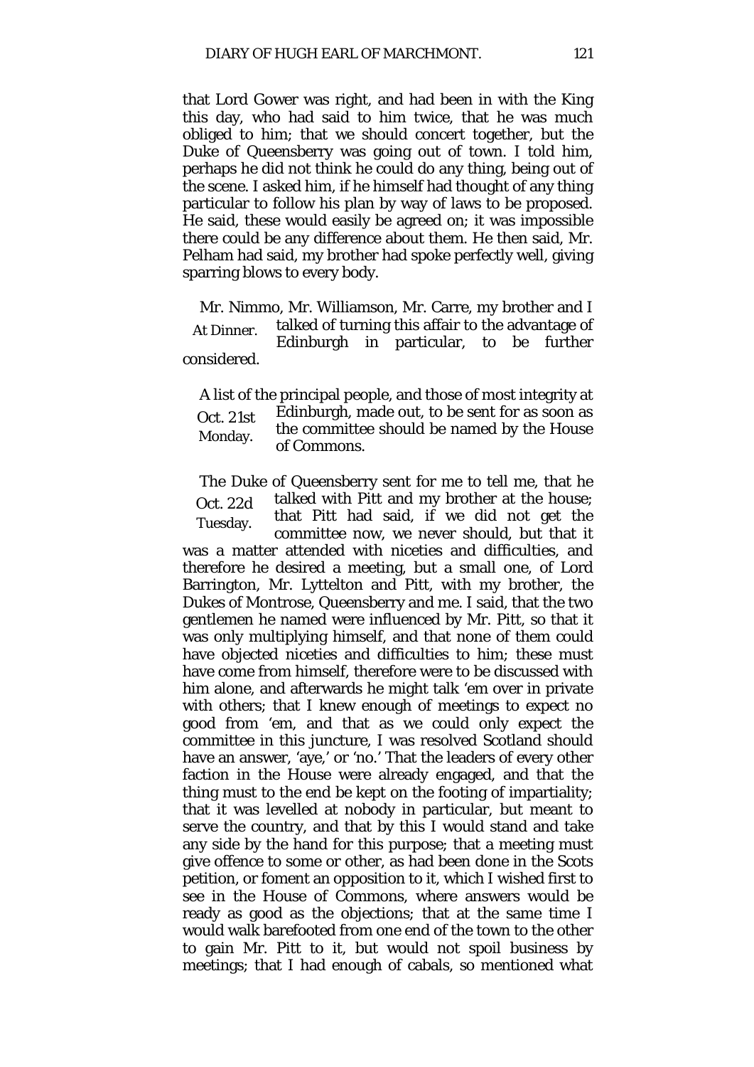that Lord Gower was right, and had been in with the King this day, who had said to him twice, that he was much obliged to him; that we should concert together, but the Duke of Queensberry was going out of town. I told him, perhaps he did not think he could do any thing, being out of the scene. I asked him, if he himself had thought of any thing particular to follow his plan by way of laws to be proposed. He said, these would easily be agreed on; it was impossible there could be any difference about them. He then said, Mr. Pelham had said, my brother had spoke perfectly well, giving sparring blows to every body.

At Dinner. Mr. Nimmo, Mr. Williamson, Mr. Carre, my brother and I talked of turning this affair to the advantage of Edinburgh in particular, to be further considered.

Oct. 21st Monday. A list of the principal people, and those of most integrity at Edinburgh, made out, to be sent for as soon as the committee should be named by the House of Commons.

Oct. 22d Tuesday. The Duke of Queensberry sent for me to tell me, that he talked with Pitt and my brother at the house; that Pitt had said, if we did not get the committee now, we never should, but that it was a matter attended with niceties and difficulties, and therefore he desired a meeting, but a small one, of Lord Barrington, Mr. Lyttelton and Pitt, with my brother, the Dukes of Montrose, Queensberry and me. I said, that the two gentlemen he named were influenced by Mr. Pitt, so that it was only multiplying himself, and that none of them could have objected niceties and difficulties to him; these must have come from himself, therefore were to be discussed with him alone, and afterwards he might talk 'em over in private with others; that I knew enough of meetings to expect no good from 'em, and that as we could only expect the committee in this juncture, I was resolved Scotland should have an answer, 'aye,' or 'no.' That the leaders of every other faction in the House were already engaged, and that the thing must to the end be kept on the footing of impartiality; that it was levelled at nobody in particular, but meant to serve the country, and that by this I would stand and take any side by the hand for this purpose; that a meeting must give offence to some or other, as had been done in the Scots petition, or foment an opposition to it, which I wished first to see in the House of Commons, where answers would be ready as good as the objections; that at the same time I would walk barefooted from one end of the town to the other to gain Mr. Pitt to it, but would not spoil business by meetings; that I had enough of cabals, so mentioned what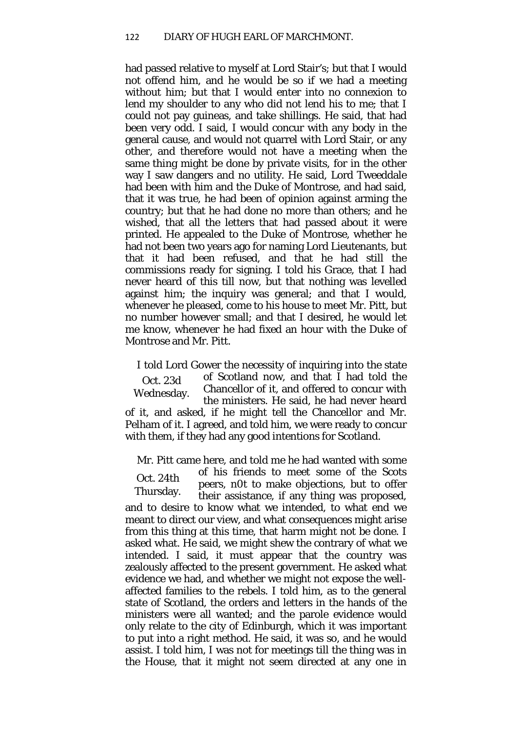had passed relative to myself at Lord Stair's; but that I would not offend him, and he would be so if we had a meeting without him; but that I would enter into no connexion to lend my shoulder to any who did not lend his to me; that I could not pay guineas, and take shillings. He said, that had been very odd. I said, I would concur with any body in the general cause, and would not quarrel with Lord Stair, or any other, and therefore would not have a meeting when the same thing might be done by private visits, for in the other way I saw dangers and no utility. He said, Lord Tweeddale had been with him and the Duke of Montrose, and had said, that it was true, he had been of opinion against arming the country; but that he had done no more than others; and he wished, that all the letters that had passed about it were printed. He appealed to the Duke of Montrose, whether he had not been two years ago for naming Lord Lieutenants, but that it had been refused, and that he had still the commissions ready for signing. I told his Grace, that I had never heard of this till now, but that nothing was levelled against him; the inquiry was general; and that I would, whenever he pleased, come to his house to meet Mr. Pitt, but no number however small; and that I desired, he would let me know, whenever he had fixed an hour with the Duke of Montrose and Mr. Pitt.

Oct. 23d Wednesday.

I told Lord Gower the necessity of inquiring into the state of Scotland now, and that I had told the Chancellor of it, and offered to concur with the ministers. He said, he had never heard of it, and asked, if he might tell the Chancellor and Mr. Pelham of it. I agreed, and told him, we were ready to concur with them, if they had any good intentions for Scotland.

Oct. 24th Thursday.

Mr. Pitt came here, and told me he had wanted with some of his friends to meet some of the Scots peers, n0t to make objections, but to offer their assistance, if any thing was proposed, and to desire to know what we intended, to what end we meant to direct our view, and what consequences might arise from this thing at this time, that harm might not be done. I asked what. He said, we might shew the contrary of what we intended. I said, it must appear that the country was zealously affected to the present government. He asked what evidence we had, and whether we might not expose the well-affected families to the rebels. I told him, as to the general state of Scotland, the orders and letters in the hands of the ministers were all wanted; and the parole evidence would only relate to the city of Edinburgh, which it was important to put into a right method. He said, it was so, and he would assist. I told him, I was not for meetings till the thing was in the House, that it might not seem directed at any one in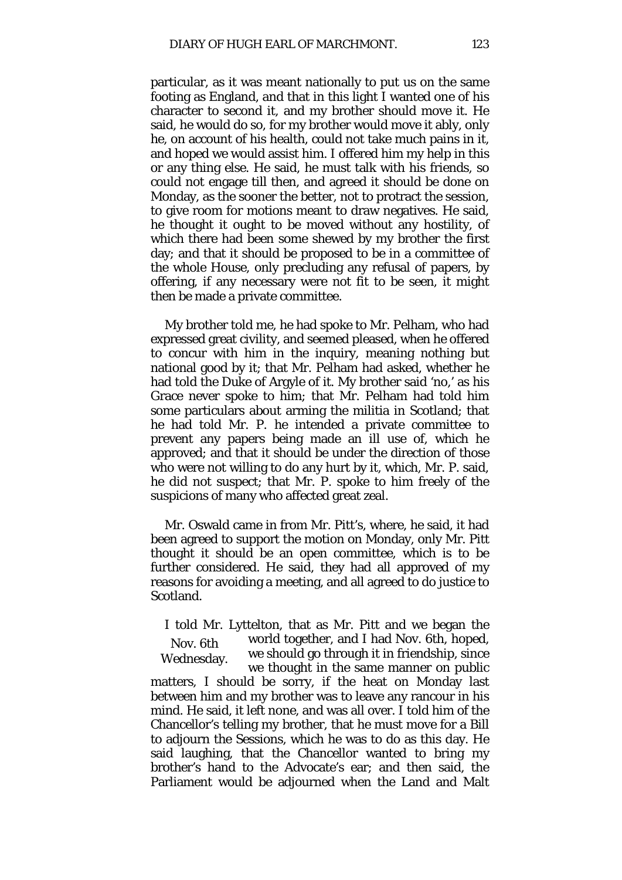particular, as it was meant nationally to put us on the same footing as England, and that in this light I wanted one of his character to second it, and my brother should move it. He said, he would do so, for my brother would move it ably, only he, on account of his health, could not take much pains in it, and hoped we would assist him. I offered him my help in this or any thing else. He said, he must talk with his friends, so could not engage till then, and agreed it should be done on Monday, as the sooner the better, not to protract the session, to give room for motions meant to draw negatives. He said, he thought it ought to be moved without any hostility, of which there had been some shewed by my brother the first day; and that it should be proposed to be in a committee of the whole House, only precluding any refusal of papers, by offering, if any necessary were not fit to be seen, it might then be made a private committee.

My brother told me, he had spoke to Mr. Pelham, who had expressed great civility, and seemed pleased, when he offered to concur with him in the inquiry, meaning nothing but national good by it; that Mr. Pelham had asked, whether he had told the Duke of Argyle of it. My brother said 'no,' as his Grace never spoke to him; that Mr. Pelham had told him some particulars about arming the militia in Scotland; that he had told Mr. P. he intended a private committee to prevent any papers being made an ill use of, which he approved; and that it should be under the direction of those who were not willing to do any hurt by it, which, Mr. P. said, he did not suspect; that Mr. P. spoke to him freely of the suspicions of many who affected great zeal.

Mr. Oswald came in from Mr. Pitt's, where, he said, it had been agreed to support the motion on Monday, only Mr. Pitt thought it should be an open committee, which is to be further considered. He said, they had all approved of my reasons for avoiding a meeting, and all agreed to do justice to Scotland.

Nov. 6th Wednesday.

I told Mr. Lyttelton, that as Mr. Pitt and we began the world together, and I had Nov. 6th, hoped, we should go through it in friendship, since we thought in the same manner on public matters, I should be sorry, if the heat on Monday last between him and my brother was to leave any rancour in his mind. He said, it left none, and was all over. I told him of the Chancellor's telling my brother, that he must move for a Bill to adjourn the Sessions, which he was to do as this day. He said laughing, that the Chancellor wanted to bring my brother's hand to the Advocate's ear; and then said, the Parliament would be adjourned when the Land and Malt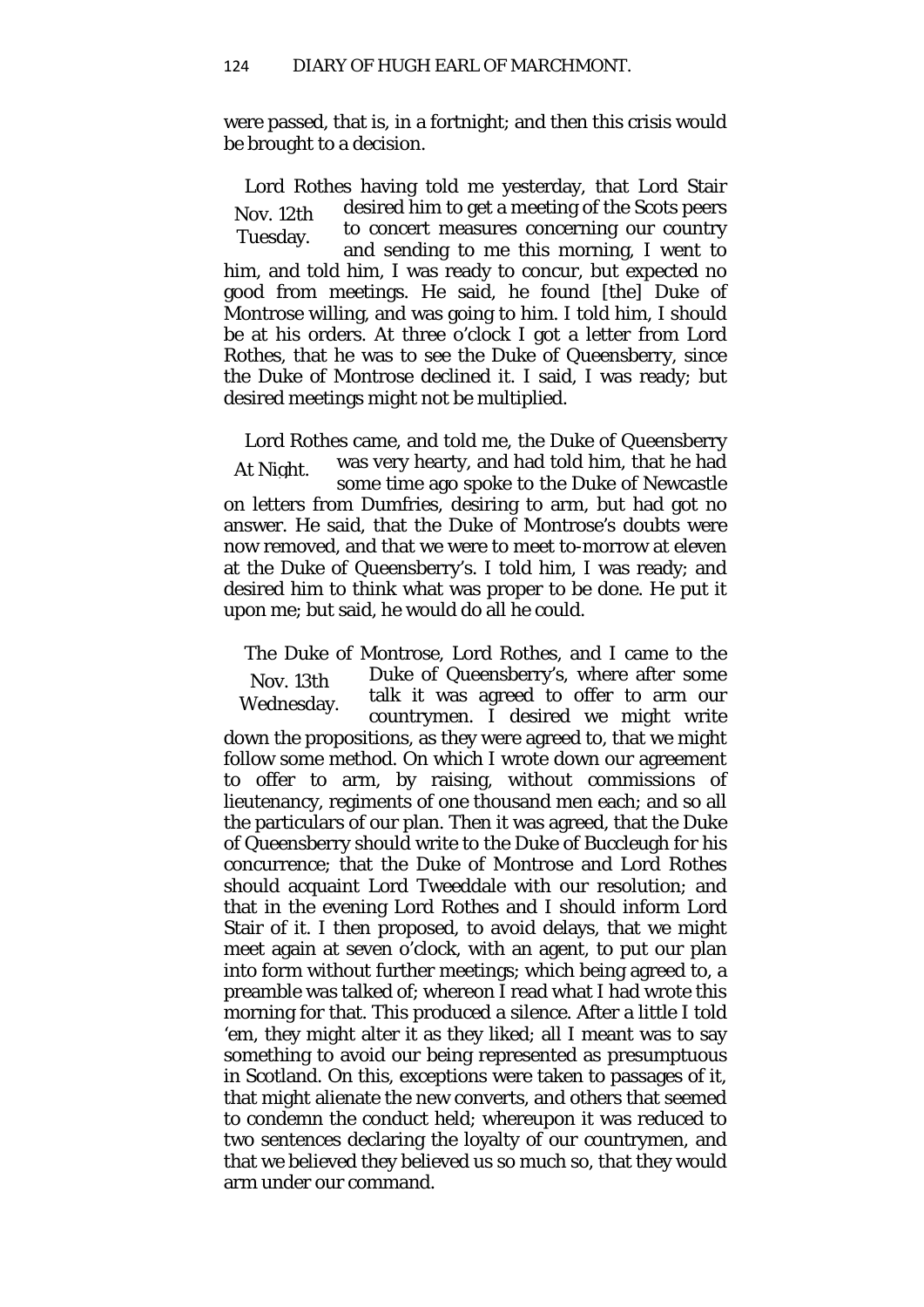were passed, that is, in a fortnight; and then this crisis would be brought to a decision.

*Nov. 12th Tuesday.* Lord Rothes having told me yesterday, that Lord Stair desired him to get a meeting of the Scots peers to concert measures concerning our country and sending to me this morning, I went to him, and told him, I was ready to concur, but expected no good from meetings. He said, he found [the] Duke of Montrose willing, and was going to him. I told him, I should be at his orders. At three o'clock I got a letter from Lord Rothes, that he was to see the Duke of Queensberry, since the Duke of Montrose declined it. I said, I was ready; but desired meetings might not be multiplied.

*At Night.* Lord Rothes came, and told me, the Duke of Queensberry was very hearty, and had told him, that he had some time ago spoke to the Duke of Newcastle on letters from Dumfries, desiring to arm, but had got no answer. He said, that the Duke of Montrose's doubts were now removed, and that we were to meet to-morrow at eleven at the Duke of Queensberry's. I told him, I was ready; and desired him to think what was proper to be done. He put it upon me; but said, he would do all he could.

*Nov. 13th Wednesday.* The Duke of Montrose, Lord Rothes, and I came to the Duke of Queensberry's, where after some talk it was agreed to offer to arm our countrymen. I desired we might write down the propositions, as they were agreed to, that we might follow some method. On which I wrote down our agreement to offer to arm, by raising, without commissions of lieutenancy, regiments of one thousand men each; and so all the particulars of our plan. Then it was agreed, that the Duke of Queensberry should write to the Duke of Buccleugh for his concurrence; that the Duke of Montrose and Lord Rothes should acquaint Lord Tweeddale with our resolution; and that in the evening Lord Rothes and I should inform Lord Stair of it. I then proposed, to avoid delays, that we might meet again at seven o'clock, with an agent, to put our plan into form without further meetings; which being agreed to, a preamble was talked of; whereon I read what I had wrote this morning for that. This produced a silence. After a little I told 'em, they might alter it as they liked; all I meant was to say something to avoid our being represented as presumptuous in Scotland. On this, exceptions were taken to passages of it, that might alienate the new converts, and others that seemed to condemn the conduct held; whereupon it was reduced to two sentences declaring the loyalty of our countrymen, and that we believed they believed us so much so, that they would arm under our command.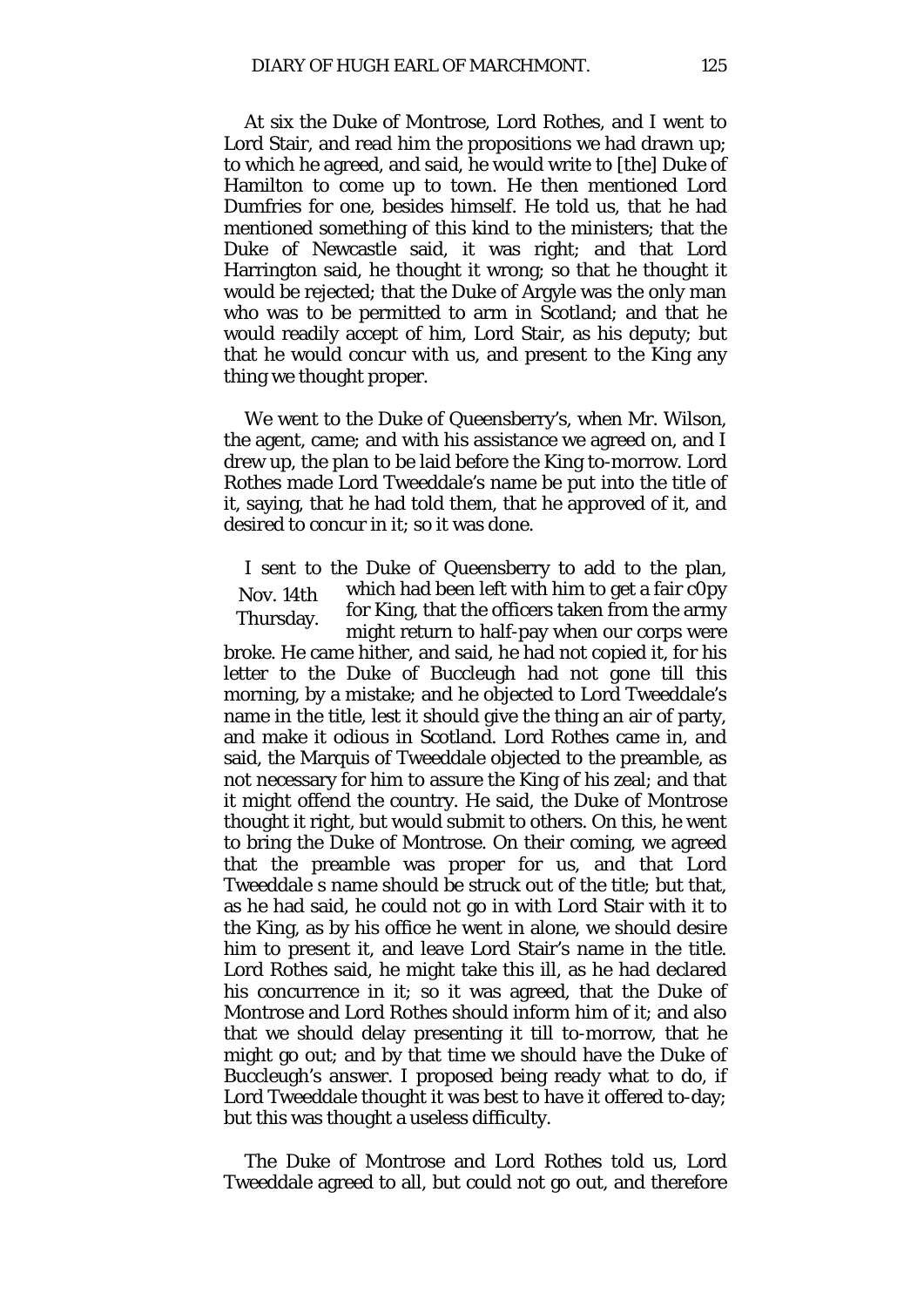At six the Duke of Montrose, Lord Rothes, and I went to Lord Stair, and read him the propositions we had drawn up; to which he agreed, and said, he would write to [the] Duke of Hamilton to come up to town. He then mentioned Lord Dumfries for one, besides himself. He told us, that he had mentioned something of this kind to the ministers; that the Duke of Newcastle said, it was right; and that Lord Harrington said, he thought it wrong; so that he thought it would be rejected; that the Duke of Argyle was the only man who was to be permitted to arm in Scotland; and that he would readily accept of him, Lord Stair, as his deputy; but that he would concur with us, and present to the King any thing we thought proper.

We went to the Duke of Queensberry's, when Mr. Wilson, the agent, came; and with his assistance we agreed on, and I drew up, the plan to be laid before the King to-morrow. Lord Rothes made Lord Tweeddale's name be put into the title of it, saying, that he had told them, that he approved of it, and desired to concur in it; so it was done.

Nov. 14th Thursday.

I sent to the Duke of Queensberry to add to the plan, which had been left with him to get a fair c0py for King, that the officers taken from the army might return to half-pay when our corps were broke. He came hither, and said, he had not copied it, for his letter to the Duke of Buccleugh had not gone till this morning, by a mistake; and he objected to Lord Tweeddale's name in the title, lest it should give the thing an air of party, and make it odious in Scotland. Lord Rothes came in, and said, the Marquis of Tweeddale objected to the preamble, as not necessary for him to assure the King of his zeal; and that it might offend the country. He said, the Duke of Montrose thought it right, but would submit to others. On this, he went to bring the Duke of Montrose. On their coming, we agreed that the preamble was proper for us, and that Lord Tweeddale s name should be struck out of the title; but that, as he had said, he could not go in with Lord Stair with it to the King, as by his office he went in alone, we should desire him to present it, and leave Lord Stair's name in the title. Lord Rothes said, he might take this ill, as he had declared his concurrence in it; so it was agreed, that the Duke of Montrose and Lord Rothes should inform him of it; and also that we should delay presenting it till to-morrow, that he might go out; and by that time we should have the Duke of Buccleugh's answer. I proposed being ready what to do, if Lord Tweeddale thought it was best to have it offered to-day; but this was thought a useless difficulty.

The Duke of Montrose and Lord Rothes told us, Lord Tweeddale agreed to all, but could not go out, and therefore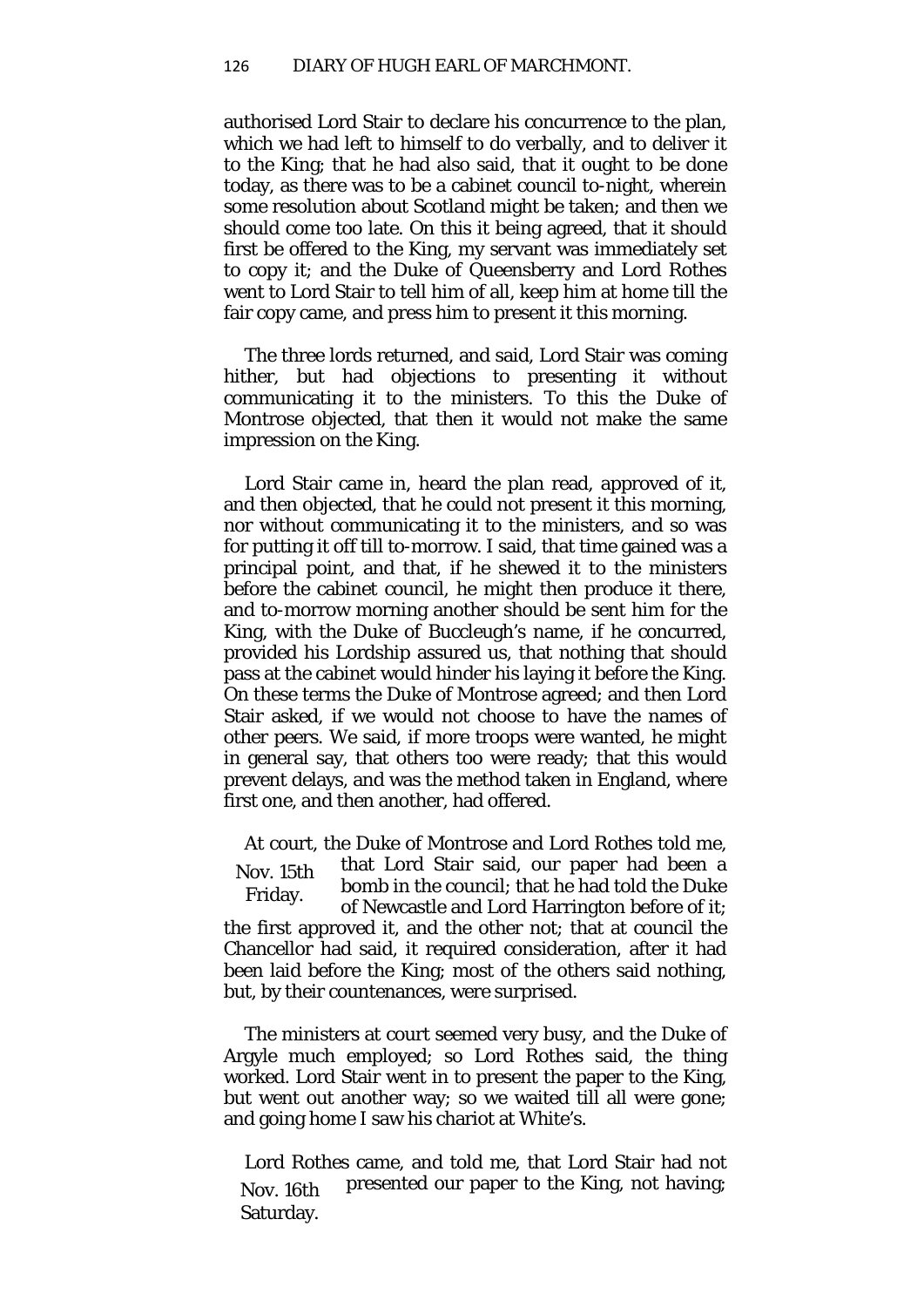authorised Lord Stair to declare his concurrence to the plan, which we had left to himself to do verbally, and to deliver it to the King; that he had also said, that it ought to be done today, as there was to be a cabinet council to-night, wherein some resolution about Scotland might be taken; and then we should come too late. On this it being agreed, that it should first be offered to the King, my servant was immediately set to copy it; and the Duke of Queensberry and Lord Rothes went to Lord Stair to tell him of all, keep him at home till the fair copy came, and press him to present it this morning.

The three lords returned, and said, Lord Stair was coming hither, but had objections to presenting it without communicating it to the ministers. To this the Duke of Montrose objected, that then it would not make the same impression on the King.

Lord Stair came in, heard the plan read, approved of it, and then objected, that he could not present it this morning, nor without communicating it to the ministers, and so was for putting it off till to-morrow. I said, that time gained was a principal point, and that, if he shewed it to the ministers before the cabinet council, he might then produce it there, and to-morrow morning another should be sent him for the King, with the Duke of Buccleugh's name, if he concurred, provided his Lordship assured us, that nothing that should pass at the cabinet would hinder his laying it before the King. On these terms the Duke of Montrose agreed; and then Lord Stair asked, if we would not choose to have the names of other peers. We said, if more troops were wanted, he might in general say, that others too were ready; that this would prevent delays, and was the method taken in England, where first one, and then another, had offered.

Nov. 15th Friday.

At court, the Duke of Montrose and Lord Rothes told me, that Lord Stair said, our paper had been a bomb in the council; that he had told the Duke of Newcastle and Lord Harrington before of it; the first approved it, and the other not; that at council the Chancellor had said, it required consideration, after it had been laid before the King; most of the others said nothing, but, by their countenances, were surprised.

The ministers at court seemed very busy, and the Duke of Argyle much employed; so Lord Rothes said, the thing worked. Lord Stair went in to present the paper to the King, but went out another way; so we waited till all were gone; and going home I saw his chariot at White's.

Nov. 16th Saturday.

Lord Rothes came, and told me, that Lord Stair had not presented our paper to the King, not having;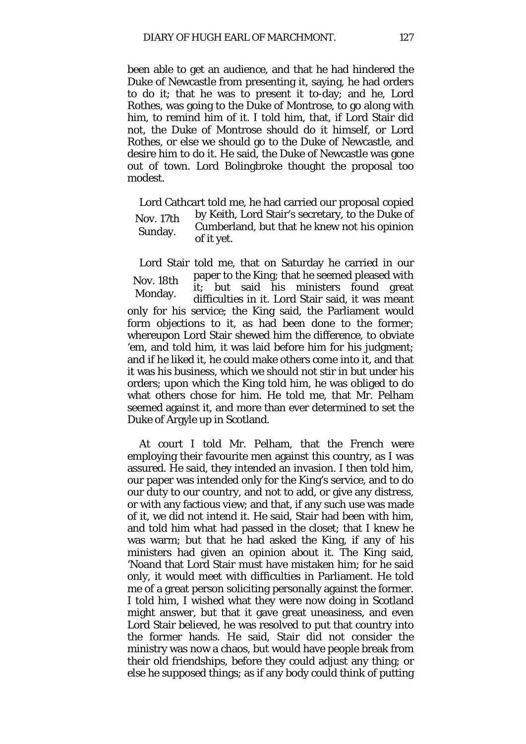been able to get an audience, and that he had hindered the Duke of Newcastle from presenting it, saying, he had orders to do it; that he was to present it to-day; and he, Lord Rothes, was going to the Duke of Montrose, to go along with him, to remind him of it. I told him, that, if Lord Stair did not, the Duke of Montrose should do it himself, or Lord Rothes, or else we should go to the Duke of Newcastle, and desire him to do it. He said, the Duke of Newcastle was gone out of town. Lord Bolingbroke thought the proposal too modest.

Nov. 17th Sunday.

Lord Cathcart told me, he had carried our proposal copied by Keith, Lord Stair's secretary, to the Duke of Cumberland, but that he knew not his opinion of it yet.

Nov. 18th Monday.

Lord Stair told me, that on Saturday he carried in our paper to the King; that he seemed pleased with it; but said his ministers found great difficulties in it. Lord Stair said, it was meant only for his service; the King said, the Parliament would form objections to it, as had been done to the former; whereupon Lord Stair shewed him the difference, to obviate 'em, and told him, it was laid before him for his judgment; and if he liked it, he could make others come into it, and that it was his business, which we should not stir in but under his orders; upon which the King told him, he was obliged to do what others chose for him. He told me, that Mr. Pelham seemed against it, and more than ever determined to set the Duke of Argyle up in Scotland.

At court I told Mr. Pelham, that the French were employing their favourite men against this country, as I was assured. He said, they intended an invasion. I then told him, our paper was intended only for the King's service, and to do our duty to our country, and not to add, or give any distress, or with any factious view; and that, if any such use was made of it, we did not intend it. He said, Stair had been with him, and told him what had passed in the closet; that I knew he was warm; but that he had asked the King, if any of his ministers had given an opinion about it. The King said, 'Noand that Lord Stair must have mistaken him; for he said only, it would meet with difficulties in Parliament. He told me of a great person soliciting personally against the former. I told him, I wished what they were now doing in Scotland might answer, but that it gave great uneasiness, and even Lord Stair believed, he was resolved to put that country into the former hands. He said, Stair did not consider the ministry was now a chaos, but would have people break from their old friendships, before they could adjust any thing; or else he supposed things; as if any body could think of putting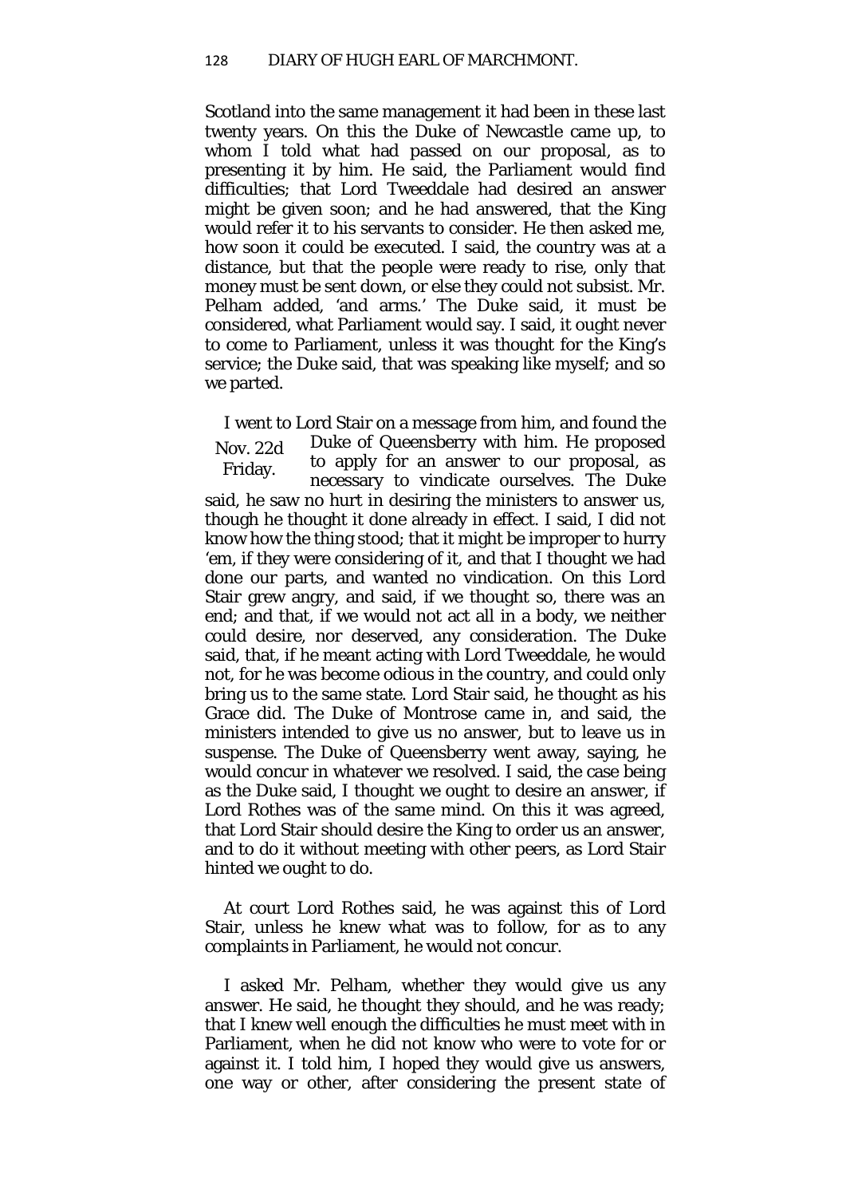Scotland into the same management it had been in these last twenty years. On this the Duke of Newcastle came up, to whom I told what had passed on our proposal, as to presenting it by him. He said, the Parliament would find difficulties; that Lord Tweeddale had desired an answer might be given soon; and he had answered, that the King would refer it to his servants to consider. He then asked me, how soon it could be executed. I said, the country was at a distance, but that the people were ready to rise, only that money must be sent down, or else they could not subsist. Mr. Pelham added, 'and arms.' The Duke said, it must be considered, what Parliament would say. I said, it ought never to come to Parliament, unless it was thought for the King's service; the Duke said, that was speaking like myself; and so we parted.

Nov. 22d Friday.

I went to Lord Stair on a message from him, and found the Duke of Queensberry with him. He proposed to apply for an answer to our proposal, as necessary to vindicate ourselves. The Duke said, he saw no hurt in desiring the ministers to answer us, though he thought it done already in effect. I said, I did not know how the thing stood; that it might be improper to hurry 'em, if they were considering of it, and that I thought we had done our parts, and wanted no vindication. On this Lord Stair grew angry, and said, if we thought so, there was an end; and that, if we would not act all in a body, we neither could desire, nor deserved, any consideration. The Duke said, that, if he meant acting with Lord Tweeddale, he would not, for he was become odious in the country, and could only bring us to the same state. Lord Stair said, he thought as his Grace did. The Duke of Montrose came in, and said, the ministers intended to give us no answer, but to leave us in suspense. The Duke of Queensberry went away, saying, he would concur in whatever we resolved. I said, the case being as the Duke said, I thought we ought to desire an answer, if Lord Rothes was of the same mind. On this it was agreed, that Lord Stair should desire the King to order us an answer, and to do it without meeting with other peers, as Lord Stair hinted we ought to do.

At court Lord Rothes said, he was against this of Lord Stair, unless he knew what was to follow, for as to any complaints in Parliament, he would not concur.

I asked Mr. Pelham, whether they would give us any answer. He said, he thought they should, and he was ready; that I knew well enough the difficulties he must meet with in Parliament, when he did not know who were to vote for or against it. I told him, I hoped they would give us answers, one way or other, after considering the present state of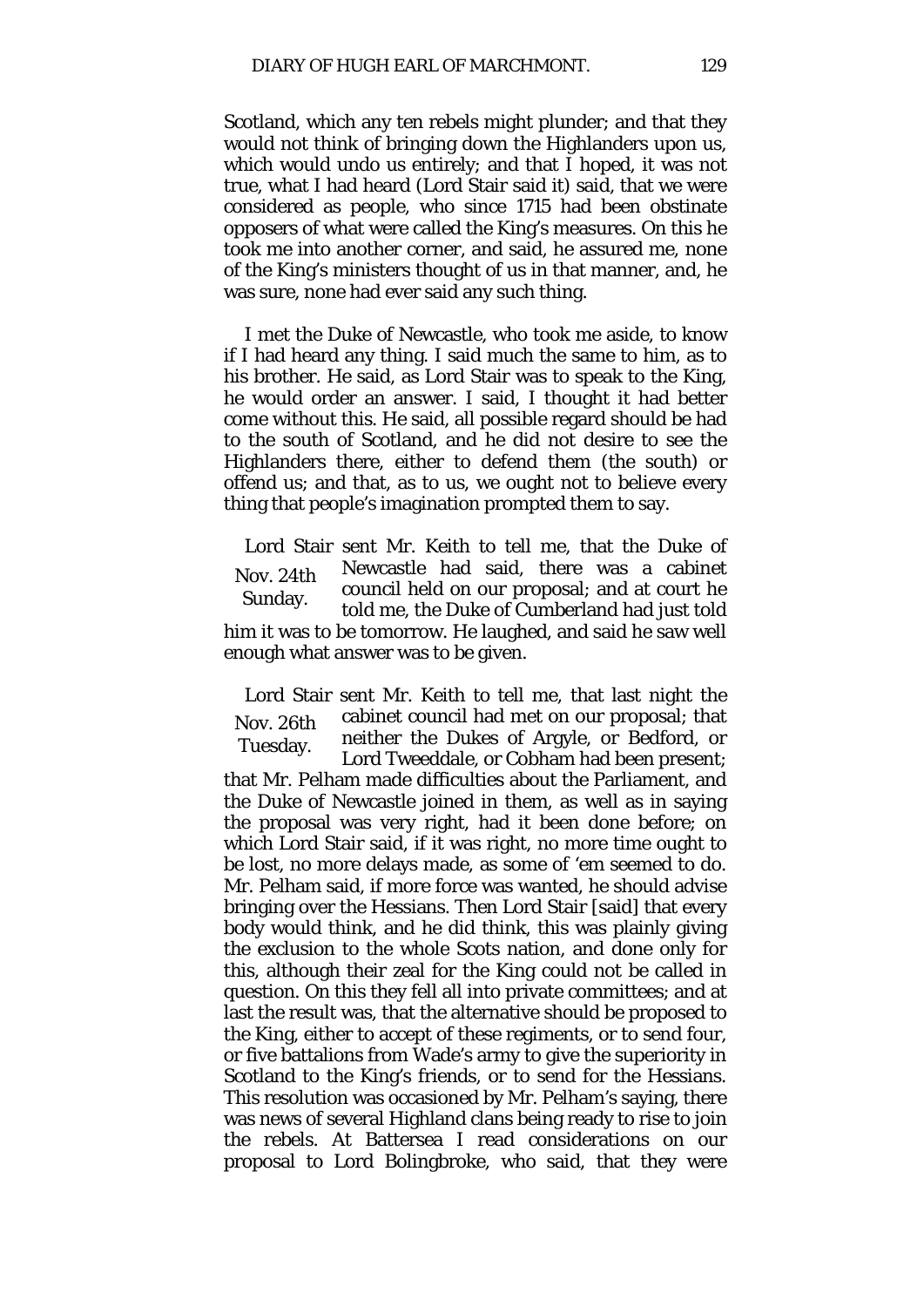Scotland, which any ten rebels might plunder; and that they would not think of bringing down the Highlanders upon us, which would undo us entirely; and that I hoped, it was not true, what I had heard (Lord Stair said it) said, that we were considered as people, who since 1715 had been obstinate opposers of what were called the King's measures. On this he took me into another corner, and said, he assured me, none of the King's ministers thought of us in that manner, and, he was sure, none had ever said any such thing.

I met the Duke of Newcastle, who took me aside, to know if I had heard any thing. I said much the same to him, as to his brother. He said, as Lord Stair was to speak to the King, he would order an answer. I said, I thought it had better come without this. He said, all possible regard should be had to the south of Scotland, and he did not desire to see the Highlanders there, either to defend them (the south) or offend us; and that, as to us, we ought not to believe every thing that people's imagination prompted them to say.

Nov. 24th Sunday.

Lord Stair sent Mr. Keith to tell me, that the Duke of Newcastle had said, there was a cabinet council held on our proposal; and at court he told me, the Duke of Cumberland had just told him it was to be tomorrow. He laughed, and said he saw well enough what answer was to be given.

Nov. 26th Tuesday.

Lord Stair sent Mr. Keith to tell me, that last night the cabinet council had met on our proposal; that neither the Dukes of Argyle, or Bedford, or Lord Tweeddale, or Cobham had been present; that Mr. Pelham made difficulties about the Parliament, and the Duke of Newcastle joined in them, as well as in saying the proposal was very right, had it been done before; on which Lord Stair said, if it was right, no more time ought to be lost, no more delays made, as some of 'em seemed to do. Mr. Pelham said, if more force was wanted, he should advise bringing over the Hessians. Then Lord Stair [said] that every body would think, and he did think, this was plainly giving the exclusion to the whole Scots nation, and done only for this, although their zeal for the King could not be called in question. On this they fell all into private committees; and at last the result was, that the alternative should be proposed to the King, either to accept of these regiments, or to send four, or five battalions from Wade's army to give the superiority in Scotland to the King's friends, or to send for the Hessians. This resolution was occasioned by Mr. Pelham's saying, there was news of several Highland clans being ready to rise to join the rebels. At Battersea I read considerations on our proposal to Lord Bolingbroke, who said, that they were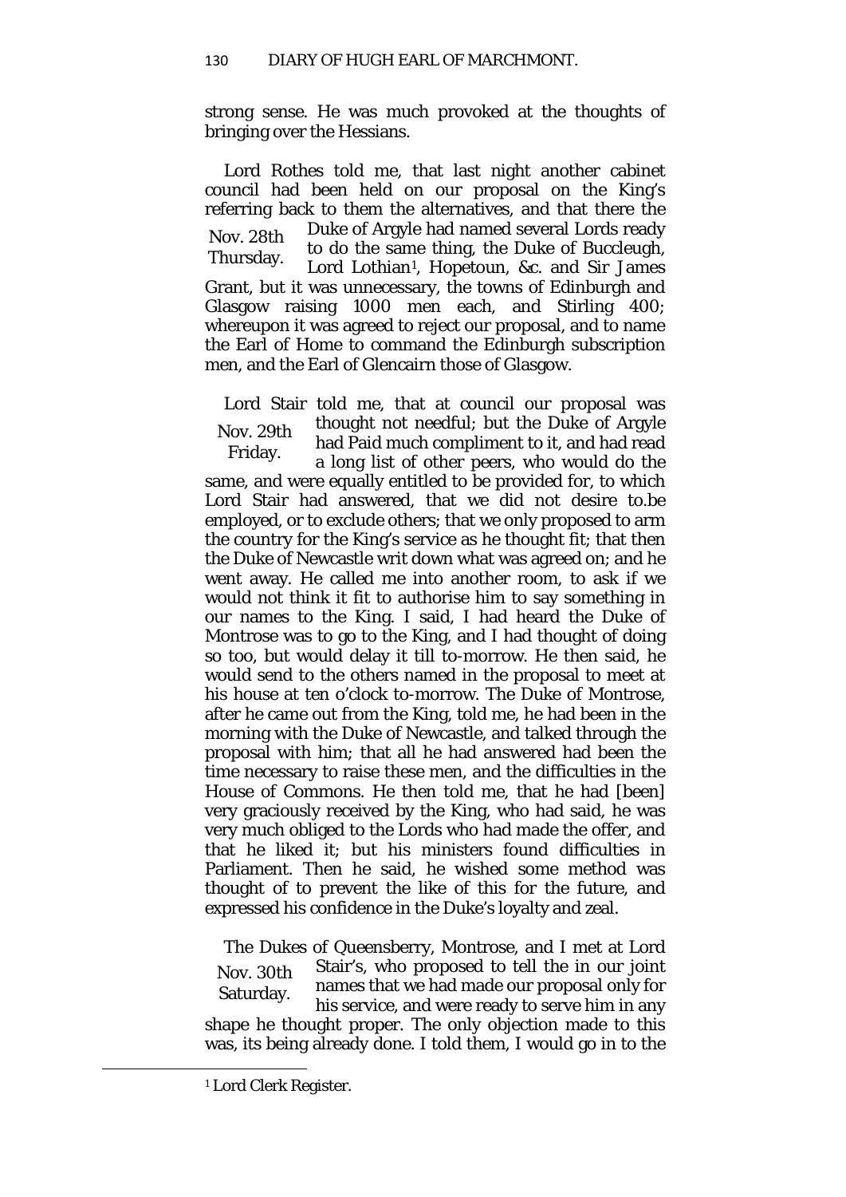strong sense. He was much provoked at the thoughts of bringing over the Hessians.

Nov. 28th Thursday.

Lord Rothes told me, that last night another cabinet council had been held on our proposal on the King's referring back to them the alternatives, and that there the Duke of Argyle had named several Lords ready to do the same thing, the Duke of Buccleugh, Lord Lothian[1], Hopetoun, &c. and Sir James Grant, but it was unnecessary, the towns of Edinburgh and Glasgow raising 1000 men each, and Stirling 400; whereupon it was agreed to reject our proposal, and to name the Earl of Home to command the Edinburgh subscription men, and the Earl of Glencairn those of Glasgow.

Nov. 29th Friday.

Lord Stair told me, that at council our proposal was thought not needful; but the Duke of Argyle had Paid much compliment to it, and had read a long list of other peers, who would do the same, and were equally entitled to be provided for, to which Lord Stair had answered, that we did not desire to.be employed, or to exclude others; that we only proposed to arm the country for the King's service as he thought fit; that then the Duke of Newcastle writ down what was agreed on; and he went away. He called me into another room, to ask if we would not think it fit to authorise him to say something in our names to the King. I said, I had heard the Duke of Montrose was to go to the King, and I had thought of doing so too, but would delay it till to-morrow. He then said, he would send to the others named in the proposal to meet at his house at ten o'clock to-morrow. The Duke of Montrose, after he came out from the King, told me, he had been in the morning with the Duke of Newcastle, and talked through the proposal with him; that all he had answered had been the time necessary to raise these men, and the difficulties in the House of Commons. He then told me, that he had [been] very graciously received by the King, who had said, he was very much obliged to the Lords who had made the offer, and that he liked it; but his ministers found difficulties in Parliament. Then he said, he wished some method was thought of to prevent the like of this for the future, and expressed his confidence in the Duke's loyalty and zeal.

Nov. 30th Saturday.

The Dukes of Queensberry, Montrose, and I met at Lord Stair's, who proposed to tell the in our joint names that we had made our proposal only for his service, and were ready to serve him in any shape he thought proper. The only objection made to this was, its being already done. I told them, I would go in to the

[1] Lord Clerk Register.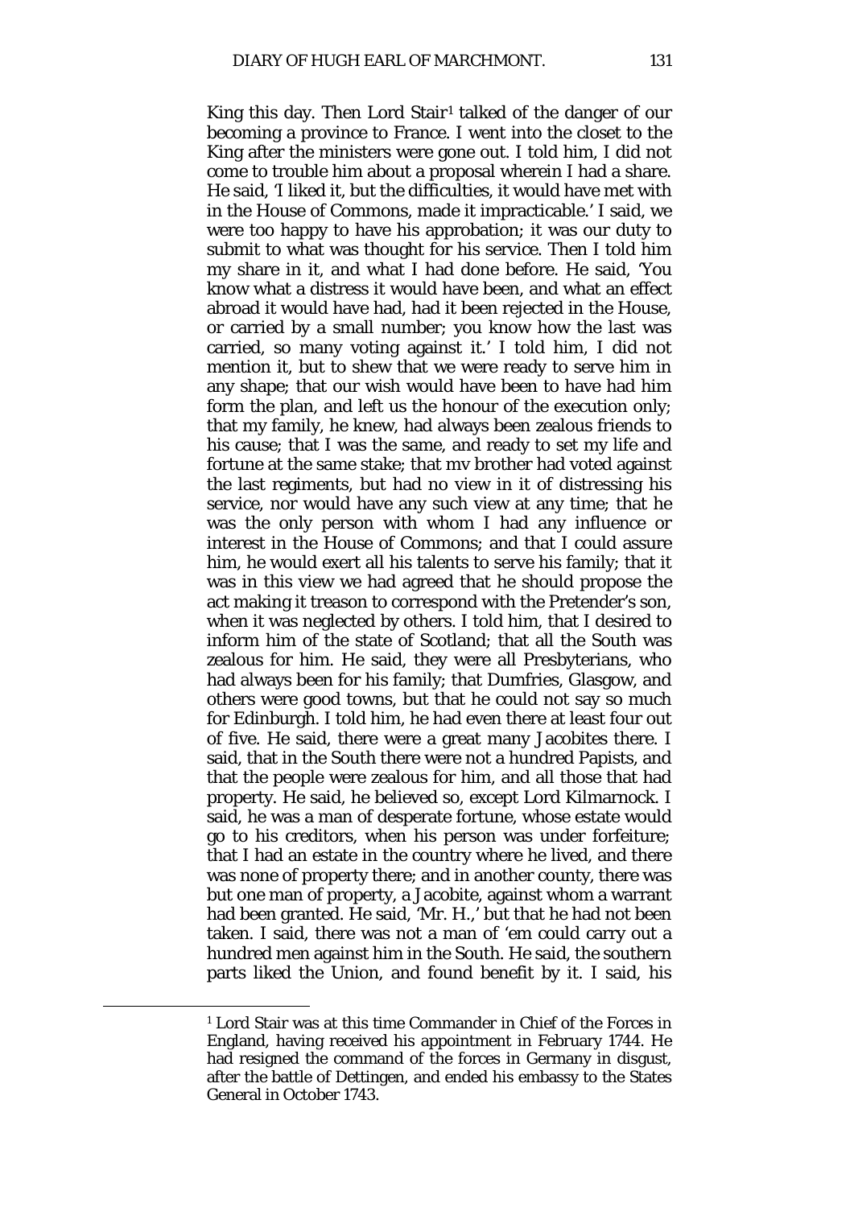King this day. Then Lord Stair[1] talked of the danger of our becoming a province to France. I went into the closet to the King after the ministers were gone out. I told him, I did not come to trouble him about a proposal wherein I had a share. He said, 'I liked it, but the difficulties, it would have met with in the House of Commons, made it impracticable.' I said, we were too happy to have his approbation; it was our duty to submit to what was thought for his service. Then I told him my share in it, and what I had done before. He said, 'You know what a distress it would have been, and what an effect abroad it would have had, had it been rejected in the House, or carried by a small number; you know how the last was carried, so many voting against it.' I told him, I did not mention it, but to shew that we were ready to serve him in any shape; that our wish would have been to have had him form the plan, and left us the honour of the execution only; that my family, he knew, had always been zealous friends to his cause; that I was the same, and ready to set my life and fortune at the same stake; that mv brother had voted against the last regiments, but had no view in it of distressing his service, nor would have any such view at any time; that he was the only person with whom I had any influence or interest in the House of Commons; and that I could assure him, he would exert all his talents to serve his family; that it was in this view we had agreed that he should propose the act making it treason to correspond with the Pretender's son, when it was neglected by others. I told him, that I desired to inform him of the state of Scotland; that all the South was zealous for him. He said, they were all Presbyterians, who had always been for his family; that Dumfries, Glasgow, and others were good towns, but that he could not say so much for Edinburgh. I told him, he had even there at least four out of five. He said, there were a great many Jacobites there. I said, that in the South there were not a hundred Papists, and that the people were zealous for him, and all those that had property. He said, he believed so, except Lord Kilmarnock. I said, he was a man of desperate fortune, whose estate would go to his creditors, when his person was under forfeiture; that I had an estate in the country where he lived, and there was none of property there; and in another county, there was but one man of property, a Jacobite, against whom a warrant had been granted. He said, 'Mr. H.,' but that he had not been taken. I said, there was not a man of 'em could carry out a hundred men against him in the South. He said, the southern parts liked the Union, and found benefit by it. I said, his

---

[1] Lord Stair was at this time Commander in Chief of the Forces in England, having received his appointment in February 1744. He had resigned the command of the forces in Germany in disgust, after the battle of Dettingen, and ended his embassy to the States General in October 1743.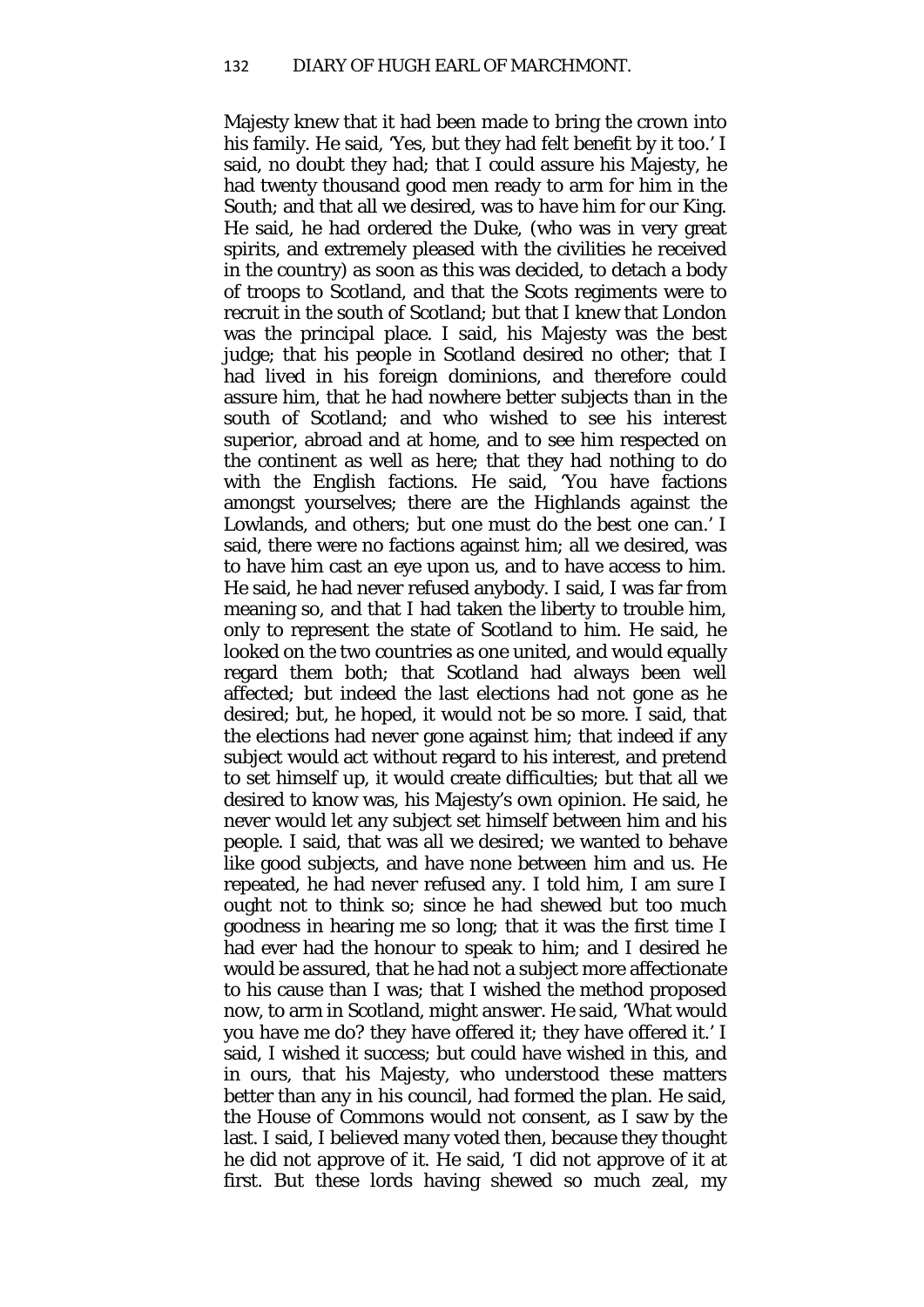Majesty knew that it had been made to bring the crown into his family. He said, 'Yes, but they had felt benefit by it too.' I said, no doubt they had; that I could assure his Majesty, he had twenty thousand good men ready to arm for him in the South; and that all we desired, was to have him for our King. He said, he had ordered the Duke, (who was in very great spirits, and extremely pleased with the civilities he received in the country) as soon as this was decided, to detach a body of troops to Scotland, and that the Scots regiments were to recruit in the south of Scotland; but that I knew that London was the principal place. I said, his Majesty was the best judge; that his people in Scotland desired no other; that I had lived in his foreign dominions, and therefore could assure him, that he had nowhere better subjects than in the south of Scotland; and who wished to see his interest superior, abroad and at home, and to see him respected on the continent as well as here; that they had nothing to do with the English factions. He said, 'You have factions amongst yourselves; there are the Highlands against the Lowlands, and others; but one must do the best one can.' I said, there were no factions against him; all we desired, was to have him cast an eye upon us, and to have access to him. He said, he had never refused anybody. I said, I was far from meaning so, and that I had taken the liberty to trouble him, only to represent the state of Scotland to him. He said, he looked on the two countries as one united, and would equally regard them both; that Scotland had always been well affected; but indeed the last elections had not gone as he desired; but, he hoped, it would not be so more. I said, that the elections had never gone against him; that indeed if any subject would act without regard to his interest, and pretend to set himself up, it would create difficulties; but that all we desired to know was, his Majesty's own opinion. He said, he never would let any subject set himself between him and his people. I said, that was all we desired; we wanted to behave like good subjects, and have none between him and us. He repeated, he had never refused any. I told him, I am sure I ought not to think so; since he had shewed but too much goodness in hearing me so long; that it was the first time I had ever had the honour to speak to him; and I desired he would be assured, that he had not a subject more affectionate to his cause than I was; that I wished the method proposed now, to arm in Scotland, might answer. He said, 'What would you have me do? they have offered it; they have offered it.' I said, I wished it success; but could have wished in this, and in ours, that his Majesty, who understood these matters better than any in his council, had formed the plan. He said, the House of Commons would not consent, as I saw by the last. I said, I believed many voted then, because they thought he did not approve of it. He said, 'I did not approve of it at first. But these lords having shewed so much zeal, my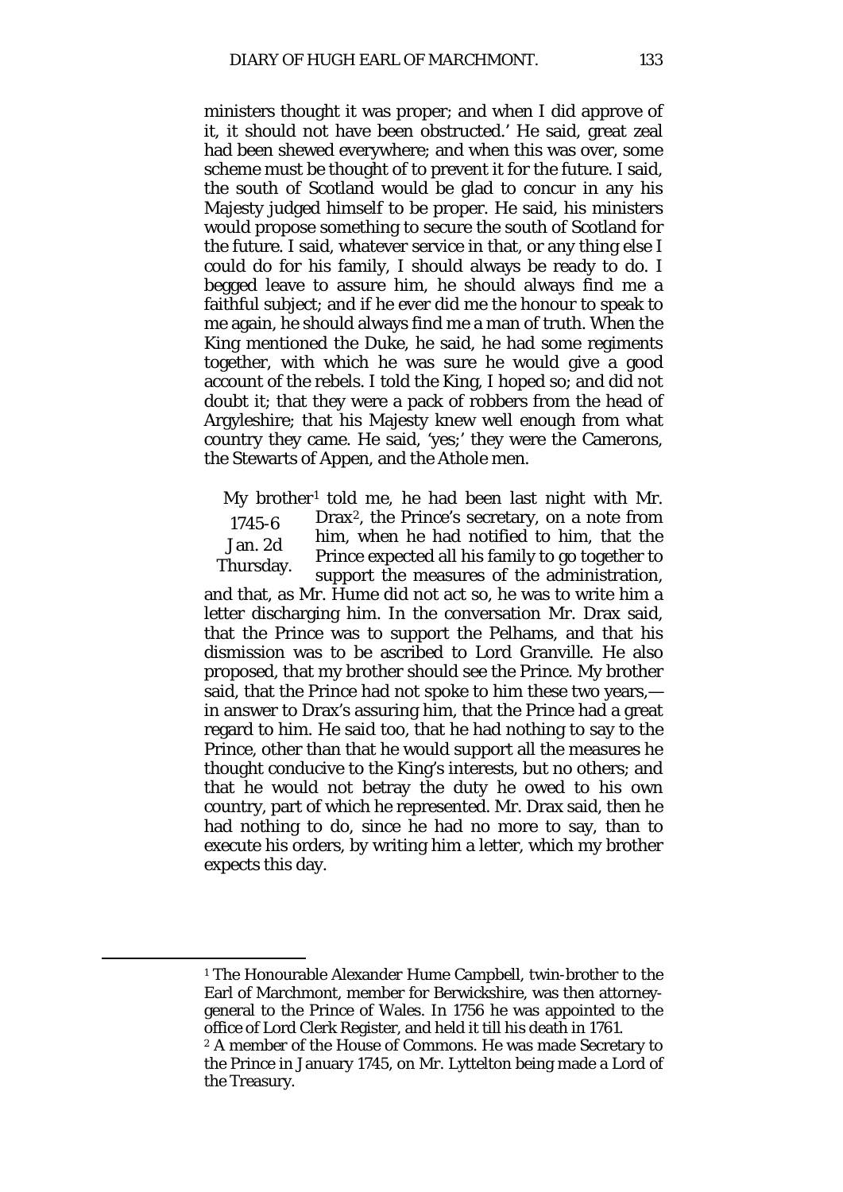ministers thought it was proper; and when I did approve of it, it should not have been obstructed.' He said, great zeal had been shewed everywhere; and when this was over, some scheme must be thought of to prevent it for the future. I said, the south of Scotland would be glad to concur in any his Majesty judged himself to be proper. He said, his ministers would propose something to secure the south of Scotland for the future. I said, whatever service in that, or any thing else I could do for his family, I should always be ready to do. I begged leave to assure him, he should always find me a faithful subject; and if he ever did me the honour to speak to me again, he should always find me a man of truth. When the King mentioned the Duke, he said, he had some regiments together, with which he was sure he would give a good account of the rebels. I told the King, I hoped so; and did not doubt it; that they were a pack of robbers from the head of Argyleshire; that his Majesty knew well enough from what country they came. He said, 'yes;' they were the Camerons, the Stewarts of Appen, and the Athole men.

1745-6
Jan. 2d
Thursday.

My brother[1] told me, he had been last night with Mr. Drax[2], the Prince's secretary, on a note from him, when he had notified to him, that the Prince expected all his family to go together to support the measures of the administration, and that, as Mr. Hume did not act so, he was to write him a letter discharging him. In the conversation Mr. Drax said, that the Prince was to support the Pelhams, and that his dismission was to be ascribed to Lord Granville. He also proposed, that my brother should see the Prince. My brother said, that the Prince had not spoke to him these two years,— in answer to Drax's assuring him, that the Prince had a great regard to him. He said too, that he had nothing to say to the Prince, other than that he would support all the measures he thought conducive to the King's interests, but no others; and that he would not betray the duty he owed to his own country, part of which he represented. Mr. Drax said, then he had nothing to do, since he had no more to say, than to execute his orders, by writing him a letter, which my brother expects this day.

---

[1] The Honourable Alexander Hume Campbell, twin-brother to the Earl of Marchmont, member for Berwickshire, was then attorney-general to the Prince of Wales. In 1756 he was appointed to the office of Lord Clerk Register, and held it till his death in 1761.

[2] A member of the House of Commons. He was made Secretary to the Prince in January 1745, on Mr. Lyttelton being made a Lord of the Treasury.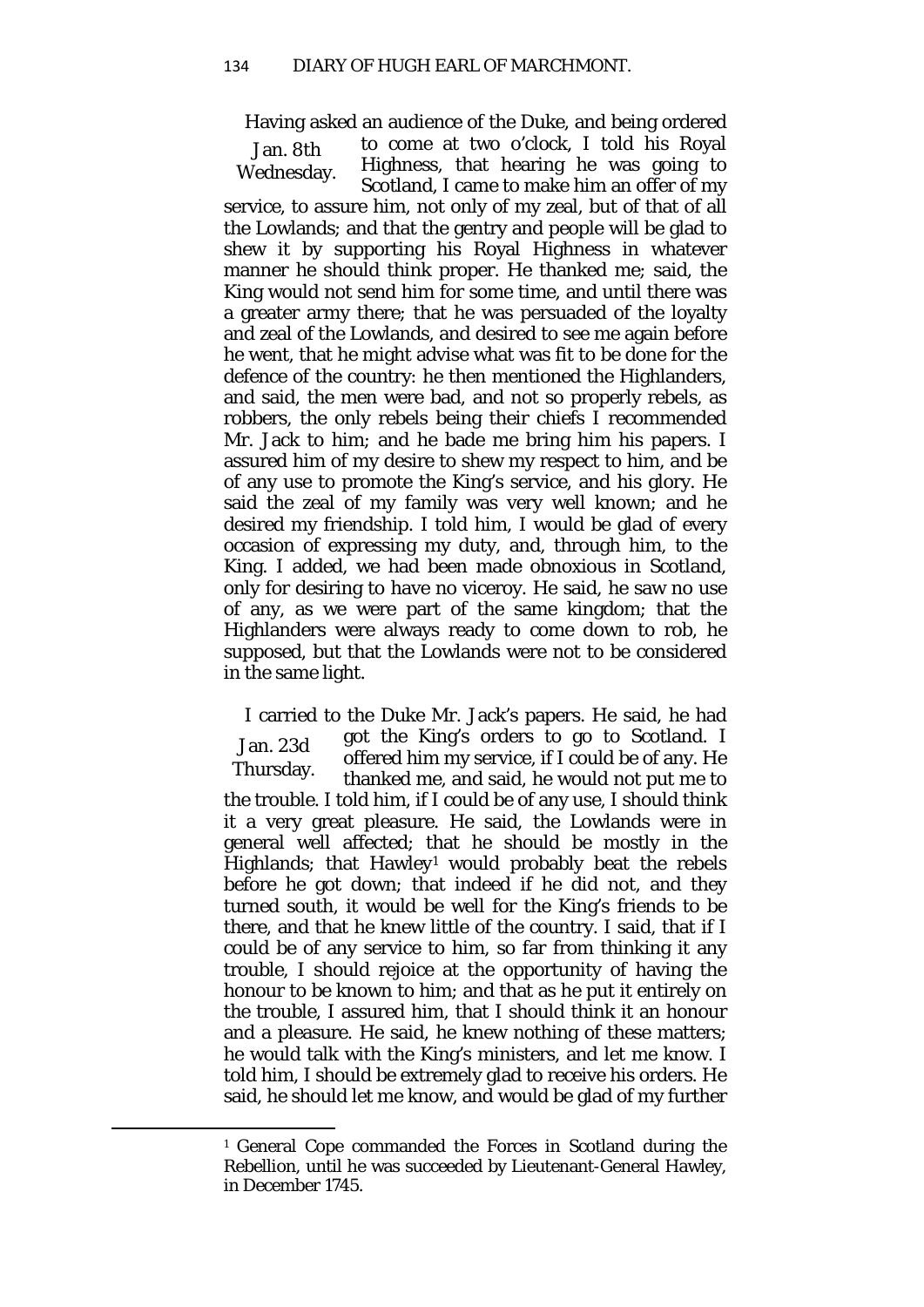Having asked an audience of the Duke, and being ordered to come at two o'clock, I told his Royal Highness, that hearing he was going to Scotland, I came to make him an offer of my service, to assure him, not only of my zeal, but of that of all the Lowlands; and that the gentry and people will be glad to shew it by supporting his Royal Highness in whatever manner he should think proper. He thanked me; said, the King would not send him for some time, and until there was a greater army there; that he was persuaded of the loyalty and zeal of the Lowlands, and desired to see me again before he went, that he might advise what was fit to be done for the defence of the country: he then mentioned the Highlanders, and said, the men were bad, and not so properly rebels, as robbers, the only rebels being their chiefs I recommended Mr. Jack to him; and he bade me bring him his papers. I assured him of my desire to shew my respect to him, and be of any use to promote the King's service, and his glory. He said the zeal of my family was very well known; and he desired my friendship. I told him, I would be glad of every occasion of expressing my duty, and, through him, to the King. I added, we had been made obnoxious in Scotland, only for desiring to have no viceroy. He said, he saw no use of any, as we were part of the same kingdom; that the Highlanders were always ready to come down to rob, he supposed, but that the Lowlands were not to be considered in the same light.

Jan. 8th Wednesday.

I carried to the Duke Mr. Jack's papers. He said, he had got the King's orders to go to Scotland. I offered him my service, if I could be of any. He thanked me, and said, he would not put me to the trouble. I told him, if I could be of any use, I should think it a very great pleasure. He said, the Lowlands were in general well affected; that he should be mostly in the Highlands; that Hawley[1] would probably beat the rebels before he got down; that indeed if he did not, and they turned south, it would be well for the King's friends to be there, and that he knew little of the country. I said, that if I could be of any service to him, so far from thinking it any trouble, I should rejoice at the opportunity of having the honour to be known to him; and that as he put it entirely on the trouble, I assured him, that I should think it an honour and a pleasure. He said, he knew nothing of these matters; he would talk with the King's ministers, and let me know. I told him, I should be extremely glad to receive his orders. He said, he should let me know, and would be glad of my further

Jan. 23d Thursday.

[1] General Cope commanded the Forces in Scotland during the Rebellion, until he was succeeded by Lieutenant-General Hawley, in December 1745.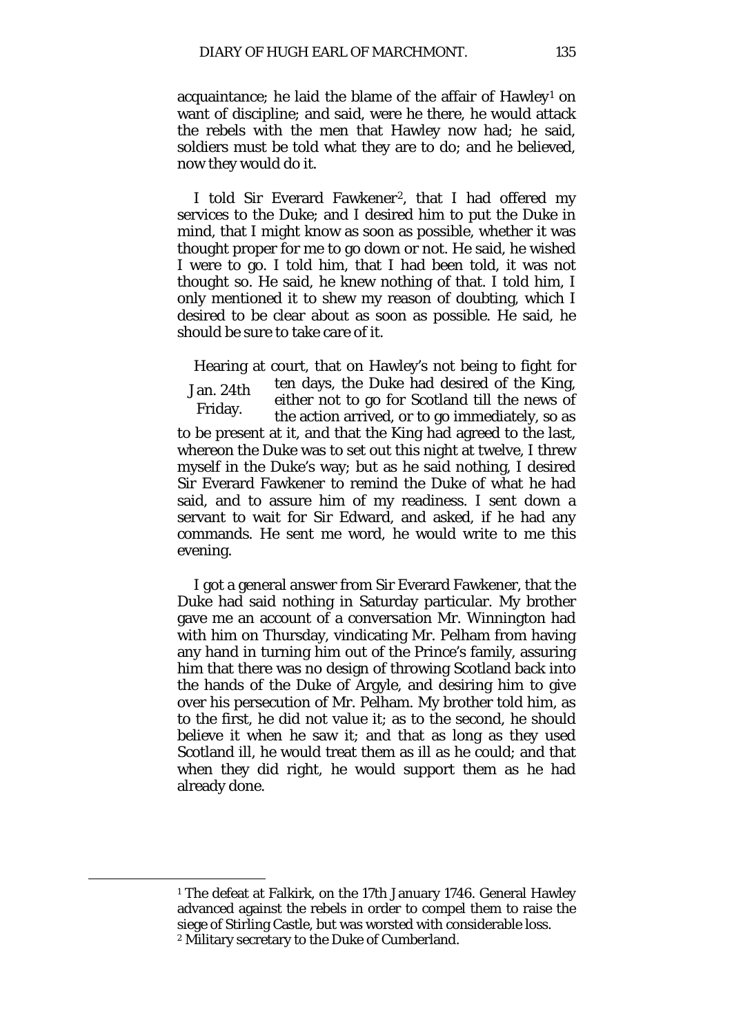acquaintance; he laid the blame of the affair of Hawley[1] on want of discipline; and said, were he there, he would attack the rebels with the men that Hawley now had; he said, soldiers must be told what they are to do; and he believed, now they would do it.

I told Sir Everard Fawkener[2], that I had offered my services to the Duke; and I desired him to put the Duke in mind, that I might know as soon as possible, whether it was thought proper for me to go down or not. He said, he wished I were to go. I told him, that I had been told, it was not thought so. He said, he knew nothing of that. I told him, I only mentioned it to shew my reason of doubting, which I desired to be clear about as soon as possible. He said, he should be sure to take care of it.

Jan. 24th Friday.

Hearing at court, that on Hawley's not being to fight for ten days, the Duke had desired of the King, either not to go for Scotland till the news of the action arrived, or to go immediately, so as to be present at it, and that the King had agreed to the last, whereon the Duke was to set out this night at twelve, I threw myself in the Duke's way; but as he said nothing, I desired Sir Everard Fawkener to remind the Duke of what he had said, and to assure him of my readiness. I sent down a servant to wait for Sir Edward, and asked, if he had any commands. He sent me word, he would write to me this evening.

I got a general answer from Sir Everard Fawkener, that the Duke had said nothing in Saturday particular. My brother gave me an account of a conversation Mr. Winnington had with him on Thursday, vindicating Mr. Pelham from having any hand in turning him out of the Prince's family, assuring him that there was no design of throwing Scotland back into the hands of the Duke of Argyle, and desiring him to give over his persecution of Mr. Pelham. My brother told him, as to the first, he did not value it; as to the second, he should believe it when he saw it; and that as long as they used Scotland ill, he would treat them as ill as he could; and that when they did right, he would support them as he had already done.

---

[1] The defeat at Falkirk, on the 17th January 1746. General Hawley advanced against the rebels in order to compel them to raise the siege of Stirling Castle, but was worsted with considerable loss.

[2] Military secretary to the Duke of Cumberland.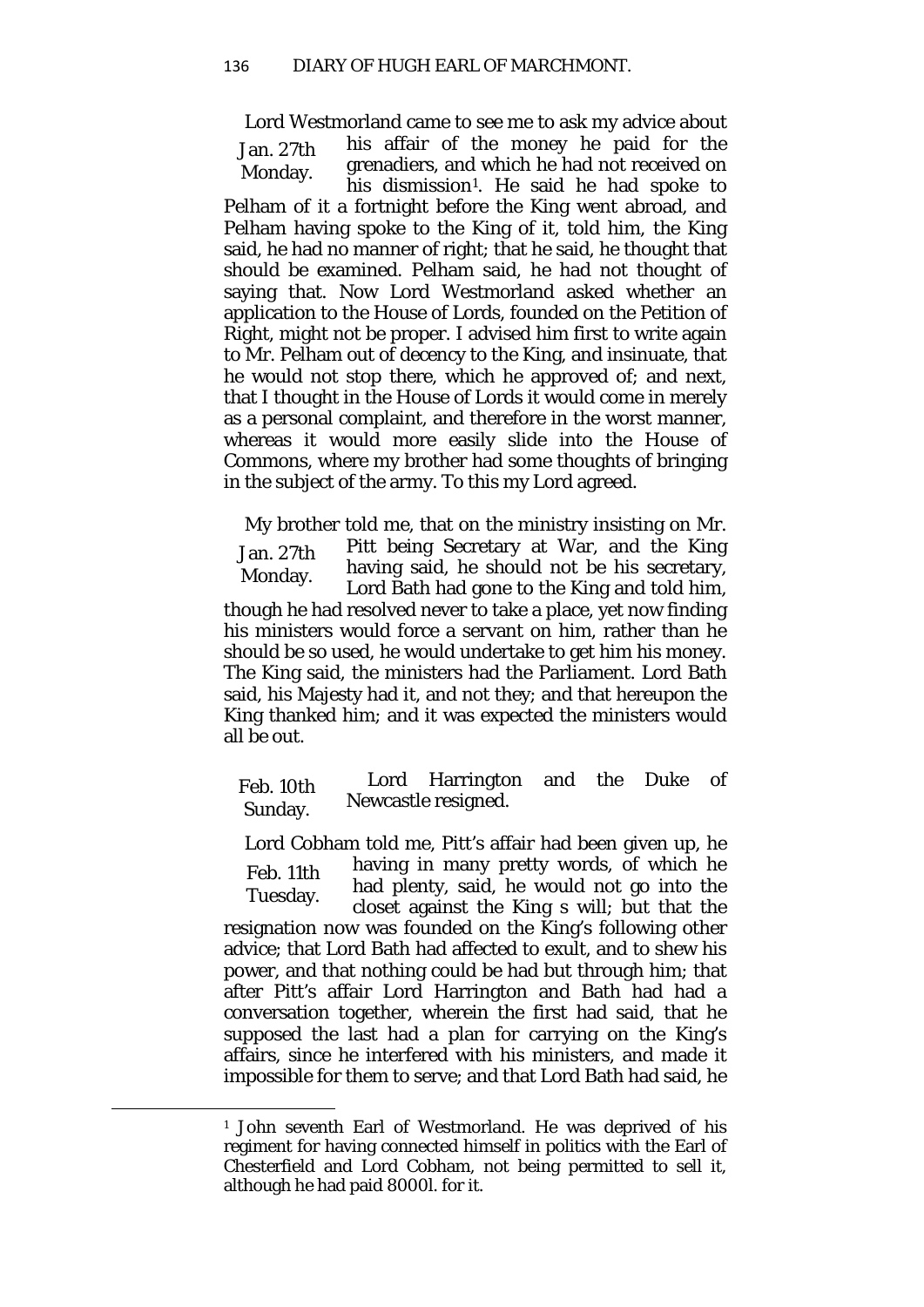Jan. 27th Monday.

Lord Westmorland came to see me to ask my advice about his affair of the money he paid for the grenadiers, and which he had not received on his dismission[1]. He said he had spoke to Pelham of it a fortnight before the King went abroad, and Pelham having spoke to the King of it, told him, the King said, he had no manner of right; that he said, he thought that should be examined. Pelham said, he had not thought of saying that. Now Lord Westmorland asked whether an application to the House of Lords, founded on the Petition of Right, might not be proper. I advised him first to write again to Mr. Pelham out of decency to the King, and insinuate, that he would not stop there, which he approved of; and next, that I thought in the House of Lords it would come in merely as a personal complaint, and therefore in the worst manner, whereas it would more easily slide into the House of Commons, where my brother had some thoughts of bringing in the subject of the army. To this my Lord agreed.

Jan. 27th Monday.

My brother told me, that on the ministry insisting on Mr. Pitt being Secretary at War, and the King having said, he should not be his secretary, Lord Bath had gone to the King and told him, though he had resolved never to take a place, yet now finding his ministers would force a servant on him, rather than he should be so used, he would undertake to get him his money. The King said, the ministers had the Parliament. Lord Bath said, his Majesty had it, and not they; and that hereupon the King thanked him; and it was expected the ministers would all be out.

Feb. 10th Sunday.

Lord Harrington and the Duke of Newcastle resigned.

Feb. 11th Tuesday.

Lord Cobham told me, Pitt's affair had been given up, he having in many pretty words, of which he had plenty, said, he would not go into the closet against the King s will; but that the resignation now was founded on the King's following other advice; that Lord Bath had affected to exult, and to shew his power, and that nothing could be had but through him; that after Pitt's affair Lord Harrington and Bath had had a conversation together, wherein the first had said, that he supposed the last had a plan for carrying on the King's affairs, since he interfered with his ministers, and made it impossible for them to serve; and that Lord Bath had said, he

---

[1] John seventh Earl of Westmorland. He was deprived of his regiment for having connected himself in politics with the Earl of Chesterfield and Lord Cobham, not being permitted to sell it, although he had paid 8000l. for it.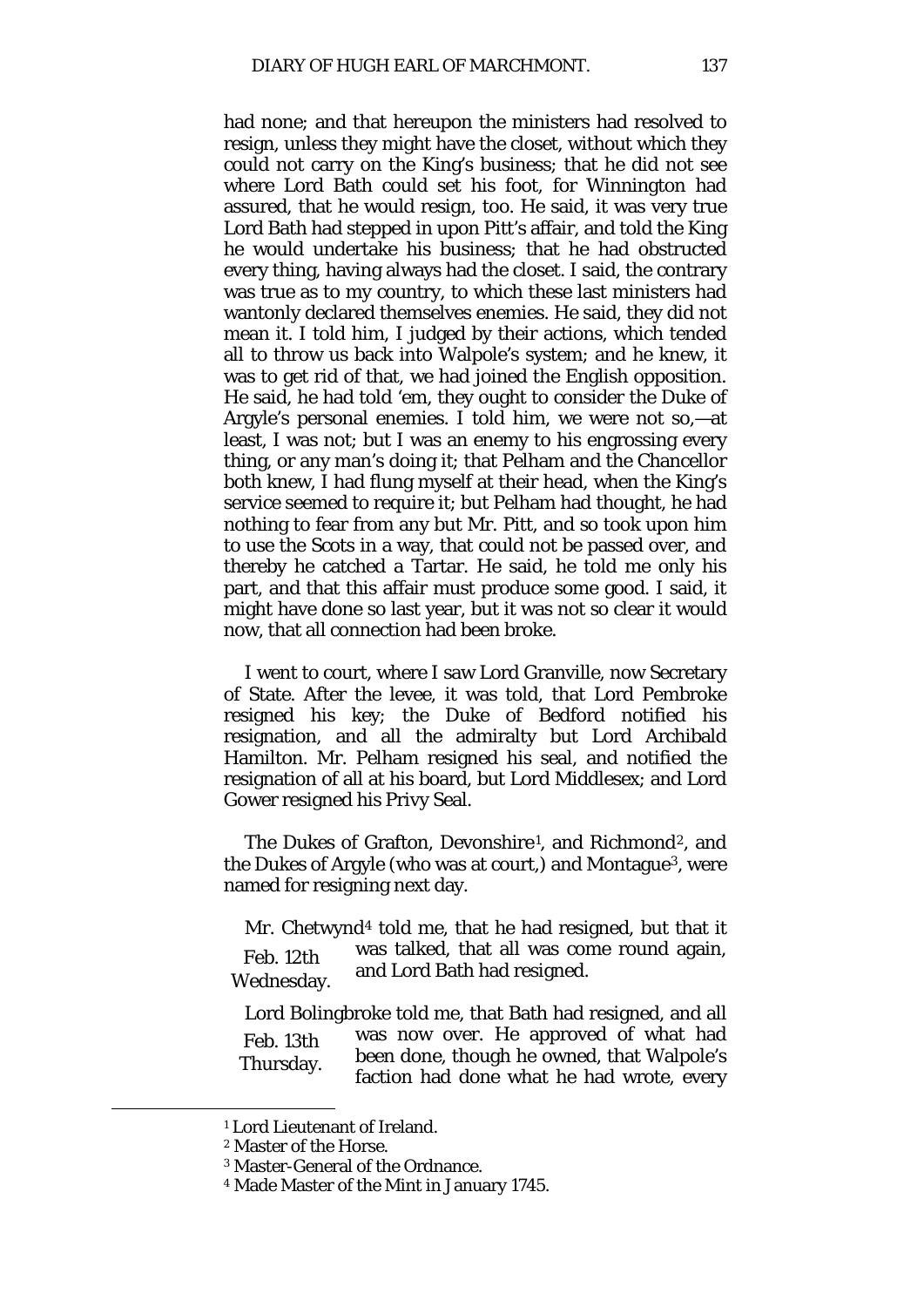had none; and that hereupon the ministers had resolved to resign, unless they might have the closet, without which they could not carry on the King's business; that he did not see where Lord Bath could set his foot, for Winnington had assured, that he would resign, too. He said, it was very true Lord Bath had stepped in upon Pitt's affair, and told the King he would undertake his business; that he had obstructed every thing, having always had the closet. I said, the contrary was true as to my country, to which these last ministers had wantonly declared themselves enemies. He said, they did not mean it. I told him, I judged by their actions, which tended all to throw us back into Walpole's system; and he knew, it was to get rid of that, we had joined the English opposition. He said, he had told 'em, they ought to consider the Duke of Argyle's personal enemies. I told him, we were not so,—at least, I was not; but I was an enemy to his engrossing every thing, or any man's doing it; that Pelham and the Chancellor both knew, I had flung myself at their head, when the King's service seemed to require it; but Pelham had thought, he had nothing to fear from any but Mr. Pitt, and so took upon him to use the Scots in a way, that could not be passed over, and thereby he catched a Tartar. He said, he told me only his part, and that this affair must produce some good. I said, it might have done so last year, but it was not so clear it would now, that all connection had been broke.

I went to court, where I saw Lord Granville, now Secretary of State. After the levee, it was told, that Lord Pembroke resigned his key; the Duke of Bedford notified his resignation, and all the admiralty but Lord Archibald Hamilton. Mr. Pelham resigned his seal, and notified the resignation of all at his board, but Lord Middlesex; and Lord Gower resigned his Privy Seal.

The Dukes of Grafton, Devonshire[1], and Richmond[2], and the Dukes of Argyle (who was at court,) and Montague[3], were named for resigning next day.

*Feb. 12th Wednesday.* Mr. Chetwynd[4] told me, that he had resigned, but that it was talked, that all was come round again, and Lord Bath had resigned.

*Feb. 13th Thursday.* Lord Bolingbroke told me, that Bath had resigned, and all was now over. He approved of what had been done, though he owned, that Walpole's faction had done what he had wrote, every

[1] Lord Lieutenant of Ireland.

[2] Master of the Horse.

[3] Master-General of the Ordnance.

[4] Made Master of the Mint in January 1745.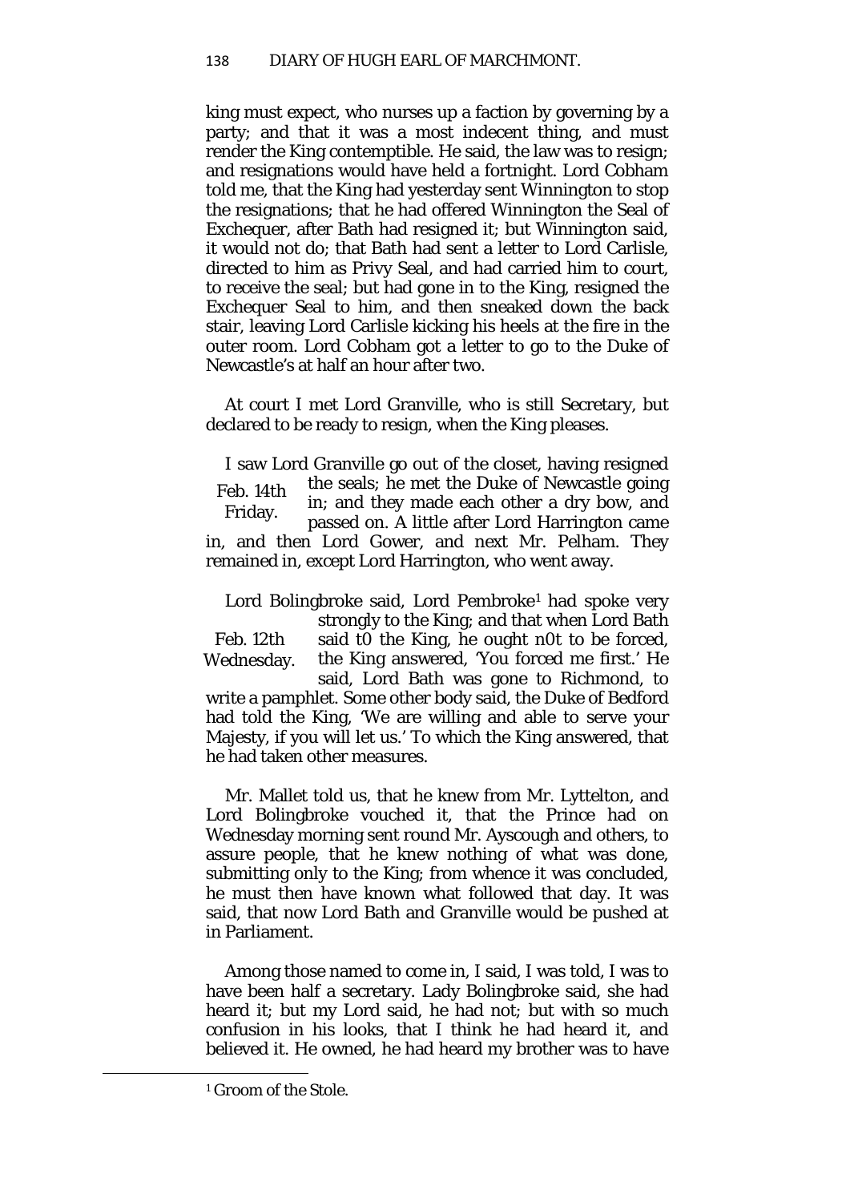king must expect, who nurses up a faction by governing by a party; and that it was a most indecent thing, and must render the King contemptible. He said, the law was to resign; and resignations would have held a fortnight. Lord Cobham told me, that the King had yesterday sent Winnington to stop the resignations; that he had offered Winnington the Seal of Exchequer, after Bath had resigned it; but Winnington said, it would not do; that Bath had sent a letter to Lord Carlisle, directed to him as Privy Seal, and had carried him to court, to receive the seal; but had gone in to the King, resigned the Exchequer Seal to him, and then sneaked down the back stair, leaving Lord Carlisle kicking his heels at the fire in the outer room. Lord Cobham got a letter to go to the Duke of Newcastle's at half an hour after two.

At court I met Lord Granville, who is still Secretary, but declared to be ready to resign, when the King pleases.

Feb. 14th Friday.

I saw Lord Granville go out of the closet, having resigned the seals; he met the Duke of Newcastle going in; and they made each other a dry bow, and passed on. A little after Lord Harrington came in, and then Lord Gower, and next Mr. Pelham. They remained in, except Lord Harrington, who went away.

Feb. 12th Wednesday.

Lord Bolingbroke said, Lord Pembroke[1] had spoke very strongly to the King; and that when Lord Bath said t0 the King, he ought n0t to be forced, the King answered, 'You forced me first.' He said, Lord Bath was gone to Richmond, to write a pamphlet. Some other body said, the Duke of Bedford had told the King, 'We are willing and able to serve your Majesty, if you will let us.' To which the King answered, that he had taken other measures.

Mr. Mallet told us, that he knew from Mr. Lyttelton, and Lord Bolingbroke vouched it, that the Prince had on Wednesday morning sent round Mr. Ayscough and others, to assure people, that he knew nothing of what was done, submitting only to the King; from whence it was concluded, he must then have known what followed that day. It was said, that now Lord Bath and Granville would be pushed at in Parliament.

Among those named to come in, I said, I was told, I was to have been half a secretary. Lady Bolingbroke said, she had heard it; but my Lord said, he had not; but with so much confusion in his looks, that I think he had heard it, and believed it. He owned, he had heard my brother was to have

[1] Groom of the Stole.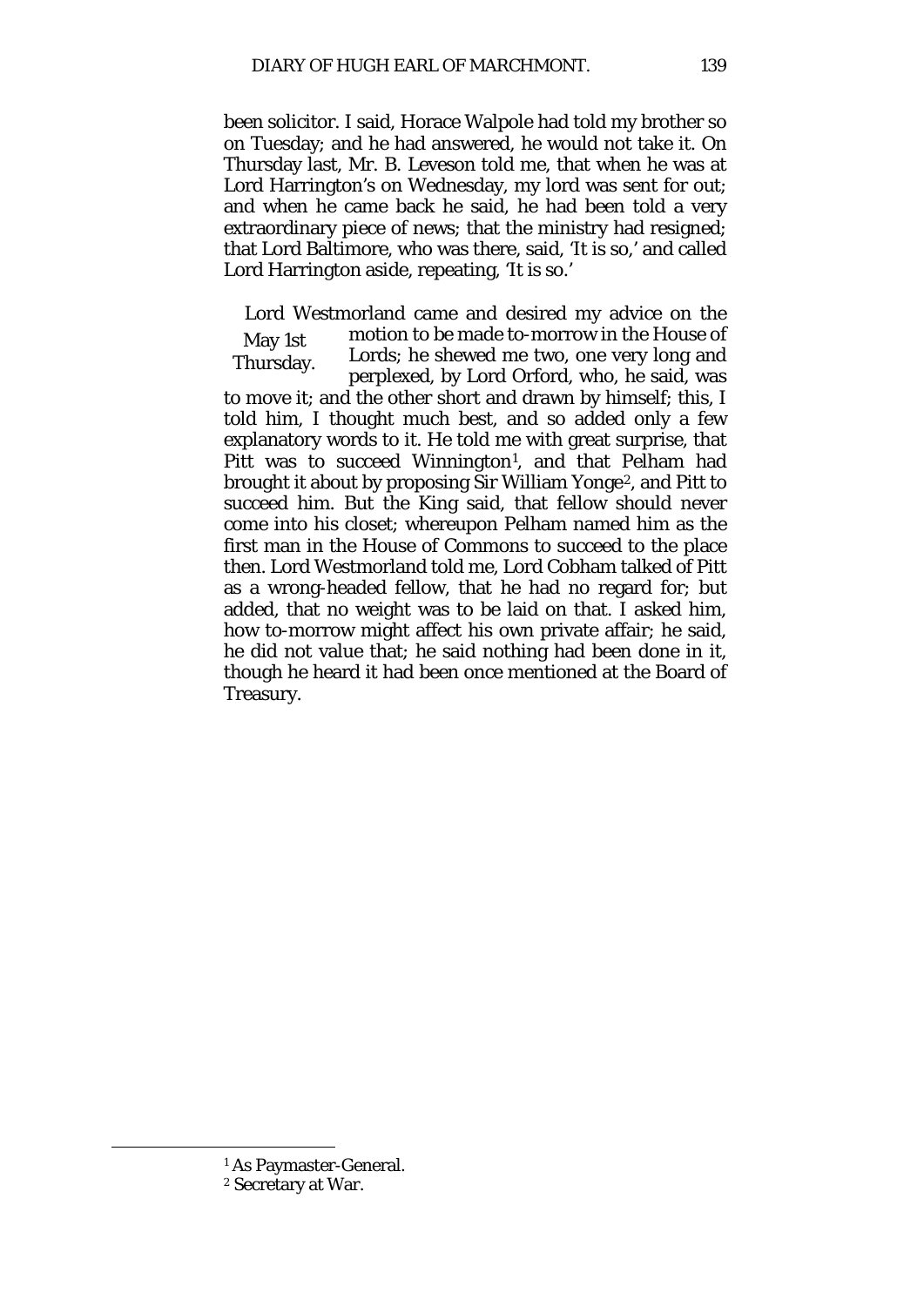been solicitor. I said, Horace Walpole had told my brother so on Tuesday; and he had answered, he would not take it. On Thursday last, Mr. B. Leveson told me, that when he was at Lord Harrington's on Wednesday, my lord was sent for out; and when he came back he said, he had been told a very extraordinary piece of news; that the ministry had resigned; that Lord Baltimore, who was there, said, 'It is so,' and called Lord Harrington aside, repeating, 'It is so.'

May 1st Thursday.

Lord Westmorland came and desired my advice on the motion to be made to-morrow in the House of Lords; he shewed me two, one very long and perplexed, by Lord Orford, who, he said, was to move it; and the other short and drawn by himself; this, I told him, I thought much best, and so added only a few explanatory words to it. He told me with great surprise, that Pitt was to succeed Winnington[1], and that Pelham had brought it about by proposing Sir William Yonge[2], and Pitt to succeed him. But the King said, that fellow should never come into his closet; whereupon Pelham named him as the first man in the House of Commons to succeed to the place then. Lord Westmorland told me, Lord Cobham talked of Pitt as a wrong-headed fellow, that he had no regard for; but added, that no weight was to be laid on that. I asked him, how to-morrow might affect his own private affair; he said, he did not value that; he said nothing had been done in it, though he heard it had been once mentioned at the Board of Treasury.

---

[1] As Paymaster-General.

[2] Secretary at War.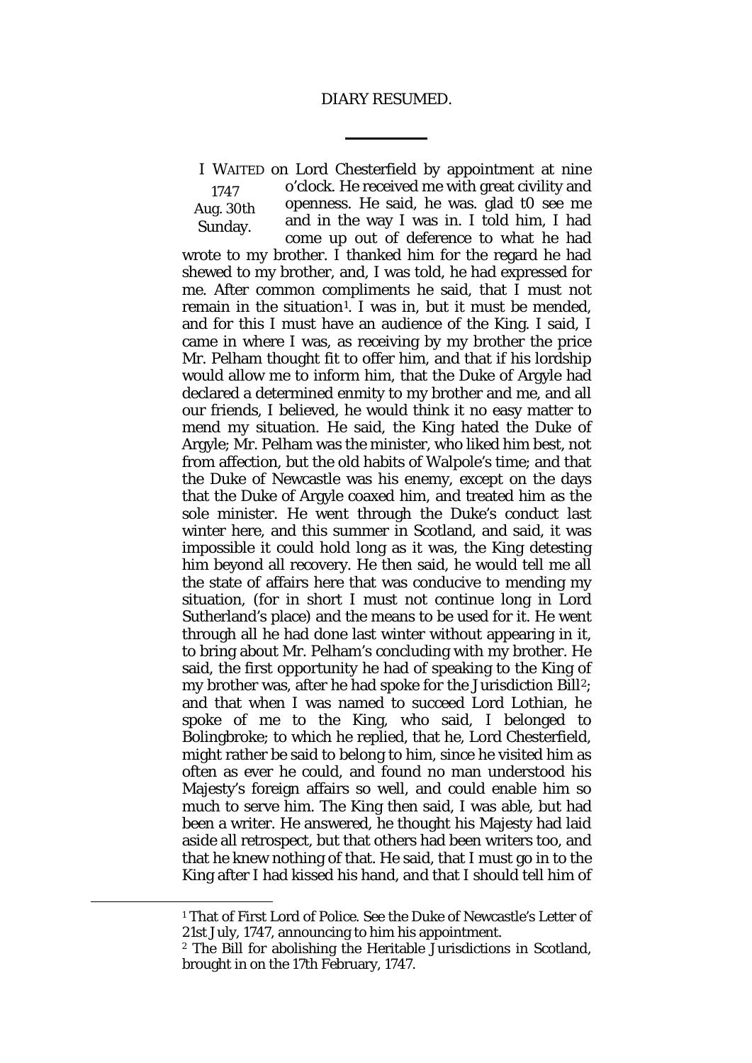## DIARY RESUMED.

---

1747 Aug. 30th Sunday.

I WAITED on Lord Chesterfield by appointment at nine o'clock. He received me with great civility and openness. He said, he was. glad t0 see me and in the way I was in. I told him, I had come up out of deference to what he had wrote to my brother. I thanked him for the regard he had shewed to my brother, and, I was told, he had expressed for me. After common compliments he said, that I must not remain in the situation[1]. I was in, but it must be mended, and for this I must have an audience of the King. I said, I came in where I was, as receiving by my brother the price Mr. Pelham thought fit to offer him, and that if his lordship would allow me to inform him, that the Duke of Argyle had declared a determined enmity to my brother and me, and all our friends, I believed, he would think it no easy matter to mend my situation. He said, the King hated the Duke of Argyle; Mr. Pelham was the minister, who liked him best, not from affection, but the old habits of Walpole's time; and that the Duke of Newcastle was his enemy, except on the days that the Duke of Argyle coaxed him, and treated him as the sole minister. He went through the Duke's conduct last winter here, and this summer in Scotland, and said, it was impossible it could hold long as it was, the King detesting him beyond all recovery. He then said, he would tell me all the state of affairs here that was conducive to mending my situation, (for in short I must not continue long in Lord Sutherland's place) and the means to be used for it. He went through all he had done last winter without appearing in it, to bring about Mr. Pelham's concluding with my brother. He said, the first opportunity he had of speaking to the King of my brother was, after he had spoke for the Jurisdiction Bill[2]; and that when I was named to succeed Lord Lothian, he spoke of me to the King, who said, I belonged to Bolingbroke; to which he replied, that he, Lord Chesterfield, might rather be said to belong to him, since he visited him as often as ever he could, and found no man understood his Majesty's foreign affairs so well, and could enable him so much to serve him. The King then said, I was able, but had been a writer. He answered, he thought his Majesty had laid aside all retrospect, but that others had been writers too, and that he knew nothing of that. He said, that I must go in to the King after I had kissed his hand, and that I should tell him of

---

[1] That of First Lord of Police. See the Duke of Newcastle's Letter of 21st July, 1747, announcing to him his appointment.

[2] The Bill for abolishing the Heritable Jurisdictions in Scotland, brought in on the 17th February, 1747.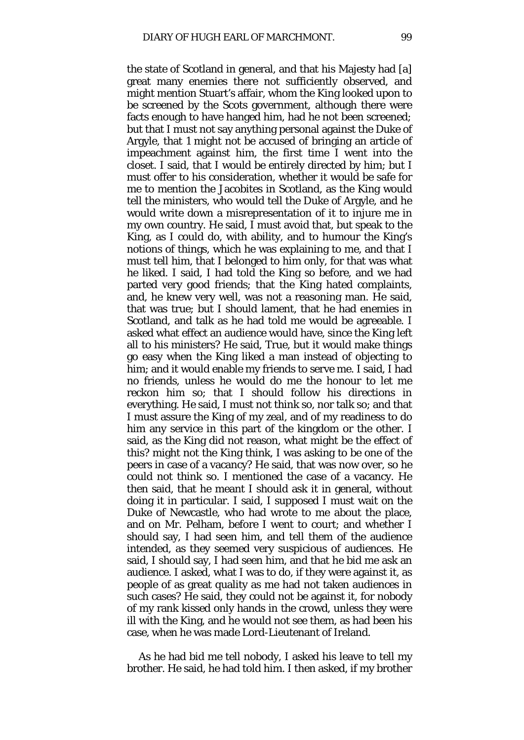the state of Scotland in general, and that his Majesty had [a] great many enemies there not sufficiently observed, and might mention Stuart's affair, whom the King looked upon to be screened by the Scots government, although there were facts enough to have hanged him, had he not been screened; but that I must not say anything personal against the Duke of Argyle, that 1 might not be accused of bringing an article of impeachment against him, the first time I went into the closet. I said, that I would be entirely directed by him; but I must offer to his consideration, whether it would be safe for me to mention the Jacobites in Scotland, as the King would tell the ministers, who would tell the Duke of Argyle, and he would write down a misrepresentation of it to injure me in my own country. He said, I must avoid that, but speak to the King, as I could do, with ability, and to humour the King's notions of things, which he was explaining to me, and that I must tell him, that I belonged to him only, for that was what he liked. I said, I had told the King so before, and we had parted very good friends; that the King hated complaints, and, he knew very well, was not a reasoning man. He said, that was true; but I should lament, that he had enemies in Scotland, and talk as he had told me would be agreeable. I asked what effect an audience would have, since the King left all to his ministers? He said, True, but it would make things go easy when the King liked a man instead of objecting to him; and it would enable my friends to serve me. I said, I had no friends, unless he would do me the honour to let me reckon him so; that I should follow his directions in everything. He said, I must not think so, nor talk so; and that I must assure the King of my zeal, and of my readiness to do him any service in this part of the kingdom or the other. I said, as the King did not reason, what might be the effect of this? might not the King think, I was asking to be one of the peers in case of a vacancy? He said, that was now over, so he could not think so. I mentioned the case of a vacancy. He then said, that he meant I should ask it in general, without doing it in particular. I said, I supposed I must wait on the Duke of Newcastle, who had wrote to me about the place, and on Mr. Pelham, before I went to court; and whether I should say, I had seen him, and tell them of the audience intended, as they seemed very suspicious of audiences. He said, I should say, I had seen him, and that he bid me ask an audience. I asked, what I was to do, if they were against it, as people of as great quality as me had not taken audiences in such cases? He said, they could not be against it, for nobody of my rank kissed only hands in the crowd, unless they were ill with the King, and he would not see them, as had been his case, when he was made Lord-Lieutenant of Ireland.

As he had bid me tell nobody, I asked his leave to tell my brother. He said, he had told him. I then asked, if my brother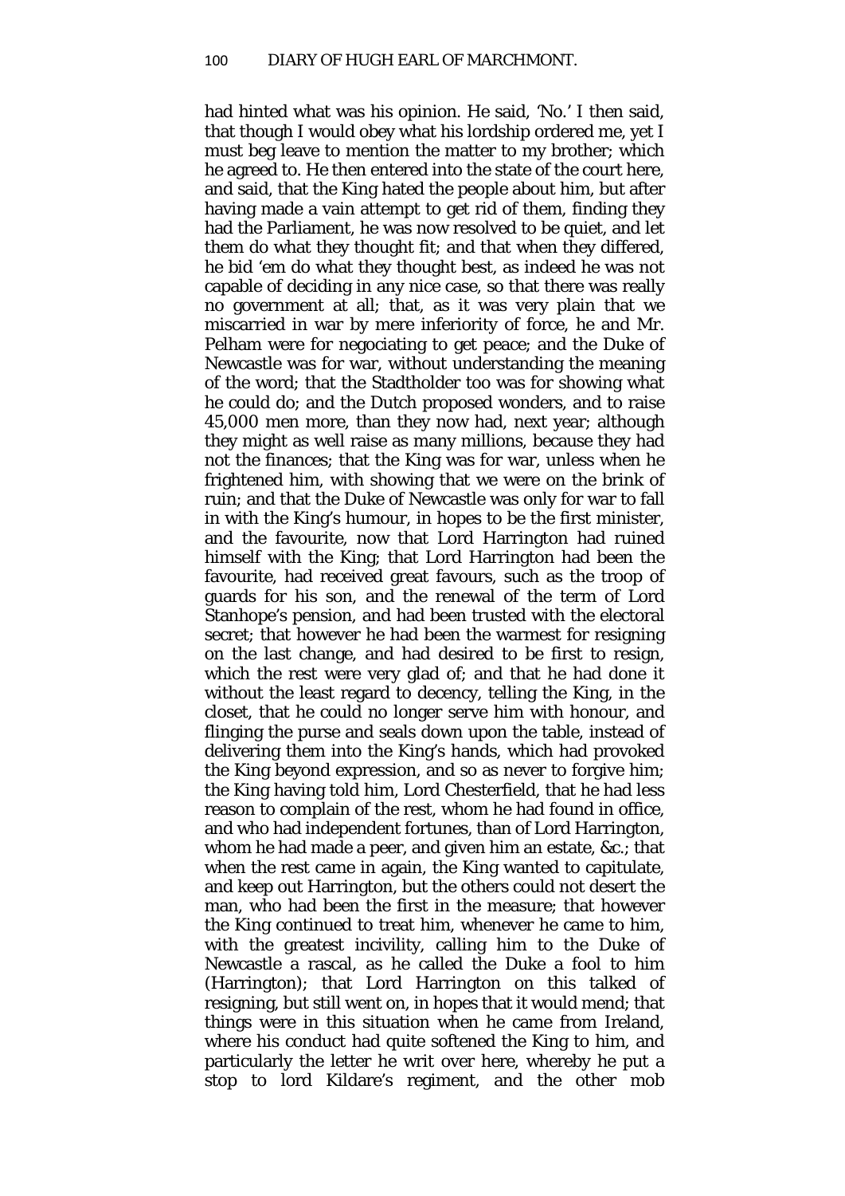had hinted what was his opinion. He said, 'No.' I then said, that though I would obey what his lordship ordered me, yet I must beg leave to mention the matter to my brother; which he agreed to. He then entered into the state of the court here, and said, that the King hated the people about him, but after having made a vain attempt to get rid of them, finding they had the Parliament, he was now resolved to be quiet, and let them do what they thought fit; and that when they differed, he bid 'em do what they thought best, as indeed he was not capable of deciding in any nice case, so that there was really no government at all; that, as it was very plain that we miscarried in war by mere inferiority of force, he and Mr. Pelham were for negociating to get peace; and the Duke of Newcastle was for war, without understanding the meaning of the word; that the Stadtholder too was for showing what he could do; and the Dutch proposed wonders, and to raise 45,000 men more, than they now had, next year; although they might as well raise as many millions, because they had not the finances; that the King was for war, unless when he frightened him, with showing that we were on the brink of ruin; and that the Duke of Newcastle was only for war to fall in with the King's humour, in hopes to be the first minister, and the favourite, now that Lord Harrington had ruined himself with the King; that Lord Harrington had been the favourite, had received great favours, such as the troop of guards for his son, and the renewal of the term of Lord Stanhope's pension, and had been trusted with the electoral secret; that however he had been the warmest for resigning on the last change, and had desired to be first to resign, which the rest were very glad of; and that he had done it without the least regard to decency, telling the King, in the closet, that he could no longer serve him with honour, and flinging the purse and seals down upon the table, instead of delivering them into the King's hands, which had provoked the King beyond expression, and so as never to forgive him; the King having told him, Lord Chesterfield, that he had less reason to complain of the rest, whom he had found in office, and who had independent fortunes, than of Lord Harrington, whom he had made a peer, and given him an estate, &c.; that when the rest came in again, the King wanted to capitulate, and keep out Harrington, but the others could not desert the man, who had been the first in the measure; that however the King continued to treat him, whenever he came to him, with the greatest incivility, calling him to the Duke of Newcastle a rascal, as he called the Duke a fool to him (Harrington); that Lord Harrington on this talked of resigning, but still went on, in hopes that it would mend; that things were in this situation when he came from Ireland, where his conduct had quite softened the King to him, and particularly the letter he writ over here, whereby he put a stop to lord Kildare's regiment, and the other mob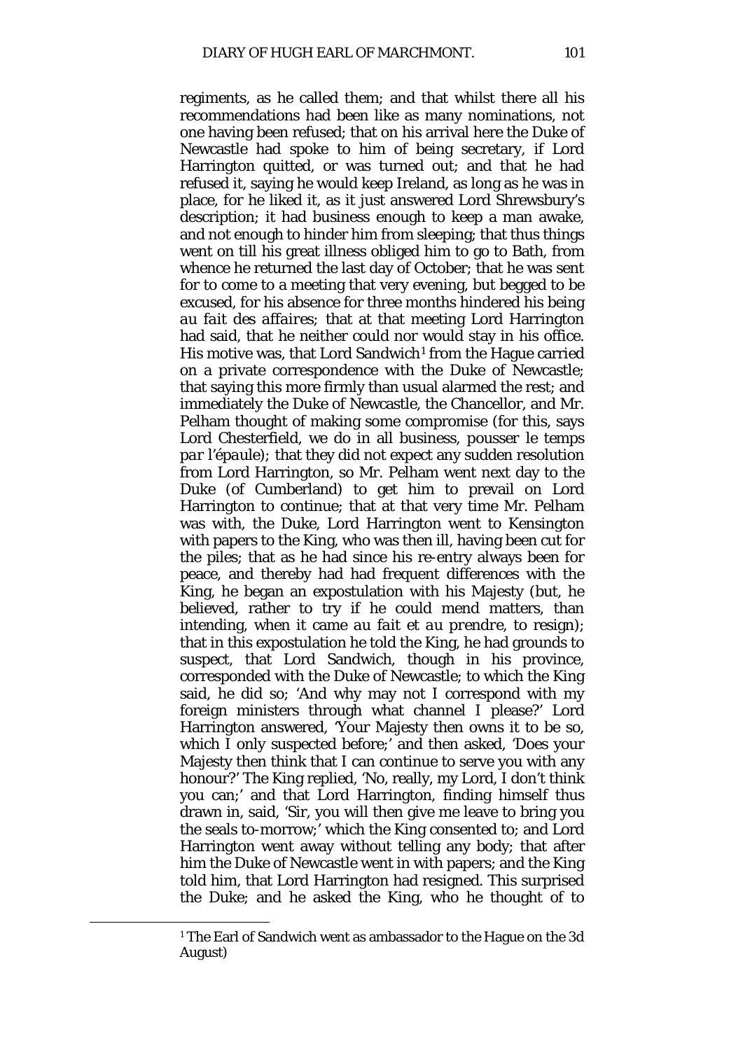regiments, as he called them; and that whilst there all his recommendations had been like as many nominations, not one having been refused; that on his arrival here the Duke of Newcastle had spoke to him of being secretary, if Lord Harrington quitted, or was turned out; and that he had refused it, saying he would keep Ireland, as long as he was in place, for he liked it, as it just answered Lord Shrewsbury's description; it had business enough to keep a man awake, and not enough to hinder him from sleeping; that thus things went on till his great illness obliged him to go to Bath, from whence he returned the last day of October; that he was sent for to come to a meeting that very evening, but begged to be excused, for his absence for three months hindered his being *au fait des affaires*; that at that meeting Lord Harrington had said, that he neither could nor would stay in his office. His motive was, that Lord Sandwich[1] from the Hague carried on a private correspondence with the Duke of Newcastle; that saying this more firmly than usual alarmed the rest; and immediately the Duke of Newcastle, the Chancellor, and Mr. Pelham thought of making some compromise (for this, says Lord Chesterfield, we do in all business, pousser le temps *par l'épaule*); that they did not expect any sudden resolution from Lord Harrington, so Mr. Pelham went next day to the Duke (of Cumberland) to get him to prevail on Lord Harrington to continue; that at that very time Mr. Pelham was with, the Duke, Lord Harrington went to Kensington with papers to the King, who was then ill, having been cut for the piles; that as he had since his re-entry always been for peace, and thereby had had frequent differences with the King, he began an expostulation with his Majesty (but, he believed, rather to try if he could mend matters, than intending, when it came *au fait et au prendre*, to resign); that in this expostulation he told the King, he had grounds to suspect, that Lord Sandwich, though in his province, corresponded with the Duke of Newcastle; to which the King said, he did so; 'And why may not I correspond with my foreign ministers through what channel I please?' Lord Harrington answered, 'Your Majesty then owns it to be so, which I only suspected before;' and then asked, 'Does your Majesty then think that I can continue to serve you with any honour?' The King replied, 'No, really, my Lord, I don't think you can;' and that Lord Harrington, finding himself thus drawn in, said, 'Sir, you will then give me leave to bring you the seals to-morrow;' which the King consented to; and Lord Harrington went away without telling any body; that after him the Duke of Newcastle went in with papers; and the King told him, that Lord Harrington had resigned. This surprised the Duke; and he asked the King, who he thought of to

[1] The Earl of Sandwich went as ambassador to the Hague on the 3d August)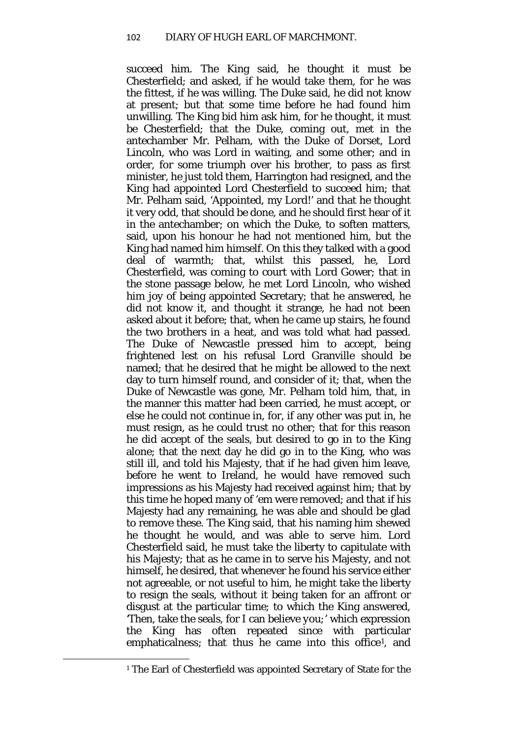succeed him. The King said, he thought it must be Chesterfield; and asked, if he would take them, for he was the fittest, if he was willing. The Duke said, he did not know at present; but that some time before he had found him unwilling. The King bid him ask him, for he thought, it must be Chesterfield; that the Duke, coming out, met in the antechamber Mr. Pelham, with the Duke of Dorset, Lord Lincoln, who was Lord in waiting, and some other; and in order, for some triumph over his brother, to pass as first minister, he just told them, Harrington had resigned, and the King had appointed Lord Chesterfield to succeed him; that Mr. Pelham said, 'Appointed, my Lord!' and that he thought it very odd, that should be done, and he should first hear of it in the antechamber; on which the Duke, to soften matters, said, upon his honour he had not mentioned him, but the King had named him himself. On this they talked with a good deal of warmth; that, whilst this passed, he, Lord Chesterfield, was coming to court with Lord Gower; that in the stone passage below, he met Lord Lincoln, who wished him joy of being appointed Secretary; that he answered, he did not know it, and thought it strange, he had not been asked about it before; that, when he came up stairs, he found the two brothers in a heat, and was told what had passed. The Duke of Newcastle pressed him to accept, being frightened lest on his refusal Lord Granville should be named; that he desired that he might be allowed to the next day to turn himself round, and consider of it; that, when the Duke of Newcastle was gone, Mr. Pelham told him, that, in the manner this matter had been carried, he must accept, or else he could not continue in, for, if any other was put in, he must resign, as he could trust no other; that for this reason he did accept of the seals, but desired to go in to the King alone; that the next day he did go in to the King, who was still ill, and told his Majesty, that if he had given him leave, before he went to Ireland, he would have removed such impressions as his Majesty had received against him; that by this time he hoped many of 'em were removed; and that if his Majesty had any remaining, he was able and should be glad to remove these. The King said, that his naming him shewed he thought he would, and was able to serve him. Lord Chesterfield said, he must take the liberty to capitulate with his Majesty; that as he came in to serve his Majesty, and not himself, he desired, that whenever he found his service either not agreeable, or not useful to him, he might take the liberty to resign the seals, without it being taken for an affront or disgust at the particular time; to which the King answered, 'Then, take the seals, for I can believe you;' which expression the King has often repeated since with particular emphaticalness; that thus he came into this office[1], and

[1] The Earl of Chesterfield was appointed Secretary of State for the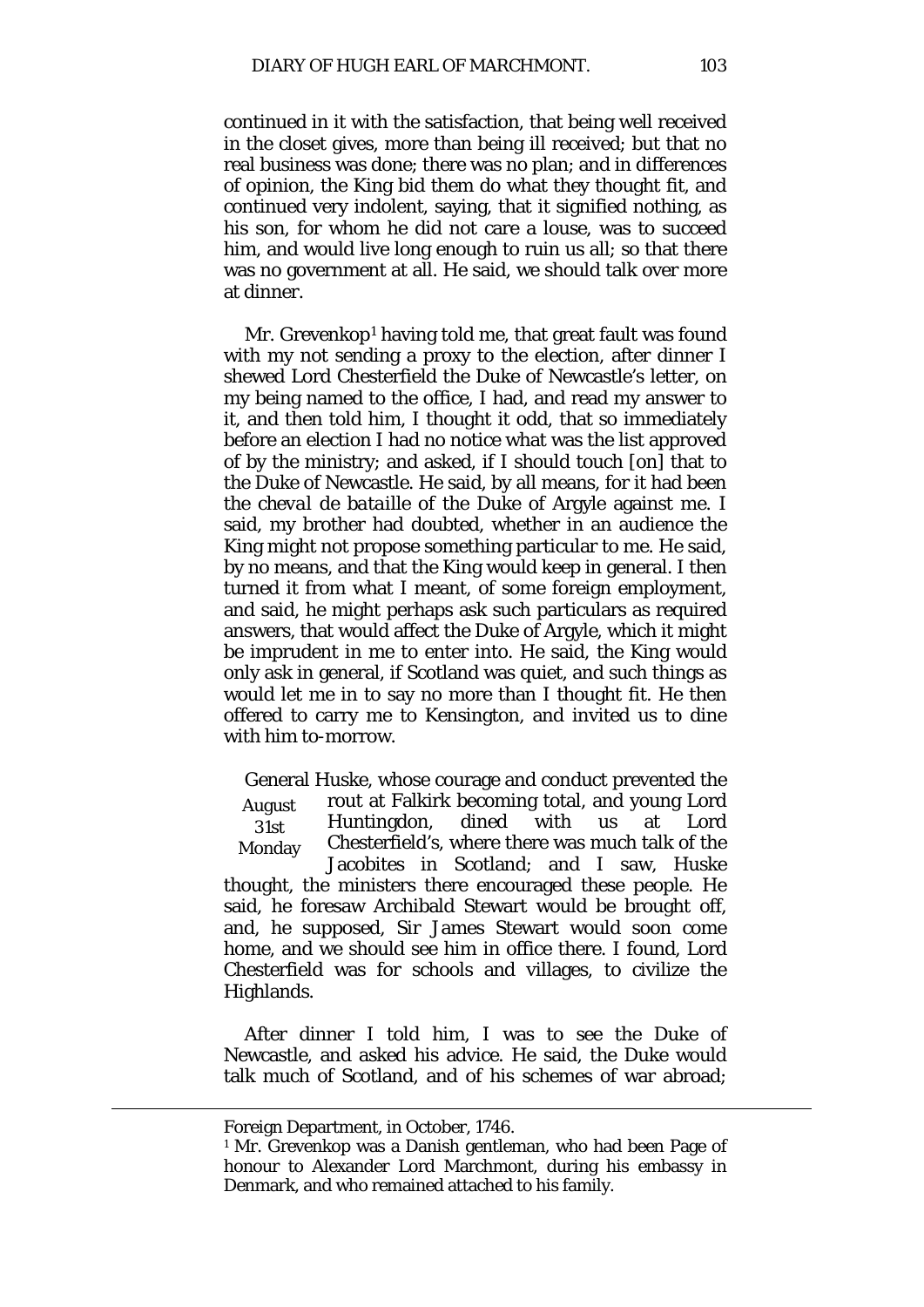continued in it with the satisfaction, that being well received in the closet gives, more than being ill received; but that no real business was done; there was no plan; and in differences of opinion, the King bid them do what they thought fit, and continued very indolent, saying, that it signified nothing, as his son, for whom he did not care a louse, was to succeed him, and would live long enough to ruin us all; so that there was no government at all. He said, we should talk over more at dinner.

Mr. Grevenkop[1] having told me, that great fault was found with my not sending a proxy to the election, after dinner I shewed Lord Chesterfield the Duke of Newcastle's letter, on my being named to the office, I had, and read my answer to it, and then told him, I thought it odd, that so immediately before an election I had no notice what was the list approved of by the ministry; and asked, if I should touch [on] that to the Duke of Newcastle. He said, by all means, for it had been the *cheval de bataille* of the Duke of Argyle against me. I said, my brother had doubted, whether in an audience the King might not propose something particular to me. He said, by no means, and that the King would keep in general. I then turned it from what I meant, of some foreign employment, and said, he might perhaps ask such particulars as required answers, that would affect the Duke of Argyle, which it might be imprudent in me to enter into. He said, the King would only ask in general, if Scotland was quiet, and such things as would let me in to say no more than I thought fit. He then offered to carry me to Kensington, and invited us to dine with him to-morrow.

August 31st Monday

General Huske, whose courage and conduct prevented the rout at Falkirk becoming total, and young Lord Huntingdon, dined with us at Lord Chesterfield's, where there was much talk of the Jacobites in Scotland; and I saw, Huske thought, the ministers there encouraged these people. He said, he foresaw Archibald Stewart would be brought off, and, he supposed, Sir James Stewart would soon come home, and we should see him in office there. I found, Lord Chesterfield was for schools and villages, to civilize the Highlands.

After dinner I told him, I was to see the Duke of Newcastle, and asked his advice. He said, the Duke would talk much of Scotland, and of his schemes of war abroad;

---

Foreign Department, in October, 1746.

[1] Mr. Grevenkop was a Danish gentleman, who had been Page of honour to Alexander Lord Marchmont, during his embassy in Denmark, and who remained attached to his family.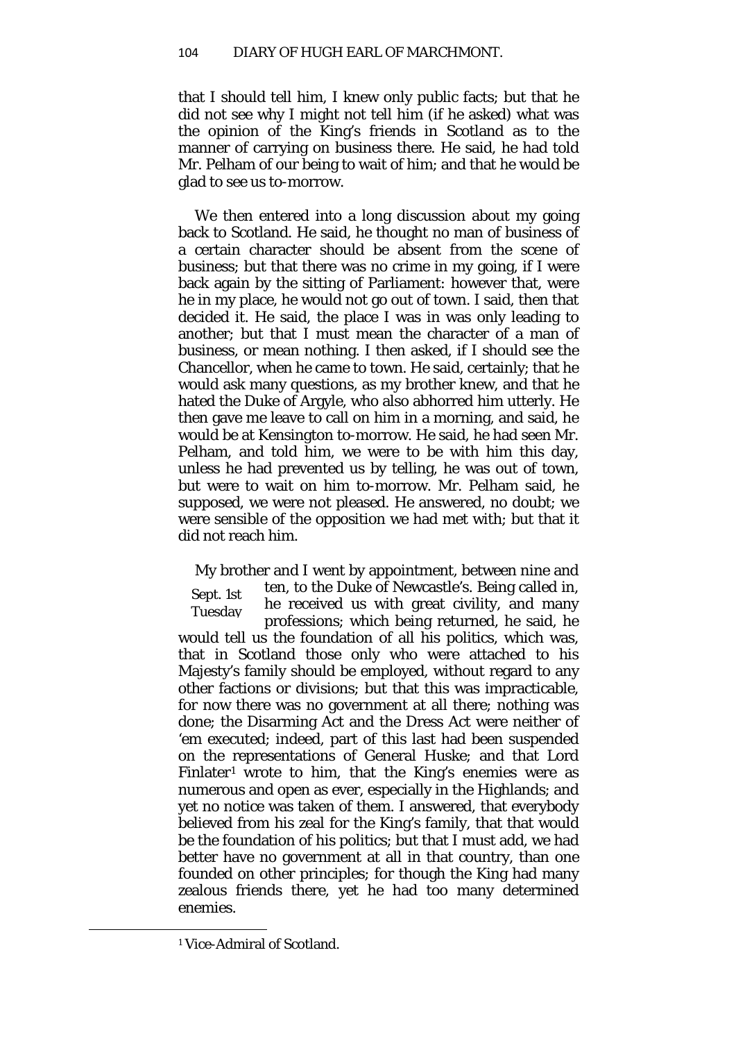that I should tell him, I knew only public facts; but that he did not see why I might not tell him (if he asked) what was the opinion of the King's friends in Scotland as to the manner of carrying on business there. He said, he had told Mr. Pelham of our being to wait of him; and that he would be glad to see us to-morrow.

We then entered into a long discussion about my going back to Scotland. He said, he thought no man of business of a certain character should be absent from the scene of business; but that there was no crime in my going, if I were back again by the sitting of Parliament: however that, were he in my place, he would not go out of town. I said, then that decided it. He said, the place I was in was only leading to another; but that I must mean the character of a man of business, or mean nothing. I then asked, if I should see the Chancellor, when he came to town. He said, certainly; that he would ask many questions, as my brother knew, and that he hated the Duke of Argyle, who also abhorred him utterly. He then gave me leave to call on him in a morning, and said, he would be at Kensington to-morrow. He said, he had seen Mr. Pelham, and told him, we were to be with him this day, unless he had prevented us by telling, he was out of town, but were to wait on him to-morrow. Mr. Pelham said, he supposed, we were not pleased. He answered, no doubt; we were sensible of the opposition we had met with; but that it did not reach him.

Sept. 1st Tuesday

My brother and I went by appointment, between nine and ten, to the Duke of Newcastle's. Being called in, he received us with great civility, and many professions; which being returned, he said, he would tell us the foundation of all his politics, which was, that in Scotland those only who were attached to his Majesty's family should be employed, without regard to any other factions or divisions; but that this was impracticable, for now there was no government at all there; nothing was done; the Disarming Act and the Dress Act were neither of 'em executed; indeed, part of this last had been suspended on the representations of General Huske; and that Lord Finlater[1] wrote to him, that the King's enemies were as numerous and open as ever, especially in the Highlands; and yet no notice was taken of them. I answered, that everybody believed from his zeal for the King's family, that that would be the foundation of his politics; but that I must add, we had better have no government at all in that country, than one founded on other principles; for though the King had many zealous friends there, yet he had too many determined enemies.

[1] Vice-Admiral of Scotland.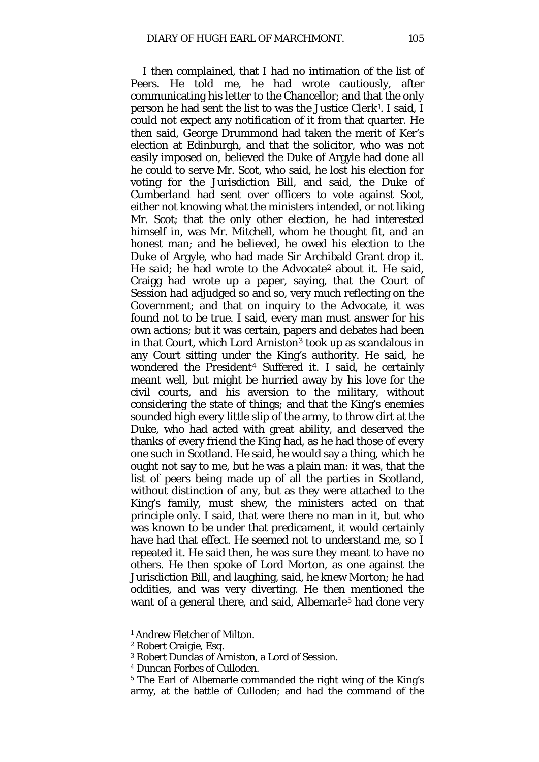I then complained, that I had no intimation of the list of Peers. He told me, he had wrote cautiously, after communicating his letter to the Chancellor; and that the only person he had sent the list to was the Justice Clerk[1]. I said, I could not expect any notification of it from that quarter. He then said, George Drummond had taken the merit of Ker's election at Edinburgh, and that the solicitor, who was not easily imposed on, believed the Duke of Argyle had done all he could to serve Mr. Scot, who said, he lost his election for voting for the Jurisdiction Bill, and said, the Duke of Cumberland had sent over officers to vote against Scot, either not knowing what the ministers intended, or not liking Mr. Scot; that the only other election, he had interested himself in, was Mr. Mitchell, whom he thought fit, and an honest man; and he believed, he owed his election to the Duke of Argyle, who had made Sir Archibald Grant drop it. He said; he had wrote to the Advocate[2] about it. He said, Craigg had wrote up a paper, saying, that the Court of Session had adjudged so and so, very much reflecting on the Government; and that on inquiry to the Advocate, it was found not to be true. I said, every man must answer for his own actions; but it was certain, papers and debates had been in that Court, which Lord Arniston[3] took up as scandalous in any Court sitting under the King's authority. He said, he wondered the President[4] Suffered it. I said, he certainly meant well, but might be hurried away by his love for the civil courts, and his aversion to the military, without considering the state of things; and that the King's enemies sounded high every little slip of the army, to throw dirt at the Duke, who had acted with great ability, and deserved the thanks of every friend the King had, as he had those of every one such in Scotland. He said, he would say a thing, which he ought not say to me, but he was a plain man: it was, that the list of peers being made up of all the parties in Scotland, without distinction of any, but as they were attached to the King's family, must shew, the ministers acted on that principle only. I said, that were there no man in it, but who was known to be under that predicament, it would certainly have had that effect. He seemed not to understand me, so I repeated it. He said then, he was sure they meant to have no others. He then spoke of Lord Morton, as one against the Jurisdiction Bill, and laughing, said, he knew Morton; he had oddities, and was very diverting. He then mentioned the want of a general there, and said, Albemarle[5] had done very

---

[1] Andrew Fletcher of Milton.

[2] Robert Craigie, Esq.

[3] Robert Dundas of Arniston, a Lord of Session.

[4] Duncan Forbes of Culloden.

[5] The Earl of Albemarle commanded the right wing of the King's army, at the battle of Culloden; and had the command of the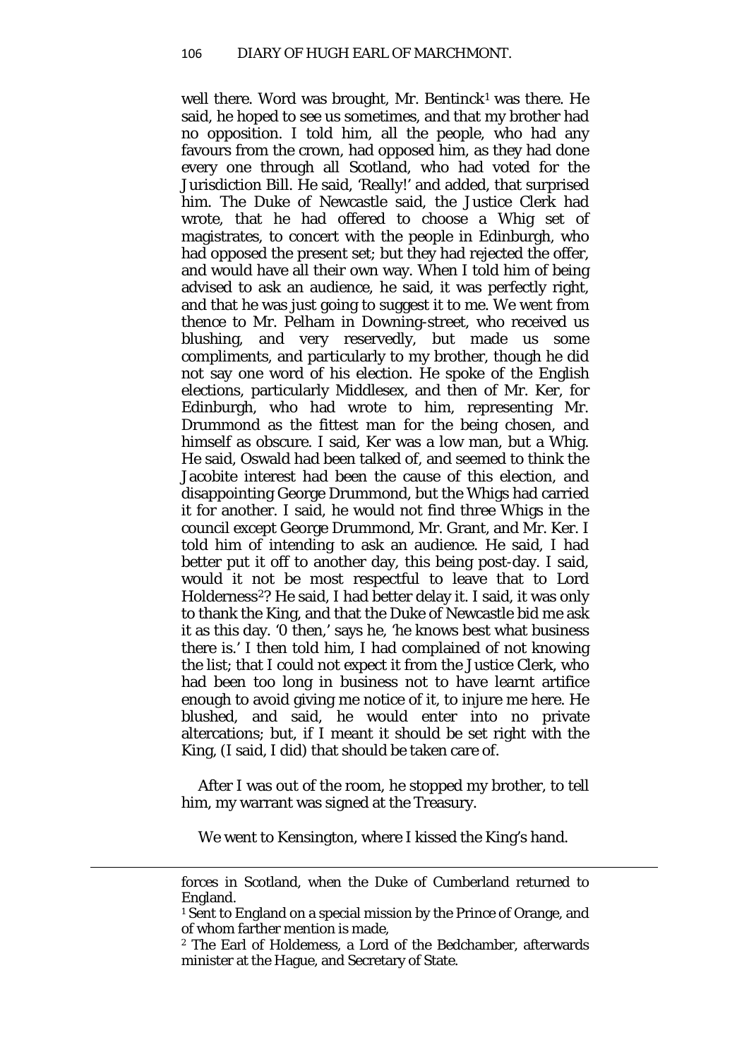well there. Word was brought, Mr. Bentinck[1] was there. He said, he hoped to see us sometimes, and that my brother had no opposition. I told him, all the people, who had any favours from the crown, had opposed him, as they had done every one through all Scotland, who had voted for the Jurisdiction Bill. He said, 'Really!' and added, that surprised him. The Duke of Newcastle said, the Justice Clerk had wrote, that he had offered to choose a Whig set of magistrates, to concert with the people in Edinburgh, who had opposed the present set; but they had rejected the offer, and would have all their own way. When I told him of being advised to ask an audience, he said, it was perfectly right, and that he was just going to suggest it to me. We went from thence to Mr. Pelham in Downing-street, who received us blushing, and very reservedly, but made us some compliments, and particularly to my brother, though he did not say one word of his election. He spoke of the English elections, particularly Middlesex, and then of Mr. Ker, for Edinburgh, who had wrote to him, representing Mr. Drummond as the fittest man for the being chosen, and himself as obscure. I said, Ker was a low man, but a Whig. He said, Oswald had been talked of, and seemed to think the Jacobite interest had been the cause of this election, and disappointing George Drummond, but the Whigs had carried it for another. I said, he would not find three Whigs in the council except George Drummond, Mr. Grant, and Mr. Ker. I told him of intending to ask an audience. He said, I had better put it off to another day, this being post-day. I said, would it not be most respectful to leave that to Lord Holderness[2]? He said, I had better delay it. I said, it was only to thank the King, and that the Duke of Newcastle bid me ask it as this day. 'O then,' says he, 'he knows best what business there is.' I then told him, I had complained of not knowing the list; that I could not expect it from the Justice Clerk, who had been too long in business not to have learnt artifice enough to avoid giving me notice of it, to injure me here. He blushed, and said, he would enter into no private altercations; but, if I meant it should be set right with the King, (I said, I did) that should be taken care of.

After I was out of the room, he stopped my brother, to tell him, my warrant was signed at the Treasury.

We went to Kensington, where I kissed the King's hand.

---

forces in Scotland, when the Duke of Cumberland returned to England.

[1] Sent to England on a special mission by the Prince of Orange, and of whom farther mention is made,

[2] The Earl of Holdemess, a Lord of the Bedchamber, afterwards minister at the Hague, and Secretary of State.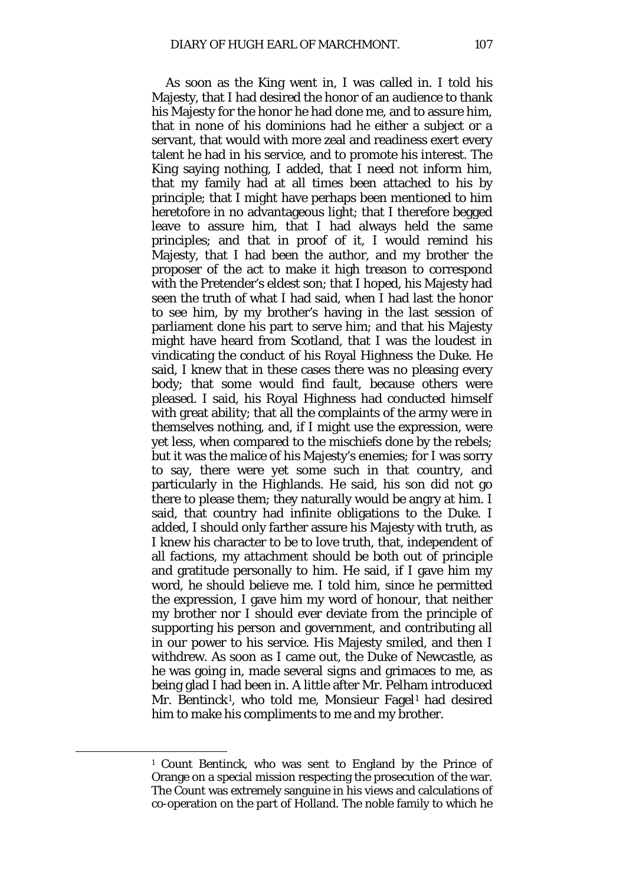As soon as the King went in, I was called in. I told his Majesty, that I had desired the honor of an audience to thank his Majesty for the honor he had done me, and to assure him, that in none of his dominions had he either a subject or a servant, that would with more zeal and readiness exert every talent he had in his service, and to promote his interest. The King saying nothing, I added, that I need not inform him, that my family had at all times been attached to his by principle; that I might have perhaps been mentioned to him heretofore in no advantageous light; that I therefore begged leave to assure him, that I had always held the same principles; and that in proof of it, I would remind his Majesty, that I had been the author, and my brother the proposer of the act to make it high treason to correspond with the Pretender's eldest son; that I hoped, his Majesty had seen the truth of what I had said, when I had last the honor to see him, by my brother's having in the last session of parliament done his part to serve him; and that his Majesty might have heard from Scotland, that I was the loudest in vindicating the conduct of his Royal Highness the Duke. He said, I knew that in these cases there was no pleasing every body; that some would find fault, because others were pleased. I said, his Royal Highness had conducted himself with great ability; that all the complaints of the army were in themselves nothing, and, if I might use the expression, were yet less, when compared to the mischiefs done by the rebels; but it was the malice of his Majesty's enemies; for I was sorry to say, there were yet some such in that country, and particularly in the Highlands. He said, his son did not go there to please them; they naturally would be angry at him. I said, that country had infinite obligations to the Duke. I added, I should only farther assure his Majesty with truth, as I knew his character to be to love truth, that, independent of all factions, my attachment should be both out of principle and gratitude personally to him. He said, if I gave him my word, he should believe me. I told him, since he permitted the expression, I gave him my word of honour, that neither my brother nor I should ever deviate from the principle of supporting his person and government, and contributing all in our power to his service. His Majesty smiled, and then I withdrew. As soon as I came out, the Duke of Newcastle, as he was going in, made several signs and grimaces to me, as being glad I had been in. A little after Mr. Pelham introduced Mr. Bentinck[1], who told me, Monsieur Fagel[1] had desired him to make his compliments to me and my brother.

---

[1] Count Bentinck, who was sent to England by the Prince of Orange on a special mission respecting the prosecution of the war. The Count was extremely sanguine in his views and calculations of co-operation on the part of Holland. The noble family to which he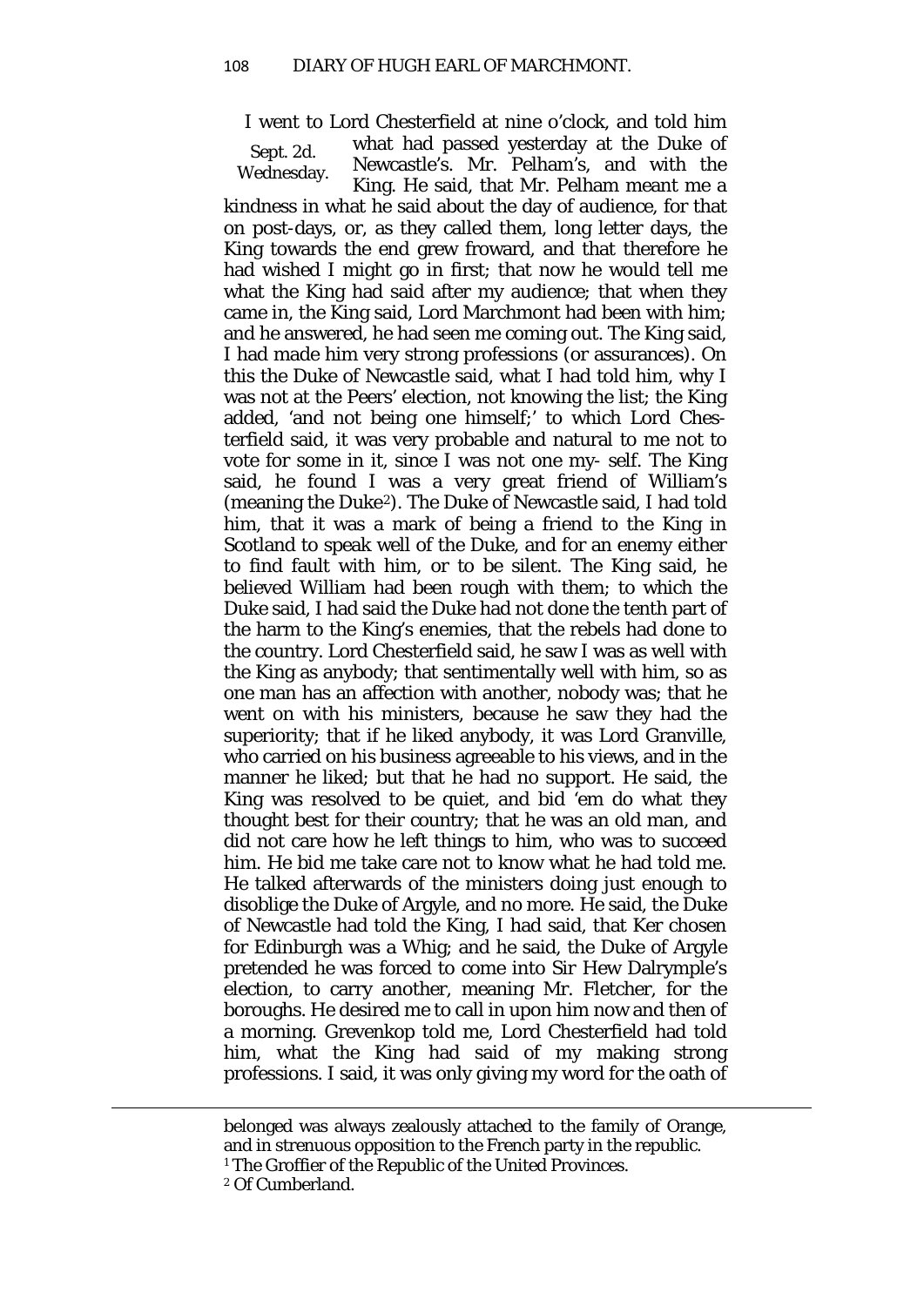I went to Lord Chesterfield at nine o'clock, and told him what had passed yesterday at the Duke of Newcastle's. Mr. Pelham's, and with the King. He said, that Mr. Pelham meant me a kindness in what he said about the day of audience, for that on post-days, or, as they called them, long letter days, the King towards the end grew froward, and that therefore he had wished I might go in first; that now he would tell me what the King had said after my audience; that when they came in, the King said, Lord Marchmont had been with him; and he answered, he had seen me coming out. The King said, I had made him very strong professions (or assurances). On this the Duke of Newcastle said, what I had told him, why I was not at the Peers' election, not knowing the list; the King added, 'and not being one himself;' to which Lord Chesterfield said, it was very probable and natural to me not to vote for some in it, since I was not one my- self. The King said, he found I was a very great friend of William's (meaning the Duke[2]). The Duke of Newcastle said, I had told him, that it was a mark of being a friend to the King in Scotland to speak well of the Duke, and for an enemy either to find fault with him, or to be silent. The King said, he believed William had been rough with them; to which the Duke said, I had said the Duke had not done the tenth part of the harm to the King's enemies, that the rebels had done to the country. Lord Chesterfield said, he saw I was as well with the King as anybody; that sentimentally well with him, so as one man has an affection with another, nobody was; that he went on with his ministers, because he saw they had the superiority; that if he liked anybody, it was Lord Granville, who carried on his business agreeable to his views, and in the manner he liked; but that he had no support. He said, the King was resolved to be quiet, and bid 'em do what they thought best for their country; that he was an old man, and did not care how he left things to him, who was to succeed him. He bid me take care not to know what he had told me. He talked afterwards of the ministers doing just enough to disoblige the Duke of Argyle, and no more. He said, the Duke of Newcastle had told the King, I had said, that Ker chosen for Edinburgh was a Whig; and he said, the Duke of Argyle pretended he was forced to come into Sir Hew Dalrymple's election, to carry another, meaning Mr. Fletcher, for the boroughs. He desired me to call in upon him now and then of a morning. Grevenkop told me, Lord Chesterfield had told him, what the King had said of my making strong professions. I said, it was only giving my word for the oath of

Sept. 2d. Wednesday.

---

belonged was always zealously attached to the family of Orange, and in strenuous opposition to the French party in the republic.

[1] The Groffier of the Republic of the United Provinces.

[2] Of Cumberland.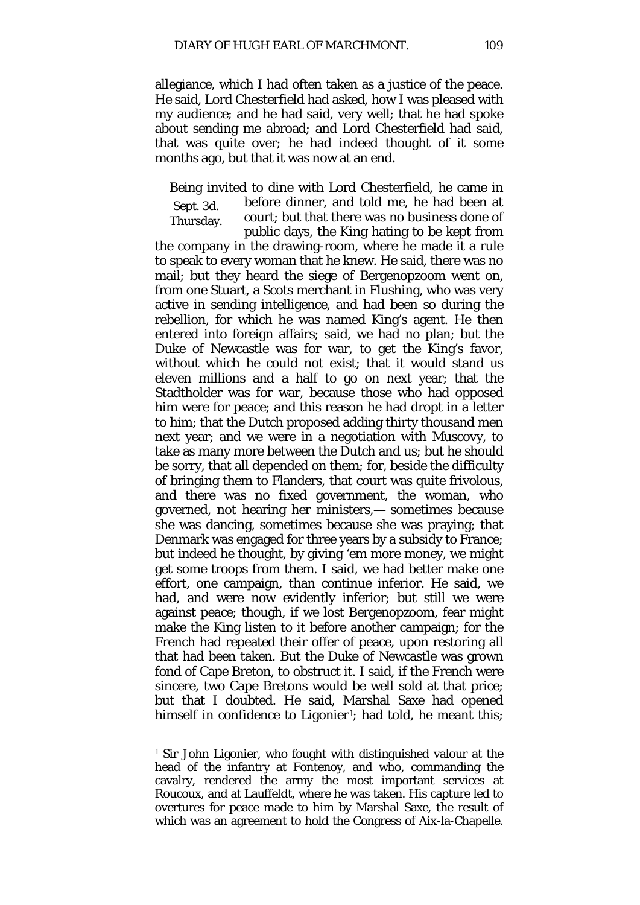allegiance, which I had often taken as a justice of the peace. He said, Lord Chesterfield had asked, how I was pleased with my audience; and he had said, very well; that he had spoke about sending me abroad; and Lord Chesterfield had said, that was quite over; he had indeed thought of it some months ago, but that it was now at an end.

Sept. 3d. Thursday.

Being invited to dine with Lord Chesterfield, he came in before dinner, and told me, he had been at court; but that there was no business done of public days, the King hating to be kept from the company in the drawing-room, where he made it a rule to speak to every woman that he knew. He said, there was no mail; but they heard the siege of Bergenopzoom went on, from one Stuart, a Scots merchant in Flushing, who was very active in sending intelligence, and had been so during the rebellion, for which he was named King's agent. He then entered into foreign affairs; said, we had no plan; but the Duke of Newcastle was for war, to get the King's favor, without which he could not exist; that it would stand us eleven millions and a half to go on next year; that the Stadtholder was for war, because those who had opposed him were for peace; and this reason he had dropt in a letter to him; that the Dutch proposed adding thirty thousand men next year; and we were in a negotiation with Muscovy, to take as many more between the Dutch and us; but he should be sorry, that all depended on them; for, beside the difficulty of bringing them to Flanders, that court was quite frivolous, and there was no fixed government, the woman, who governed, not hearing her ministers,— sometimes because she was dancing, sometimes because she was praying; that Denmark was engaged for three years by a subsidy to France; but indeed he thought, by giving 'em more money, we might get some troops from them. I said, we had better make one effort, one campaign, than continue inferior. He said, we had, and were now evidently inferior; but still we were against peace; though, if we lost Bergenopzoom, fear might make the King listen to it before another campaign; for the French had repeated their offer of peace, upon restoring all that had been taken. But the Duke of Newcastle was grown fond of Cape Breton, to obstruct it. I said, if the French were sincere, two Cape Bretons would be well sold at that price; but that I doubted. He said, Marshal Saxe had opened himself in confidence to Ligonier[1]; had told, he meant this;

[1] Sir John Ligonier, who fought with distinguished valour at the head of the infantry at Fontenoy, and who, commanding the cavalry, rendered the army the most important services at Roucoux, and at Lauffeldt, where he was taken. His capture led to overtures for peace made to him by Marshal Saxe, the result of which was an agreement to hold the Congress of Aix-la-Chapelle.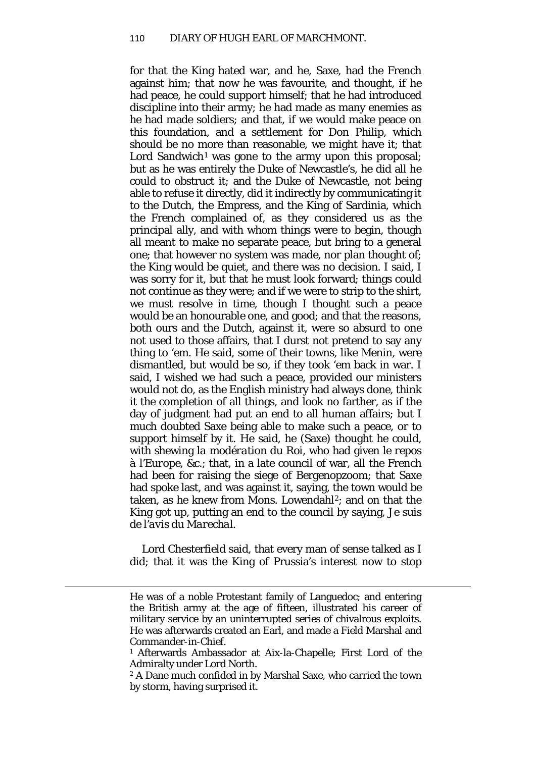for that the King hated war, and he, Saxe, had the French against him; that now he was favourite, and thought, if he had peace, he could support himself; that he had introduced discipline into their army; he had made as many enemies as he had made soldiers; and that, if we would make peace on this foundation, and a settlement for Don Philip, which should be no more than reasonable, we might have it; that Lord Sandwich[1] was gone to the army upon this proposal; but as he was entirely the Duke of Newcastle's, he did all he could to obstruct it; and the Duke of Newcastle, not being able to refuse it directly, did it indirectly by communicating it to the Dutch, the Empress, and the King of Sardinia, which the French complained of, as they considered us as the principal ally, and with whom things were to begin, though all meant to make no separate peace, but bring to a general one; that however no system was made, nor plan thought of; the King would be quiet, and there was no decision. I said, I was sorry for it, but that he must look forward; things could not continue as they were; and if we were to strip to the shirt, we must resolve in time, though I thought such a peace would be an honourable one, and good; and that the reasons, both ours and the Dutch, against it, were so absurd to one not used to those affairs, that I durst not pretend to say any thing to 'em. He said, some of their towns, like Menin, were dismantled, but would be so, if they took 'em back in war. I said, I wished we had such a peace, provided our ministers would not do, as the English ministry had always done, think it the completion of all things, and look no farther, as if the day of judgment had put an end to all human affairs; but I much doubted Saxe being able to make such a peace, or to support himself by it. He said, he (Saxe) thought he could, with shewing *la modération du Roi*, who had given *le repos à l'Europe*, &c.; that, in a late council of war, all the French had been for raising the siege of Bergenopzoom; that Saxe had spoke last, and was against it, saying, the town would be taken, as he knew from Mons. Lowendahl[2]; and on that the King got up, putting an end to the council by saying, *Je suis de l'avis du Marechal*.

Lord Chesterfield said, that every man of sense talked as I did; that it was the King of Prussia's interest now to stop

---

He was of a noble Protestant family of Languedoc; and entering the British army at the age of fifteen, illustrated his career of military service by an uninterrupted series of chivalrous exploits. He was afterwards created an Earl, and made a Field Marshal and Commander-in-Chief.

[1] Afterwards Ambassador at Aix-la-Chapelle; First Lord of the Admiralty under Lord North.

[2] A Dane much confided in by Marshal Saxe, who carried the town by storm, having surprised it.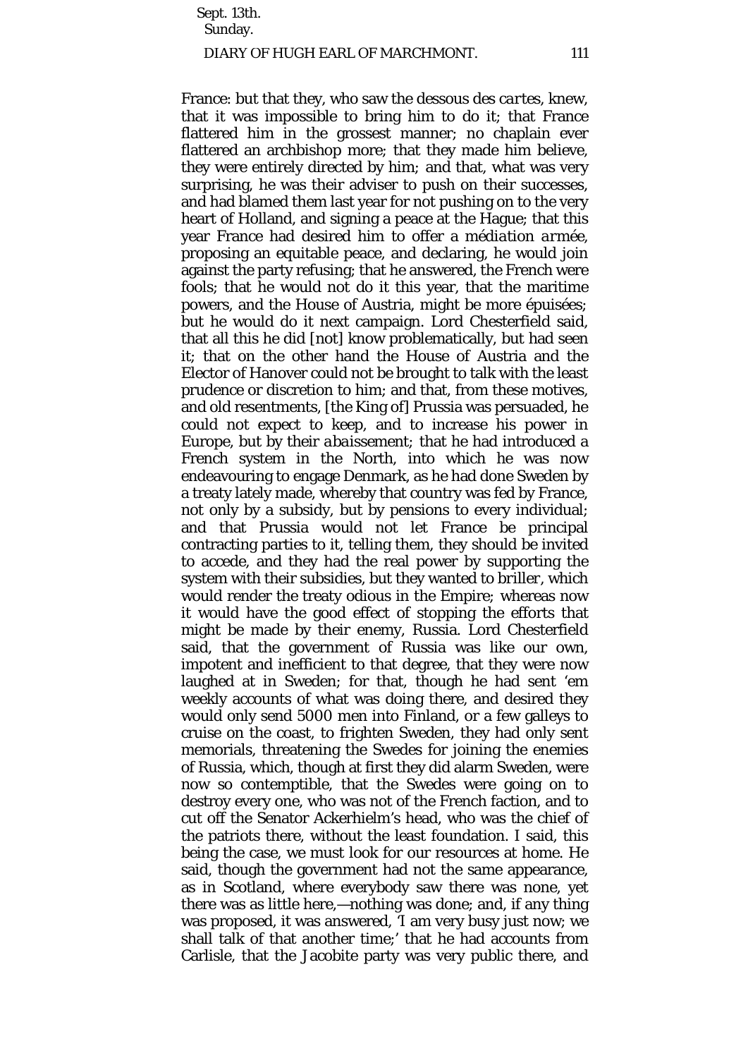France: but that they, who saw the *dessous des cartes*, knew, that it was impossible to bring him to do it; that France flattered him in the grossest manner; no chaplain ever flattered an archbishop more; that they made him believe, they were entirely directed by him; and that, what was very surprising, he was their adviser to push on their successes, and had blamed them last year for not pushing on to the very heart of Holland, and signing a peace at the Hague; that this year France had desired him to offer a *médiation armée*, proposing an equitable peace, and declaring, he would join against the party refusing; that he answered, the French were fools; that he would not do it this year, that the maritime powers, and the House of Austria, might be more *épuisées*; but he would do it next campaign. Lord Chesterfield said, that all this he did [not] know problematically, but had seen it; that on the other hand the House of Austria and the Elector of Hanover could not be brought to talk with the least prudence or discretion to him; and that, from these motives, and old resentments, [the King of] Prussia was persuaded, he could not expect to keep, and to increase his power in Europe, but by their *abaissement*; that he had introduced a French system in the North, into which he was now endeavouring to engage Denmark, as he had done Sweden by a treaty lately made, whereby that country was fed by France, not only by a subsidy, but by pensions to every individual; and that Prussia would not let France be principal contracting parties to it, telling them, they should be invited to accede, and they had the real power by supporting the system with their subsidies, but they wanted to *briller*, which would render the treaty odious in the Empire; whereas now it would have the good effect of stopping the efforts that might be made by their enemy, Russia. Lord Chesterfield said, that the government of Russia was like our own, impotent and inefficient to that degree, that they were now laughed at in Sweden; for that, though he had sent 'em weekly accounts of what was doing there, and desired they would only send 5000 men into Finland, or a few galleys to cruise on the coast, to frighten Sweden, they had only sent memorials, threatening the Swedes for joining the enemies of Russia, which, though at first they did alarm Sweden, were now so contemptible, that the Swedes were going on to destroy every one, who was not of the French faction, and to cut off the Senator Ackerhielm's head, who was the chief of the patriots there, without the least foundation. I said, this being the case, we must look for our resources at home. He said, though the government had not the same appearance, as in Scotland, where everybody saw there was none, yet there was as little here,—nothing was done; and, if any thing was proposed, it was answered, 'I am very busy just now; we shall talk of that another time;' that he had accounts from Carlisle, that the Jacobite party was very public there, and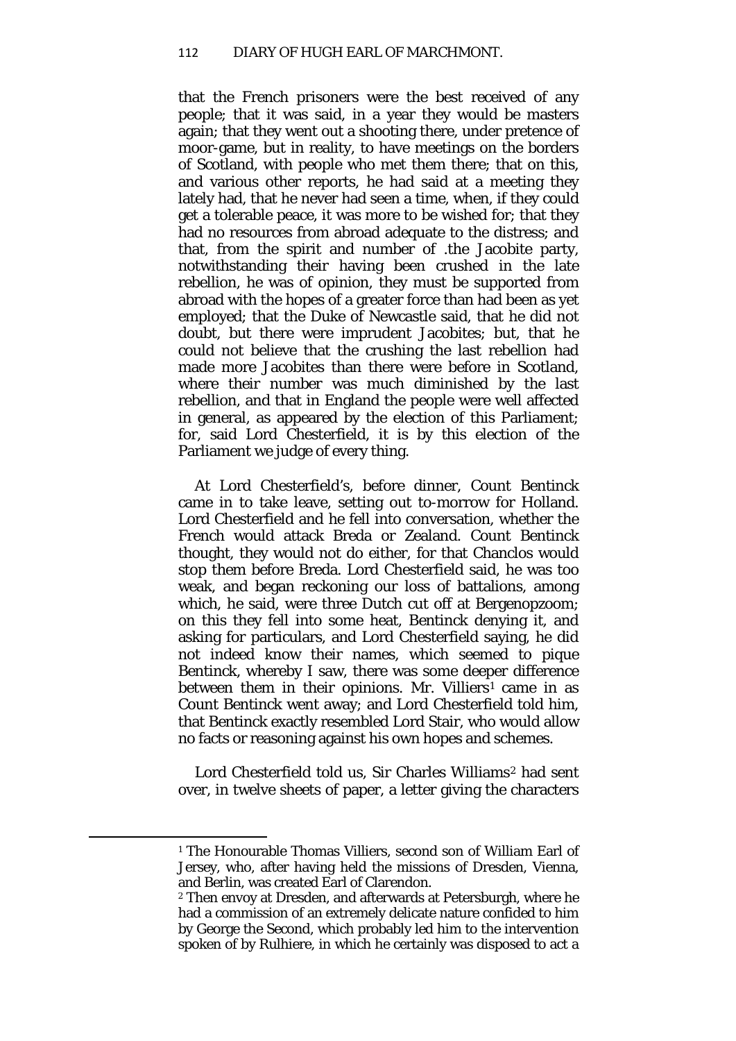that the French prisoners were the best received of any people; that it was said, in a year they would be masters again; that they went out a shooting there, under pretence of moor-game, but in reality, to have meetings on the borders of Scotland, with people who met them there; that on this, and various other reports, he had said at a meeting they lately had, that he never had seen a time, when, if they could get a tolerable peace, it was more to be wished for; that they had no resources from abroad adequate to the distress; and that, from the spirit and number of .the Jacobite party, notwithstanding their having been crushed in the late rebellion, he was of opinion, they must be supported from abroad with the hopes of a greater force than had been as yet employed; that the Duke of Newcastle said, that he did not doubt, but there were imprudent Jacobites; but, that he could not believe that the crushing the last rebellion had made more Jacobites than there were before in Scotland, where their number was much diminished by the last rebellion, and that in England the people were well affected in general, as appeared by the election of this Parliament; for, said Lord Chesterfield, it is by this election of the Parliament we judge of every thing.

At Lord Chesterfield's, before dinner, Count Bentinck came in to take leave, setting out to-morrow for Holland. Lord Chesterfield and he fell into conversation, whether the French would attack Breda or Zealand. Count Bentinck thought, they would not do either, for that Chanclos would stop them before Breda. Lord Chesterfield said, he was too weak, and began reckoning our loss of battalions, among which, he said, were three Dutch cut off at Bergenopzoom; on this they fell into some heat, Bentinck denying it, and asking for particulars, and Lord Chesterfield saying, he did not indeed know their names, which seemed to pique Bentinck, whereby I saw, there was some deeper difference between them in their opinions. Mr. Villiers[1] came in as Count Bentinck went away; and Lord Chesterfield told him, that Bentinck exactly resembled Lord Stair, who would allow no facts or reasoning against his own hopes and schemes.

Lord Chesterfield told us, Sir Charles Williams[2] had sent over, in twelve sheets of paper, a letter giving the characters

---

[1] The Honourable Thomas Villiers, second son of William Earl of Jersey, who, after having held the missions of Dresden, Vienna, and Berlin, was created Earl of Clarendon.

[2] Then envoy at Dresden, and afterwards at Petersburgh, where he had a commission of an extremely delicate nature confided to him by George the Second, which probably led him to the intervention spoken of by Rulhiere, in which he certainly was disposed to act a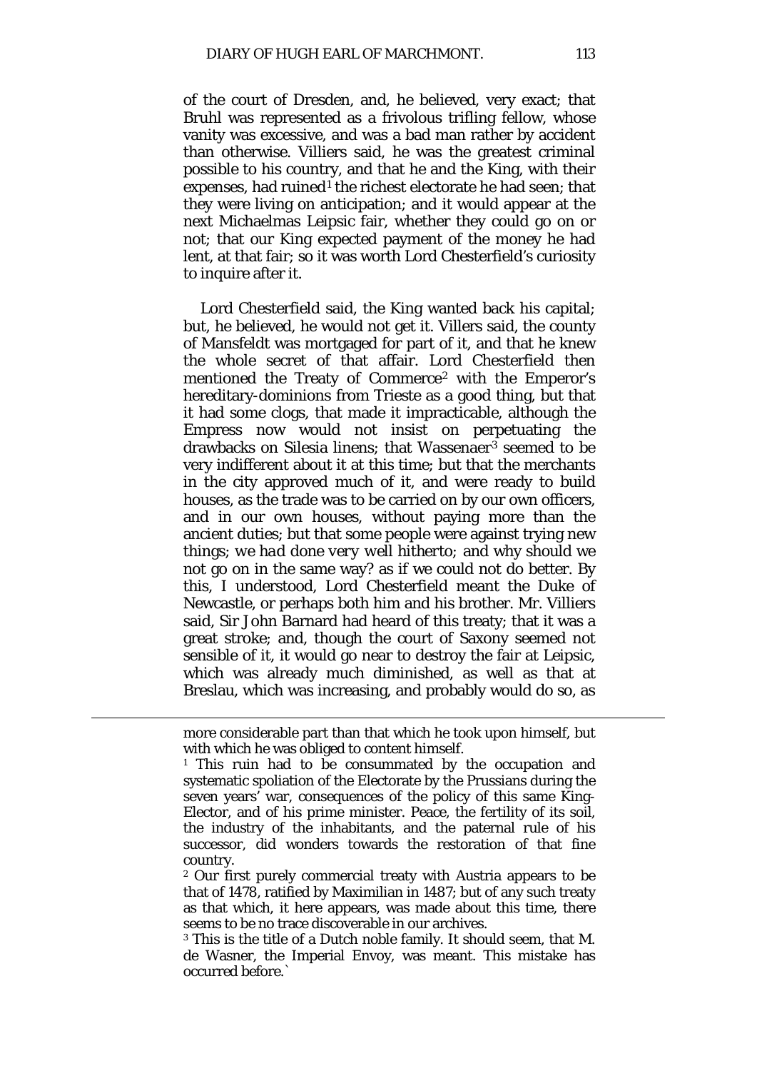of the court of Dresden, and, he believed, very exact; that Bruhl was represented as a frivolous trifling fellow, whose vanity was excessive, and was a bad man rather by accident than otherwise. Villiers said, he was the greatest criminal possible to his country, and that he and the King, with their expenses, had ruined[1] the richest electorate he had seen; that they were living on anticipation; and it would appear at the next Michaelmas Leipsic fair, whether they could go on or not; that our King expected payment of the money he had lent, at that fair; so it was worth Lord Chesterfield's curiosity to inquire after it.

Lord Chesterfield said, the King wanted back his capital; but, he believed, he would not get it. Villers said, the county of Mansfeldt was mortgaged for part of it, and that he knew the whole secret of that affair. Lord Chesterfield then mentioned the Treaty of Commerce[2] with the Emperor's hereditary-dominions from Trieste as a good thing, but that it had some clogs, that made it impracticable, although the Empress now would not insist on perpetuating the drawbacks on Silesia linens; that Wassenaer[3] seemed to be very indifferent about it at this time; but that the merchants in the city approved much of it, and were ready to build houses, as the trade was to be carried on by our own officers, and in our own houses, without paying more than the ancient duties; but that some people were against trying new things; *we had done very well hitherto; and why should we not go on in the same way?* as if we could not do better. By this, I understood, Lord Chesterfield meant the Duke of Newcastle, or perhaps both him and his brother. Mr. Villiers said, Sir John Barnard had heard of this treaty; that it was a great stroke; and, though the court of Saxony seemed not sensible of it, it would go near to destroy the fair at Leipsic, which was already much diminished, as well as that at Breslau, which was increasing, and probably would do so, as

---

more considerable part than that which he took upon himself, but with which he was obliged to content himself.

[1] This ruin had to be consummated by the occupation and systematic spoliation of the Electorate by the Prussians during the seven years' war, consequences of the policy of this same King-Elector, and of his prime minister. Peace, the fertility of its soil, the industry of the inhabitants, and the paternal rule of his successor, did wonders towards the restoration of that fine country.

[2] Our first purely commercial treaty with Austria appears to be that of 1478, ratified by Maximilian in 1487; but of any such treaty as that which, it here appears, was made about this time, there seems to be no trace discoverable in our archives.

[3] This is the title of a Dutch noble family. It should seem, that M. de Wasner, the Imperial Envoy, was meant. This mistake has occurred before.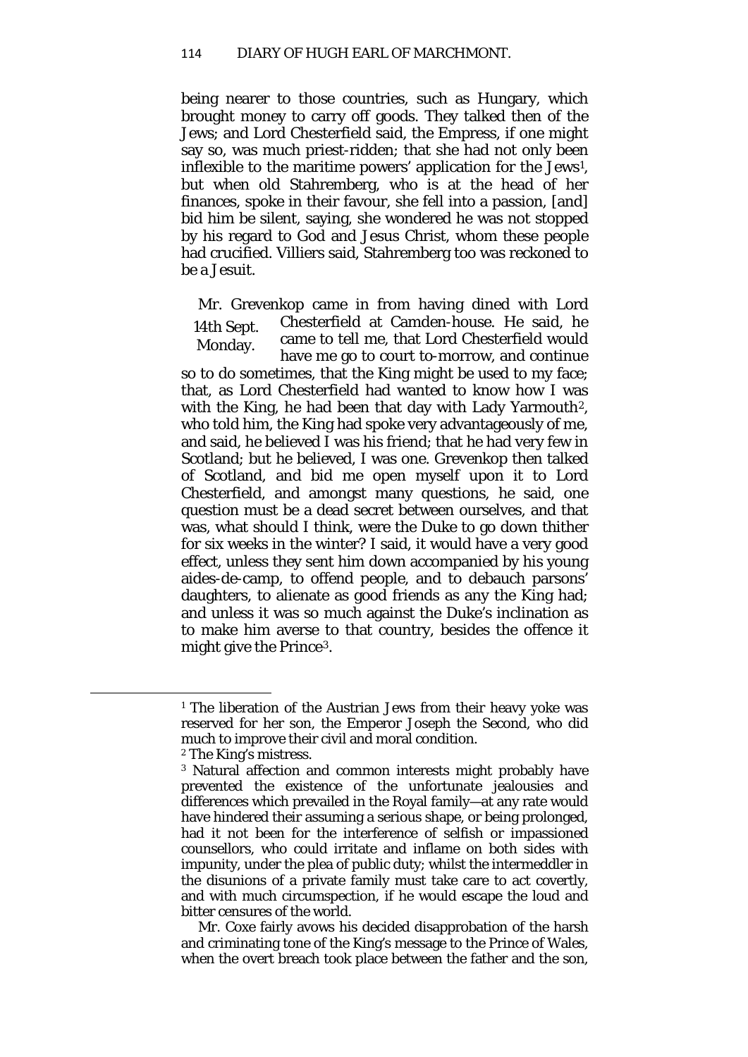being nearer to those countries, such as Hungary, which brought money to carry off goods. They talked then of the Jews; and Lord Chesterfield said, the Empress, if one might say so, was much priest-ridden; that she had not only been inflexible to the maritime powers' application for the Jews[1], but when old Stahremberg, who is at the head of her finances, spoke in their favour, she fell into a passion, [and] bid him be silent, saying, she wondered he was not stopped by his regard to God and Jesus Christ, whom these people had crucified. Villiers said, Stahremberg too was reckoned to be a Jesuit.

14th Sept. Monday.

Mr. Grevenkop came in from having dined with Lord Chesterfield at Camden-house. He said, he came to tell me, that Lord Chesterfield would have me go to court to-morrow, and continue so to do sometimes, that the King might be used to my face; that, as Lord Chesterfield had wanted to know how I was with the King, he had been that day with Lady Yarmouth[2], who told him, the King had spoke very advantageously of me, and said, he believed I was his friend; that he had very few in Scotland; but he believed, I was one. Grevenkop then talked of Scotland, and bid me open myself upon it to Lord Chesterfield, and amongst many questions, he said, one question must be a dead secret between ourselves, and that was, what should I think, were the Duke to go down thither for six weeks in the winter? I said, it would have a very good effect, unless they sent him down accompanied by his young aides-de-camp, to offend people, and to debauch parsons' daughters, to alienate as good friends as any the King had; and unless it was so much against the Duke's inclination as to make him averse to that country, besides the offence it might give the Prince[3].

---

[1] The liberation of the Austrian Jews from their heavy yoke was reserved for her son, the Emperor Joseph the Second, who did much to improve their civil and moral condition.

[2] The King's mistress.

[3] Natural affection and common interests might probably have prevented the existence of the unfortunate jealousies and differences which prevailed in the Royal family—at any rate would have hindered their assuming a serious shape, or being prolonged, had it not been for the interference of selfish or impassioned counsellors, who could irritate and inflame on both sides with impunity, under the plea of public duty; whilst the intermeddler in the disunions of a private family must take care to act covertly, and with much circumspection, if he would escape the loud and bitter censures of the world.

Mr. Coxe fairly avows his decided disapprobation of the harsh and criminating tone of the King's message to the Prince of Wales, when the overt breach took place between the father and the son,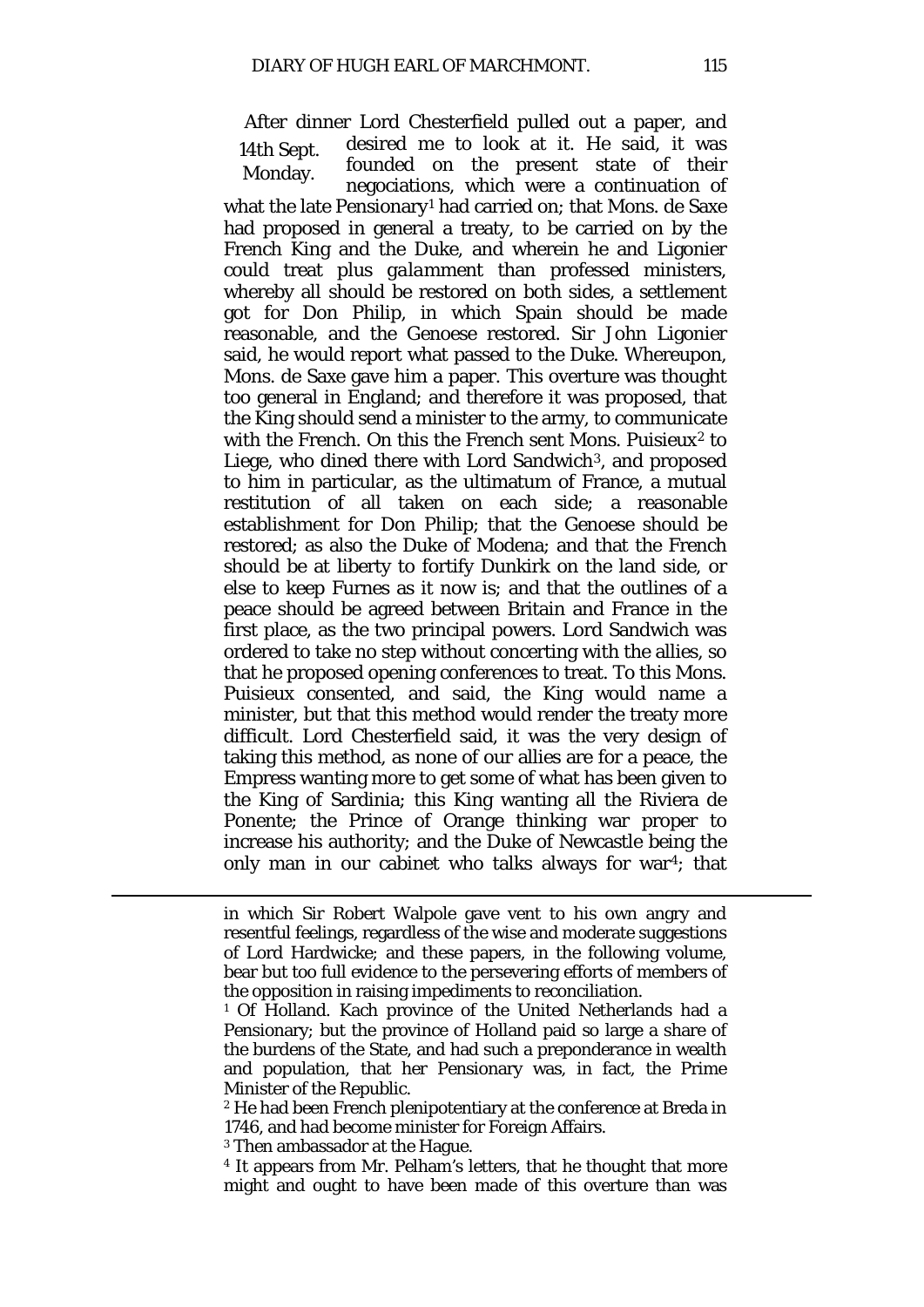After dinner Lord Chesterfield pulled out a paper, and desired me to look at it. He said, it was founded on the present state of their negociations, which were a continuation of what the late Pensionary[1] had carried on; that Mons. de Saxe had proposed in general a treaty, to be carried on by the French King and the Duke, and wherein he and Ligonier could treat plus *galamment* than professed ministers, whereby all should be restored on both sides, a settlement got for Don Philip, in which Spain should be made reasonable, and the Genoese restored. Sir John Ligonier said, he would report what passed to the Duke. Whereupon, Mons. de Saxe gave him a paper. This overture was thought too general in England; and therefore it was proposed, that the King should send a minister to the army, to communicate with the French. On this the French sent Mons. Puisieux[2] to Liege, who dined there with Lord Sandwich[3], and proposed to him in particular, as the ultimatum of France, a mutual restitution of all taken on each side; a reasonable establishment for Don Philip; that the Genoese should be restored; as also the Duke of Modena; and that the French should be at liberty to fortify Dunkirk on the land side, or else to keep Furnes as it now is; and that the outlines of a peace should be agreed between Britain and France in the first place, as the two principal powers. Lord Sandwich was ordered to take no step without concerting with the allies, so that he proposed opening conferences to treat. To this Mons. Puisieux consented, and said, the King would name a minister, but that this method would render the treaty more difficult. Lord Chesterfield said, it was the very design of taking this method, as none of our allies are for a peace, the Empress wanting more to get some of what has been given to the King of Sardinia; this King wanting all the Riviera de Ponente; the Prince of Orange thinking war proper to increase his authority; and the Duke of Newcastle being the only man in our cabinet who talks always for war[4]; that

14th Sept. Monday.

---

in which Sir Robert Walpole gave vent to his own angry and resentful feelings, regardless of the wise and moderate suggestions of Lord Hardwicke; and these papers, in the following volume, bear but too full evidence to the persevering efforts of members of the opposition in raising impediments to reconciliation.

[1] Of Holland. Kach province of the United Netherlands had a Pensionary; but the province of Holland paid so large a share of the burdens of the State, and had such a preponderance in wealth and population, that her Pensionary was, in fact, the Prime Minister of the Republic.

[2] He had been French plenipotentiary at the conference at Breda in 1746, and had become minister for Foreign Affairs.

[3] Then ambassador at the Hague.

[4] It appears from Mr. Pelham's letters, that he thought that more might and ought to have been made of this overture than was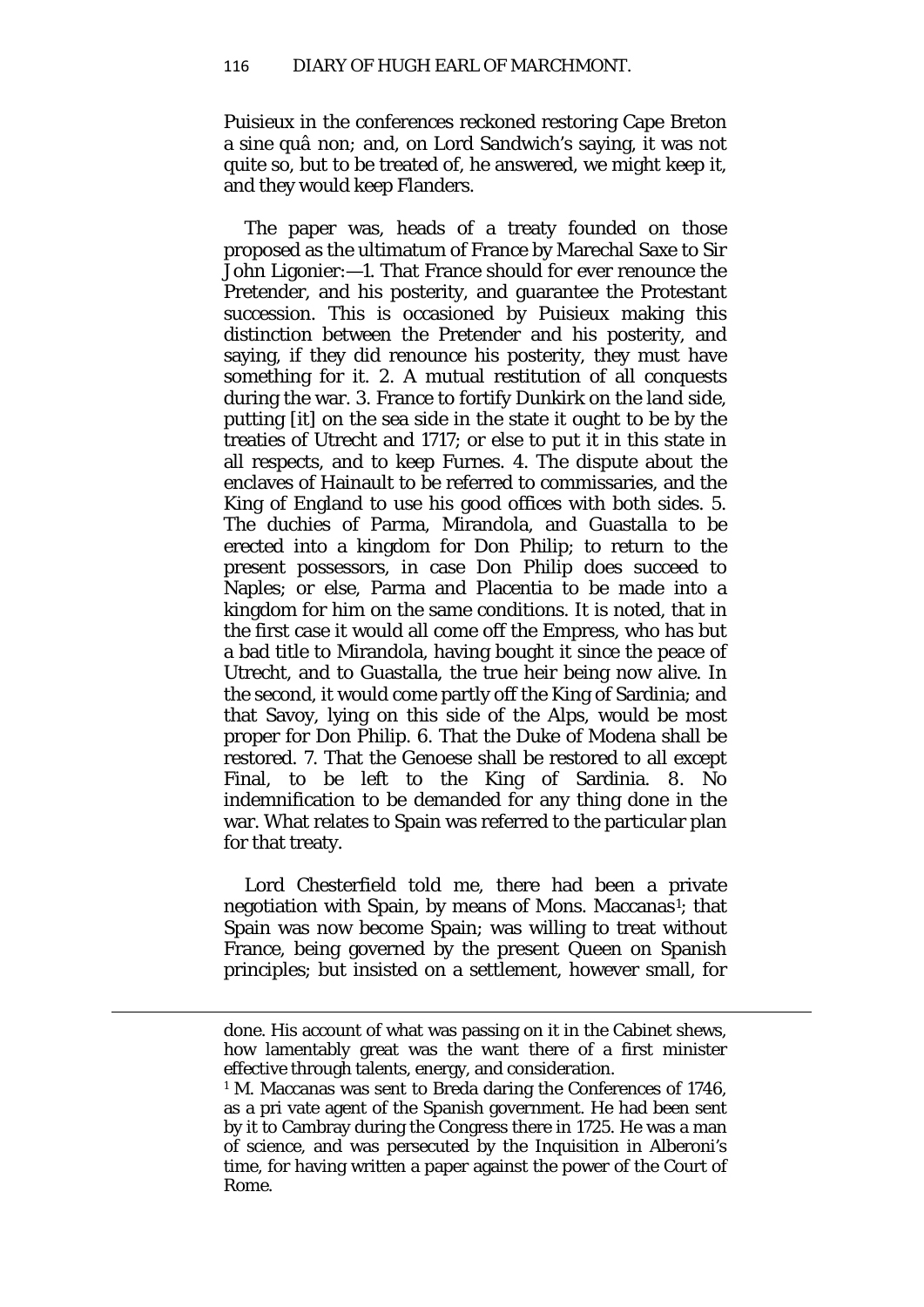Puisieux in the conferences reckoned restoring Cape Breton a sine quâ non; and, on Lord Sandwich's saying, it was not quite so, but to be treated of, he answered, we might keep it, and they would keep Flanders.

The paper was, heads of a treaty founded on those proposed as the ultimatum of France by Marechal Saxe to Sir John Ligonier:—1. That France should for ever renounce the Pretender, and his posterity, and guarantee the Protestant succession. This is occasioned by Puisieux making this distinction between the Pretender and his posterity, and saying, if they did renounce his posterity, they must have something for it. 2. A mutual restitution of all conquests during the war. 3. France to fortify Dunkirk on the land side, putting [it] on the sea side in the state it ought to be by the treaties of Utrecht and 1717; or else to put it in this state in all respects, and to keep Furnes. 4. The dispute about the enclaves of Hainault to be referred to commissaries, and the King of England to use his good offices with both sides. 5. The duchies of Parma, Mirandola, and Guastalla to be erected into a kingdom for Don Philip; to return to the present possessors, in case Don Philip does succeed to Naples; or else, Parma and Placentia to be made into a kingdom for him on the same conditions. It is noted, that in the first case it would all come off the Empress, who has but a bad title to Mirandola, having bought it since the peace of Utrecht, and to Guastalla, the true heir being now alive. In the second, it would come partly off the King of Sardinia; and that Savoy, lying on this side of the Alps, would be most proper for Don Philip. 6. That the Duke of Modena shall be restored. 7. That the Genoese shall be restored to all except Final, to be left to the King of Sardinia. 8. No indemnification to be demanded for any thing done in the war. What relates to Spain was referred to the particular plan for that treaty.

Lord Chesterfield told me, there had been a private negotiation with Spain, by means of Mons. Maccanas[1]; that Spain was now become Spain; was willing to treat without France, being governed by the present Queen on Spanish principles; but insisted on a settlement, however small, for

---

done. His account of what was passing on it in the Cabinet shews, how lamentably great was the want there of a first minister effective through talents, energy, and consideration.

[1] M. Maccanas was sent to Breda daring the Conferences of 1746, as a pri vate agent of the Spanish government. He had been sent by it to Cambray during the Congress there in 1725. He was a man of science, and was persecuted by the Inquisition in Alberoni's time, for having written a paper against the power of the Court of Rome.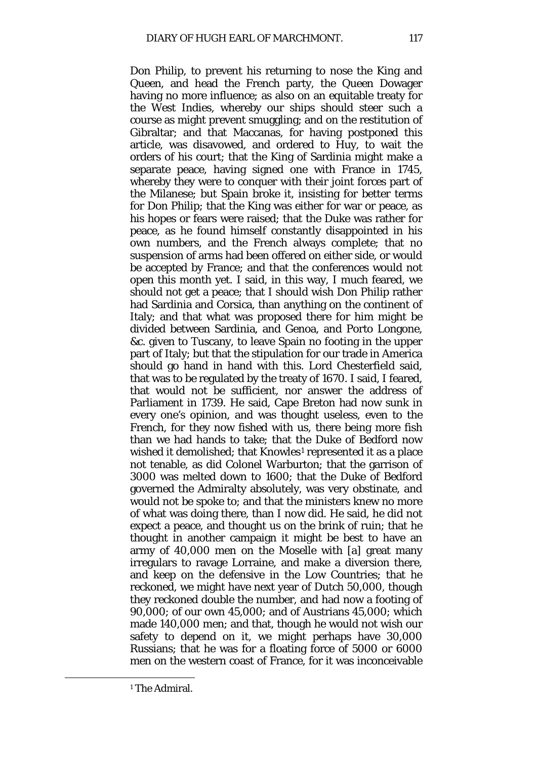Don Philip, to prevent his returning to nose the King and Queen, and head the French party, the Queen Dowager having no more influence; as also on an equitable treaty for the West Indies, whereby our ships should steer such a course as might prevent smuggling; and on the restitution of Gibraltar; and that Maccanas, for having postponed this article, was disavowed, and ordered to Huy, to wait the orders of his court; that the King of Sardinia might make a separate peace, having signed one with France in 1745, whereby they were to conquer with their joint forces part of the Milanese; but Spain broke it, insisting for better terms for Don Philip; that the King was either for war or peace, as his hopes or fears were raised; that the Duke was rather for peace, as he found himself constantly disappointed in his own numbers, and the French always complete; that no suspension of arms had been offered on either side, or would be accepted by France; and that the conferences would not open this month yet. I said, in this way, I much feared, we should not get a peace; that I should wish Don Philip rather had Sardinia and Corsica, than anything on the continent of Italy; and that what was proposed there for him might be divided between Sardinia, and Genoa, and Porto Longone, &c. given to Tuscany, to leave Spain no footing in the upper part of Italy; but that the stipulation for our trade in America should go hand in hand with this. Lord Chesterfield said, that was to be regulated by the treaty of 1670. I said, I feared, that would not be sufficient, nor answer the address of Parliament in 1739. He said, Cape Breton had now sunk in every one's opinion, and was thought useless, even to the French, for they now fished with us, there being more fish than we had hands to take; that the Duke of Bedford now wished it demolished; that Knowles[1] represented it as a place not tenable, as did Colonel Warburton; that the garrison of 3000 was melted down to 1600; that the Duke of Bedford governed the Admiralty absolutely, was very obstinate, and would not be spoke to; and that the ministers knew no more of what was doing there, than I now did. He said, he did not expect a peace, and thought us on the brink of ruin; that he thought in another campaign it might be best to have an army of 40,000 men on the Moselle with [a] great many irregulars to ravage Lorraine, and make a diversion there, and keep on the defensive in the Low Countries; that he reckoned, we might have next year of Dutch 50,000, though they reckoned double the number, and had now a footing of 90,000; of our own 45,000; and of Austrians 45,000; which made 140,000 men; and that, though he would not wish our safety to depend on it, we might perhaps have 30,000 Russians; that he was for a floating force of 5000 or 6000 men on the western coast of France, for it was inconceivable

[1] The Admiral.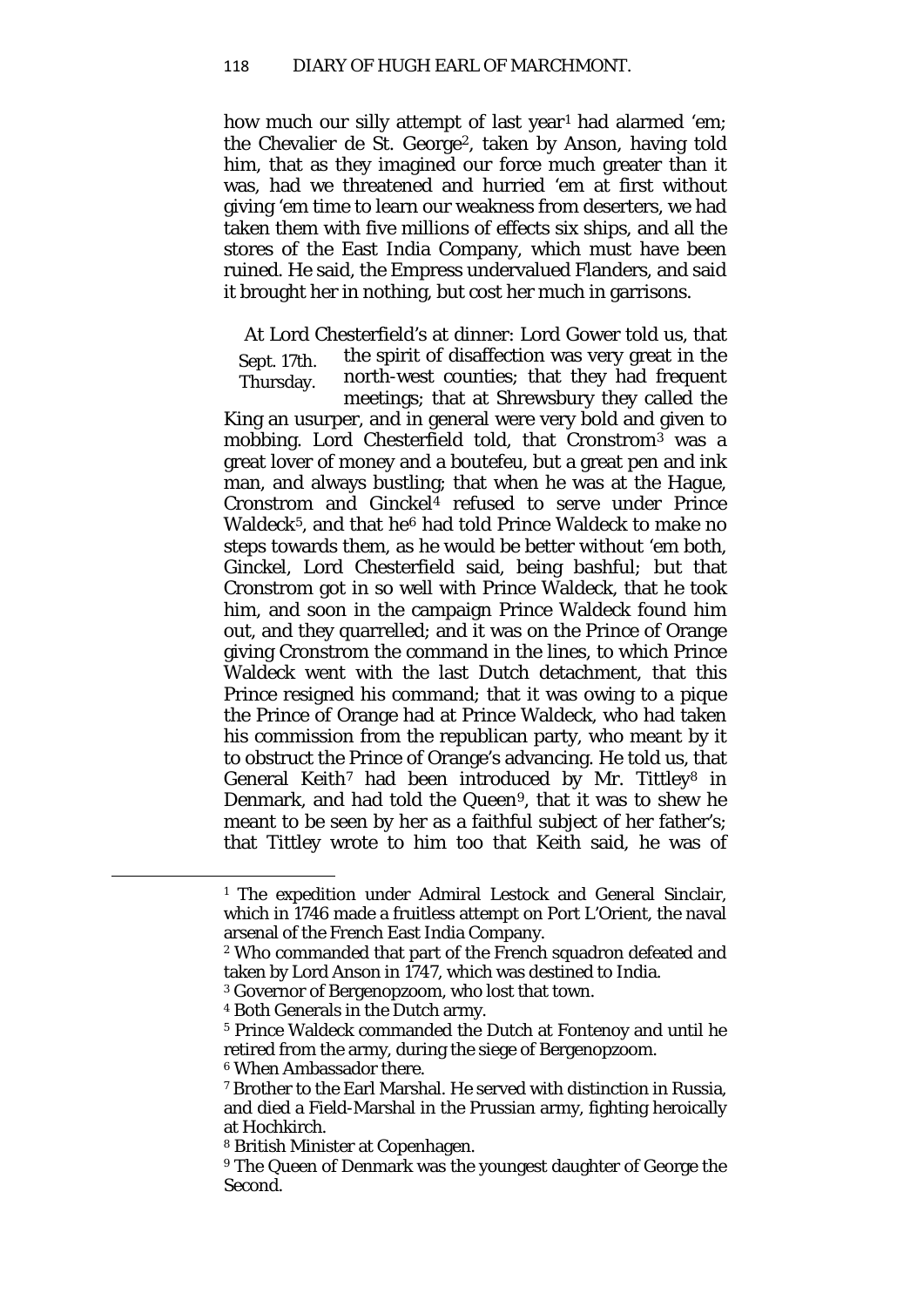how much our silly attempt of last year[1] had alarmed 'em; the Chevalier de St. George[2], taken by Anson, having told him, that as they imagined our force much greater than it was, had we threatened and hurried 'em at first without giving 'em time to learn our weakness from deserters, we had taken them with five millions of effects six ships, and all the stores of the East India Company, which must have been ruined. He said, the Empress undervalued Flanders, and said it brought her in nothing, but cost her much in garrisons.

Sept. 17th. Thursday.

At Lord Chesterfield's at dinner: Lord Gower told us, that the spirit of disaffection was very great in the north-west counties; that they had frequent meetings; that at Shrewsbury they called the King an usurper, and in general were very bold and given to mobbing. Lord Chesterfield told, that Cronstrom[3] was a great lover of money and a boutefeu, but a great pen and ink man, and always bustling; that when he was at the Hague, Cronstrom and Ginckel[4] refused to serve under Prince Waldeck[5], and that he[6] had told Prince Waldeck to make no steps towards them, as he would be better without 'em both, Ginckel, Lord Chesterfield said, being bashful; but that Cronstrom got in so well with Prince Waldeck, that he took him, and soon in the campaign Prince Waldeck found him out, and they quarrelled; and it was on the Prince of Orange giving Cronstrom the command in the lines, to which Prince Waldeck went with the last Dutch detachment, that this Prince resigned his command; that it was owing to a pique the Prince of Orange had at Prince Waldeck, who had taken his commission from the republican party, who meant by it to obstruct the Prince of Orange's advancing. He told us, that General Keith[7] had been introduced by Mr. Tittley[8] in Denmark, and had told the Queen[9], that it was to shew he meant to be seen by her as a faithful subject of her father's; that Tittley wrote to him too that Keith said, he was of

---

[1] The expedition under Admiral Lestock and General Sinclair, which in 1746 made a fruitless attempt on Port L'Orient, the naval arsenal of the French East India Company.

[2] Who commanded that part of the French squadron defeated and taken by Lord Anson in 1747, which was destined to India.

[3] Governor of Bergenopzoom, who lost that town.

[4] Both Generals in the Dutch army.

[5] Prince Waldeck commanded the Dutch at Fontenoy and until he retired from the army, during the siege of Bergenopzoom.

[6] When Ambassador there.

[7] Brother to the Earl Marshal. He served with distinction in Russia, and died a Field-Marshal in the Prussian army, fighting heroically at Hochkirch.

[8] British Minister at Copenhagen.

[9] The Queen of Denmark was the youngest daughter of George the Second.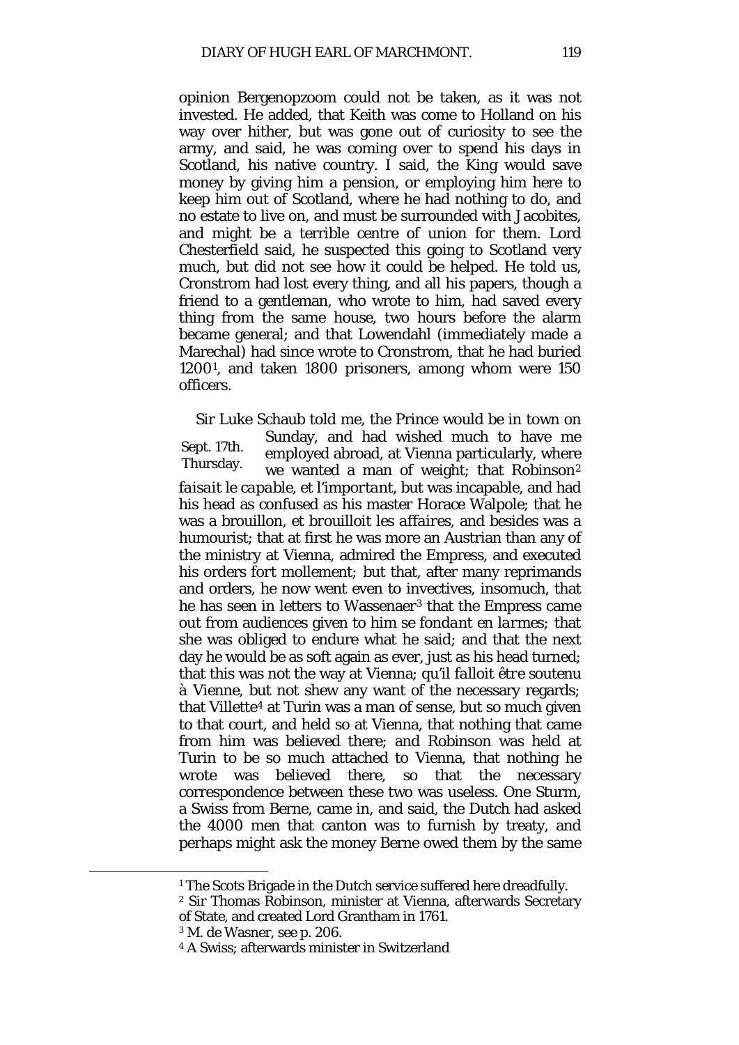opinion Bergenopzoom could not be taken, as it was not invested. He added, that Keith was come to Holland on his way over hither, but was gone out of curiosity to see the army, and said, he was coming over to spend his days in Scotland, his native country. I said, the King would save money by giving him a pension, or employing him here to keep him out of Scotland, where he had nothing to do, and no estate to live on, and must be surrounded with Jacobites, and might be a terrible centre of union for them. Lord Chesterfield said, he suspected this going to Scotland very much, but did not see how it could be helped. He told us, Cronstrom had lost every thing, and all his papers, though a friend to a gentleman, who wrote to him, had saved every thing from the same house, two hours before the alarm became general; and that Lowendahl (immediately made a Marechal) had since wrote to Cronstrom, that he had buried 1200[1], and taken 1800 prisoners, among whom were 150 officers.

Sept. 17th. Thursday.

Sir Luke Schaub told me, the Prince would be in town on Sunday, and had wished much to have me employed abroad, at Vienna particularly, where we wanted a man of weight; that Robinson[2] *faisait le capable, et l'important*, but was incapable, and had his head as confused as his master Horace Walpole; that he was a brouillon, *et brouilloit les affaires*, and besides was a humourist; that at first he was more an Austrian than any of the ministry at Vienna, admired the Empress, and executed his orders fort mollement; but that, after many reprimands and orders, he now went even to invectives, insomuch, that he has seen in letters to Wassenaer[3] that the Empress came out from audiences given to him *se fondant en larmes*; that she was obliged to endure what he said; and that the next day he would be as soft again as ever, just as his head turned; that this was not the way at Vienna; *qu'il falloit être* soutenu à Vienne, but not shew any want of the necessary regards; that Villette[4] at Turin was a man of sense, but so much given to that court, and held so at Vienna, that nothing that came from him was believed there; and Robinson was held at Turin to be so much attached to Vienna, that nothing he wrote was believed there, so that the necessary correspondence between these two was useless. One Sturm, a Swiss from Berne, came in, and said, the Dutch had asked the 4000 men that canton was to furnish by treaty, and perhaps might ask the money Berne owed them by the same

[1] The Scots Brigade in the Dutch service suffered here dreadfully.

[2] Sir Thomas Robinson, minister at Vienna, afterwards Secretary of State, and created Lord Grantham in 1761.

[3] M. de Wasner, see p. 206.

[4] A Swiss; afterwards minister in Switzerland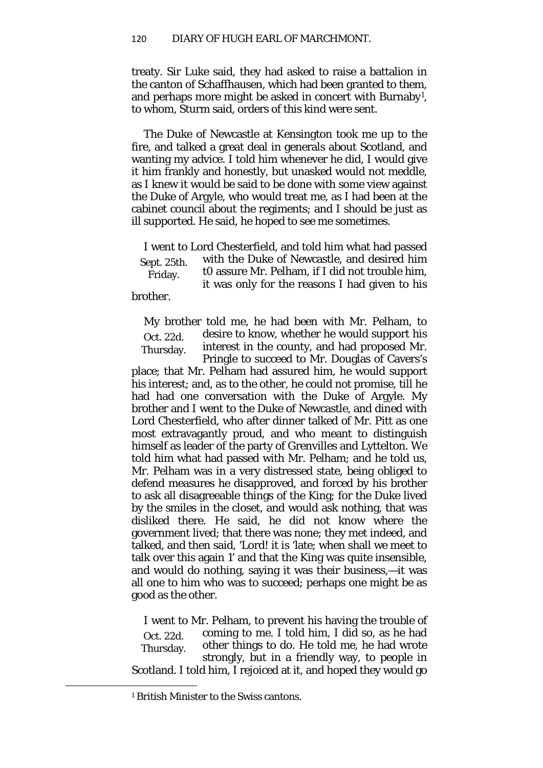treaty. Sir Luke said, they had asked to raise a battalion in the canton of Schaffhausen, which had been granted to them, and perhaps more might be asked in concert with Burnaby[1], to whom, Sturm said, orders of this kind were sent.

The Duke of Newcastle at Kensington took me up to the fire, and talked a great deal in generals about Scotland, and wanting my advice. I told him whenever he did, I would give it him frankly and honestly, but unasked would not meddle, as I knew it would be said to be done with some view against the Duke of Argyle, who would treat me, as I had been at the cabinet council about the regiments; and I should be just as ill supported. He said, he hoped to see me sometimes.

Sept. 25th. Friday.

I went to Lord Chesterfield, and told him what had passed with the Duke of Newcastle, and desired him t0 assure Mr. Pelham, if I did not trouble him, it was only for the reasons I had given to his brother.

Oct. 22d. Thursday.

My brother told me, he had been with Mr. Pelham, to desire to know, whether he would support his interest in the county, and had proposed Mr. Pringle to succeed to Mr. Douglas of Cavers's place; that Mr. Pelham had assured him, he would support his interest; and, as to the other, he could not promise, till he had had one conversation with the Duke of Argyle. My brother and I went to the Duke of Newcastle, and dined with Lord Chesterfield, who after dinner talked of Mr. Pitt as one most extravagantly proud, and who meant to distinguish himself as leader of the party of Grenvilles and Lyttelton. We told him what had passed with Mr. Pelham; and he told us, Mr. Pelham was in a very distressed state, being obliged to defend measures he disapproved, and forced by his brother to ask all disagreeable things of the King; for the Duke lived by the smiles in the closet, and would ask nothing, that was disliked there. He said, he did not know where the government lived; that there was none; they met indeed, and talked, and then said, 'Lord! it is 'late; when shall we meet to talk over this again 1' and that the King was quite insensible, and would do nothing, saying it was their business,—it was all one to him who was to succeed; perhaps one might be as good as the other.

Oct. 22d. Thursday.

I went to Mr. Pelham, to prevent his having the trouble of coming to me. I told him, I did so, as he had other things to do. He told me, he had wrote strongly, but in a friendly way, to people in Scotland. I told him, I rejoiced at it, and hoped they would go

[1] British Minister to the Swiss cantons.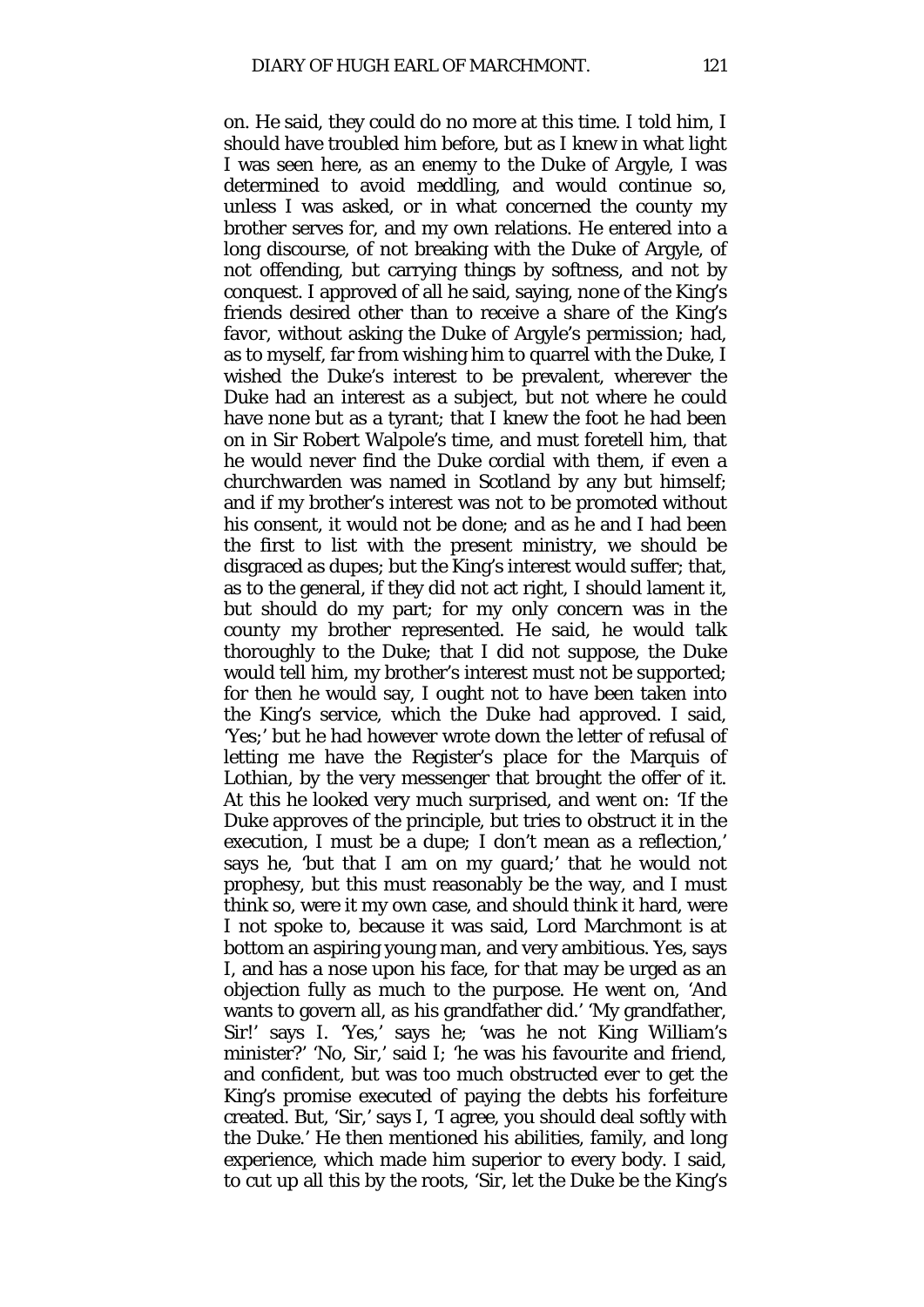on. He said, they could do no more at this time. I told him, I should have troubled him before, but as I knew in what light I was seen here, as an enemy to the Duke of Argyle, I was determined to avoid meddling, and would continue so, unless I was asked, or in what concerned the county my brother serves for, and my own relations. He entered into a long discourse, of not breaking with the Duke of Argyle, of not offending, but carrying things by softness, and not by conquest. I approved of all he said, saying, none of the King's friends desired other than to receive a share of the King's favor, without asking the Duke of Argyle's permission; had, as to myself, far from wishing him to quarrel with the Duke, I wished the Duke's interest to be prevalent, wherever the Duke had an interest as a subject, but not where he could have none but as a tyrant; that I knew the foot he had been on in Sir Robert Walpole's time, and must foretell him, that he would never find the Duke cordial with them, if even a churchwarden was named in Scotland by any but himself; and if my brother's interest was not to be promoted without his consent, it would not be done; and as he and I had been the first to list with the present ministry, we should be disgraced as dupes; but the King's interest would suffer; that, as to the general, if they did not act right, I should lament it, but should do my part; for my only concern was in the county my brother represented. He said, he would talk thoroughly to the Duke; that I did not suppose, the Duke would tell him, my brother's interest must not be supported; for then he would say, I ought not to have been taken into the King's service, which the Duke had approved. I said, 'Yes;' but he had however wrote down the letter of refusal of letting me have the Register's place for the Marquis of Lothian, by the very messenger that brought the offer of it. At this he looked very much surprised, and went on: 'If the Duke approves of the principle, but tries to obstruct it in the execution, I must be a dupe; I don't mean as a reflection,' says he, 'but that I am on my guard;' that he would not prophesy, but this must reasonably be the way, and I must think so, were it my own case, and should think it hard, were I not spoke to, because it was said, Lord Marchmont is at bottom an aspiring young man, and very ambitious. Yes, says I, and has a nose upon his face, for that may be urged as an objection fully as much to the purpose. He went on, 'And wants to govern all, as his grandfather did.' 'My grandfather, Sir!' says I. 'Yes,' says he; 'was he not King William's minister?' 'No, Sir,' said I; 'he was his favourite and friend, and confident, but was too much obstructed ever to get the King's promise executed of paying the debts his forfeiture created. But, 'Sir,' says I, 'I agree, you should deal softly with the Duke.' He then mentioned his abilities, family, and long experience, which made him superior to every body. I said, to cut up all this by the roots, 'Sir, let the Duke be the King's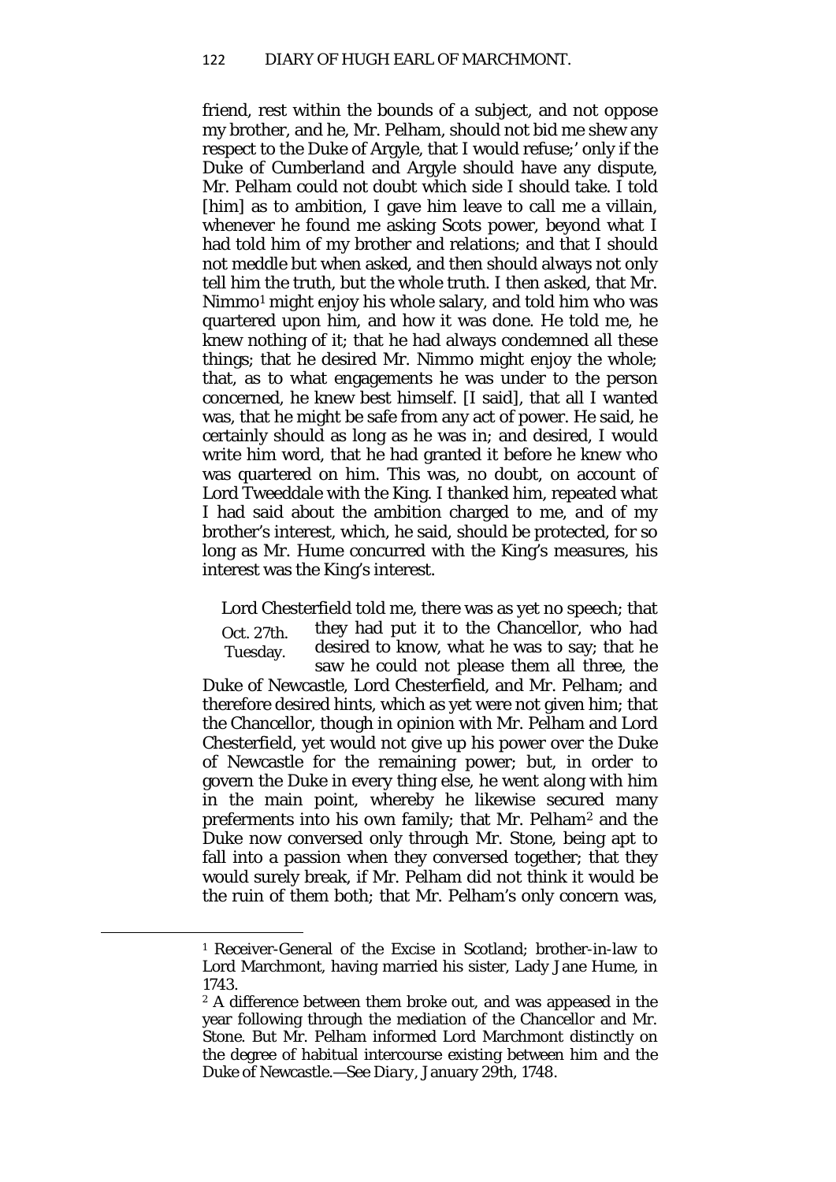friend, rest within the bounds of a subject, and not oppose my brother, and he, Mr. Pelham, should not bid me shew any respect to the Duke of Argyle, that I would refuse;' only if the Duke of Cumberland and Argyle should have any dispute, Mr. Pelham could not doubt which side I should take. I told [him] as to ambition, I gave him leave to call me a villain, whenever he found me asking Scots power, beyond what I had told him of my brother and relations; and that I should not meddle but when asked, and then should always not only tell him the truth, but the whole truth. I then asked, that Mr. Nimmo[1] might enjoy his whole salary, and told him who was quartered upon him, and how it was done. He told me, he knew nothing of it; that he had always condemned all these things; that he desired Mr. Nimmo might enjoy the whole; that, as to what engagements he was under to the person concerned, he knew best himself. [I said], that all I wanted was, that he might be safe from any act of power. He said, he certainly should as long as he was in; and desired, I would write him word, that he had granted it before he knew who was quartered on him. This was, no doubt, on account of Lord Tweeddale with the King. I thanked him, repeated what I had said about the ambition charged to me, and of my brother's interest, which, he said, should be protected, for so long as Mr. Hume concurred with the King's measures, his interest was the King's interest.

Oct. 27th. Tuesday.

Lord Chesterfield told me, there was as yet no speech; that they had put it to the Chancellor, who had desired to know, what he was to say; that he saw he could not please them all three, the Duke of Newcastle, Lord Chesterfield, and Mr. Pelham; and therefore desired hints, which as yet were not given him; that the Chancellor, though in opinion with Mr. Pelham and Lord Chesterfield, yet would not give up his power over the Duke of Newcastle for the remaining power; but, in order to govern the Duke in every thing else, he went along with him in the main point, whereby he likewise secured many preferments into his own family; that Mr. Pelham[2] and the Duke now conversed only through Mr. Stone, being apt to fall into a passion when they conversed together; that they would surely break, if Mr. Pelham did not think it would be the ruin of them both; that Mr. Pelham's only concern was,

[1] Receiver-General of the Excise in Scotland; brother-in-law to Lord Marchmont, having married his sister, Lady Jane Hume, in 1743.

[2] A difference between them broke out, and was appeased in the year following through the mediation of the Chancellor and Mr. Stone. But Mr. Pelham informed Lord Marchmont distinctly on the degree of habitual intercourse existing between him and the Duke of Newcastle.—See *Diary*, January 29th, 1748.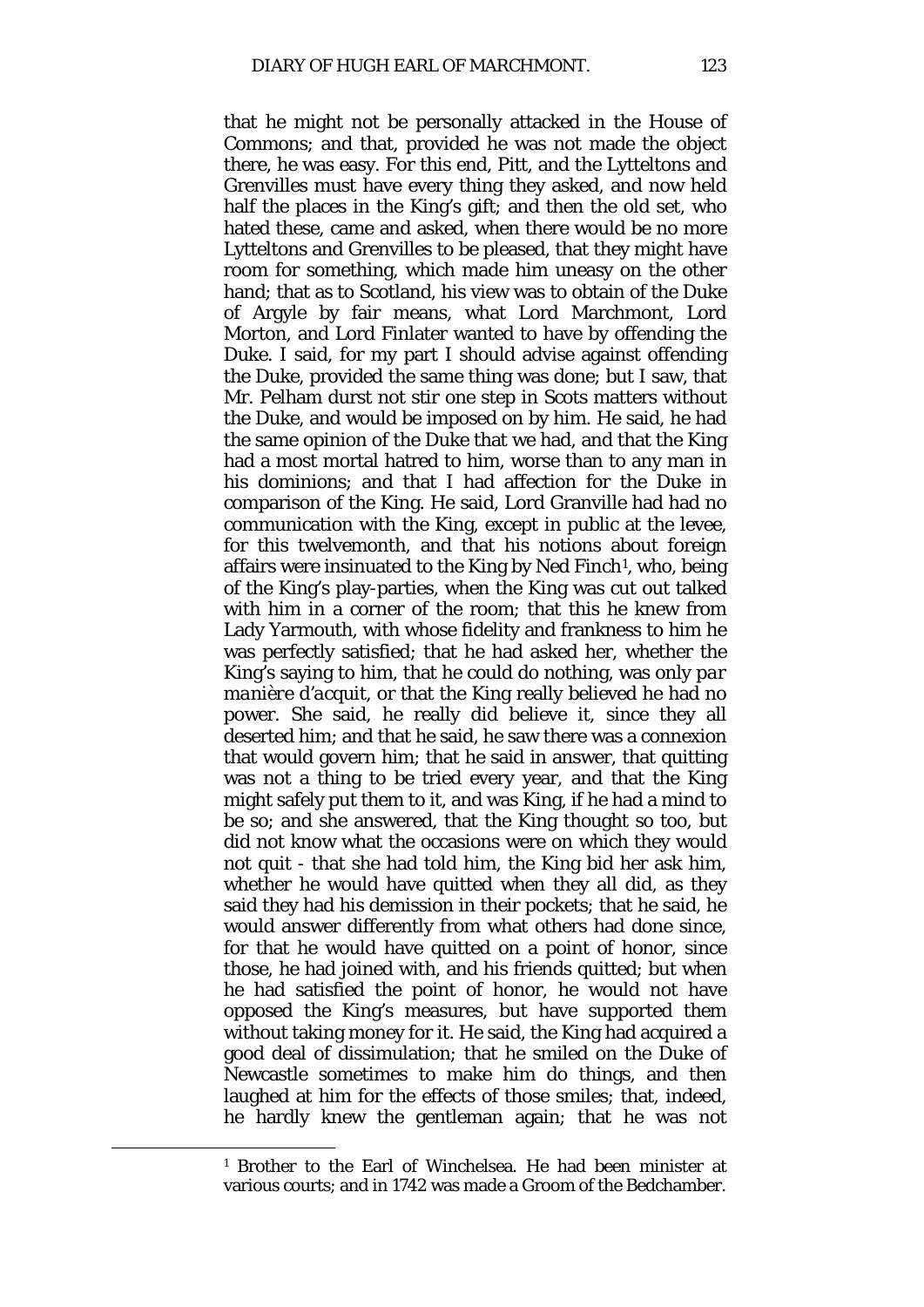that he might not be personally attacked in the House of Commons; and that, provided he was not made the object there, he was easy. For this end, Pitt, and the Lytteltons and Grenvilles must have every thing they asked, and now held half the places in the King's gift; and then the old set, who hated these, came and asked, when there would be no more Lytteltons and Grenvilles to be pleased, that they might have room for something, which made him uneasy on the other hand; that as to Scotland, his view was to obtain of the Duke of Argyle by fair means, what Lord Marchmont, Lord Morton, and Lord Finlater wanted to have by offending the Duke. I said, for my part I should advise against offending the Duke, provided the same thing was done; but I saw, that Mr. Pelham durst not stir one step in Scots matters without the Duke, and would be imposed on by him. He said, he had the same opinion of the Duke that we had, and that the King had a most mortal hatred to him, worse than to any man in his dominions; and that I had affection for the Duke in comparison of the King. He said, Lord Granville had had no communication with the King, except in public at the levee, for this twelvemonth, and that his notions about foreign affairs were insinuated to the King by Ned Finch[1], who, being of the King's play-parties, when the King was cut out talked with him in a corner of the room; that this he knew from Lady Yarmouth, with whose fidelity and frankness to him he was perfectly satisfied; that he had asked her, whether the King's saying to him, that he could do nothing, was only *par manière d'acquit*, or that the King really believed he had no power. She said, he really did believe it, since they all deserted him; and that he said, he saw there was a connexion that would govern him; that he said in answer, that quitting was not a thing to be tried every year, and that the King might safely put them to it, and was King, if he had a mind to be so; and she answered, that the King thought so too, but did not know what the occasions were on which they would not quit - that she had told him, the King bid her ask him, whether he would have quitted when they all did, as they said they had his demission in their pockets; that he said, he would answer differently from what others had done since, for that he would have quitted on a point of honor, since those, he had joined with, and his friends quitted; but when he had satisfied the point of honor, he would not have opposed the King's measures, but have supported them without taking money for it. He said, the King had acquired a good deal of dissimulation; that he smiled on the Duke of Newcastle sometimes to make him do things, and then laughed at him for the effects of those smiles; that, indeed, he hardly knew the gentleman again; that he was not

[1] Brother to the Earl of Winchelsea. He had been minister at various courts; and in 1742 was made a Groom of the Bedchamber.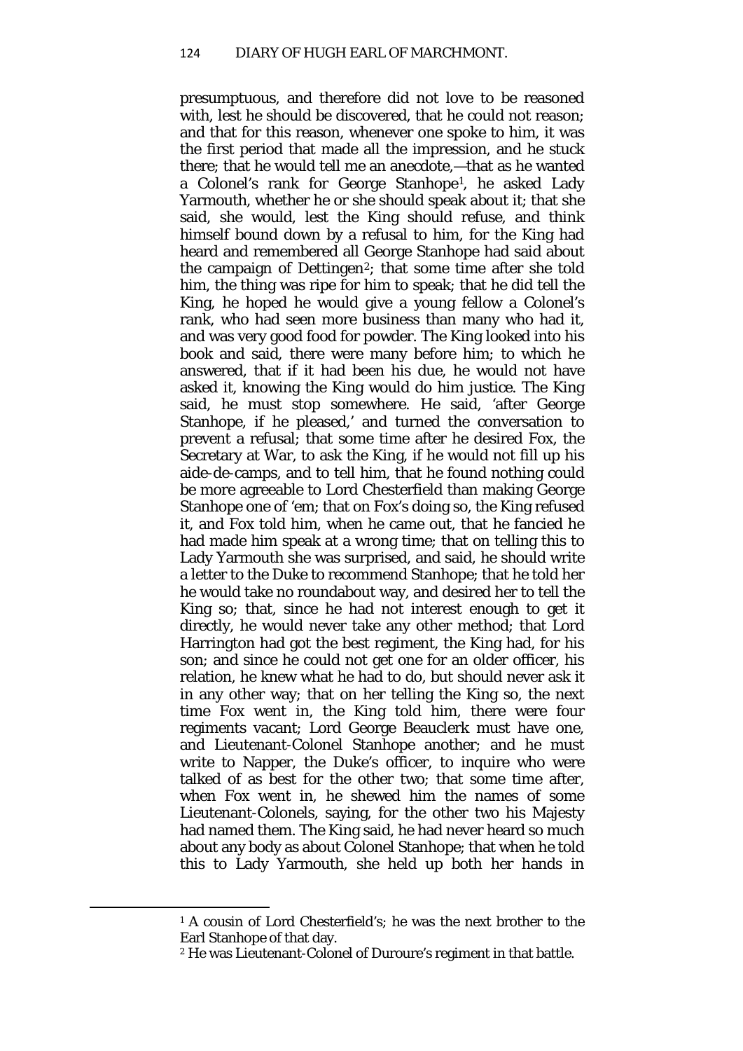presumptuous, and therefore did not love to be reasoned with, lest he should be discovered, that he could not reason; and that for this reason, whenever one spoke to him, it was the first period that made all the impression, and he stuck there; that he would tell me an anecdote,—that as he wanted a Colonel's rank for George Stanhope[1], he asked Lady Yarmouth, whether he or she should speak about it; that she said, she would, lest the King should refuse, and think himself bound down by a refusal to him, for the King had heard and remembered all George Stanhope had said about the campaign of Dettingen[2]; that some time after she told him, the thing was ripe for him to speak; that he did tell the King, he hoped he would give a young fellow a Colonel's rank, who had seen more business than many who had it, and was very good food for powder. The King looked into his book and said, there were many before him; to which he answered, that if it had been his due, he would not have asked it, knowing the King would do him justice. The King said, he must stop somewhere. He said, 'after George Stanhope, if he pleased,' and turned the conversation to prevent a refusal; that some time after he desired Fox, the Secretary at War, to ask the King, if he would not fill up his aide-de-camps, and to tell him, that he found nothing could be more agreeable to Lord Chesterfield than making George Stanhope one of 'em; that on Fox's doing so, the King refused it, and Fox told him, when he came out, that he fancied he had made him speak at a wrong time; that on telling this to Lady Yarmouth she was surprised, and said, he should write a letter to the Duke to recommend Stanhope; that he told her he would take no roundabout way, and desired her to tell the King so; that, since he had not interest enough to get it directly, he would never take any other method; that Lord Harrington had got the best regiment, the King had, for his son; and since he could not get one for an older officer, his relation, he knew what he had to do, but should never ask it in any other way; that on her telling the King so, the next time Fox went in, the King told him, there were four regiments vacant; Lord George Beauclerk must have one, and Lieutenant-Colonel Stanhope another; and he must write to Napper, the Duke's officer, to inquire who were talked of as best for the other two; that some time after, when Fox went in, he shewed him the names of some Lieutenant-Colonels, saying, for the other two his Majesty had named them. The King said, he had never heard so much about any body as about Colonel Stanhope; that when he told this to Lady Yarmouth, she held up both her hands in

---

[1] A cousin of Lord Chesterfield's; he was the next brother to the Earl Stanhope of that day.

[2] He was Lieutenant-Colonel of Duroure's regiment in that battle.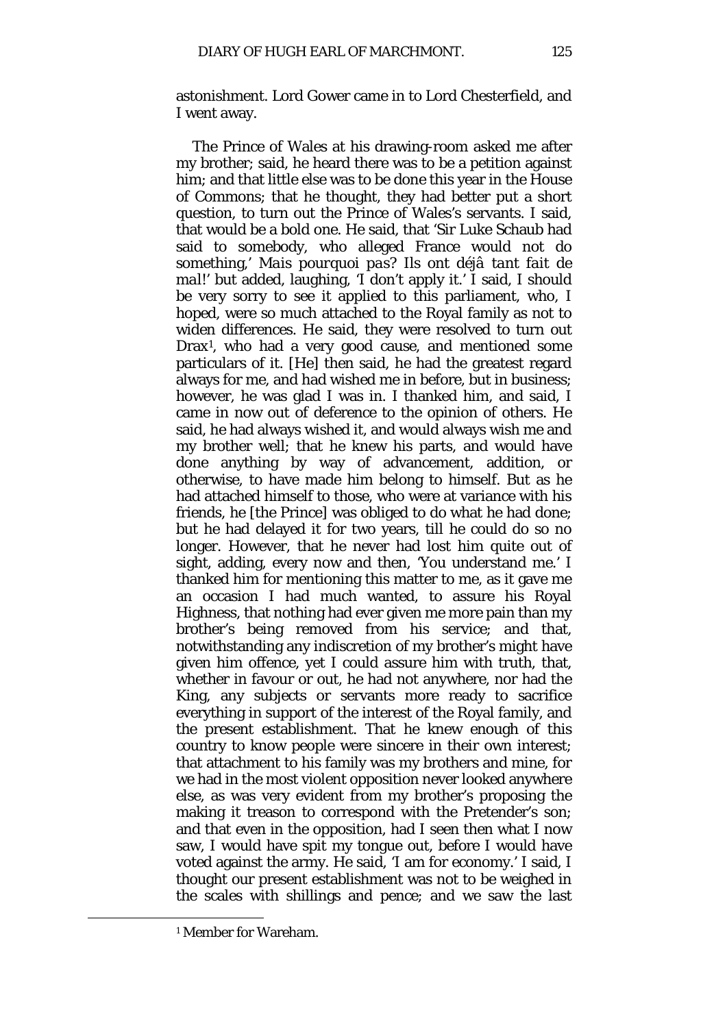astonishment. Lord Gower came in to Lord Chesterfield, and I went away.

The Prince of Wales at his drawing-room asked me after my brother; said, he heard there was to be a petition against him; and that little else was to be done this year in the House of Commons; that he thought, they had better put a short question, to turn out the Prince of Wales's servants. I said, that would be a bold one. He said, that 'Sir Luke Schaub had said to somebody, who alleged France would not do something,' *Mais pourquoi pas? Ils ont déjâ tant fait de mal!*' but added, laughing, 'I don't apply it.' I said, I should be very sorry to see it applied to this parliament, who, I hoped, were so much attached to the Royal family as not to widen differences. He said, they were resolved to turn out Drax[1], who had a very good cause, and mentioned some particulars of it. [He] then said, he had the greatest regard always for me, and had wished me in before, but in business; however, he was glad I was in. I thanked him, and said, I came in now out of deference to the opinion of others. He said, he had always wished it, and would always wish me and my brother well; that he knew his parts, and would have done anything by way of advancement, addition, or otherwise, to have made him belong to himself. But as he had attached himself to those, who were at variance with his friends, he [the Prince] was obliged to do what he had done; but he had delayed it for two years, till he could do so no longer. However, that he never had lost him quite out of sight, adding, every now and then, 'You understand me.' I thanked him for mentioning this matter to me, as it gave me an occasion I had much wanted, to assure his Royal Highness, that nothing had ever given me more pain than my brother's being removed from his service; and that, notwithstanding any indiscretion of my brother's might have given him offence, yet I could assure him with truth, that, whether in favour or out, he had not anywhere, nor had the King, any subjects or servants more ready to sacrifice everything in support of the interest of the Royal family, and the present establishment. That he knew enough of this country to know people were sincere in their own interest; that attachment to his family was my brothers and mine, for we had in the most violent opposition never looked anywhere else, as was very evident from my brother's proposing the making it treason to correspond with the Pretender's son; and that even in the opposition, had I seen then what I now saw, I would have spit my tongue out, before I would have voted against the army. He said, 'I am for economy.' I said, I thought our present establishment was not to be weighed in the scales with shillings and pence; and we saw the last

[1] Member for Wareham.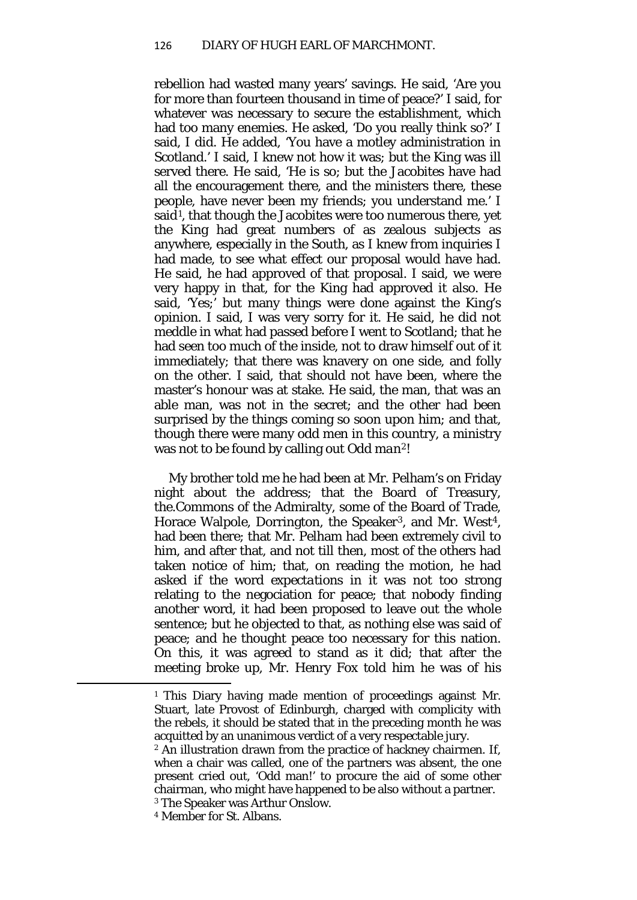rebellion had wasted many years' savings. He said, 'Are you for more than fourteen thousand in time of peace?' I said, for whatever was necessary to secure the establishment, which had too many enemies. He asked, 'Do you really think so?' I said, I did. He added, 'You have a motley administration in Scotland.' I said, I knew not how it was; but the King was ill served there. He said, 'He is so; but the Jacobites have had all the encouragement there, and the ministers there, these people, have never been my friends; you understand me.' I said[1], that though the Jacobites were too numerous there, yet the King had great numbers of as zealous subjects as anywhere, especially in the South, as I knew from inquiries I had made, to see what effect our proposal would have had. He said, he had approved of that proposal. I said, we were very happy in that, for the King had approved it also. He said, 'Yes;' but many things were done against the King's opinion. I said, I was very sorry for it. He said, he did not meddle in what had passed before I went to Scotland; that he had seen too much of the inside, not to draw himself out of it immediately; that there was knavery on one side, and folly on the other. I said, that should not have been, where the master's honour was at stake. He said, the man, that was an able man, was not in the secret; and the other had been surprised by the things coming so soon upon him; and that, though there were many odd men in this country, a ministry was not to be found by calling out Odd *man*[2]!

My brother told me he had been at Mr. Pelham's on Friday night about the address; that the Board of Treasury, the.Commons of the Admiralty, some of the Board of Trade, Horace Walpole, Dorrington, the Speaker[3], and Mr. West[4], had been there; that Mr. Pelham had been extremely civil to him, and after that, and not till then, most of the others had taken notice of him; that, on reading the motion, he had asked if the word *expectations* in it was not too strong relating to the negociation for peace; that nobody finding another word, it had been proposed to leave out the whole sentence; but he objected to that, as nothing else was said of peace; and he thought peace too necessary for this nation. On this, it was agreed to stand as it did; that after the meeting broke up, Mr. Henry Fox told him he was of his

---

[1] This Diary having made mention of proceedings against Mr. Stuart, late Provost of Edinburgh, charged with complicity with the rebels, it should be stated that in the preceding month he was acquitted by an unanimous verdict of a very respectable jury.

[2] An illustration drawn from the practice of hackney chairmen. If, when a chair was called, one of the partners was absent, the one present cried out, 'Odd man!' to procure the aid of some other chairman, who might have happened to be also without a partner.

[3] The Speaker was Arthur Onslow.

[4] Member for St. Albans.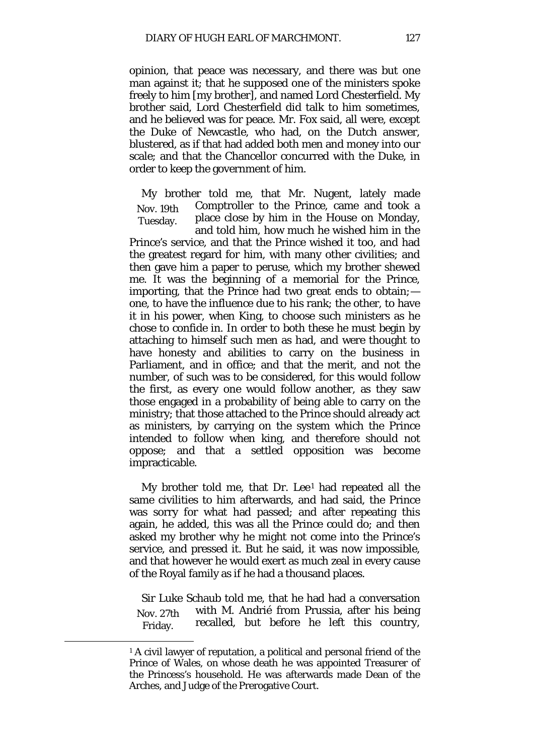opinion, that peace was necessary, and there was but one man against it; that he supposed one of the ministers spoke freely to him [my brother], and named Lord Chesterfield. My brother said, Lord Chesterfield did talk to him sometimes, and he believed was for peace. Mr. Fox said, all were, except the Duke of Newcastle, who had, on the Dutch answer, blustered, as if that had added both men and money into our scale; and that the Chancellor concurred with the Duke, in order to keep the government of him.

Nov. 19th Tuesday.

My brother told me, that Mr. Nugent, lately made Comptroller to the Prince, came and took a place close by him in the House on Monday, and told him, how much he wished him in the Prince's service, and that the Prince wished it too, and had the greatest regard for him, with many other civilities; and then gave him a paper to peruse, which my brother shewed me. It was the beginning of a memorial for the Prince, importing, that the Prince had two great ends to obtain;—one, to have the influence due to his rank; the other, to have it in his power, when King, to choose such ministers as he chose to confide in. In order to both these he must begin by attaching to himself such men as had, and were thought to have honesty and abilities to carry on the business in Parliament, and in office; and that the merit, and not the number, of such was to be considered, for this would follow the first, as every one would follow another, as they saw those engaged in a probability of being able to carry on the ministry; that those attached to the Prince should already act as ministers, by carrying on the system which the Prince intended to follow when king, and therefore should not oppose; and that a settled opposition was become impracticable.

My brother told me, that Dr. Lee[1] had repeated all the same civilities to him afterwards, and had said, the Prince was sorry for what had passed; and after repeating this again, he added, this was all the Prince could do; and then asked my brother why he might not come into the Prince's service, and pressed it. But he said, it was now impossible, and that however he would exert as much zeal in every cause of the Royal family as if he had a thousand places.

Nov. 27th Friday.

Sir Luke Schaub told me, that he had had a conversation with M. Andrié from Prussia, after his being recalled, but before he left this country,

[1] A civil lawyer of reputation, a political and personal friend of the Prince of Wales, on whose death he was appointed Treasurer of the Princess's household. He was afterwards made Dean of the Arches, and Judge of the Prerogative Court.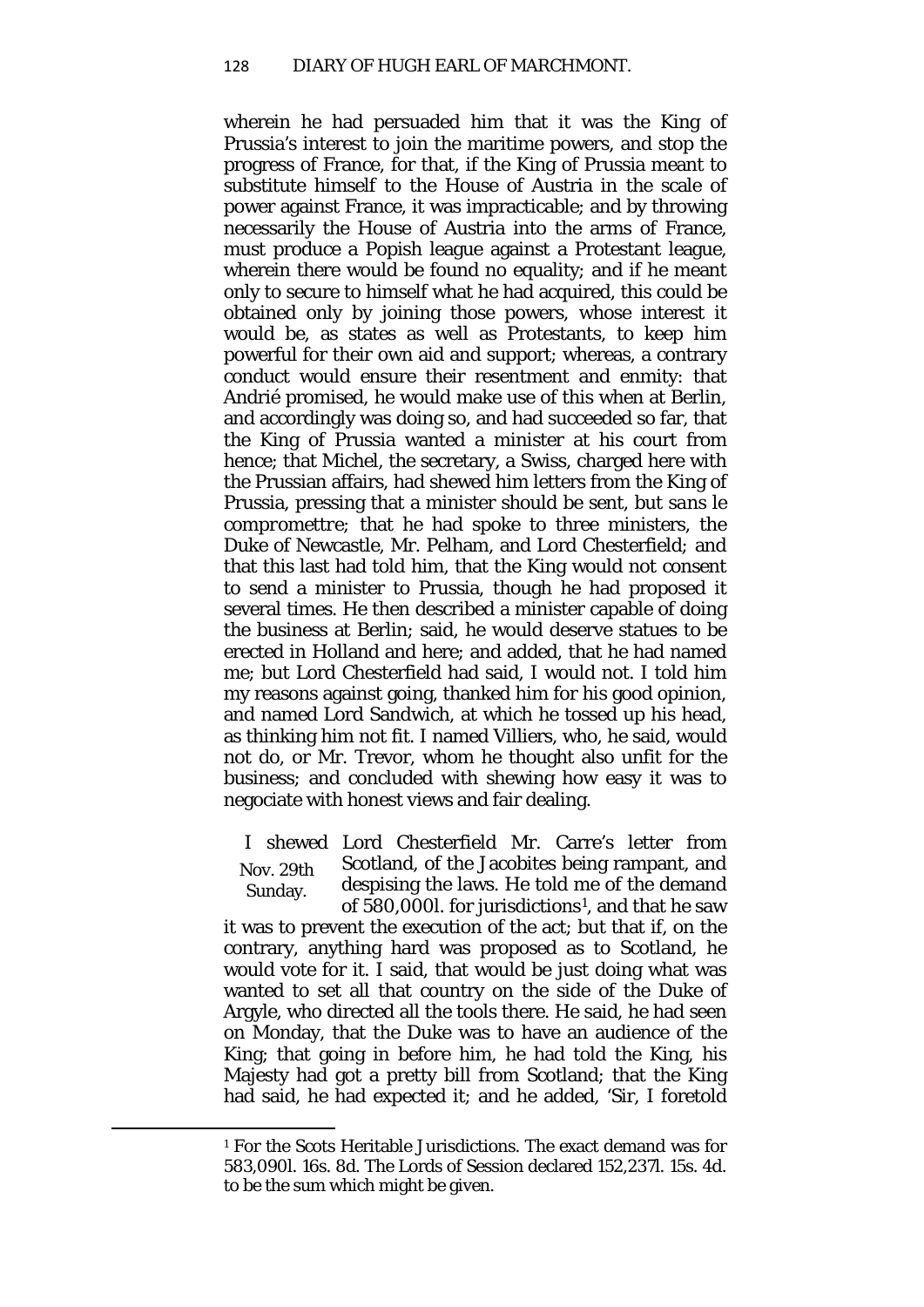wherein he had persuaded him that it was the King of Prussia's interest to join the maritime powers, and stop the progress of France, for that, if the King of Prussia meant to substitute himself to the House of Austria in the scale of power against France, it was impracticable; and by throwing necessarily the House of Austria into the arms of France, must produce a Popish league against a Protestant league, wherein there would be found no equality; and if he meant only to secure to himself what he had acquired, this could be obtained only by joining those powers, whose interest it would be, as states as well as Protestants, to keep him powerful for their own aid and support; whereas, a contrary conduct would ensure their resentment and enmity: that Andrié promised, he would make use of this when at Berlin, and accordingly was doing so, and had succeeded so far, that the King of Prussia wanted a minister at his court from hence; that Michel, the secretary, a Swiss, charged here with the Prussian affairs, had shewed him letters from the King of Prussia, pressing that a minister should be sent, but *sans le compromettre*; that he had spoke to three ministers, the Duke of Newcastle, Mr. Pelham, and Lord Chesterfield; and that this last had told him, that the King would not consent to send a minister to Prussia, though he had proposed it several times. He then described a minister capable of doing the business at Berlin; said, he would deserve statues to be erected in Holland and here; and added, that he had named me; but Lord Chesterfield had said, I would not. I told him my reasons against going, thanked him for his good opinion, and named Lord Sandwich, at which he tossed up his head, as thinking him not fit. I named Villiers, who, he said, would not do, or Mr. Trevor, whom he thought also unfit for the business; and concluded with shewing how easy it was to negociate with honest views and fair dealing.

Nov. 29th Sunday.

I shewed Lord Chesterfield Mr. Carre's letter from Scotland, of the Jacobites being rampant, and despising the laws. He told me of the demand of 580,000*l.* for jurisdictions[1], and that he saw it was to prevent the execution of the act; but that if, on the contrary, anything hard was proposed as to Scotland, he would vote for it. I said, that would be just doing what was wanted to set all that country on the side of the Duke of Argyle, who directed all the tools there. He said, he had seen on Monday, that the Duke was to have an audience of the King; that going in before him, he had told the King, his Majesty had got a pretty bill from Scotland; that the King had said, he had expected it; and he added, 'Sir, I foretold

---

[1] For the Scots Heritable Jurisdictions. The exact demand was for 583,090*l.* 16*s.* 8*d.* The Lords of Session declared 152,237*l.* 15*s.* 4*d.* to be the sum which might be given.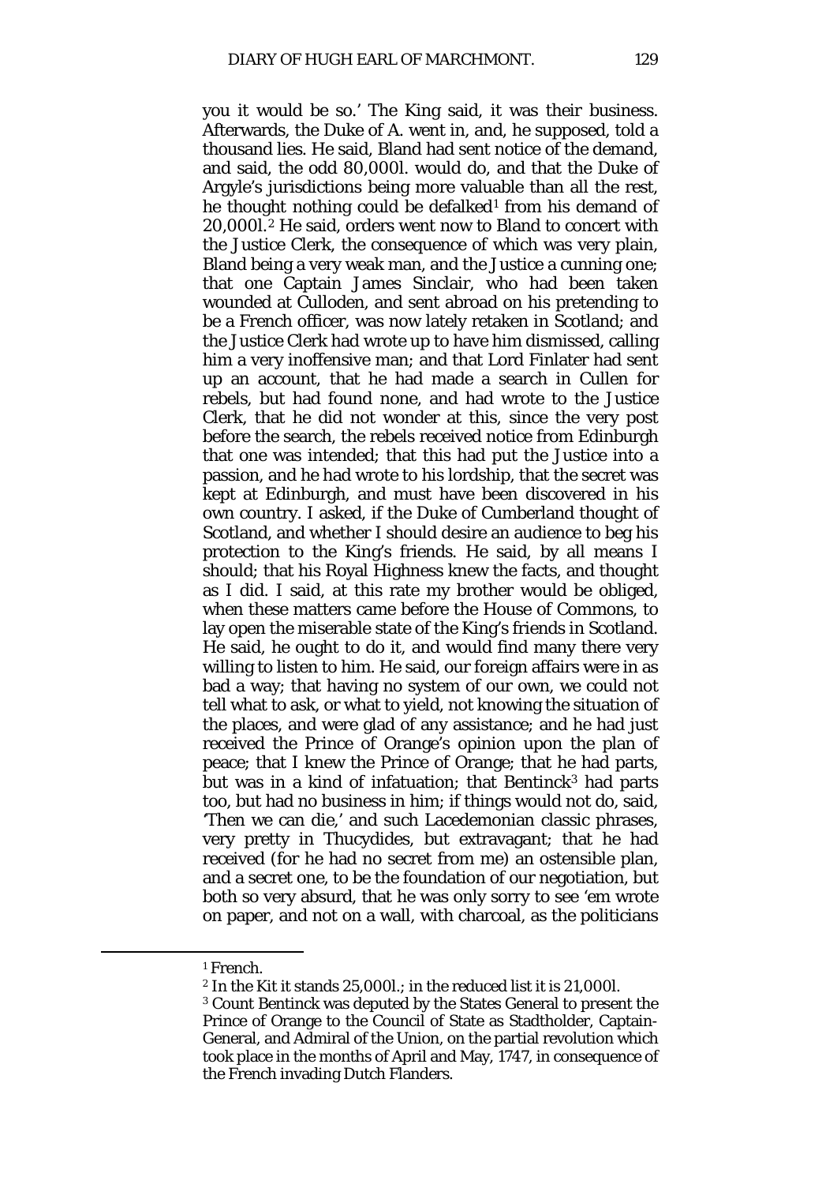you it would be so.' The King said, it was their business. Afterwards, the Duke of A. went in, and, he supposed, told a thousand lies. He said, Bland had sent notice of the demand, and said, the odd 80,000l. would do, and that the Duke of Argyle's jurisdictions being more valuable than all the rest, he thought nothing could be defalked[1] from his demand of 20,000l.[2] He said, orders went now to Bland to concert with the Justice Clerk, the consequence of which was very plain, Bland being a very weak man, and the Justice a cunning one; that one Captain James Sinclair, who had been taken wounded at Culloden, and sent abroad on his pretending to be a French officer, was now lately retaken in Scotland; and the Justice Clerk had wrote up to have him dismissed, calling him a very inoffensive man; and that Lord Finlater had sent up an account, that he had made a search in Cullen for rebels, but had found none, and had wrote to the Justice Clerk, that he did not wonder at this, since the very post before the search, the rebels received notice from Edinburgh that one was intended; that this had put the Justice into a passion, and he had wrote to his lordship, that the secret was kept at Edinburgh, and must have been discovered in his own country. I asked, if the Duke of Cumberland thought of Scotland, and whether I should desire an audience to beg his protection to the King's friends. He said, by all means I should; that his Royal Highness knew the facts, and thought as I did. I said, at this rate my brother would be obliged, when these matters came before the House of Commons, to lay open the miserable state of the King's friends in Scotland. He said, he ought to do it, and would find many there very willing to listen to him. He said, our foreign affairs were in as bad a way; that having no system of our own, we could not tell what to ask, or what to yield, not knowing the situation of the places, and were glad of any assistance; and he had just received the Prince of Orange's opinion upon the plan of peace; that I knew the Prince of Orange; that he had parts, but was in a kind of infatuation; that Bentinck[3] had parts too, but had no business in him; if things would not do, said, 'Then we can die,' and such Lacedemonian classic phrases, very pretty in Thucydides, but extravagant; that he had received (for he had no secret from me) an ostensible plan, and a secret one, to be the foundation of our negotiation, but both so very absurd, that he was only sorry to see 'em wrote on paper, and not on a wall, with charcoal, as the politicians

---

[1] French.

[2] In the Kit it stands 25,000l.; in the reduced list it is 21,000l.

[3] Count Bentinck was deputed by the States General to present the Prince of Orange to the Council of State as Stadtholder, Captain-General, and Admiral of the Union, on the partial revolution which took place in the months of April and May, 1747, in consequence of the French invading Dutch Flanders.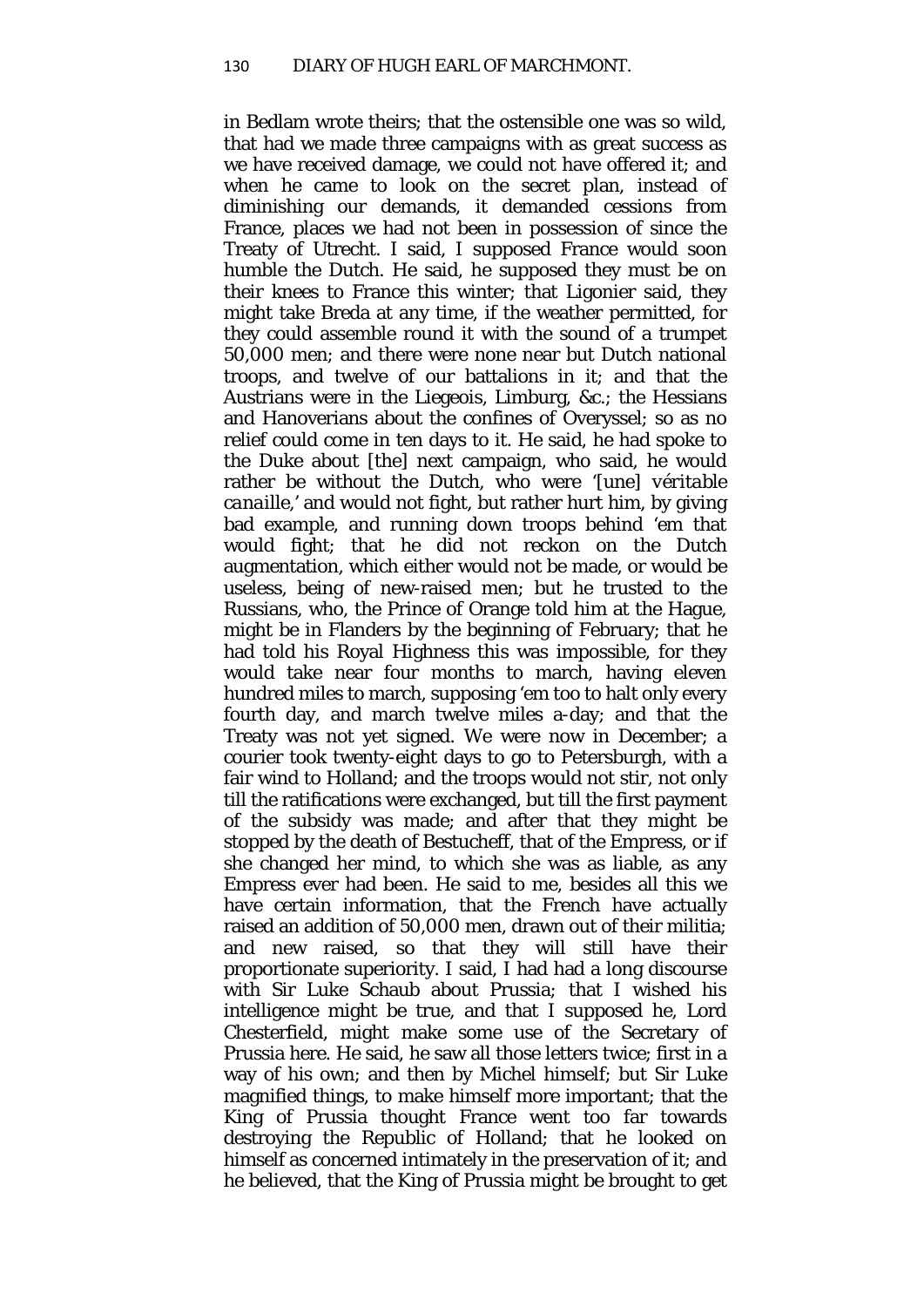in Bedlam wrote theirs; that the ostensible one was so wild, that had we made three campaigns with as great success as we have received damage, we could not have offered it; and when he came to look on the secret plan, instead of diminishing our demands, it demanded cessions from France, places we had not been in possession of since the Treaty of Utrecht. I said, I supposed France would soon humble the Dutch. He said, he supposed they must be on their knees to France this winter; that Ligonier said, they might take Breda at any time, if the weather permitted, for they could assemble round it with the sound of a trumpet 50,000 men; and there were none near but Dutch national troops, and twelve of our battalions in it; and that the Austrians were in the Liegeois, Limburg, &c.; the Hessians and Hanoverians about the confines of Overyssel; so as no relief could come in ten days to it. He said, he had spoke to the Duke about [the] next campaign, who said, he would rather be without the Dutch, who were '[une] *véritable canaille*,' and would not fight, but rather hurt him, by giving bad example, and running down troops behind 'em that would fight; that he did not reckon on the Dutch augmentation, which either would not be made, or would be useless, being of new-raised men; but he trusted to the Russians, who, the Prince of Orange told him at the Hague, might be in Flanders by the beginning of February; that he had told his Royal Highness this was impossible, for they would take near four months to march, having eleven hundred miles to march, supposing 'em too to halt only every fourth day, and march twelve miles a-day; and that the Treaty was not yet signed. We were now in December; a courier took twenty-eight days to go to Petersburgh, with a fair wind to Holland; and the troops would not stir, not only till the ratifications were exchanged, but till the first payment of the subsidy was made; and after that they might be stopped by the death of Bestucheff, that of the Empress, or if she changed her mind, to which she was as liable, as any Empress ever had been. He said to me, besides all this we have certain information, that the French have actually raised an addition of 50,000 men, drawn out of their militia; and new raised, so that they will still have their proportionate superiority. I said, I had had a long discourse with Sir Luke Schaub about Prussia; that I wished his intelligence might be true, and that I supposed he, Lord Chesterfield, might make some use of the Secretary of Prussia here. He said, he saw all those letters twice; first in a way of his own; and then by Michel himself; but Sir Luke magnified things, to make himself more important; that the King of Prussia thought France went too far towards destroying the Republic of Holland; that he looked on himself as concerned intimately in the preservation of it; and he believed, that the King of Prussia might be brought to get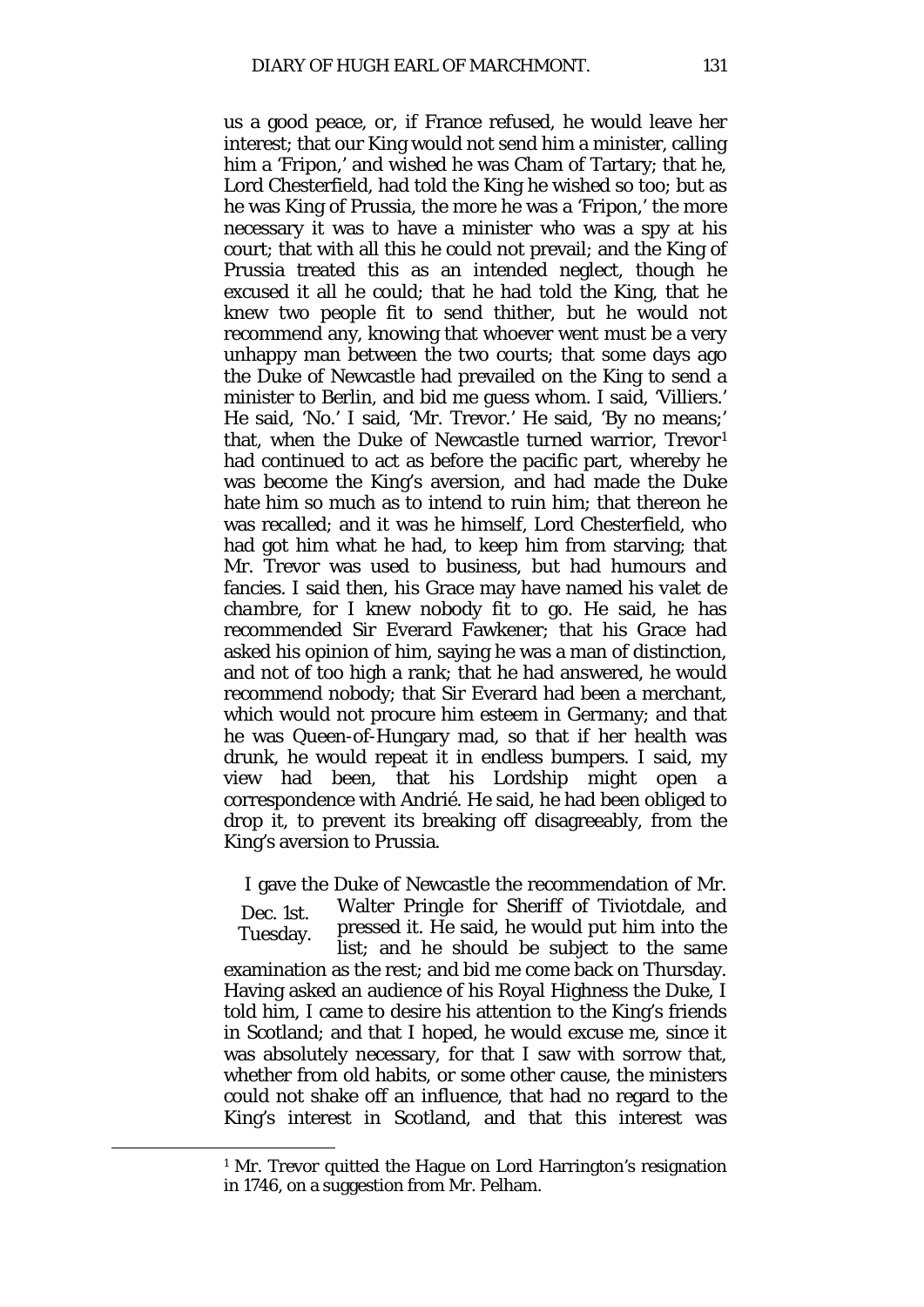us a good peace, or, if France refused, he would leave her interest; that our King would not send him a minister, calling him a 'Fripon,' and wished he was Cham of Tartary; that he, Lord Chesterfield, had told the King he wished so too; but as he was King of Prussia, the more he was a 'Fripon,' the more necessary it was to have a minister who was a spy at his court; that with all this he could not prevail; and the King of Prussia treated this as an intended neglect, though he excused it all he could; that he had told the King, that he knew two people fit to send thither, but he would not recommend any, knowing that whoever went must be a very unhappy man between the two courts; that some days ago the Duke of Newcastle had prevailed on the King to send a minister to Berlin, and bid me guess whom. I said, 'Villiers.' He said, 'No.' I said, 'Mr. Trevor.' He said, 'By no means;' that, when the Duke of Newcastle turned warrior, Trevor[1] had continued to act as before the pacific part, whereby he was become the King's aversion, and had made the Duke hate him so much as to intend to ruin him; that thereon he was recalled; and it was he himself, Lord Chesterfield, who had got him what he had, to keep him from starving; that Mr. Trevor was used to business, but had humours and fancies. I said then, his Grace may have named his *valet de chambre*, for I knew nobody fit to go. He said, he has recommended Sir Everard Fawkener; that his Grace had asked his opinion of him, saying he was a man of distinction, and not of too high a rank; that he had answered, he would recommend nobody; that Sir Everard had been a merchant, which would not procure him esteem in Germany; and that he was Queen-of-Hungary mad, so that if her health was drunk, he would repeat it in endless bumpers. I said, my view had been, that his Lordship might open a correspondence with Andrié. He said, he had been obliged to drop it, to prevent its breaking off disagreeably, from the King's aversion to Prussia.

Dec. 1st. Tuesday.

I gave the Duke of Newcastle the recommendation of Mr. Walter Pringle for Sheriff of Tiviotdale, and pressed it. He said, he would put him into the list; and he should be subject to the same examination as the rest; and bid me come back on Thursday. Having asked an audience of his Royal Highness the Duke, I told him, I came to desire his attention to the King's friends in Scotland; and that I hoped, he would excuse me, since it was absolutely necessary, for that I saw with sorrow that, whether from old habits, or some other cause, the ministers could not shake off an influence, that had no regard to the King's interest in Scotland, and that this interest was

[1] Mr. Trevor quitted the Hague on Lord Harrington's resignation in 1746, on a suggestion from Mr. Pelham.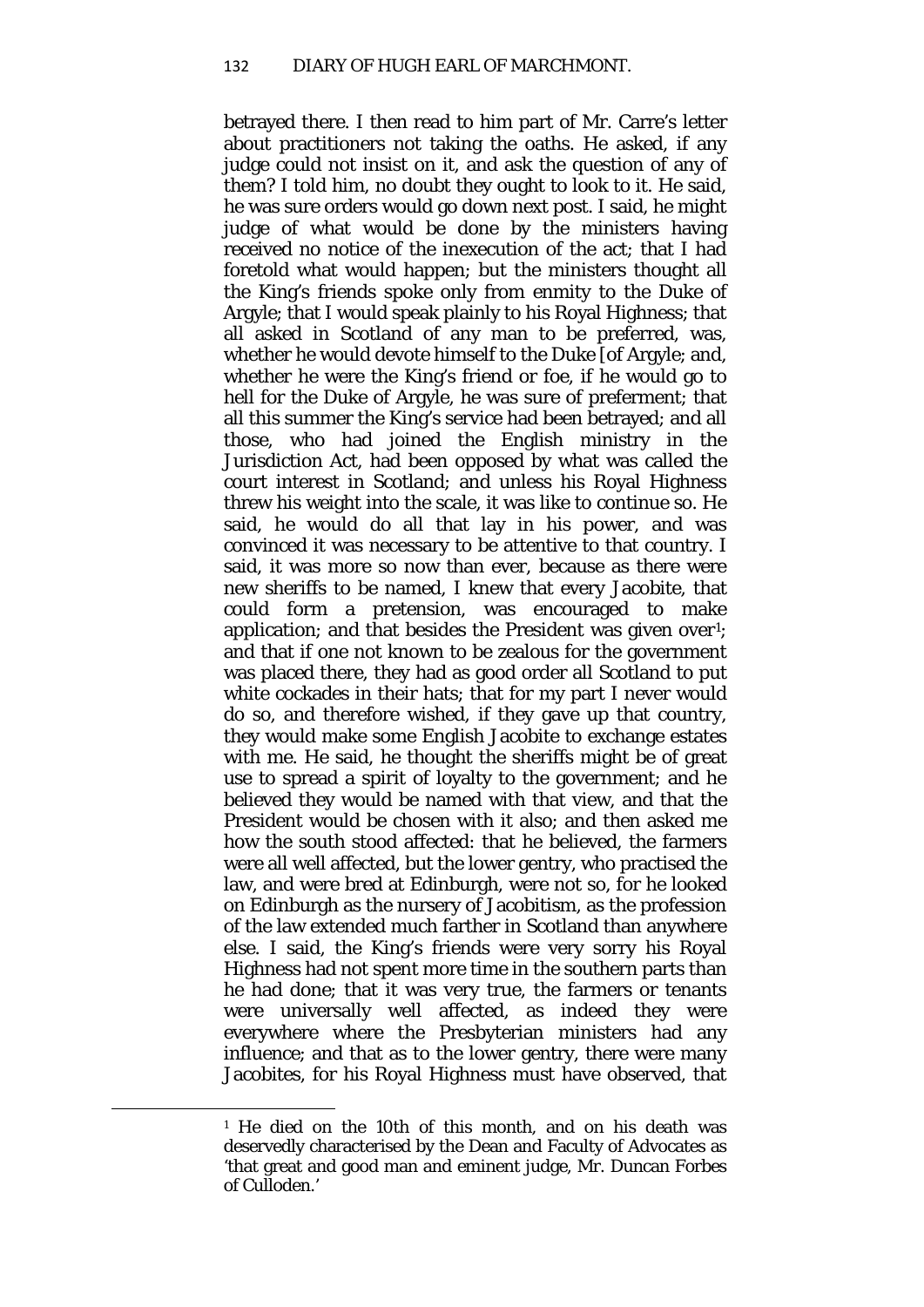betrayed there. I then read to him part of Mr. Carre's letter about practitioners not taking the oaths. He asked, if any judge could not insist on it, and ask the question of any of them? I told him, no doubt they ought to look to it. He said, he was sure orders would go down next post. I said, he might judge of what would be done by the ministers having received no notice of the inexecution of the act; that I had foretold what would happen; but the ministers thought all the King's friends spoke only from enmity to the Duke of Argyle; that I would speak plainly to his Royal Highness; that all asked in Scotland of any man to be preferred, was, whether he would devote himself to the Duke [of Argyle; and, whether he were the King's friend or foe, if he would go to hell for the Duke of Argyle, he was sure of preferment; that all this summer the King's service had been betrayed; and all those, who had joined the English ministry in the Jurisdiction Act, had been opposed by what was called the court interest in Scotland; and unless his Royal Highness threw his weight into the scale, it was like to continue so. He said, he would do all that lay in his power, and was convinced it was necessary to be attentive to that country. I said, it was more so now than ever, because as there were new sheriffs to be named, I knew that every Jacobite, that could form a pretension, was encouraged to make application; and that besides the President was given over[1]; and that if one not known to be zealous for the government was placed there, they had as good order all Scotland to put white cockades in their hats; that for my part I never would do so, and therefore wished, if they gave up that country, they would make some English Jacobite to exchange estates with me. He said, he thought the sheriffs might be of great use to spread a spirit of loyalty to the government; and he believed they would be named with that view, and that the President would be chosen with it also; and then asked me how the south stood affected: that he believed, the farmers were all well affected, but the lower gentry, who practised the law, and were bred at Edinburgh, were not so, for he looked on Edinburgh as the nursery of Jacobitism, as the profession of the law extended much farther in Scotland than anywhere else. I said, the King's friends were very sorry his Royal Highness had not spent more time in the southern parts than he had done; that it was very true, the farmers or tenants were universally well affected, as indeed they were everywhere where the Presbyterian ministers had any influence; and that as to the lower gentry, there were many Jacobites, for his Royal Highness must have observed, that

---

[1] He died on the 10th of this month, and on his death was deservedly characterised by the Dean and Faculty of Advocates as 'that great and good man and eminent judge, Mr. Duncan Forbes of Culloden.'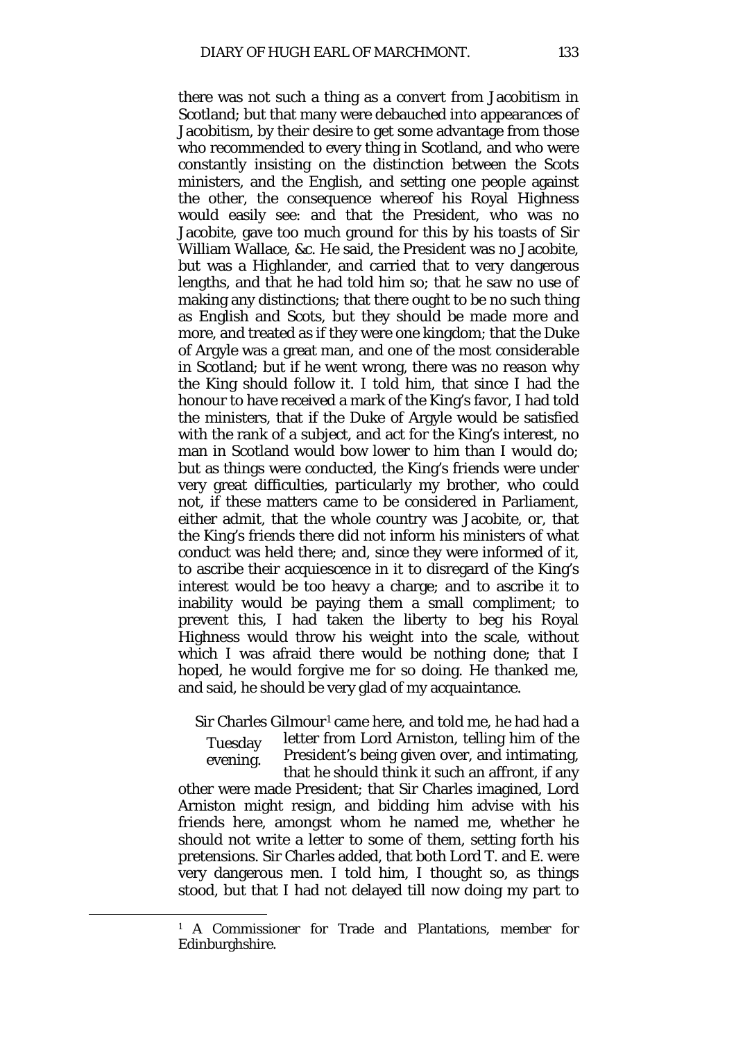there was not such a thing as a convert from Jacobitism in Scotland; but that many were debauched into appearances of Jacobitism, by their desire to get some advantage from those who recommended to every thing in Scotland, and who were constantly insisting on the distinction between the Scots ministers, and the English, and setting one people against the other, the consequence whereof his Royal Highness would easily see: and that the President, who was no Jacobite, gave too much ground for this by his toasts of Sir William Wallace, &c. He said, the President was no Jacobite, but was a Highlander, and carried that to very dangerous lengths, and that he had told him so; that he saw no use of making any distinctions; that there ought to be no such thing as English and Scots, but they should be made more and more, and treated as if they were one kingdom; that the Duke of Argyle was a great man, and one of the most considerable in Scotland; but if he went wrong, there was no reason why the King should follow it. I told him, that since I had the honour to have received a mark of the King's favor, I had told the ministers, that if the Duke of Argyle would be satisfied with the rank of a subject, and act for the King's interest, no man in Scotland would bow lower to him than I would do; but as things were conducted, the King's friends were under very great difficulties, particularly my brother, who could not, if these matters came to be considered in Parliament, either admit, that the whole country was Jacobite, or, that the King's friends there did not inform his ministers of what conduct was held there; and, since they were informed of it, to ascribe their acquiescence in it to disregard of the King's interest would be too heavy a charge; and to ascribe it to inability would be paying them a small compliment; to prevent this, I had taken the liberty to beg his Royal Highness would throw his weight into the scale, without which I was afraid there would be nothing done; that I hoped, he would forgive me for so doing. He thanked me, and said, he should be very glad of my acquaintance.

Tuesday evening.

Sir Charles Gilmour[1] came here, and told me, he had had a letter from Lord Arniston, telling him of the President's being given over, and intimating, that he should think it such an affront, if any other were made President; that Sir Charles imagined, Lord Arniston might resign, and bidding him advise with his friends here, amongst whom he named me, whether he should not write a letter to some of them, setting forth his pretensions. Sir Charles added, that both Lord T. and E. were very dangerous men. I told him, I thought so, as things stood, but that I had not delayed till now doing my part to

[1] A Commissioner for Trade and Plantations, member for Edinburghshire.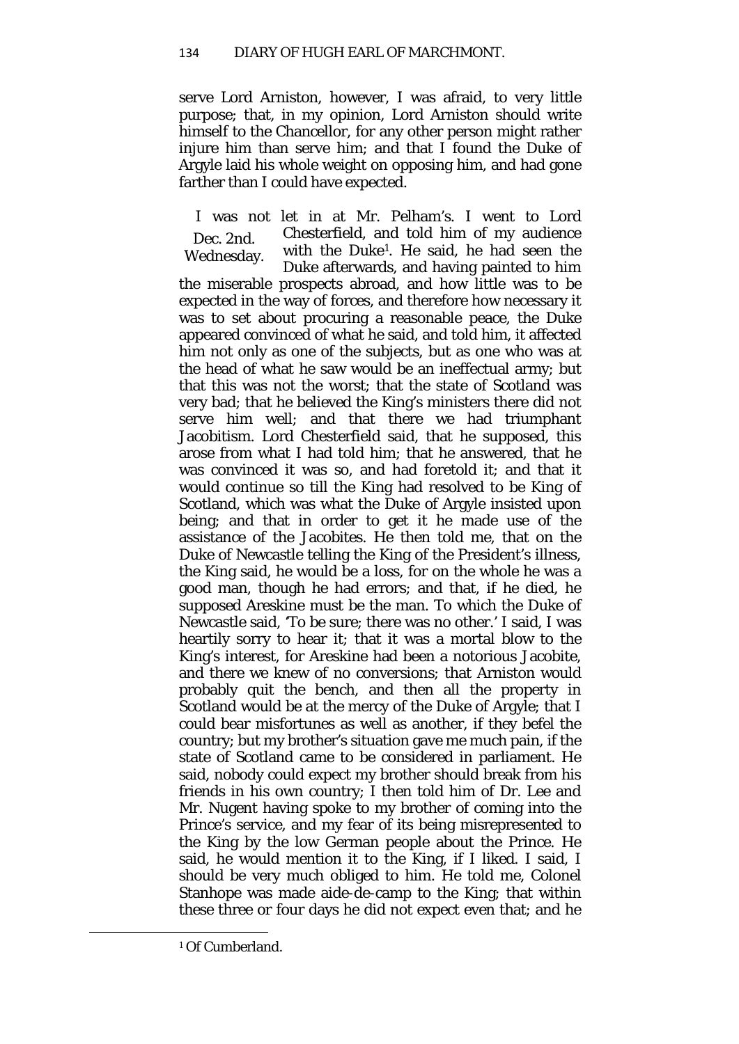serve Lord Arniston, however, I was afraid, to very little purpose; that, in my opinion, Lord Arniston should write himself to the Chancellor, for any other person might rather injure him than serve him; and that I found the Duke of Argyle laid his whole weight on opposing him, and had gone farther than I could have expected.

Dec. 2nd. Wednesday.

I was not let in at Mr. Pelham's. I went to Lord Chesterfield, and told him of my audience with the Duke[1]. He said, he had seen the Duke afterwards, and having painted to him the miserable prospects abroad, and how little was to be expected in the way of forces, and therefore how necessary it was to set about procuring a reasonable peace, the Duke appeared convinced of what he said, and told him, it affected him not only as one of the subjects, but as one who was at the head of what he saw would be an ineffectual army; but that this was not the worst; that the state of Scotland was very bad; that he believed the King's ministers there did not serve him well; and that there we had triumphant Jacobitism. Lord Chesterfield said, that he supposed, this arose from what I had told him; that he answered, that he was convinced it was so, and had foretold it; and that it would continue so till the King had resolved to be King of Scotland, which was what the Duke of Argyle insisted upon being; and that in order to get it he made use of the assistance of the Jacobites. He then told me, that on the Duke of Newcastle telling the King of the President's illness, the King said, he would be a loss, for on the whole he was a good man, though he had errors; and that, if he died, he supposed Areskine must be the man. To which the Duke of Newcastle said, 'To be sure; there was no other.' I said, I was heartily sorry to hear it; that it was a mortal blow to the King's interest, for Areskine had been a notorious Jacobite, and there we knew of no conversions; that Arniston would probably quit the bench, and then all the property in Scotland would be at the mercy of the Duke of Argyle; that I could bear misfortunes as well as another, if they befel the country; but my brother's situation gave me much pain, if the state of Scotland came to be considered in parliament. He said, nobody could expect my brother should break from his friends in his own country; I then told him of Dr. Lee and Mr. Nugent having spoke to my brother of coming into the Prince's service, and my fear of its being misrepresented to the King by the low German people about the Prince. He said, he would mention it to the King, if I liked. I said, I should be very much obliged to him. He told me, Colonel Stanhope was made aide-de-camp to the King; that within these three or four days he did not expect even that; and he

[1] Of Cumberland.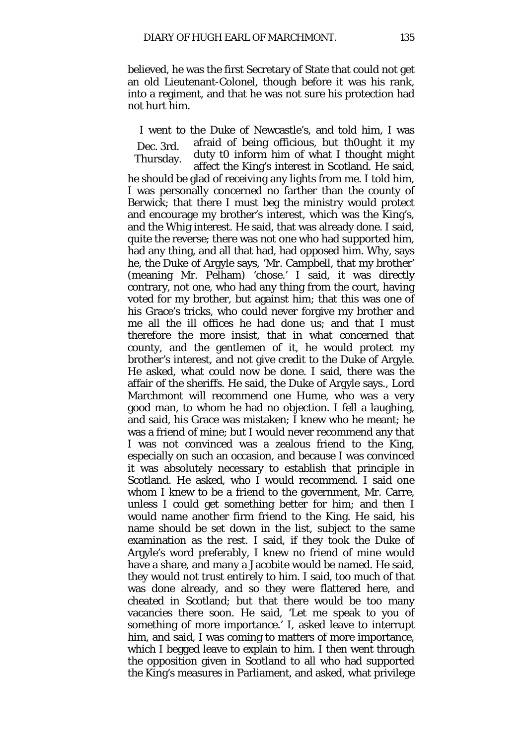believed, he was the first Secretary of State that could not get an old Lieutenant-Colonel, though before it was his rank, into a regiment, and that he was not sure his protection had not hurt him.

Dec. 3rd. Thursday.

I went to the Duke of Newcastle's, and told him, I was afraid of being officious, but th0ught it my duty t0 inform him of what I thought might affect the King's interest in Scotland. He said, he should be glad of receiving any lights from me. I told him, I was personally concerned no farther than the county of Berwick; that there I must beg the ministry would protect and encourage my brother's interest, which was the King's, and the Whig interest. He said, that was already done. I said, quite the reverse; there was not one who had supported him, had any thing, and all that had, had opposed him. Why, says he, the Duke of Argyle says, 'Mr. Campbell, that my brother' (meaning Mr. Pelham) 'chose.' I said, it was directly contrary, not one, who had any thing from the court, having voted for my brother, but against him; that this was one of his Grace's tricks, who could never forgive my brother and me all the ill offices he had done us; and that I must therefore the more insist, that in what concerned that county, and the gentlemen of it, he would protect my brother's interest, and not give credit to the Duke of Argyle. He asked, what could now be done. I said, there was the affair of the sheriffs. He said, the Duke of Argyle says., Lord Marchmont will recommend one Hume, who was a very good man, to whom he had no objection. I fell a laughing, and said, his Grace was mistaken; I knew who he meant; he was a friend of mine; but I would never recommend any that I was not convinced was a zealous friend to the King, especially on such an occasion, and because I was convinced it was absolutely necessary to establish that principle in Scotland. He asked, who I would recommend. I said one whom I knew to be a friend to the government, Mr. Carre, unless I could get something better for him; and then I would name another firm friend to the King. He said, his name should be set down in the list, subject to the same examination as the rest. I said, if they took the Duke of Argyle's word preferably, I knew no friend of mine would have a share, and many a Jacobite would be named. He said, they would not trust entirely to him. I said, too much of that was done already, and so they were flattered here, and cheated in Scotland; but that there would be too many vacancies there soon. He said, 'Let me speak to you of something of more importance.' I, asked leave to interrupt him, and said, I was coming to matters of more importance, which I begged leave to explain to him. I then went through the opposition given in Scotland to all who had supported the King's measures in Parliament, and asked, what privilege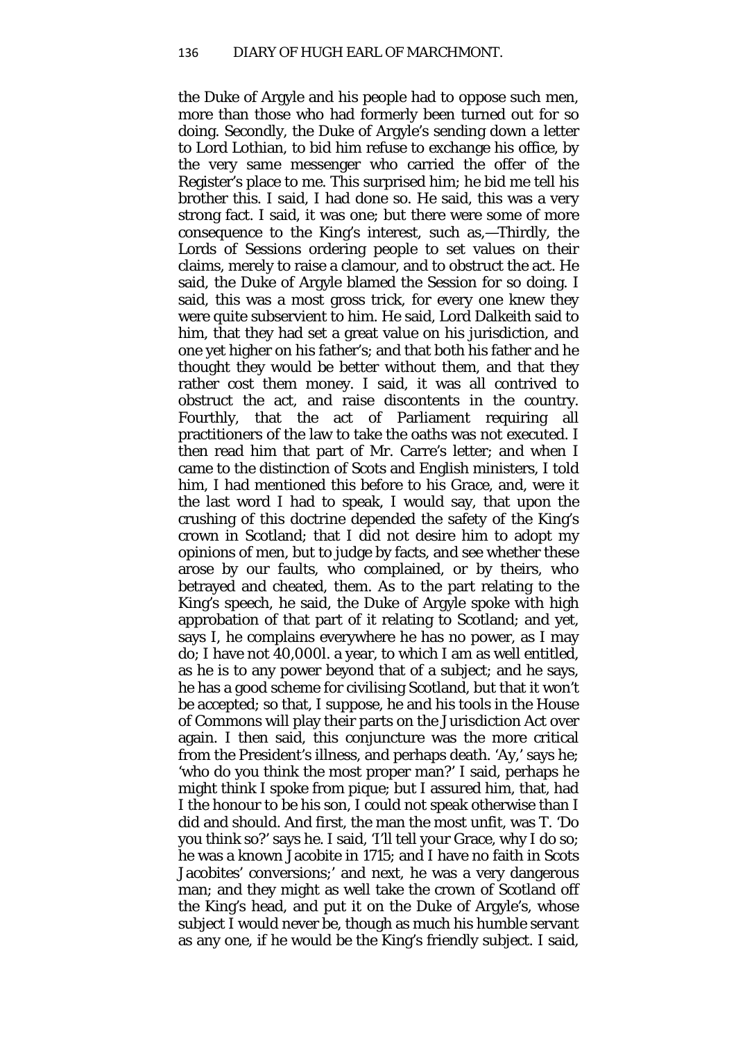the Duke of Argyle and his people had to oppose such men, more than those who had formerly been turned out for so doing. Secondly, the Duke of Argyle's sending down a letter to Lord Lothian, to bid him refuse to exchange his office, by the very same messenger who carried the offer of the Register's place to me. This surprised him; he bid me tell his brother this. I said, I had done so. He said, this was a very strong fact. I said, it was one; but there were some of more consequence to the King's interest, such as,—Thirdly, the Lords of Sessions ordering people to set values on their claims, merely to raise a clamour, and to obstruct the act. He said, the Duke of Argyle blamed the Session for so doing. I said, this was a most gross trick, for every one knew they were quite subservient to him. He said, Lord Dalkeith said to him, that they had set a great value on his jurisdiction, and one yet higher on his father's; and that both his father and he thought they would be better without them, and that they rather cost them money. I said, it was all contrived to obstruct the act, and raise discontents in the country. Fourthly, that the act of Parliament requiring all practitioners of the law to take the oaths was not executed. I then read him that part of Mr. Carre's letter; and when I came to the distinction of Scots and English ministers, I told him, I had mentioned this before to his Grace, and, were it the last word I had to speak, I would say, that upon the crushing of this doctrine depended the safety of the King's crown in Scotland; that I did not desire him to adopt my opinions of men, but to judge by facts, and see whether these arose by our faults, who complained, or by theirs, who betrayed and cheated, them. As to the part relating to the King's speech, he said, the Duke of Argyle spoke with high approbation of that part of it relating to Scotland; and yet, says I, he complains everywhere he has no power, as I may do; I have not 40,000l. a year, to which I am as well entitled, as he is to any power beyond that of a subject; and he says, he has a good scheme for civilising Scotland, but that it won't be accepted; so that, I suppose, he and his tools in the House of Commons will play their parts on the Jurisdiction Act over again. I then said, this conjuncture was the more critical from the President's illness, and perhaps death. 'Ay,' says he; 'who do you think the most proper man?' I said, perhaps he might think I spoke from pique; but I assured him, that, had I the honour to be his son, I could not speak otherwise than I did and should. And first, the man the most unfit, was T. 'Do you think so?' says he. I said, 'I'll tell your Grace, why I do so; he was a known Jacobite in 1715; and I have no faith in Scots Jacobites' conversions;' and next, he was a very dangerous man; and they might as well take the crown of Scotland off the King's head, and put it on the Duke of Argyle's, whose subject I would never be, though as much his humble servant as any one, if he would be the King's friendly subject. I said,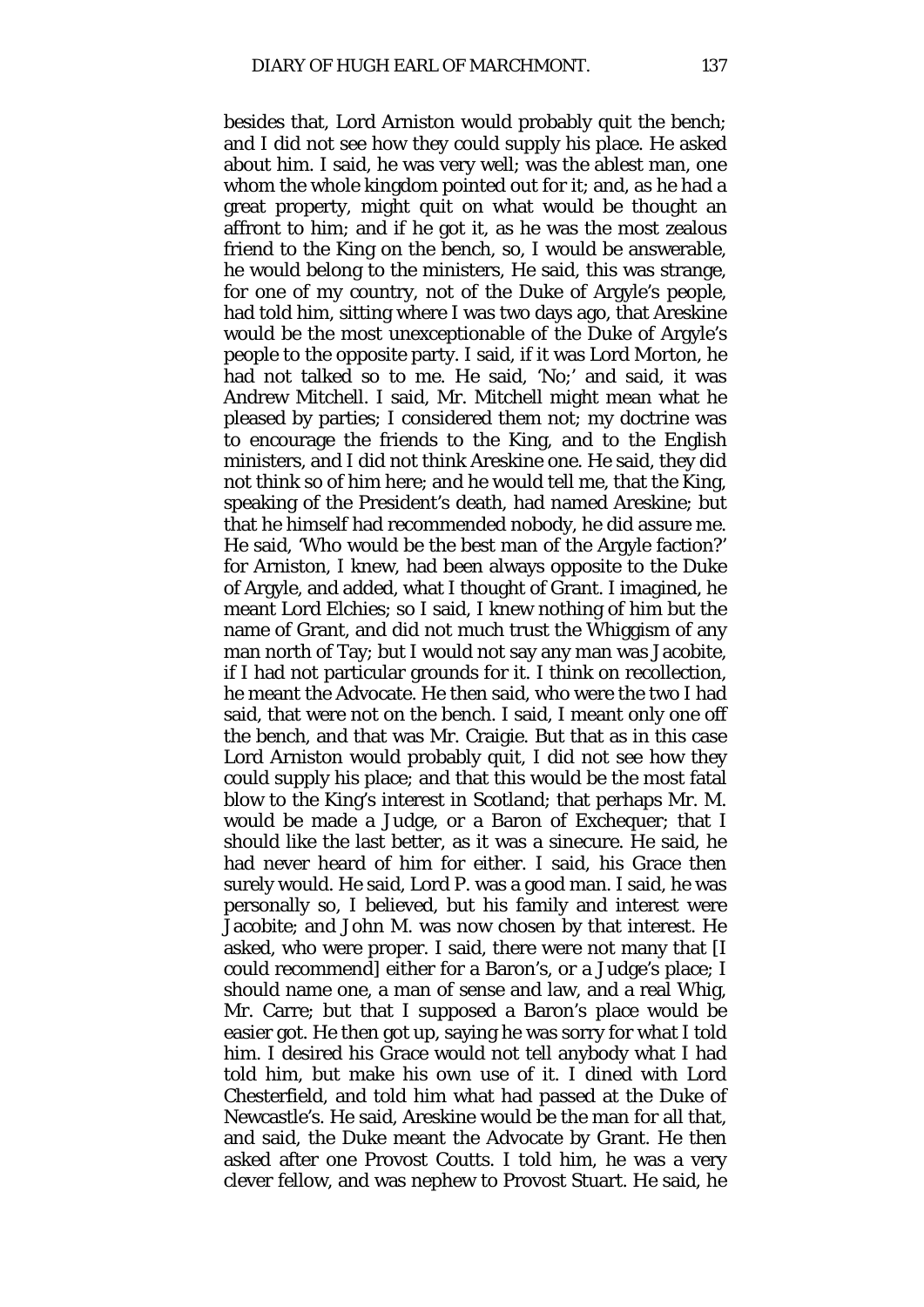besides that, Lord Arniston would probably quit the bench; and I did not see how they could supply his place. He asked about him. I said, he was very well; was the ablest man, one whom the whole kingdom pointed out for it; and, as he had a great property, might quit on what would be thought an affront to him; and if he got it, as he was the most zealous friend to the King on the bench, so, I would be answerable, he would belong to the ministers, He said, this was strange, for one of my country, not of the Duke of Argyle's people, had told him, sitting where I was two days ago, that Areskine would be the most unexceptionable of the Duke of Argyle's people to the opposite party. I said, if it was Lord Morton, he had not talked so to me. He said, 'No;' and said, it was Andrew Mitchell. I said, Mr. Mitchell might mean what he pleased by parties; I considered them not; my doctrine was to encourage the friends to the King, and to the English ministers, and I did not think Areskine one. He said, they did not think so of him here; and he would tell me, that the King, speaking of the President's death, had named Areskine; but that he himself had recommended nobody, he did assure me. He said, 'Who would be the best man of the Argyle faction?' for Arniston, I knew, had been always opposite to the Duke of Argyle, and added, what I thought of Grant. I imagined, he meant Lord Elchies; so I said, I knew nothing of him but the name of Grant, and did not much trust the Whiggism of any man north of Tay; but I would not say any man was Jacobite, if I had not particular grounds for it. I think on recollection, he meant the Advocate. He then said, who were the two I had said, that were not on the bench. I said, I meant only one off the bench, and that was Mr. Craigie. But that as in this case Lord Arniston would probably quit, I did not see how they could supply his place; and that this would be the most fatal blow to the King's interest in Scotland; that perhaps Mr. M. would be made a Judge, or a Baron of Exchequer; that I should like the last better, as it was a sinecure. He said, he had never heard of him for either. I said, his Grace then surely would. He said, Lord P. was a good man. I said, he was personally so, I believed, but his family and interest were Jacobite; and John M. was now chosen by that interest. He asked, who were proper. I said, there were not many that [I could recommend] either for a Baron's, or a Judge's place; I should name one, a man of sense and law, and a real Whig, Mr. Carre; but that I supposed a Baron's place would be easier got. He then got up, saying he was sorry for what I told him. I desired his Grace would not tell anybody what I had told him, but make his own use of it. I dined with Lord Chesterfield, and told him what had passed at the Duke of Newcastle's. He said, Areskine would be the man for all that, and said, the Duke meant the Advocate by Grant. He then asked after one Provost Coutts. I told him, he was a very clever fellow, and was nephew to Provost Stuart. He said, he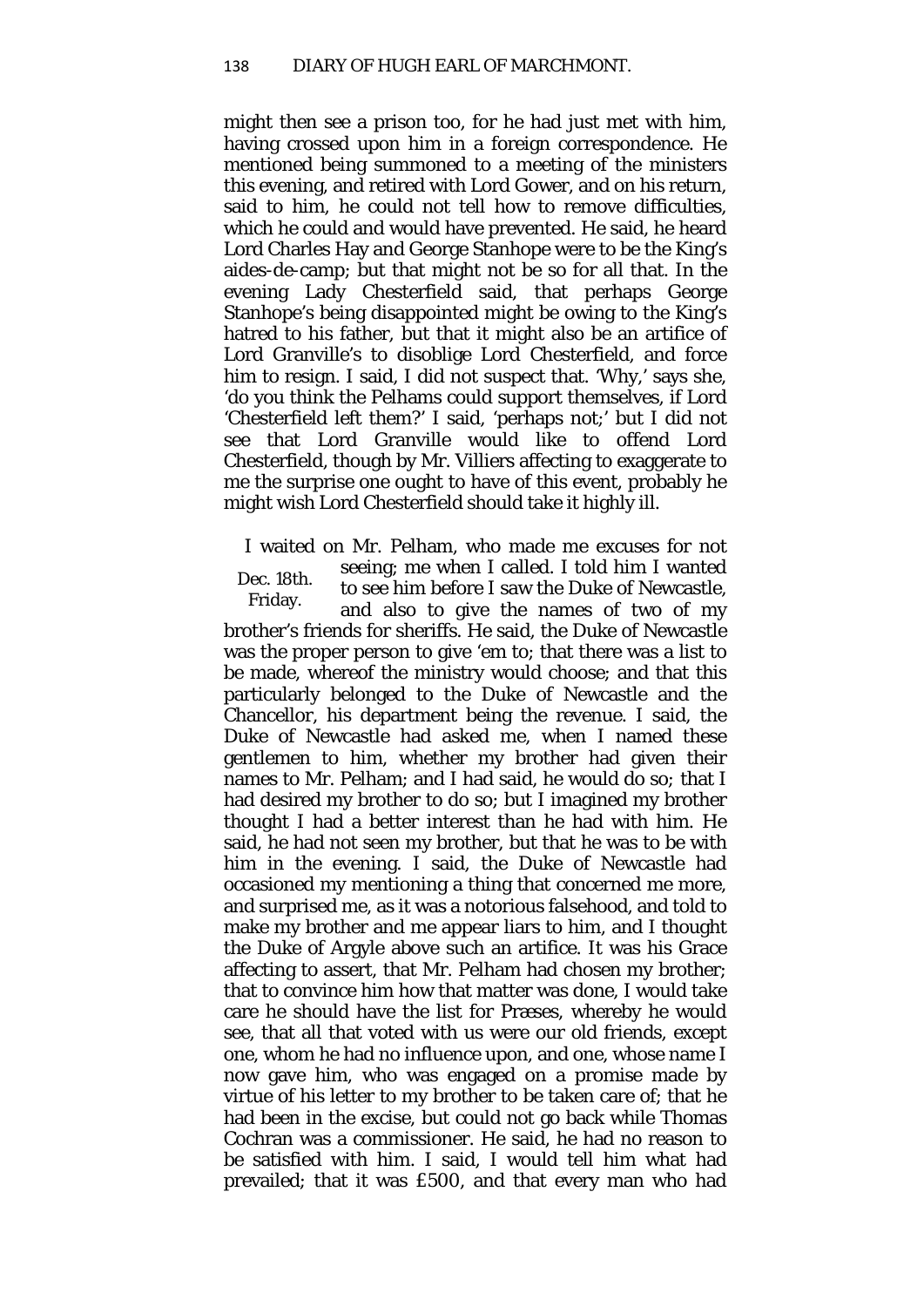might then see a prison too, for he had just met with him, having crossed upon him in a foreign correspondence. He mentioned being summoned to a meeting of the ministers this evening, and retired with Lord Gower, and on his return, said to him, he could not tell how to remove difficulties, which he could and would have prevented. He said, he heard Lord Charles Hay and George Stanhope were to be the King's aides-de-camp; but that might not be so for all that. In the evening Lady Chesterfield said, that perhaps George Stanhope's being disappointed might be owing to the King's hatred to his father, but that it might also be an artifice of Lord Granville's to disoblige Lord Chesterfield, and force him to resign. I said, I did not suspect that. 'Why,' says she, 'do you think the Pelhams could support themselves, if Lord 'Chesterfield left them?' I said, 'perhaps not;' but I did not see that Lord Granville would like to offend Lord Chesterfield, though by Mr. Villiers affecting to exaggerate to me the surprise one ought to have of this event, probably he might wish Lord Chesterfield should take it highly ill.

Dec. 18th. Friday.

I waited on Mr. Pelham, who made me excuses for not seeing; me when I called. I told him I wanted to see him before I saw the Duke of Newcastle, and also to give the names of two of my brother's friends for sheriffs. He said, the Duke of Newcastle was the proper person to give 'em to; that there was a list to be made, whereof the ministry would choose; and that this particularly belonged to the Duke of Newcastle and the Chancellor, his department being the revenue. I said, the Duke of Newcastle had asked me, when I named these gentlemen to him, whether my brother had given their names to Mr. Pelham; and I had said, he would do so; that I had desired my brother to do so; but I imagined my brother thought I had a better interest than he had with him. He said, he had not seen my brother, but that he was to be with him in the evening. I said, the Duke of Newcastle had occasioned my mentioning a thing that concerned me more, and surprised me, as it was a notorious falsehood, and told to make my brother and me appear liars to him, and I thought the Duke of Argyle above such an artifice. It was his Grace affecting to assert, that Mr. Pelham had chosen my brother; that to convince him how that matter was done, I would take care he should have the list for Præses, whereby he would see, that all that voted with us were our old friends, except one, whom he had no influence upon, and one, whose name I now gave him, who was engaged on a promise made by virtue of his letter to my brother to be taken care of; that he had been in the excise, but could not go back while Thomas Cochran was a commissioner. He said, he had no reason to be satisfied with him. I said, I would tell him what had prevailed; that it was £500, and that every man who had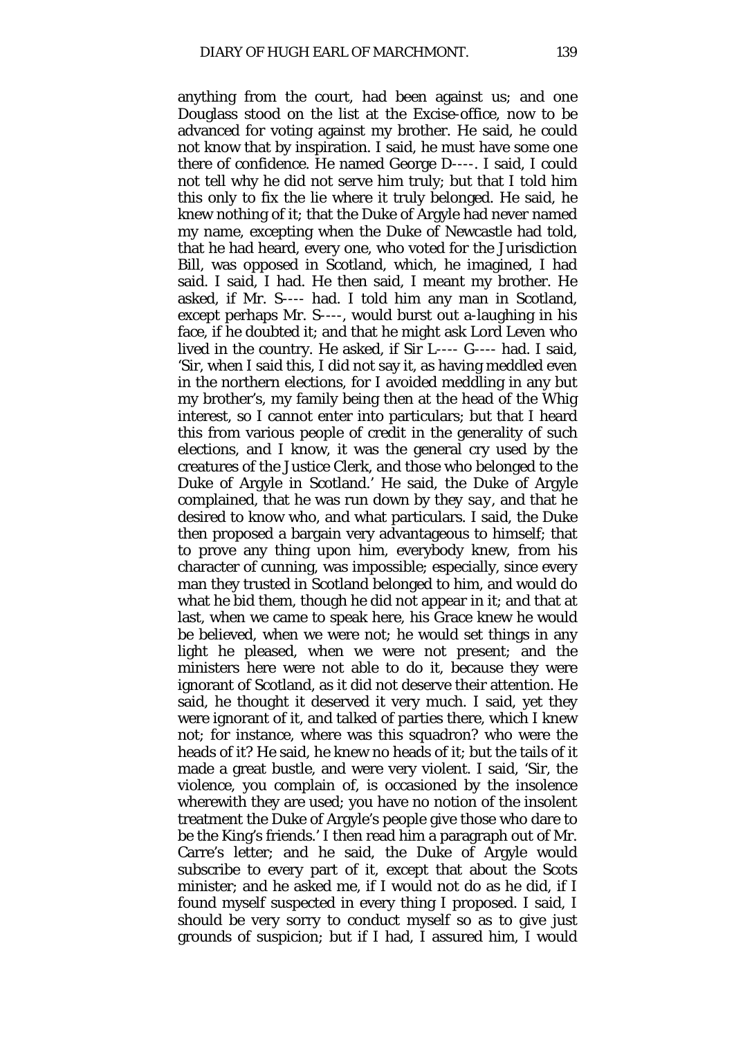anything from the court, had been against us; and one Douglass stood on the list at the Excise-office, now to be advanced for voting against my brother. He said, he could not know that by inspiration. I said, he must have some one there of confidence. He named George D----. I said, I could not tell why he did not serve him truly; but that I told him this only to fix the lie where it truly belonged. He said, he knew nothing of it; that the Duke of Argyle had never named my name, excepting when the Duke of Newcastle had told, that he had heard, every one, who voted for the Jurisdiction Bill, was opposed in Scotland, which, he imagined, I had said. I said, I had. He then said, I meant my brother. He asked, if Mr. S---- had. I told him any man in Scotland, except perhaps Mr. S----, would burst out a-laughing in his face, if he doubted it; and that he might ask Lord Leven who lived in the country. He asked, if Sir L---- G---- had. I said, 'Sir, when I said this, I did not say it, as having meddled even in the northern elections, for I avoided meddling in any but my brother's, my family being then at the head of the Whig interest, so I cannot enter into particulars; but that I heard this from various people of credit in the generality of such elections, and I know, it was the general cry used by the creatures of the Justice Clerk, and those who belonged to the Duke of Argyle in Scotland.' He said, the Duke of Argyle complained, that he was run down by *they say*, and that he desired to know who, and what particulars. I said, the Duke then proposed a bargain very advantageous to himself; that to prove any thing upon him, everybody knew, from his character of cunning, was impossible; especially, since every man they trusted in Scotland belonged to him, and would do what he bid them, though he did not appear in it; and that at last, when we came to speak here, his Grace knew he would be believed, when we were not; he would set things in any light he pleased, when we were not present; and the ministers here were not able to do it, because they were ignorant of Scotland, as it did not deserve their attention. He said, he thought it deserved it very much. I said, yet they were ignorant of it, and talked of parties there, which I knew not; for instance, where was this squadron? who were the heads of it? He said, he knew no heads of it; but the tails of it made a great bustle, and were very violent. I said, 'Sir, the violence, you complain of, is occasioned by the insolence wherewith they are used; you have no notion of the insolent treatment the Duke of Argyle's people give those who dare to be the King's friends.' I then read him a paragraph out of Mr. Carre's letter; and he said, the Duke of Argyle would subscribe to every part of it, except that about the Scots minister; and he asked me, if I would not do as he did, if I found myself suspected in every thing I proposed. I said, I should be very sorry to conduct myself so as to give just grounds of suspicion; but if I had, I assured him, I would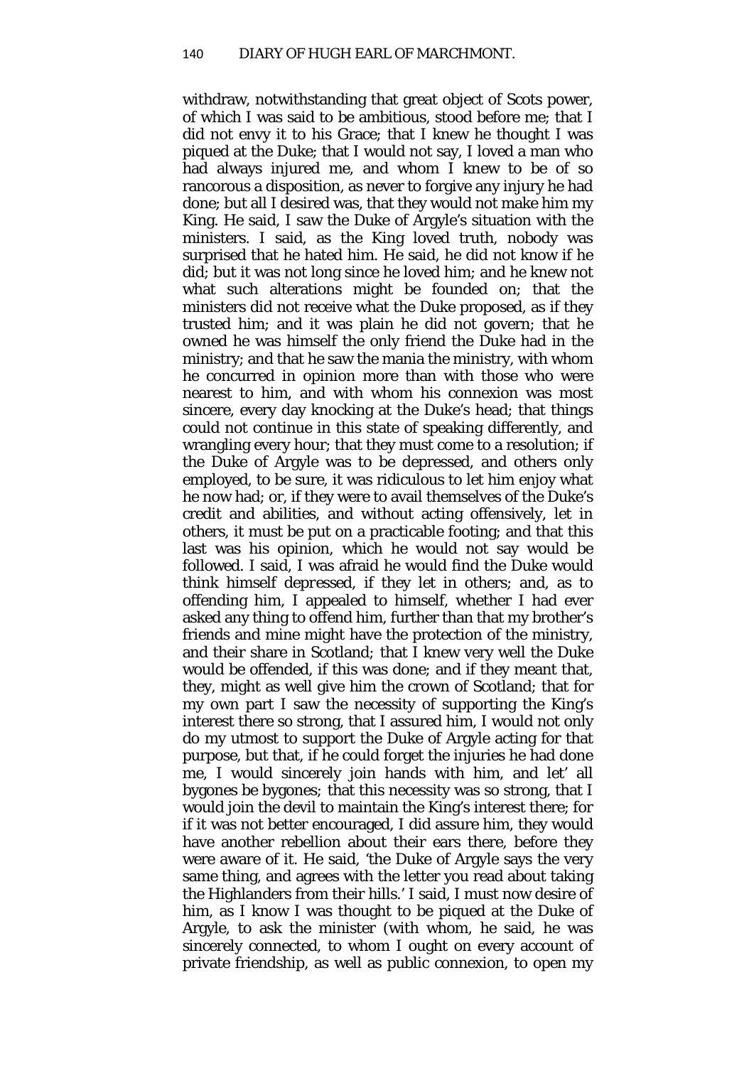withdraw, notwithstanding that great object of Scots power, of which I was said to be ambitious, stood before me; that I did not envy it to his Grace; that I knew he thought I was piqued at the Duke; that I would not say, I loved a man who had always injured me, and whom I knew to be of so rancorous a disposition, as never to forgive any injury he had done; but all I desired was, that they would not make him my King. He said, I saw the Duke of Argyle's situation with the ministers. I said, as the King loved truth, nobody was surprised that he hated him. He said, he did not know if he did; but it was not long since he loved him; and he knew not what such alterations might be founded on; that the ministers did not receive what the Duke proposed, as if they trusted him; and it was plain he did not govern; that he owned he was himself the only friend the Duke had in the ministry; and that he saw the mania the ministry, with whom he concurred in opinion more than with those who were nearest to him, and with whom his connexion was most sincere, every day knocking at the Duke's head; that things could not continue in this state of speaking differently, and wrangling every hour; that they must come to a resolution; if the Duke of Argyle was to be depressed, and others only employed, to be sure, it was ridiculous to let him enjoy what he now had; or, if they were to avail themselves of the Duke's credit and abilities, and without acting offensively, let in others, it must be put on a practicable footing; and that this last was his opinion, which he would not say would be followed. I said, I was afraid he would find the Duke would think himself depressed, if they let in others; and, as to offending him, I appealed to himself, whether I had ever asked any thing to offend him, further than that my brother's friends and mine might have the protection of the ministry, and their share in Scotland; that I knew very well the Duke would be offended, if this was done; and if they meant that, they, might as well give him the crown of Scotland; that for my own part I saw the necessity of supporting the King's interest there so strong, that I assured him, I would not only do my utmost to support the Duke of Argyle acting for that purpose, but that, if he could forget the injuries he had done me, I would sincerely join hands with him, and let' all bygones be bygones; that this necessity was so strong, that I would join the devil to maintain the King's interest there; for if it was not better encouraged, I did assure him, they would have another rebellion about their ears there, before they were aware of it. He said, 'the Duke of Argyle says the very same thing, and agrees with the letter you read about taking the Highlanders from their hills.' I said, I must now desire of him, as I know I was thought to be piqued at the Duke of Argyle, to ask the minister (with whom, he said, he was sincerely connected, to whom I ought on every account of private friendship, as well as public connexion, to open my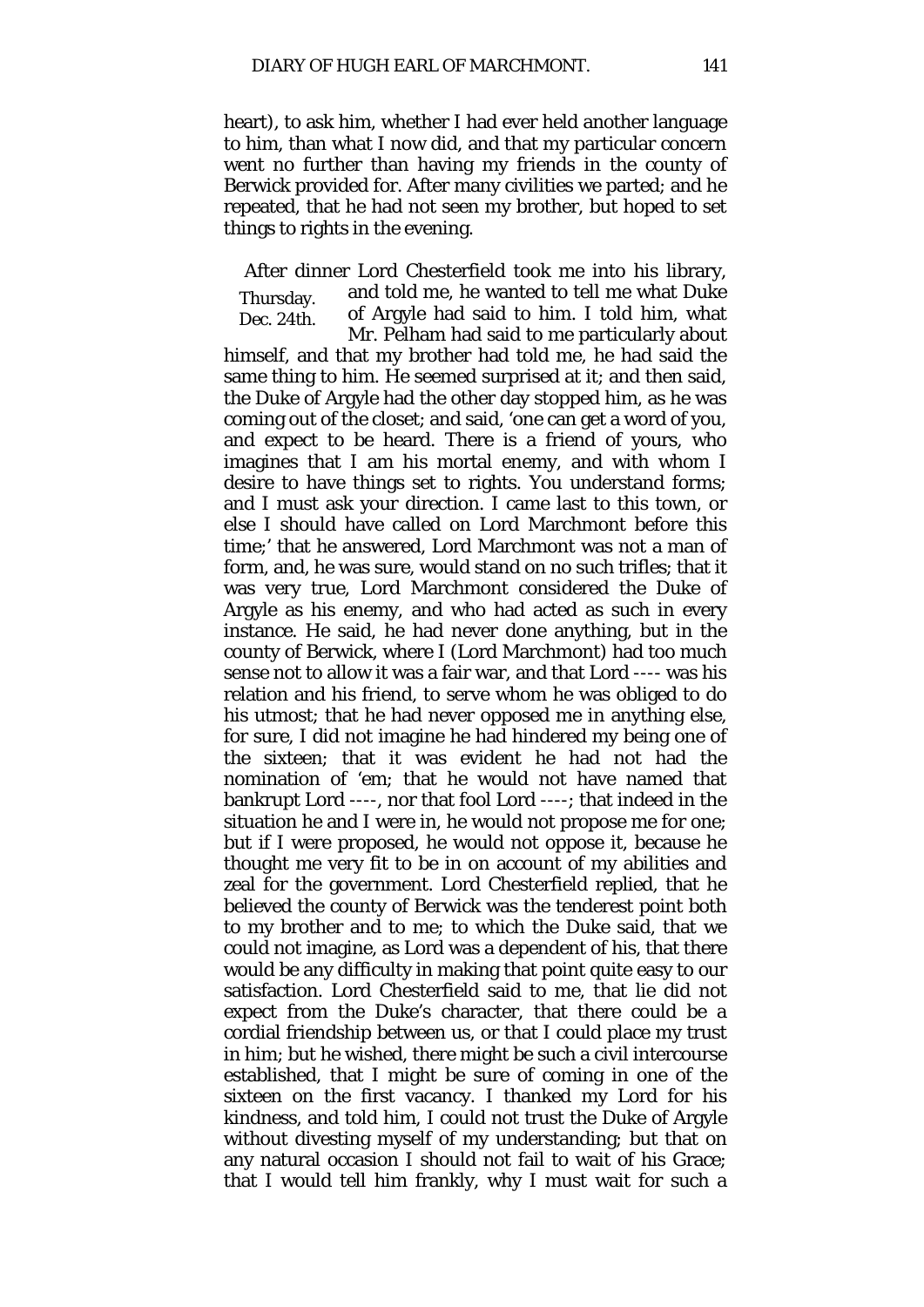heart), to ask him, whether I had ever held another language to him, than what I now did, and that my particular concern went no further than having my friends in the county of Berwick provided for. After many civilities we parted; and he repeated, that he had not seen my brother, but hoped to set things to rights in the evening.

Thursday. Dec. 24th.

After dinner Lord Chesterfield took me into his library, and told me, he wanted to tell me what Duke of Argyle had said to him. I told him, what Mr. Pelham had said to me particularly about himself, and that my brother had told me, he had said the same thing to him. He seemed surprised at it; and then said, the Duke of Argyle had the other day stopped him, as he was coming out of the closet; and said, 'one can get a word of you, and expect to be heard. There is a friend of yours, who imagines that I am his mortal enemy, and with whom I desire to have things set to rights. You understand forms; and I must ask your direction. I came last to this town, or else I should have called on Lord Marchmont before this time;' that he answered, Lord Marchmont was not a man of form, and, he was sure, would stand on no such trifles; that it was very true, Lord Marchmont considered the Duke of Argyle as his enemy, and who had acted as such in every instance. He said, he had never done anything, but in the county of Berwick, where I (Lord Marchmont) had too much sense not to allow it was a fair war, and that Lord ---- was his relation and his friend, to serve whom he was obliged to do his utmost; that he had never opposed me in anything else, for sure, I did not imagine he had hindered my being one of the sixteen; that it was evident he had not had the nomination of 'em; that he would not have named that bankrupt Lord ----, nor that fool Lord ----; that indeed in the situation he and I were in, he would not propose me for one; but if I were proposed, he would not oppose it, because he thought me very fit to be in on account of my abilities and zeal for the government. Lord Chesterfield replied, that he believed the county of Berwick was the tenderest point both to my brother and to me; to which the Duke said, that we could not imagine, as Lord was a dependent of his, that there would be any difficulty in making that point quite easy to our satisfaction. Lord Chesterfield said to me, that lie did not expect from the Duke's character, that there could be a cordial friendship between us, or that I could place my trust in him; but he wished, there might be such a civil intercourse established, that I might be sure of coming in one of the sixteen on the first vacancy. I thanked my Lord for his kindness, and told him, I could not trust the Duke of Argyle without divesting myself of my understanding; but that on any natural occasion I should not fail to wait of his Grace; that I would tell him frankly, why I must wait for such a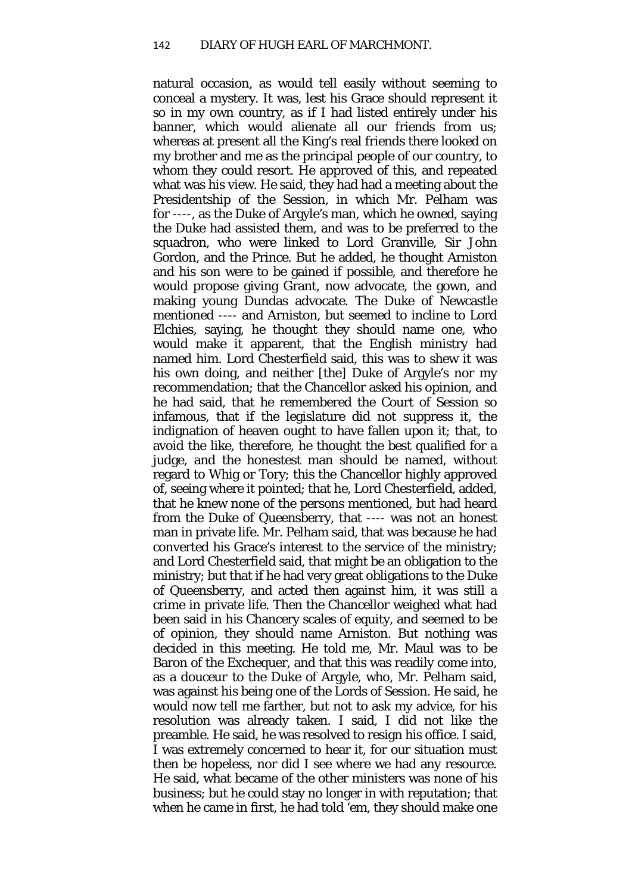natural occasion, as would tell easily without seeming to conceal a mystery. It was, lest his Grace should represent it so in my own country, as if I had listed entirely under his banner, which would alienate all our friends from us; whereas at present all the King's real friends there looked on my brother and me as the principal people of our country, to whom they could resort. He approved of this, and repeated what was his view. He said, they had had a meeting about the Presidentship of the Session, in which Mr. Pelham was for ----, as the Duke of Argyle's man, which he owned, saying the Duke had assisted them, and was to be preferred to the squadron, who were linked to Lord Granville, Sir John Gordon, and the Prince. But he added, he thought Arniston and his son were to be gained if possible, and therefore he would propose giving Grant, now advocate, the gown, and making young Dundas advocate. The Duke of Newcastle mentioned ---- and Arniston, but seemed to incline to Lord Elchies, saying, he thought they should name one, who would make it apparent, that the English ministry had named him. Lord Chesterfield said, this was to shew it was his own doing, and neither [the] Duke of Argyle's nor my recommendation; that the Chancellor asked his opinion, and he had said, that he remembered the Court of Session so infamous, that if the legislature did not suppress it, the indignation of heaven ought to have fallen upon it; that, to avoid the like, therefore, he thought the best qualified for a judge, and the honestest man should be named, without regard to Whig or Tory; this the Chancellor highly approved of, seeing where it pointed; that he, Lord Chesterfield, added, that he knew none of the persons mentioned, but had heard from the Duke of Queensberry, that ---- was not an honest man in private life. Mr. Pelham said, that was because he had converted his Grace's interest to the service of the ministry; and Lord Chesterfield said, that might be an obligation to the ministry; but that if he had very great obligations to the Duke of Queensberry, and acted then against him, it was still a crime in private life. Then the Chancellor weighed what had been said in his Chancery scales of equity, and seemed to be of opinion, they should name Arniston. But nothing was decided in this meeting. He told me, Mr. Maul was to be Baron of the Exchequer, and that this was readily come into, as a douceur to the Duke of Argyle, who, Mr. Pelham said, was against his being one of the Lords of Session. He said, he would now tell me farther, but not to ask my advice, for his resolution was already taken. I said, I did not like the preamble. He said, he was resolved to resign his office. I said, I was extremely concerned to hear it, for our situation must then be hopeless, nor did I see where we had any resource. He said, what became of the other ministers was none of his business; but he could stay no longer in with reputation; that when he came in first, he had told 'em, they should make one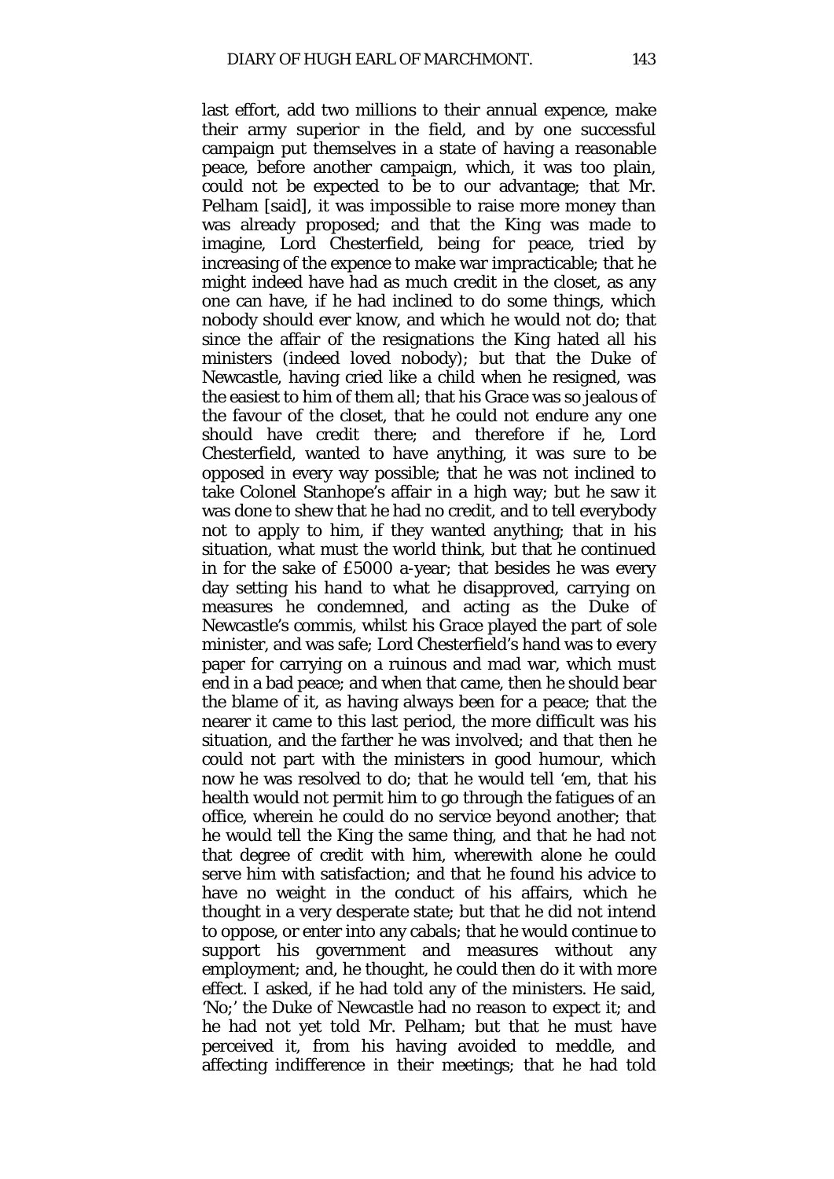last effort, add two millions to their annual expence, make their army superior in the field, and by one successful campaign put themselves in a state of having a reasonable peace, before another campaign, which, it was too plain, could not be expected to be to our advantage; that Mr. Pelham [said], it was impossible to raise more money than was already proposed; and that the King was made to imagine, Lord Chesterfield, being for peace, tried by increasing of the expence to make war impracticable; that he might indeed have had as much credit in the closet, as any one can have, if he had inclined to do some things, which nobody should ever know, and which he would not do; that since the affair of the resignations the King hated all his ministers (indeed loved nobody); but that the Duke of Newcastle, having cried like a child when he resigned, was the easiest to him of them all; that his Grace was so jealous of the favour of the closet, that he could not endure any one should have credit there; and therefore if he, Lord Chesterfield, wanted to have anything, it was sure to be opposed in every way possible; that he was not inclined to take Colonel Stanhope's affair in a high way; but he saw it was done to shew that he had no credit, and to tell everybody not to apply to him, if they wanted anything; that in his situation, what must the world think, but that he continued in for the sake of £5000 a-year; that besides he was every day setting his hand to what he disapproved, carrying on measures he condemned, and acting as the Duke of Newcastle's commis, whilst his Grace played the part of sole minister, and was safe; Lord Chesterfield's hand was to every paper for carrying on a ruinous and mad war, which must end in a bad peace; and when that came, then he should bear the blame of it, as having always been for a peace; that the nearer it came to this last period, the more difficult was his situation, and the farther he was involved; and that then he could not part with the ministers in good humour, which now he was resolved to do; that he would tell 'em, that his health would not permit him to go through the fatigues of an office, wherein he could do no service beyond another; that he would tell the King the same thing, and that he had not that degree of credit with him, wherewith alone he could serve him with satisfaction; and that he found his advice to have no weight in the conduct of his affairs, which he thought in a very desperate state; but that he did not intend to oppose, or enter into any cabals; that he would continue to support his government and measures without any employment; and, he thought, he could then do it with more effect. I asked, if he had told any of the ministers. He said, 'No;' the Duke of Newcastle had no reason to expect it; and he had not yet told Mr. Pelham; but that he must have perceived it, from his having avoided to meddle, and affecting indifference in their meetings; that he had told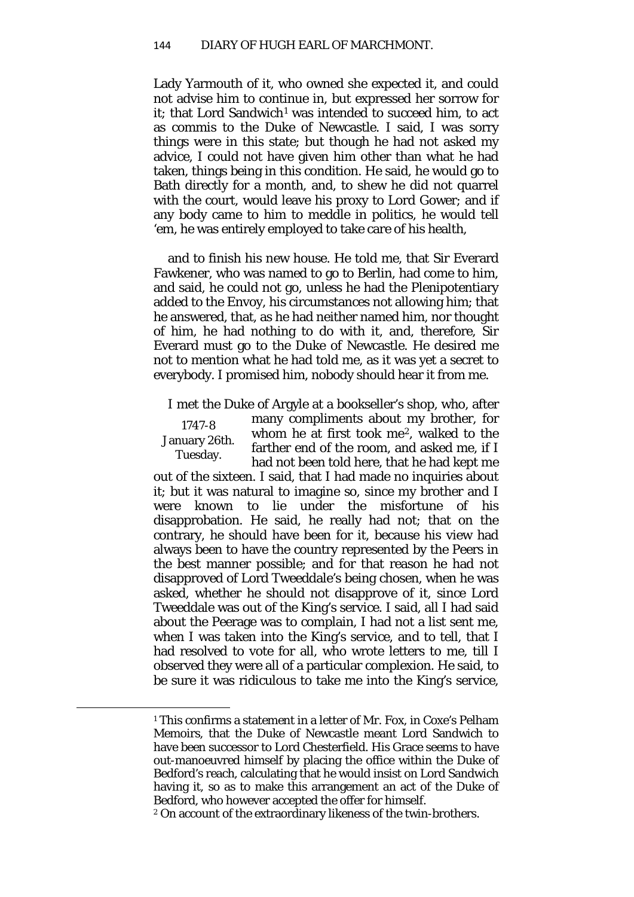Lady Yarmouth of it, who owned she expected it, and could not advise him to continue in, but expressed her sorrow for it; that Lord Sandwich[1] was intended to succeed him, to act as commis to the Duke of Newcastle. I said, I was sorry things were in this state; but though he had not asked my advice, I could not have given him other than what he had taken, things being in this condition. He said, he would go to Bath directly for a month, and, to shew he did not quarrel with the court, would leave his proxy to Lord Gower; and if any body came to him to meddle in politics, he would tell 'em, he was entirely employed to take care of his health,

and to finish his new house. He told me, that Sir Everard Fawkener, who was named to go to Berlin, had come to him, and said, he could not go, unless he had the Plenipotentiary added to the Envoy, his circumstances not allowing him; that he answered, that, as he had neither named him, nor thought of him, he had nothing to do with it, and, therefore, Sir Everard must go to the Duke of Newcastle. He desired me not to mention what he had told me, as it was yet a secret to everybody. I promised him, nobody should hear it from me.

1747-8
January 26th.
Tuesday.

I met the Duke of Argyle at a bookseller's shop, who, after many compliments about my brother, for whom he at first took me[2], walked to the farther end of the room, and asked me, if I had not been told here, that he had kept me out of the sixteen. I said, that I had made no inquiries about it; but it was natural to imagine so, since my brother and I were known to lie under the misfortune of his disapprobation. He said, he really had not; that on the contrary, he should have been for it, because his view had always been to have the country represented by the Peers in the best manner possible; and for that reason he had not disapproved of Lord Tweeddale's being chosen, when he was asked, whether he should not disapprove of it, since Lord Tweeddale was out of the King's service. I said, all I had said about the Peerage was to complain, I had not a list sent me, when I was taken into the King's service, and to tell, that I had resolved to vote for all, who wrote letters to me, till I observed they were all of a particular complexion. He said, to be sure it was ridiculous to take me into the King's service,

---

[1] This confirms a statement in a letter of Mr. Fox, in Coxe's Pelham Memoirs, that the Duke of Newcastle meant Lord Sandwich to have been successor to Lord Chesterfield. His Grace seems to have out-manoeuvred himself by placing the office within the Duke of Bedford's reach, calculating that he would insist on Lord Sandwich having it, so as to make this arrangement an act of the Duke of Bedford, who however accepted the offer for himself.

[2] On account of the extraordinary likeness of the twin-brothers.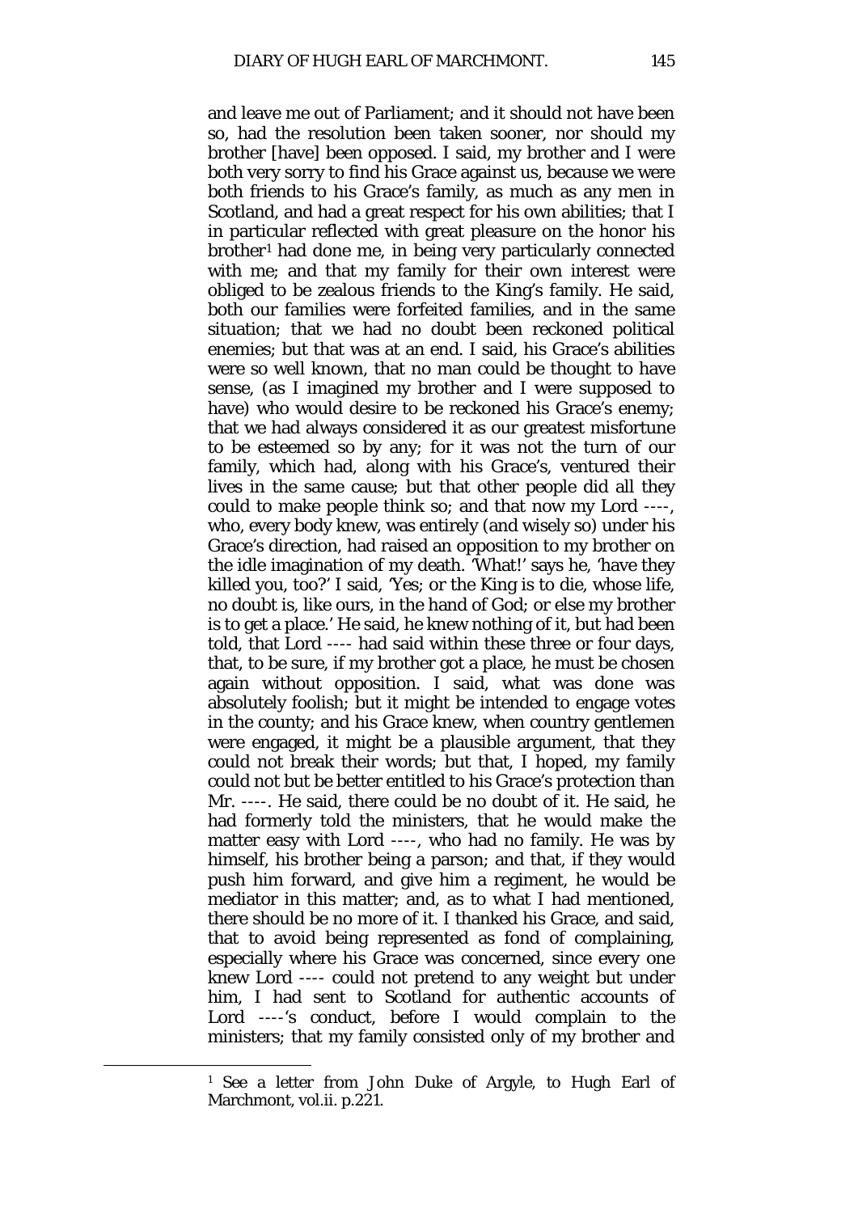and leave me out of Parliament; and it should not have been so, had the resolution been taken sooner, nor should my brother [have] been opposed. I said, my brother and I were both very sorry to find his Grace against us, because we were both friends to his Grace's family, as much as any men in Scotland, and had a great respect for his own abilities; that I in particular reflected with great pleasure on the honor his brother[1] had done me, in being very particularly connected with me; and that my family for their own interest were obliged to be zealous friends to the King's family. He said, both our families were forfeited families, and in the same situation; that we had no doubt been reckoned political enemies; but that was at an end. I said, his Grace's abilities were so well known, that no man could be thought to have sense, (as I imagined my brother and I were supposed to have) who would desire to be reckoned his Grace's enemy; that we had always considered it as our greatest misfortune to be esteemed so by any; for it was not the turn of our family, which had, along with his Grace's, ventured their lives in the same cause; but that other people did all they could to make people think so; and that now my Lord ----, who, every body knew, was entirely (and wisely so) under his Grace's direction, had raised an opposition to my brother on the idle imagination of my death. 'What!' says he, 'have they killed you, too?' I said, 'Yes; or the King is to die, whose life, no doubt is, like ours, in the hand of God; or else my brother is to get a place.' He said, he knew nothing of it, but had been told, that Lord ---- had said within these three or four days, that, to be sure, if my brother got a place, he must be chosen again without opposition. I said, what was done was absolutely foolish; but it might be intended to engage votes in the county; and his Grace knew, when country gentlemen were engaged, it might be a plausible argument, that they could not break their words; but that, I hoped, my family could not but be better entitled to his Grace's protection than Mr. ----. He said, there could be no doubt of it. He said, he had formerly told the ministers, that he would make the matter easy with Lord ----, who had no family. He was by himself, his brother being a parson; and that, if they would push him forward, and give him a regiment, he would be mediator in this matter; and, as to what I had mentioned, there should be no more of it. I thanked his Grace, and said, that to avoid being represented as fond of complaining, especially where his Grace was concerned, since every one knew Lord ---- could not pretend to any weight but under him, I had sent to Scotland for authentic accounts of Lord ----'s conduct, before I would complain to the ministers; that my family consisted only of my brother and

[1] See a letter from John Duke of Argyle, to Hugh Earl of Marchmont, vol.ii. p.221.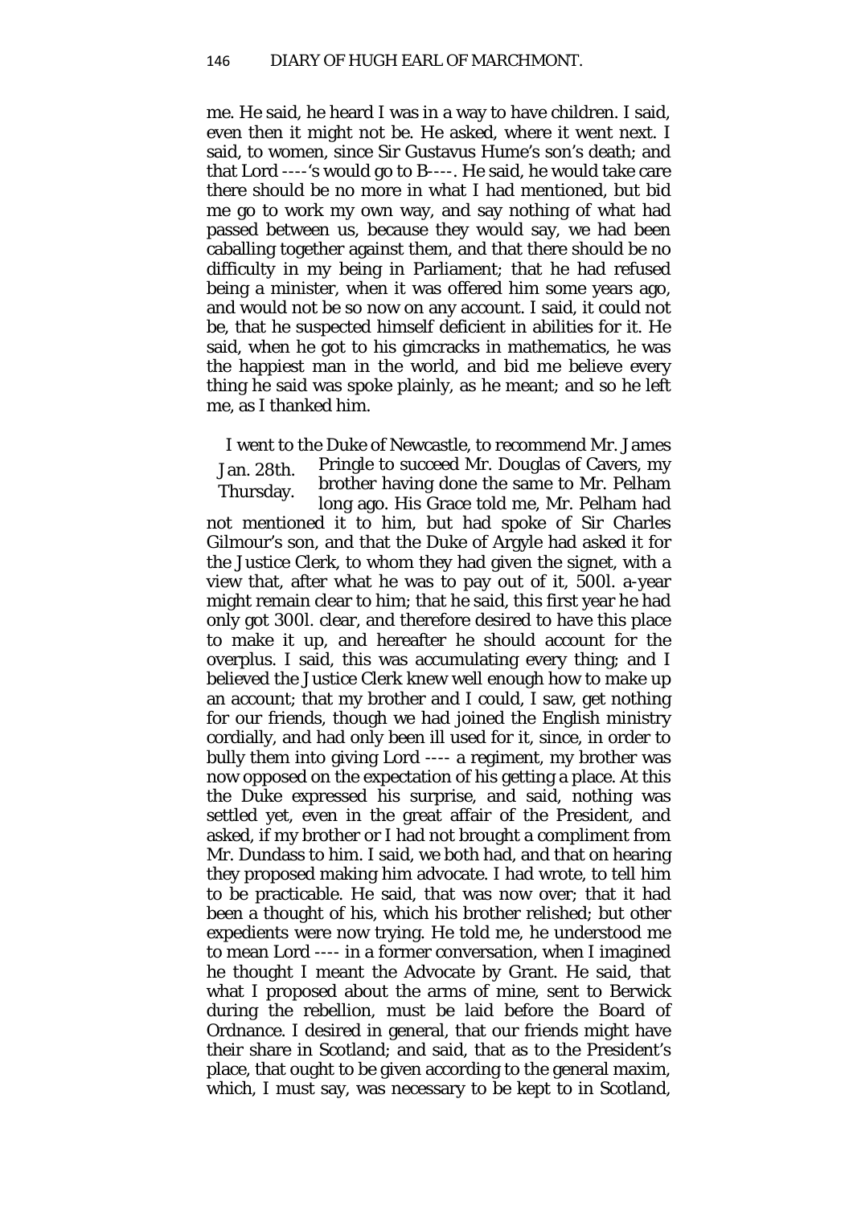me. He said, he heard I was in a way to have children. I said, even then it might not be. He asked, where it went next. I said, to women, since Sir Gustavus Hume's son's death; and that Lord ----'s would go to B----. He said, he would take care there should be no more in what I had mentioned, but bid me go to work my own way, and say nothing of what had passed between us, because they would say, we had been caballing together against them, and that there should be no difficulty in my being in Parliament; that he had refused being a minister, when it was offered him some years ago, and would not be so now on any account. I said, it could not be, that he suspected himself deficient in abilities for it. He said, when he got to his gimcracks in mathematics, he was the happiest man in the world, and bid me believe every thing he said was spoke plainly, as he meant; and so he left me, as I thanked him.

Jan. 28th. Thursday.

I went to the Duke of Newcastle, to recommend Mr. James Pringle to succeed Mr. Douglas of Cavers, my brother having done the same to Mr. Pelham long ago. His Grace told me, Mr. Pelham had not mentioned it to him, but had spoke of Sir Charles Gilmour's son, and that the Duke of Argyle had asked it for the Justice Clerk, to whom they had given the signet, with a view that, after what he was to pay out of it, 500l. a-year might remain clear to him; that he said, this first year he had only got 300l. clear, and therefore desired to have this place to make it up, and hereafter he should account for the overplus. I said, this was accumulating every thing; and I believed the Justice Clerk knew well enough how to make up an account; that my brother and I could, I saw, get nothing for our friends, though we had joined the English ministry cordially, and had only been ill used for it, since, in order to bully them into giving Lord ---- a regiment, my brother was now opposed on the expectation of his getting a place. At this the Duke expressed his surprise, and said, nothing was settled yet, even in the great affair of the President, and asked, if my brother or I had not brought a compliment from Mr. Dundass to him. I said, we both had, and that on hearing they proposed making him advocate. I had wrote, to tell him to be practicable. He said, that was now over; that it had been a thought of his, which his brother relished; but other expedients were now trying. He told me, he understood me to mean Lord ---- in a former conversation, when I imagined he thought I meant the Advocate by Grant. He said, that what I proposed about the arms of mine, sent to Berwick during the rebellion, must be laid before the Board of Ordnance. I desired in general, that our friends might have their share in Scotland; and said, that as to the President's place, that ought to be given according to the general maxim, which, I must say, was necessary to be kept to in Scotland,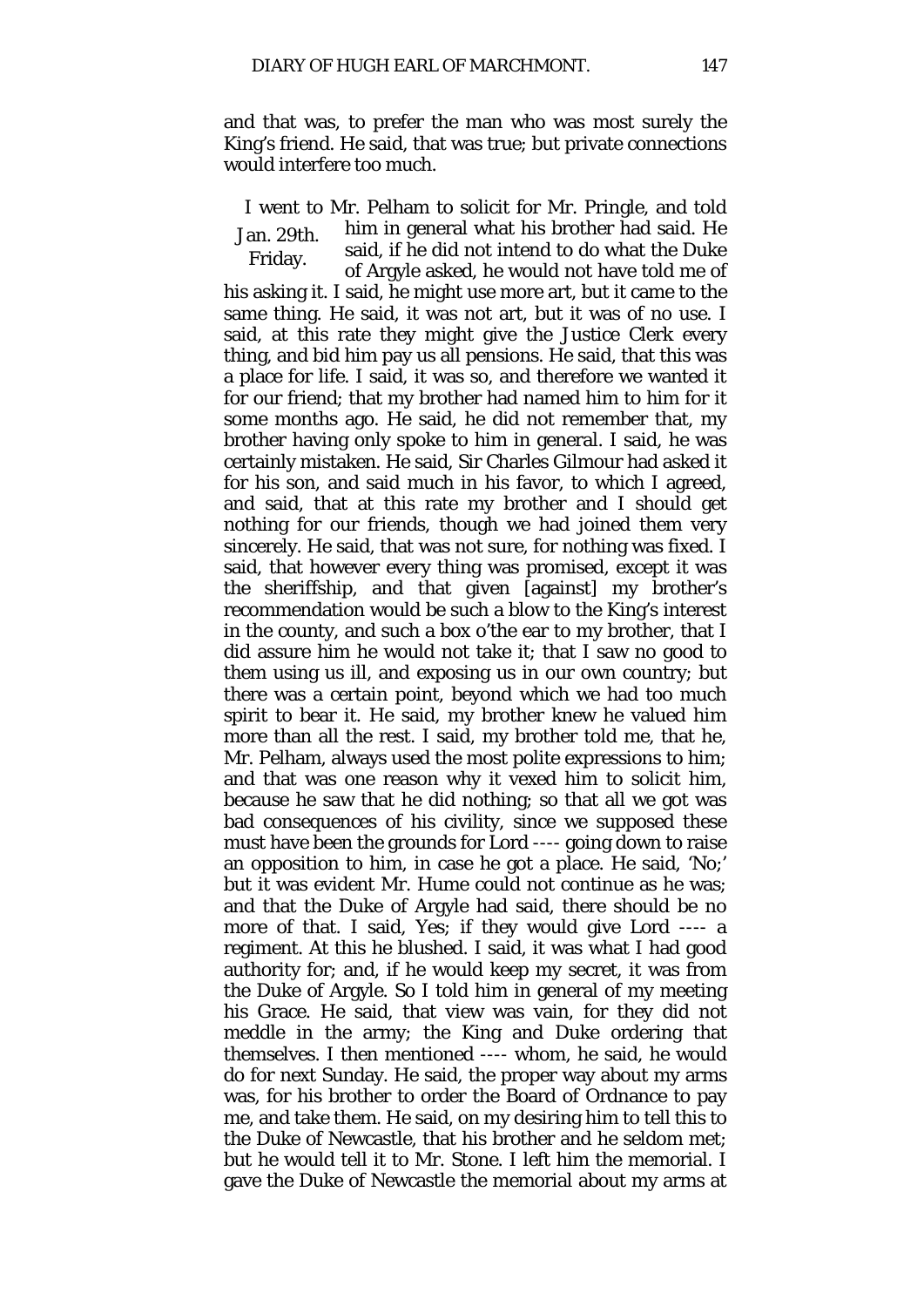and that was, to prefer the man who was most surely the King's friend. He said, that was true; but private connections would interfere too much.

Jan. 29th. Friday.

I went to Mr. Pelham to solicit for Mr. Pringle, and told him in general what his brother had said. He said, if he did not intend to do what the Duke of Argyle asked, he would not have told me of his asking it. I said, he might use more art, but it came to the same thing. He said, it was not art, but it was of no use. I said, at this rate they might give the Justice Clerk every thing, and bid him pay us all pensions. He said, that this was a place for life. I said, it was so, and therefore we wanted it for our friend; that my brother had named him to him for it some months ago. He said, he did not remember that, my brother having only spoke to him in general. I said, he was certainly mistaken. He said, Sir Charles Gilmour had asked it for his son, and said much in his favor, to which I agreed, and said, that at this rate my brother and I should get nothing for our friends, though we had joined them very sincerely. He said, that was not sure, for nothing was fixed. I said, that however every thing was promised, except it was the sheriffship, and that given [against] my brother's recommendation would be such a blow to the King's interest in the county, and such a box o'the ear to my brother, that I did assure him he would not take it; that I saw no good to them using us ill, and exposing us in our own country; but there was a certain point, beyond which we had too much spirit to bear it. He said, my brother knew he valued him more than all the rest. I said, my brother told me, that he, Mr. Pelham, always used the most polite expressions to him; and that was one reason why it vexed him to solicit him, because he saw that he did nothing; so that all we got was bad consequences of his civility, since we supposed these must have been the grounds for Lord ---- going down to raise an opposition to him, in case he got a place. He said, 'No;' but it was evident Mr. Hume could not continue as he was; and that the Duke of Argyle had said, there should be no more of that. I said, Yes; if they would give Lord ---- a regiment. At this he blushed. I said, it was what I had good authority for; and, if he would keep my secret, it was from the Duke of Argyle. So I told him in general of my meeting his Grace. He said, that view was vain, for they did not meddle in the army; the King and Duke ordering that themselves. I then mentioned ---- whom, he said, he would do for next Sunday. He said, the proper way about my arms was, for his brother to order the Board of Ordnance to pay me, and take them. He said, on my desiring him to tell this to the Duke of Newcastle, that his brother and he seldom met; but he would tell it to Mr. Stone. I left him the memorial. I gave the Duke of Newcastle the memorial about my arms at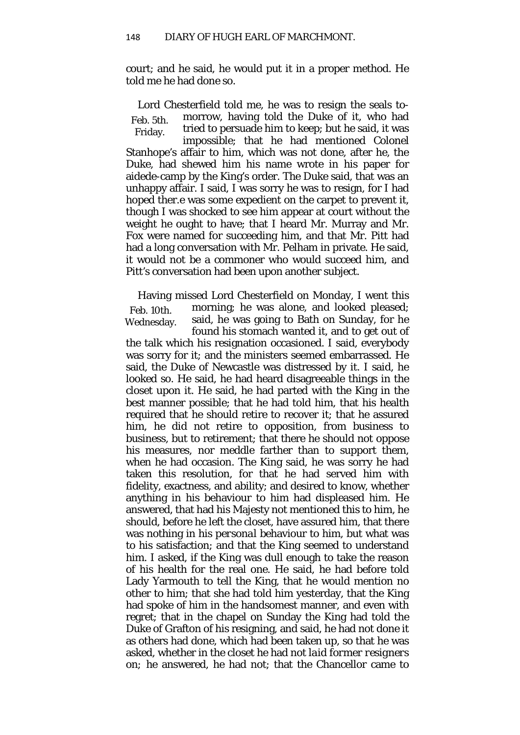court; and he said, he would put it in a proper method. He told me he had done so.

Feb. 5th. Friday.

Lord Chesterfield told me, he was to resign the seals to-morrow, having told the Duke of it, who had tried to persuade him to keep; but he said, it was impossible; that he had mentioned Colonel Stanhope's affair to him, which was not done, after he, the Duke, had shewed him his name wrote in his paper for aidede-camp by the King's order. The Duke said, that was an unhappy affair. I said, I was sorry he was to resign, for I had hoped ther.e was some expedient on the carpet to prevent it, though I was shocked to see him appear at court without the weight he ought to have; that I heard Mr. Murray and Mr. Fox were named for succeeding him, and that Mr. Pitt had had a long conversation with Mr. Pelham in private. He said, it would not be a commoner who would succeed him, and Pitt's conversation had been upon another subject.

Feb. 10th. Wednesday.

Having missed Lord Chesterfield on Monday, I went this morning; he was alone, and looked pleased; said, he was going to Bath on Sunday, for he found his stomach wanted it, and to get out of the talk which his resignation occasioned. I said, everybody was sorry for it; and the ministers seemed embarrassed. He said, the Duke of Newcastle was distressed by it. I said, he looked so. He said, he had heard disagreeable things in the closet upon it. He said, he had parted with the King in the best manner possible; that he had told him, that his health required that he should retire to recover it; that he assured him, he did not retire to opposition, from business to business, but to retirement; that there he should not oppose his measures, nor meddle farther than to support them, when he had occasion. The King said, he was sorry he had taken this resolution, for that he had served him with fidelity, exactness, and ability; and desired to know, whether anything in his behaviour to him had displeased him. He answered, that had his Majesty not mentioned this to him, he should, before he left the closet, have assured him, that there was nothing in his *personal* behaviour to him, but what was to his satisfaction; and that the King seemed to understand him. I asked, if the King was dull enough to take the reason of his health for the real one. He said, he had before told Lady Yarmouth to tell the King, that he would mention no other to him; that she had told him yesterday, that the King had spoke of him in the handsomest manner, and even with regret; that in the chapel on Sunday the King had told the Duke of Grafton of his resigning, and said, he had not done it as others had done, which had been taken up, so that he was asked, whether in the closet he had not *laid former resigners* on; he answered, he had not; that the Chancellor came to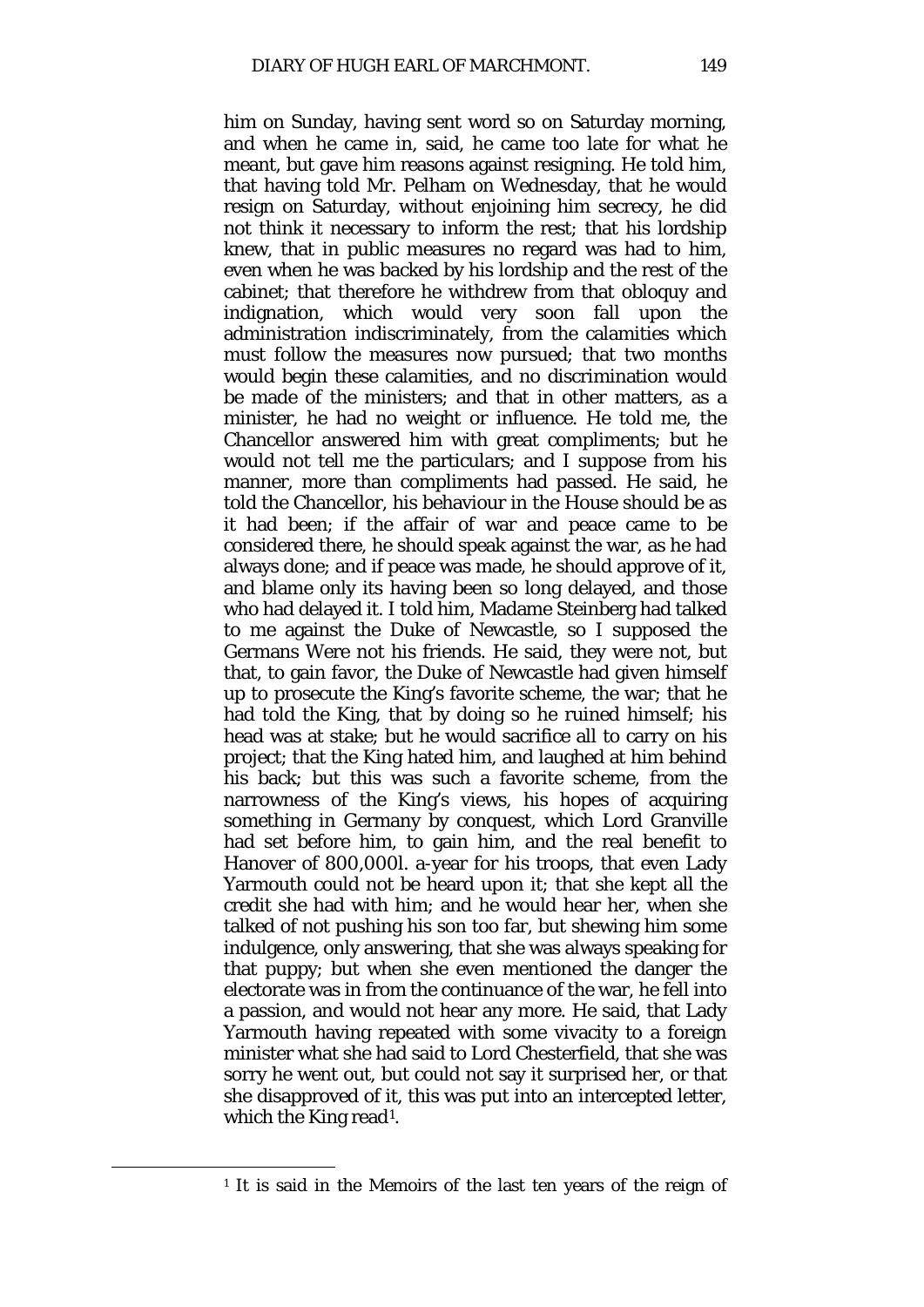him on Sunday, having sent word so on Saturday morning, and when he came in, said, he came too late for what he meant, but gave him reasons against resigning. He told him, that having told Mr. Pelham on Wednesday, that he would resign on Saturday, without enjoining him secrecy, he did not think it necessary to inform the rest; that his lordship knew, that in public measures no regard was had to him, even when he was backed by his lordship and the rest of the cabinet; that therefore he withdrew from that obloquy and indignation, which would very soon fall upon the administration indiscriminately, from the calamities which must follow the measures now pursued; that two months would begin these calamities, and no discrimination would be made of the ministers; and that in other matters, as a minister, he had no weight or influence. He told me, the Chancellor answered him with great compliments; but he would not tell me the particulars; and I suppose from his manner, more than compliments had passed. He said, he told the Chancellor, his behaviour in the House should be as it had been; if the affair of war and peace came to be considered there, he should speak against the war, as he had always done; and if peace was made, he should approve of it, and blame only its having been so long delayed, and those who had delayed it. I told him, Madame Steinberg had talked to me against the Duke of Newcastle, so I supposed the Germans Were not his friends. He said, they were not, but that, to gain favor, the Duke of Newcastle had given himself up to prosecute the King's favorite scheme, the war; that he had told the King, that by doing so he ruined himself; his head was at stake; but he would sacrifice all to carry on his project; that the King hated him, and laughed at him behind his back; but this was such a favorite scheme, from the narrowness of the King's views, his hopes of acquiring something in Germany by conquest, which Lord Granville had set before him, to gain him, and the real benefit to Hanover of 800,000l. a-year for his troops, that even Lady Yarmouth could not be heard upon it; that she kept all the credit she had with him; and he would hear her, when she talked of not pushing his son too far, but shewing him some indulgence, only answering, that she was always speaking for that puppy; but when she even mentioned the danger the electorate was in from the continuance of the war, he fell into a passion, and would not hear any more. He said, that Lady Yarmouth having repeated with some vivacity to a foreign minister what she had said to Lord Chesterfield, that she was sorry he went out, but could not say it surprised her, or that she disapproved of it, this was put into an intercepted letter, which the King read[1].

---

[1] It is said in the Memoirs of the last ten years of the reign of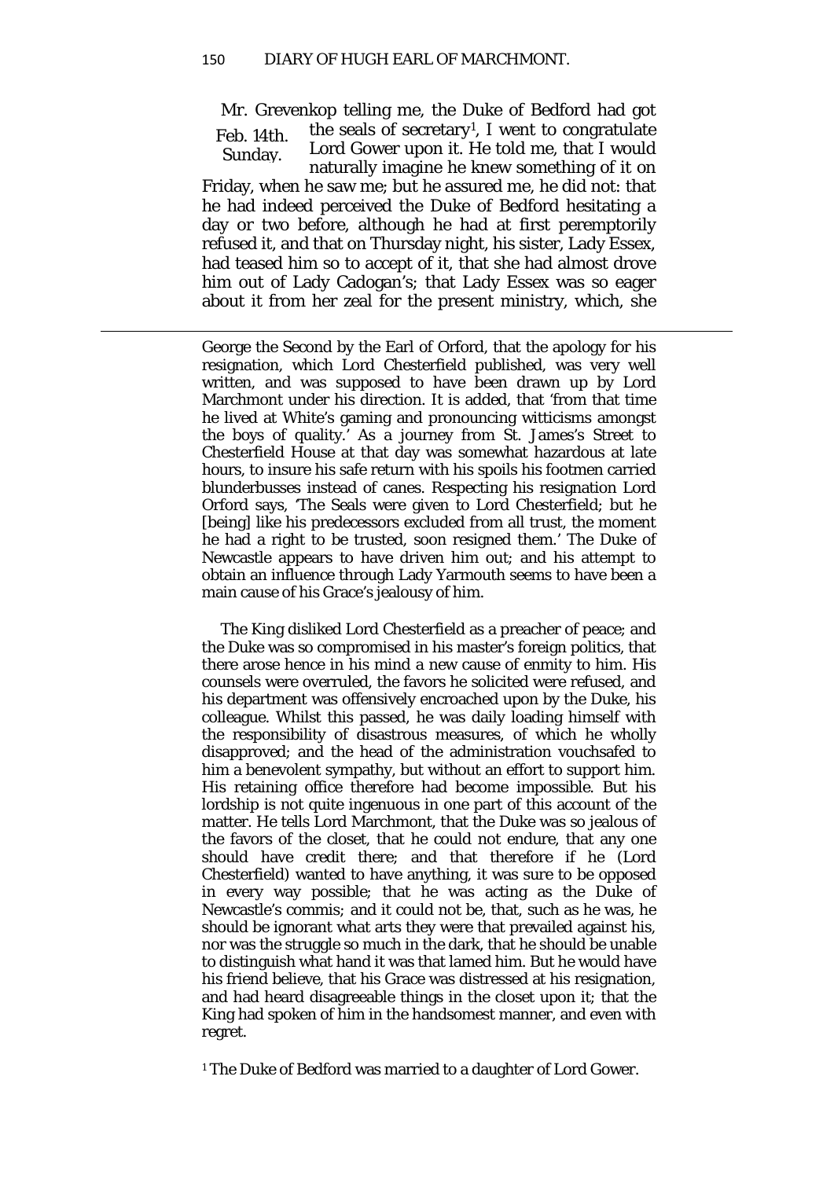Feb. 14th. Sunday.

Mr. Grevenkop telling me, the Duke of Bedford had got the seals of secretary[1], I went to congratulate Lord Gower upon it. He told me, that I would naturally imagine he knew something of it on Friday, when he saw me; but he assured me, he did not: that he had indeed perceived the Duke of Bedford hesitating a day or two before, although he had at first peremptorily refused it, and that on Thursday night, his sister, Lady Essex, had teased him so to accept of it, that she had almost drove him out of Lady Cadogan's; that Lady Essex was so eager about it from her zeal for the present ministry, which, she

---

George the Second by the Earl of Orford, that the apology for his resignation, which Lord Chesterfield published, was very well written, and was supposed to have been drawn up by Lord Marchmont under his direction. It is added, that 'from that time he lived at White's gaming and pronouncing witticisms amongst the boys of quality.' As a journey from St. James's Street to Chesterfield House at that day was somewhat hazardous at late hours, to insure his safe return with his spoils his footmen carried blunderbusses instead of canes. Respecting his resignation Lord Orford says, 'The Seals were given to Lord Chesterfield; but he [being] like his predecessors excluded from all trust, the moment he had a right to be trusted, soon resigned them.' The Duke of Newcastle appears to have driven him out; and his attempt to obtain an influence through Lady Yarmouth seems to have been a main cause of his Grace's jealousy of him.

The King disliked Lord Chesterfield as a preacher of peace; and the Duke was so compromised in his master's foreign politics, that there arose hence in his mind a new cause of enmity to him. His counsels were overruled, the favors he solicited were refused, and his department was offensively encroached upon by the Duke, his colleague. Whilst this passed, he was daily loading himself with the responsibility of disastrous measures, of which he wholly disapproved; and the head of the administration vouchsafed to him a benevolent sympathy, but without an effort to support him. His retaining office therefore had become impossible. But his lordship is not quite ingenuous in one part of this account of the matter. He tells Lord Marchmont, that the Duke was so jealous of the favors of the closet, that he could not endure, that any one should have credit there; and that therefore if he (Lord Chesterfield) wanted to have anything, it was sure to be opposed in every way possible; that he was acting as the Duke of Newcastle's commis; and it could not be, that, such as he was, he should be ignorant what arts they were that prevailed against his, nor was the struggle so much in the dark, that he should be unable to distinguish what hand it was that lamed him. But he would have his friend believe, that his Grace was distressed at his resignation, and had heard disagreeable things in the closet upon it; that the King had spoken of him in the handsomest manner, and even with regret.

[1] The Duke of Bedford was married to a daughter of Lord Gower.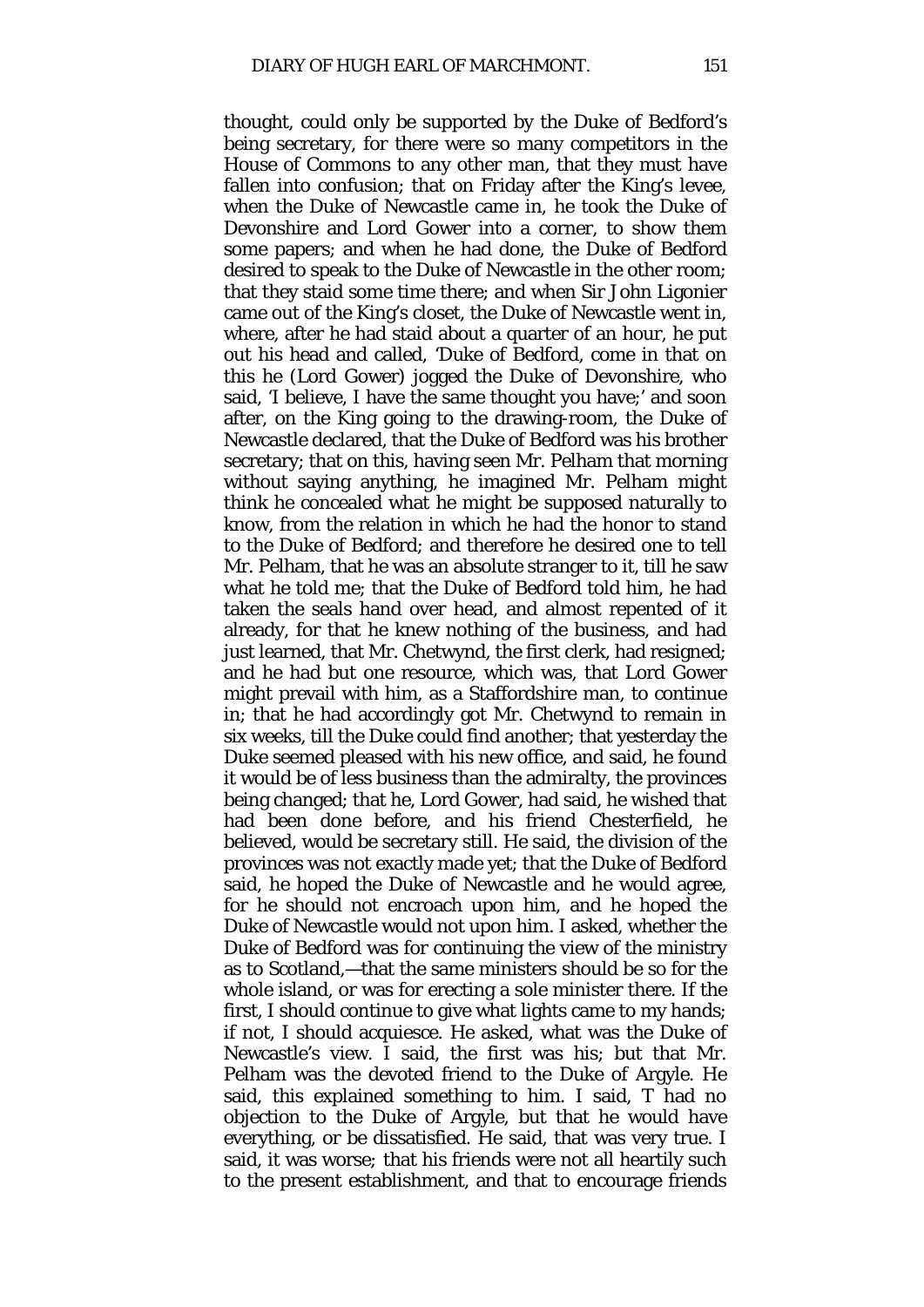thought, could only be supported by the Duke of Bedford's being secretary, for there were so many competitors in the House of Commons to any other man, that they must have fallen into confusion; that on Friday after the King's levee, when the Duke of Newcastle came in, he took the Duke of Devonshire and Lord Gower into a corner, to show them some papers; and when he had done, the Duke of Bedford desired to speak to the Duke of Newcastle in the other room; that they staid some time there; and when Sir John Ligonier came out of the King's closet, the Duke of Newcastle went in, where, after he had staid about a quarter of an hour, he put out his head and called, 'Duke of Bedford, come in that on this he (Lord Gower) jogged the Duke of Devonshire, who said, 'I believe, I have the same thought you have;' and soon after, on the King going to the drawing-room, the Duke of Newcastle declared, that the Duke of Bedford was his brother secretary; that on this, having seen Mr. Pelham that morning without saying anything, he imagined Mr. Pelham might think he concealed what he might be supposed naturally to know, from the relation in which he had the honor to stand to the Duke of Bedford; and therefore he desired one to tell Mr. Pelham, that he was an absolute stranger to it, till he saw what he told me; that the Duke of Bedford told him, he had taken the seals hand over head, and almost repented of it already, for that he knew nothing of the business, and had just learned, that Mr. Chetwynd, the first clerk, had resigned; and he had but one resource, which was, that Lord Gower might prevail with him, as a Staffordshire man, to continue in; that he had accordingly got Mr. Chetwynd to remain in six weeks, till the Duke could find another; that yesterday the Duke seemed pleased with his new office, and said, he found it would be of less business than the admiralty, the provinces being changed; that he, Lord Gower, had said, he wished that had been done before, and his friend Chesterfield, he believed, would be secretary still. He said, the division of the provinces was not exactly made yet; that the Duke of Bedford said, he hoped the Duke of Newcastle and he would agree, for he should not encroach upon him, and he hoped the Duke of Newcastle would not upon him. I asked, whether the Duke of Bedford was for continuing the view of the ministry as to Scotland,—that the same ministers should be so for the whole island, or was for erecting a sole minister there. If the first, I should continue to give what lights came to my hands; if not, I should acquiesce. He asked, what was the Duke of Newcastle's view. I said, the first was his; but that Mr. Pelham was the devoted friend to the Duke of Argyle. He said, this explained something to him. I said, T had no objection to the Duke of Argyle, but that he would have everything, or be dissatisfied. He said, that was very true. I said, it was worse; that his friends were not all heartily such to the present establishment, and that to encourage friends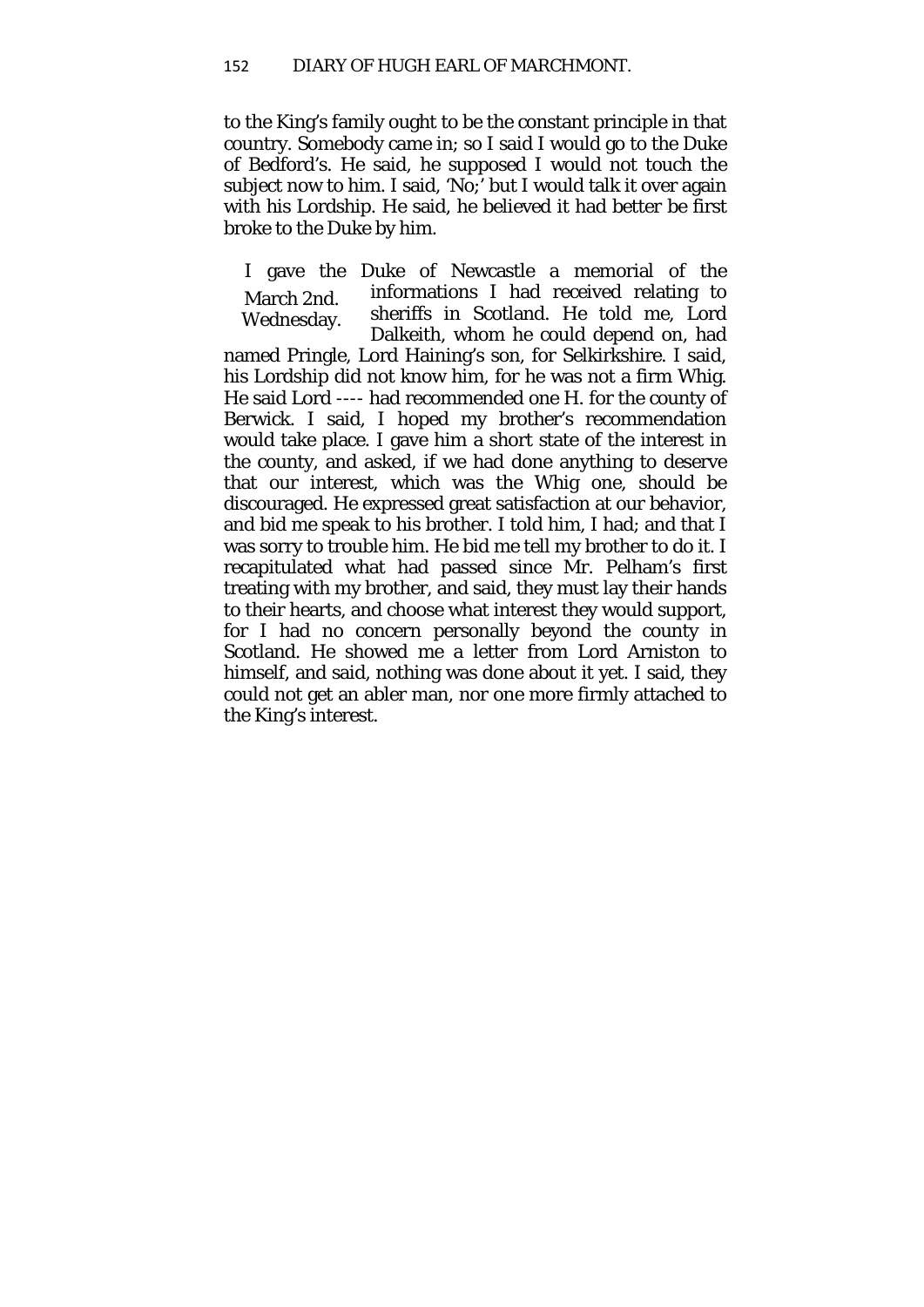to the King's family ought to be the constant principle in that country. Somebody came in; so I said I would go to the Duke of Bedford's. He said, he supposed I would not touch the subject now to him. I said, 'No;' but I would talk it over again with his Lordship. He said, he believed it had better be first broke to the Duke by him.

March 2nd. Wednesday.

I gave the Duke of Newcastle a memorial of the informations I had received relating to sheriffs in Scotland. He told me, Lord Dalkeith, whom he could depend on, had named Pringle, Lord Haining's son, for Selkirkshire. I said, his Lordship did not know him, for he was not a firm Whig. He said Lord ---- had recommended one H. for the county of Berwick. I said, I hoped my brother's recommendation would take place. I gave him a short state of the interest in the county, and asked, if we had done anything to deserve that our interest, which was the Whig one, should be discouraged. He expressed great satisfaction at our behavior, and bid me speak to his brother. I told him, I had; and that I was sorry to trouble him. He bid me tell my brother to do it. I recapitulated what had passed since Mr. Pelham's first treating with my brother, and said, they must lay their hands to their hearts, and choose what interest they would support, for I had no concern personally beyond the county in Scotland. He showed me a letter from Lord Arniston to himself, and said, nothing was done about it yet. I said, they could not get an abler man, nor one more firmly attached to the King's interest.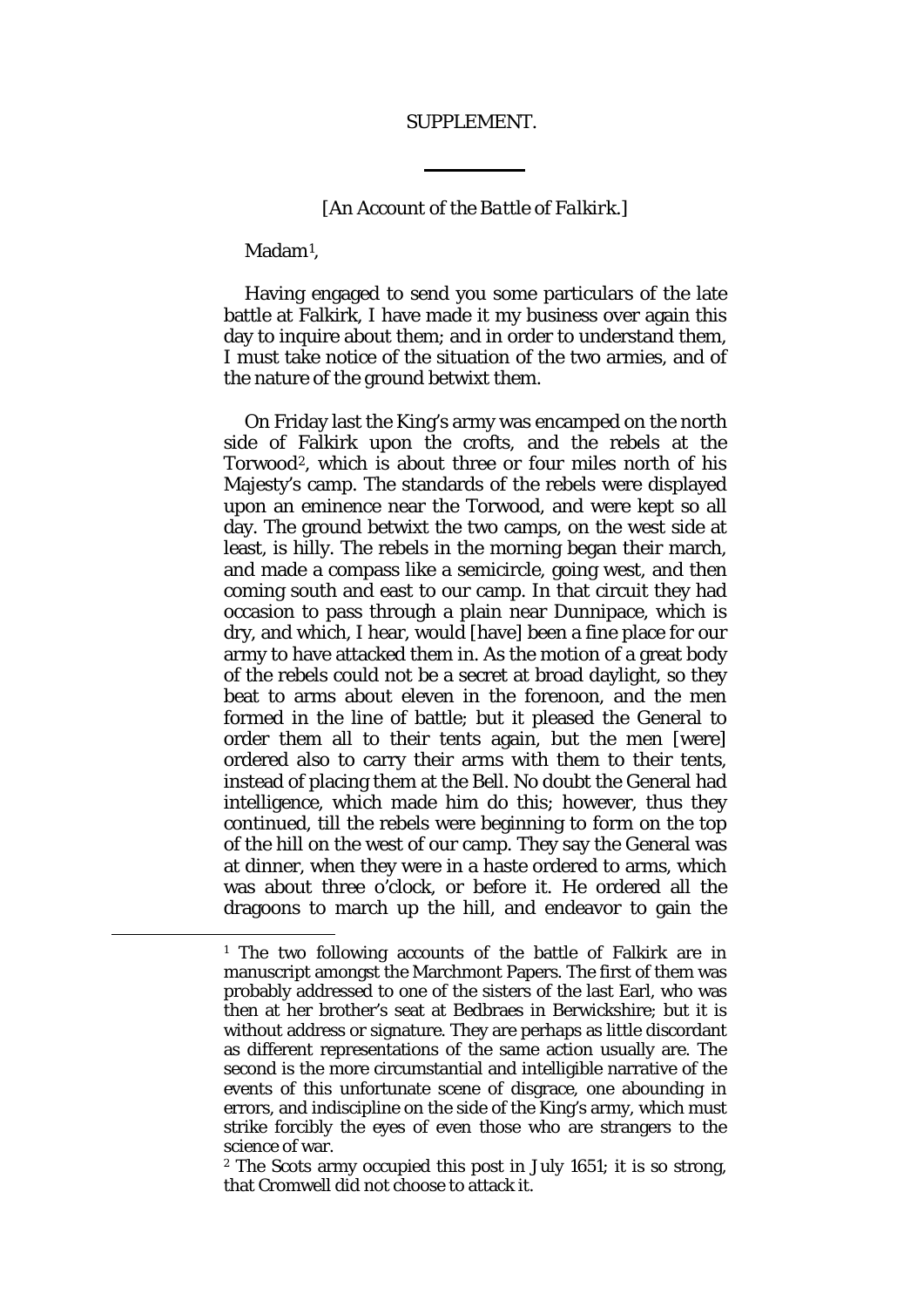# SUPPLEMENT.

---

[An Account of the *Battle of Falkirk*.]

Madam[1],

Having engaged to send you some particulars of the late battle at Falkirk, I have made it my business over again this day to inquire about them; and in order to understand them, I must take notice of the situation of the two armies, and of the nature of the ground betwixt them.

On Friday last the King's army was encamped on the north side of Falkirk upon the crofts, and the rebels at the Torwood[2], which is about three or four miles north of his Majesty's camp. The standards of the rebels were displayed upon an eminence near the Torwood, and were kept so all day. The ground betwixt the two camps, on the west side at least, is hilly. The rebels in the morning began their march, and made a compass like a semicircle, going west, and then coming south and east to our camp. In that circuit they had occasion to pass through a plain near Dunnipace, which is dry, and which, I hear, would [have] been a fine place for our army to have attacked them in. As the motion of a great body of the rebels could not be a secret at broad daylight, so they beat to arms about eleven in the forenoon, and the men formed in the line of battle; but it pleased the General to order them all to their tents again, but the men [were] ordered also to carry their arms with them to their tents, instead of placing them at the Bell. No doubt the General had intelligence, which made him do this; however, thus they continued, till the rebels were beginning to form on the top of the hill on the west of our camp. They say the General was at dinner, when they were in a haste ordered to arms, which was about three o'clock, or before it. He ordered all the dragoons to march up the hill, and endeavor to gain the

---

[1] The two following accounts of the battle of Falkirk are in manuscript amongst the Marchmont Papers. The first of them was probably addressed to one of the sisters of the last Earl, who was then at her brother's seat at Bedbraes in Berwickshire; but it is without address or signature. They are perhaps as little discordant as different representations of the same action usually are. The second is the more circumstantial and intelligible narrative of the events of this unfortunate scene of disgrace, one abounding in errors, and indiscipline on the side of the King's army, which must strike forcibly the eyes of even those who are strangers to the science of war.

[2] The Scots army occupied this post in July 1651; it is so strong, that Cromwell did not choose to attack it.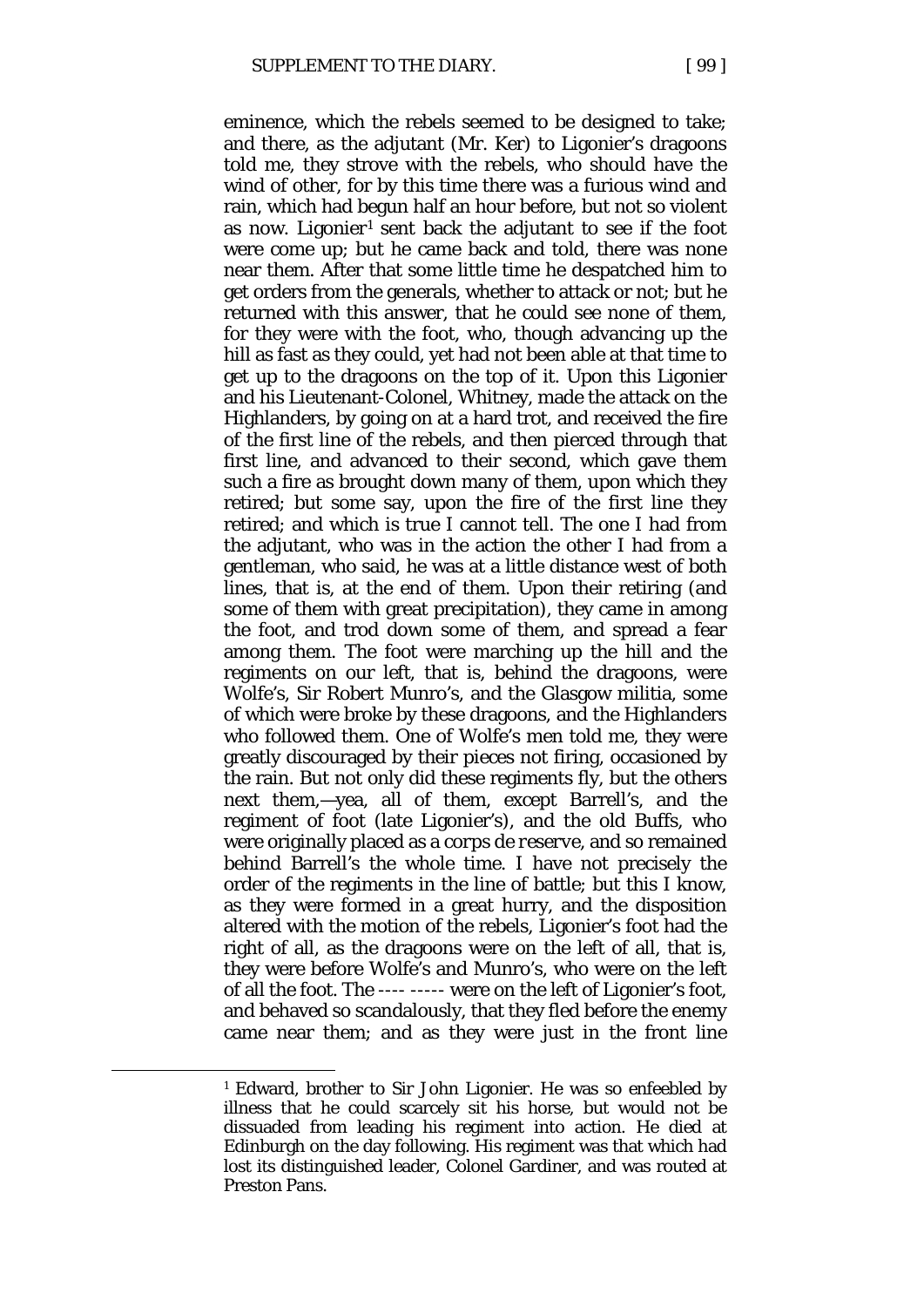eminence, which the rebels seemed to be designed to take; and there, as the adjutant (Mr. Ker) to Ligonier's dragoons told me, they strove with the rebels, who should have the wind of other, for by this time there was a furious wind and rain, which had begun half an hour before, but not so violent as now. Ligonier[1] sent back the adjutant to see if the foot were come up; but he came back and told, there was none near them. After that some little time he despatched him to get orders from the generals, whether to attack or not; but he returned with this answer, that he could see none of them, for they were with the foot, who, though advancing up the hill as fast as they could, yet had not been able at that time to get up to the dragoons on the top of it. Upon this Ligonier and his Lieutenant-Colonel, Whitney, made the attack on the Highlanders, by going on at a hard trot, and received the fire of the first line of the rebels, and then pierced through that first line, and advanced to their second, which gave them such a fire as brought down many of them, upon which they retired; but some say, upon the fire of the first line they retired; and which is true I cannot tell. The one I had from the adjutant, who was in the action the other I had from a gentleman, who said, he was at a little distance west of both lines, that is, at the end of them. Upon their retiring (and some of them with great precipitation), they came in among the foot, and trod down some of them, and spread a fear among them. The foot were marching up the hill and the regiments on our left, that is, behind the dragoons, were Wolfe's, Sir Robert Munro's, and the Glasgow militia, some of which were broke by these dragoons, and the Highlanders who followed them. One of Wolfe's men told me, they were greatly discouraged by their pieces not firing, occasioned by the rain. But not only did these regiments fly, but the others next them,—yea, all of them, except Barrell's, and the regiment of foot (late Ligonier's), and the old Buffs, who were originally placed as a *corps de reserve*, and so remained behind Barrell's the whole time. I have not precisely the order of the regiments in the line of battle; but this I know, as they were formed in a great hurry, and the disposition altered with the motion of the rebels, Ligonier's foot had the right of all, as the dragoons were on the left of all, that is, they were before Wolfe's and Munro's, who were on the left of all the foot. The ---- ----- were on the left of Ligonier's foot, and behaved so scandalously, that they fled before the enemy came near them; and as they were just in the front line

---

[1] Edward, brother to Sir John Ligonier. He was so enfeebled by illness that he could scarcely sit his horse, but would not be dissuaded from leading his regiment into action. He died at Edinburgh on the day following. His regiment was that which had lost its distinguished leader, Colonel Gardiner, and was routed at Preston Pans.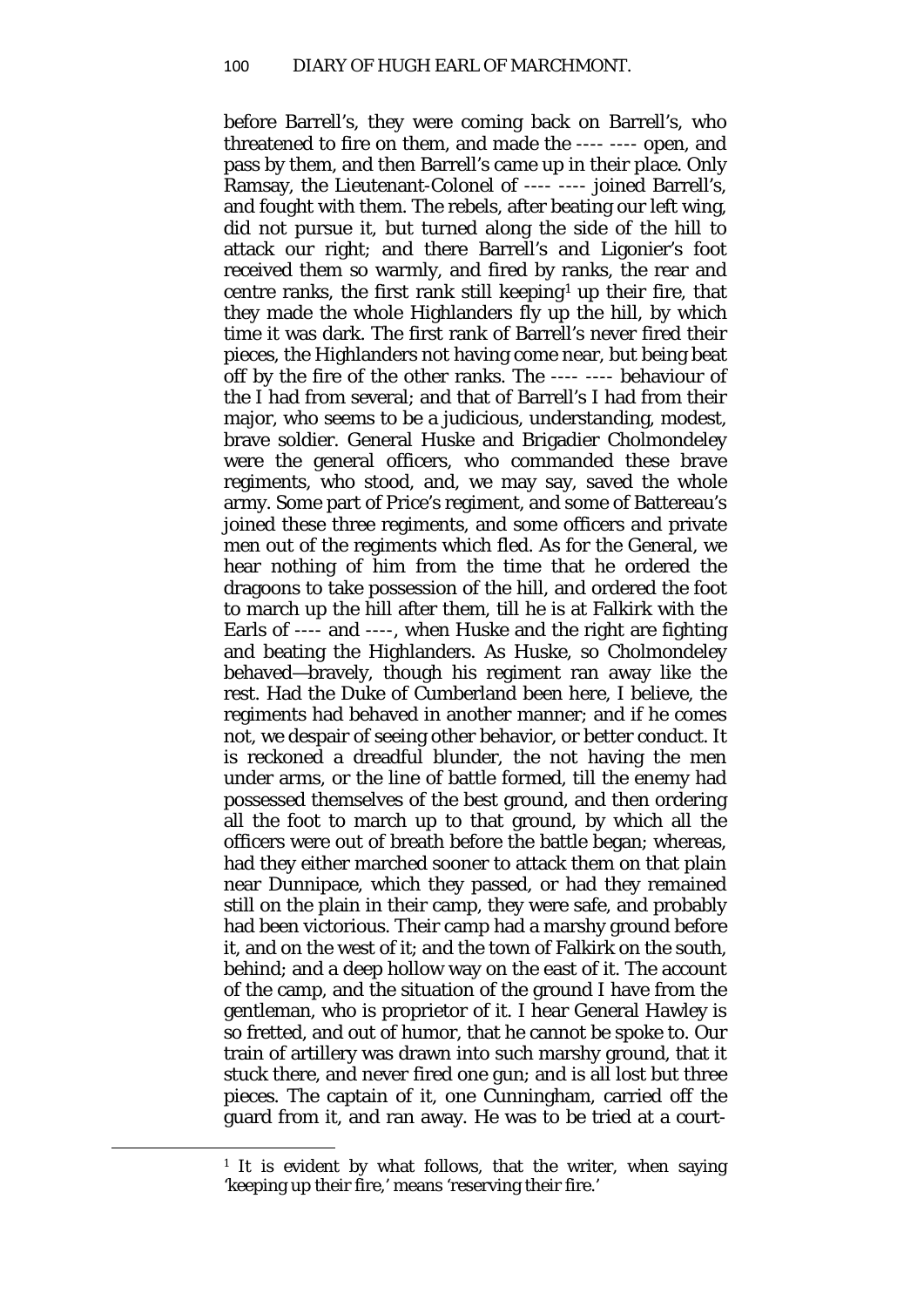before Barrell's, they were coming back on Barrell's, who threatened to fire on them, and made the ---- ---- open, and pass by them, and then Barrell's came up in their place. Only Ramsay, the Lieutenant-Colonel of ---- ---- joined Barrell's, and fought with them. The rebels, after beating our left wing, did not pursue it, but turned along the side of the hill to attack our right; and there Barrell's and Ligonier's foot received them so warmly, and fired by ranks, the rear and centre ranks, the first rank still keeping[1] up their fire, that they made the whole Highlanders fly up the hill, by which time it was dark. The first rank of Barrell's never fired their pieces, the Highlanders not having come near, but being beat off by the fire of the other ranks. The ---- ---- behaviour of the I had from several; and that of Barrell's I had from their major, who seems to be a judicious, understanding, modest, brave soldier. General Huske and Brigadier Cholmondeley were the general officers, who commanded these brave regiments, who stood, and, we may say, saved the whole army. Some part of Price's regiment, and some of Battereau's joined these three regiments, and some officers and private men out of the regiments which fled. As for the General, we hear nothing of him from the time that he ordered the dragoons to take possession of the hill, and ordered the foot to march up the hill after them, till he is at Falkirk with the Earls of ---- and ----, when Huske and the right are fighting and beating the Highlanders. As Huske, so Cholmondeley behaved—bravely, though his regiment ran away like the rest. Had the Duke of Cumberland been here, I believe, the regiments had behaved in another manner; and if he comes not, we despair of seeing other behavior, or better conduct. It is reckoned a dreadful blunder, the not having the men under arms, or the line of battle formed, till the enemy had possessed themselves of the best ground, and then ordering all the foot to march up to that ground, by which all the officers were out of breath before the battle began; whereas, had they either marched sooner to attack them on that plain near Dunnipace, which they passed, or had they remained still on the plain in their camp, they were safe, and probably had been victorious. Their camp had a marshy ground before it, and on the west of it; and the town of Falkirk on the south, behind; and a deep hollow way on the east of it. The account of the camp, and the situation of the ground I have from the gentleman, who is proprietor of it. I hear General Hawley is so fretted, and out of humor, that he cannot be spoke to. Our train of artillery was drawn into such marshy ground, that it stuck there, and never fired one gun; and is all lost but three pieces. The captain of it, one Cunningham, carried off the guard from it, and ran away. He was to be tried at a court-

[1] It is evident by what follows, that the writer, when saying 'keeping up their fire,' means 'reserving their fire.'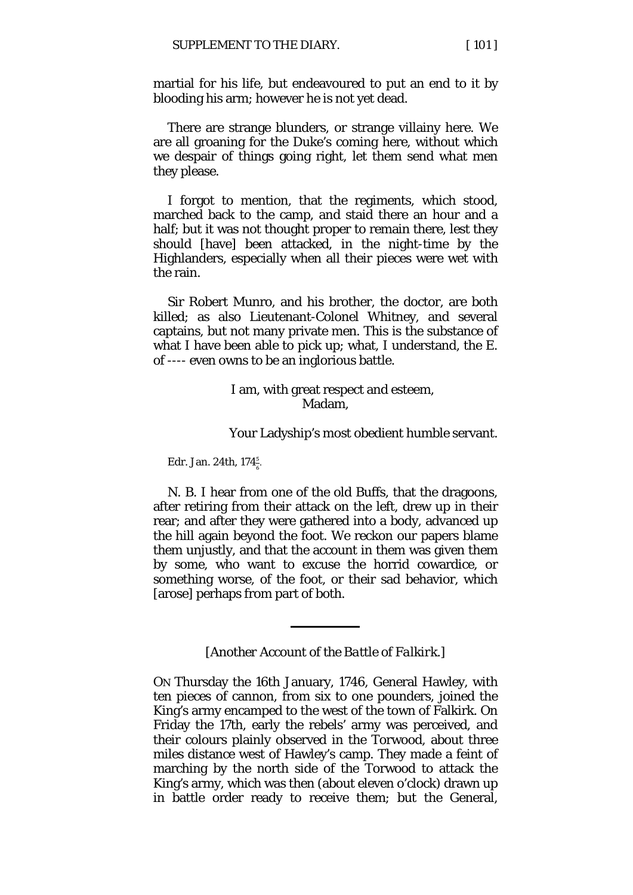martial for his life, but endeavoured to put an end to it by blooding his arm; however he is not yet dead.

There are strange blunders, or strange villainy here. We are all groaning for the Duke's coming here, without which we despair of things going right, let them send what men they please.

I forgot to mention, that the regiments, which stood, marched back to the camp, and staid there an hour and a half; but it was not thought proper to remain there, lest they should [have] been attacked, in the night-time by the Highlanders, especially when all their pieces were wet with the rain.

Sir Robert Munro, and his brother, the doctor, are both killed; as also Lieutenant-Colonel Whitney, and several captains, but not many private men. This is the substance of what I have been able to pick up; what, I understand, the E. of ---- even owns to be an inglorious battle.

I am, with great respect and esteem,
Madam,

Your Ladyship's most obedient humble servant.

Edr. Jan. 24th, 174$\frac{5}{6}$.

N. B. I hear from one of the old Buffs, that the dragoons, after retiring from their attack on the left, drew up in their rear; and after they were gathered into a body, advanced up the hill again beyond the foot. We reckon our papers blame them unjustly, and that the account in them was given them by some, who want to excuse the horrid cowardice, or something worse, of the foot, or their sad behavior, which [arose] perhaps from part of both.

---

### [Another Account of the *Battle of Falkirk*.]

ON Thursday the 16th January, 1746, General Hawley, with ten pieces of cannon, from six to one pounders, joined the King's army encamped to the west of the town of Falkirk. On Friday the 17th, early the rebels' army was perceived, and their colours plainly observed in the Torwood, about three miles distance west of Hawley's camp. They made a feint of marching by the north side of the Torwood to attack the King's army, which was then (about eleven o'clock) drawn up in battle order ready to receive them; but the General,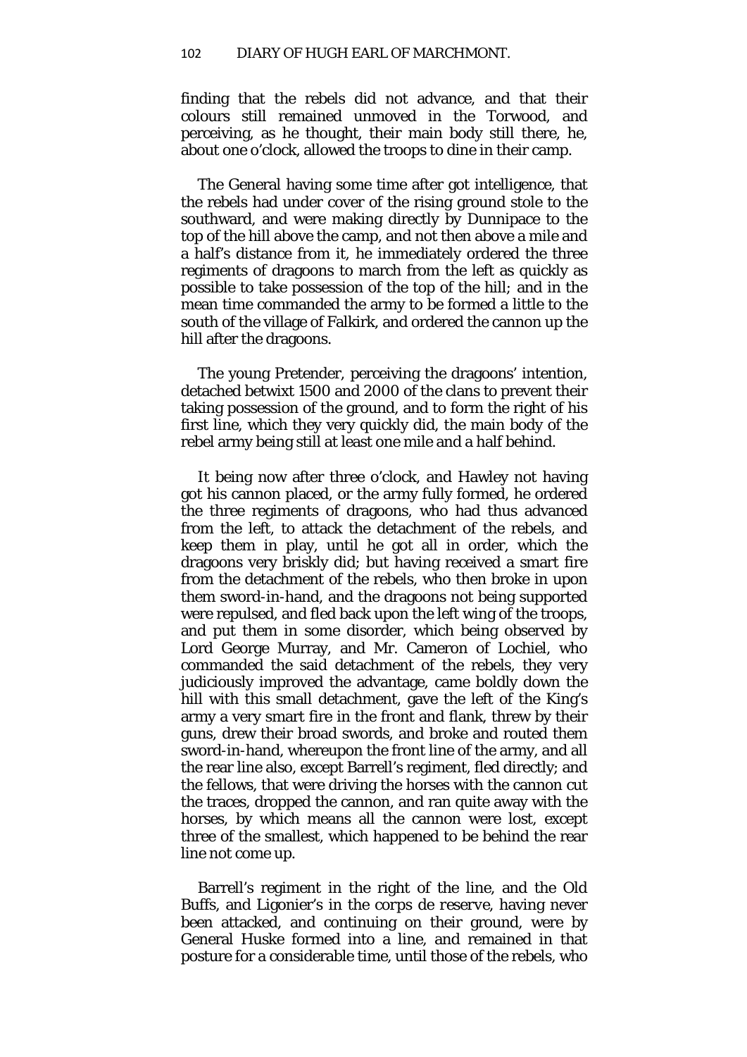finding that the rebels did not advance, and that their colours still remained unmoved in the Torwood, and perceiving, as he thought, their main body still there, he, about one o'clock, allowed the troops to dine in their camp.

The General having some time after got intelligence, that the rebels had under cover of the rising ground stole to the southward, and were making directly by Dunnipace to the top of the hill above the camp, and not then above a mile and a half's distance from it, he immediately ordered the three regiments of dragoons to march from the left as quickly as possible to take possession of the top of the hill; and in the mean time commanded the army to be formed a little to the south of the village of Falkirk, and ordered the cannon up the hill after the dragoons.

The young Pretender, perceiving the dragoons' intention, detached betwixt 1500 and 2000 of the clans to prevent their taking possession of the ground, and to form the right of his first line, which they very quickly did, the main body of the rebel army being still at least one mile and a half behind.

It being now after three o'clock, and Hawley not having got his cannon placed, or the army fully formed, he ordered the three regiments of dragoons, who had thus advanced from the left, to attack the detachment of the rebels, and keep them in play, until he got all in order, which the dragoons very briskly did; but having received a smart fire from the detachment of the rebels, who then broke in upon them sword-in-hand, and the dragoons not being supported were repulsed, and fled back upon the left wing of the troops, and put them in some disorder, which being observed by Lord George Murray, and Mr. Cameron of Lochiel, who commanded the said detachment of the rebels, they very judiciously improved the advantage, came boldly down the hill with this small detachment, gave the left of the King's army a very smart fire in the front and flank, threw by their guns, drew their broad swords, and broke and routed them sword-in-hand, whereupon the front line of the army, and all the rear line also, except Barrell's regiment, fled directly; and the fellows, that were driving the horses with the cannon cut the traces, dropped the cannon, and ran quite away with the horses, by which means all the cannon were lost, except three of the smallest, which happened to be behind the rear line not come up.

Barrell's regiment in the right of the line, and the Old Buffs, and Ligonier's in the corps de reserve, having never been attacked, and continuing on their ground, were by General Huske formed into a line, and remained in that posture for a considerable time, until those of the rebels, who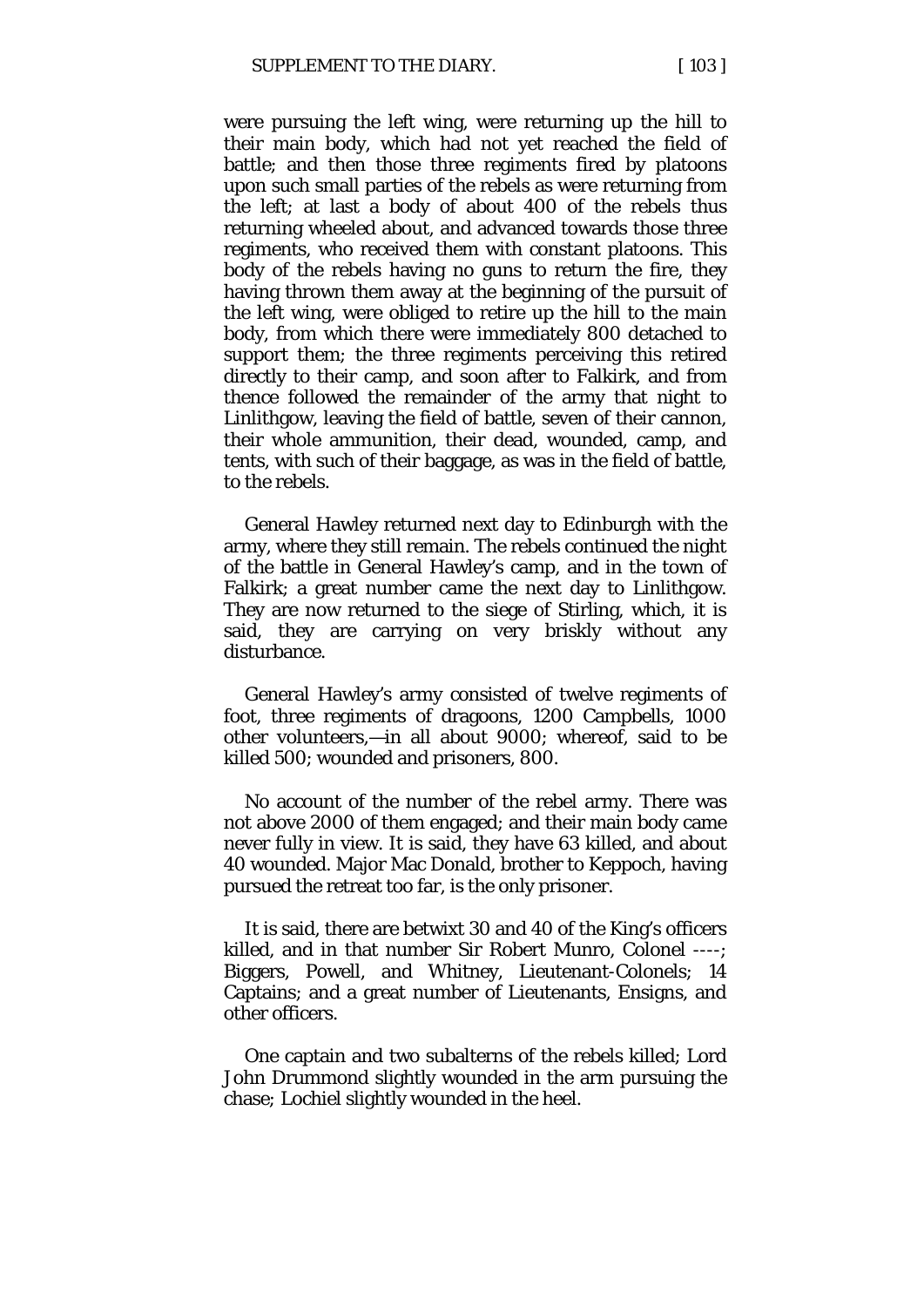were pursuing the left wing, were returning up the hill to their main body, which had not yet reached the field of battle; and then those three regiments fired by platoons upon such small parties of the rebels as were returning from the left; at last a body of about 400 of the rebels thus returning wheeled about, and advanced towards those three regiments, who received them with constant platoons. This body of the rebels having no guns to return the fire, they having thrown them away at the beginning of the pursuit of the left wing, were obliged to retire up the hill to the main body, from which there were immediately 800 detached to support them; the three regiments perceiving this retired directly to their camp, and soon after to Falkirk, and from thence followed the remainder of the army that night to Linlithgow, leaving the field of battle, seven of their cannon, their whole ammunition, their dead, wounded, camp, and tents, with such of their baggage, as was in the field of battle, to the rebels.

General Hawley returned next day to Edinburgh with the army, where they still remain. The rebels continued the night of the battle in General Hawley's camp, and in the town of Falkirk; a great number came the next day to Linlithgow. They are now returned to the siege of Stirling, which, it is said, they are carrying on very briskly without any disturbance.

General Hawley's army consisted of twelve regiments of foot, three regiments of dragoons, 1200 Campbells, 1000 other volunteers,—in all about 9000; whereof, said to be killed 500; wounded and prisoners, 800.

No account of the number of the rebel army. There was not above 2000 of them engaged; and their main body came never fully in view. It is said, they have 63 killed, and about 40 wounded. Major Mac Donald, brother to Keppoch, having pursued the retreat too far, is the only prisoner.

It is said, there are betwixt 30 and 40 of the King's officers killed, and in that number Sir Robert Munro, Colonel ----; Biggers, Powell, and Whitney, Lieutenant-Colonels; 14 Captains; and a great number of Lieutenants, Ensigns, and other officers.

One captain and two subalterns of the rebels killed; Lord John Drummond slightly wounded in the arm pursuing the chase; Lochiel slightly wounded in the heel.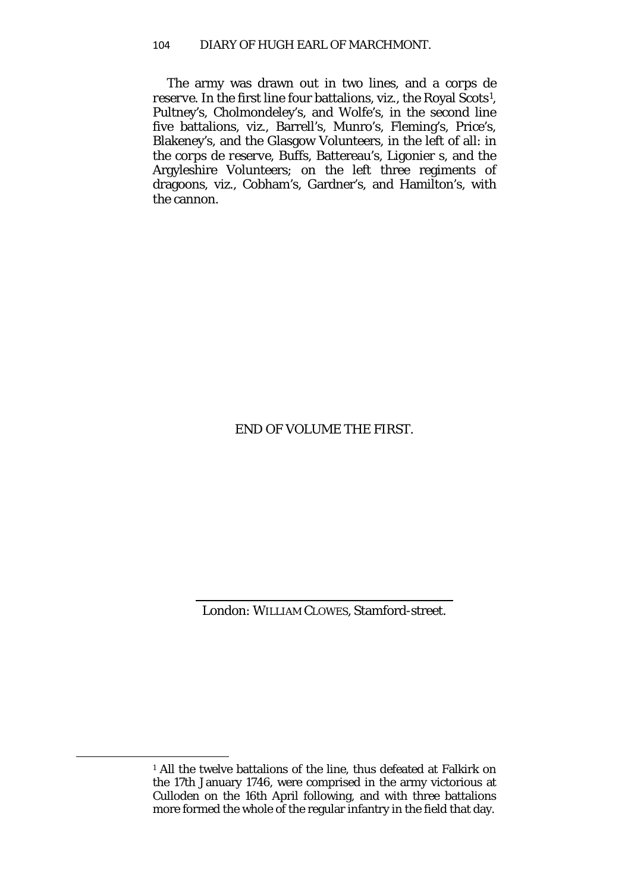The army was drawn out in two lines, and a corps de reserve. In the first line four battalions, viz., the Royal Scots[1], Pultney's, Cholmondeley's, and Wolfe's, in the second line five battalions, viz., Barrell's, Munro's, Fleming's, Price's, Blakeney's, and the Glasgow Volunteers, in the left of all: in the corps de reserve, Buffs, Battereau's, Ligonier s, and the Argyleshire Volunteers; on the left three regiments of dragoons, viz., Cobham's, Gardner's, and Hamilton's, with the cannon.

END OF VOLUME THE FIRST.

---

London: WILLIAM CLOWES, Stamford-street.

---

[1] All the twelve battalions of the line, thus defeated at Falkirk on the 17th January 1746, were comprised in the army victorious at Culloden on the 16th April following, and with three battalions more formed the whole of the regular infantry in the field that day.